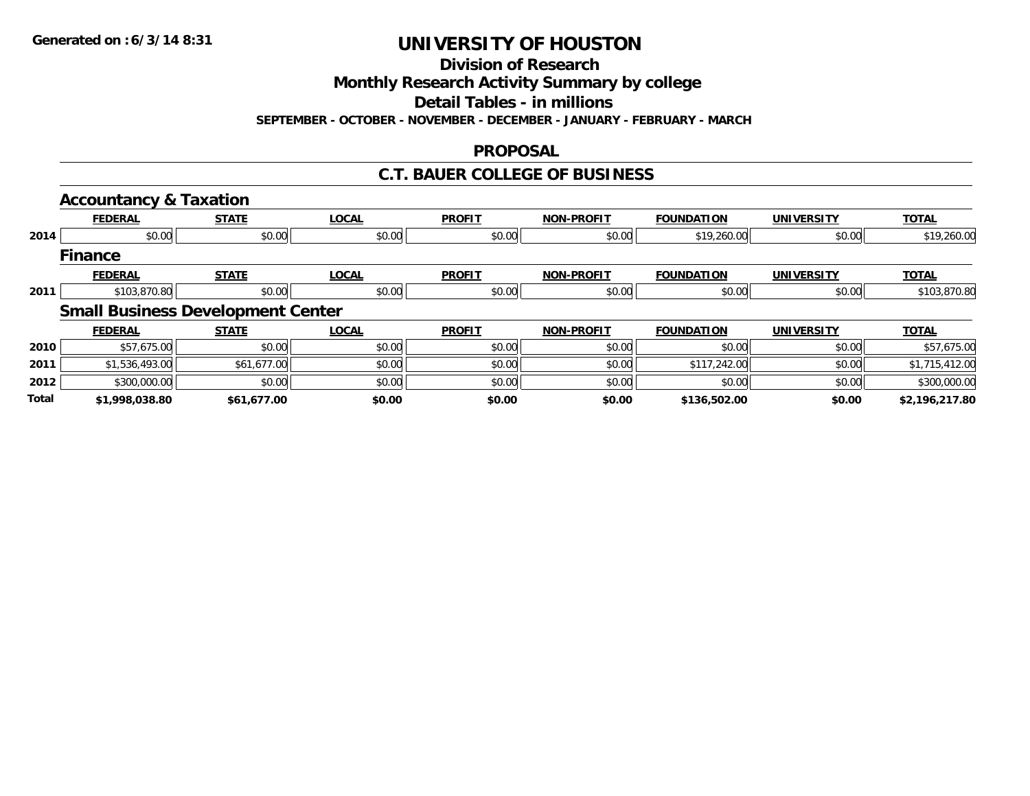Generated on :6/3/14 8:31

# UNIVERSITY OF HOUSTON

## Division of Research

## Monthly Research Activity Summary by college

## Detail Tables - in millions

**SEPTEMBER - OCTOBER - NOVEMBER - DECEMBER - JANUARY - FEBRUARY - MARCH**

## PROPOSAL

## C.T. BAUER COLLEGE OF BUSINESS

### Accountancy & Taxation

| | FEDERAL | STATE | LOCAL | PROFIT | NON-PROFIT | FOUNDATION | UNIVERSITY | TOTAL |
|---|---|---|---|---|---|---|---|---|
| 2014 | $0.00 | $0.00 | $0.00 | $0.00 | $0.00 | $19,260.00 | $0.00 | $19,260.00 |

### Finance

| | FEDERAL | STATE | LOCAL | PROFIT | NON-PROFIT | FOUNDATION | UNIVERSITY | TOTAL |
|---|---|---|---|---|---|---|---|---|
| 2011 | $103,870.80 | $0.00 | $0.00 | $0.00 | $0.00 | $0.00 | $0.00 | $103,870.80 |

### Small Business Development Center

| | FEDERAL | STATE | LOCAL | PROFIT | NON-PROFIT | FOUNDATION | UNIVERSITY | TOTAL |
|---|---|---|---|---|---|---|---|---|
| 2010 | $57,675.00 | $0.00 | $0.00 | $0.00 | $0.00 | $0.00 | $0.00 | $57,675.00 |
| 2011 | $1,536,493.00 | $61,677.00 | $0.00 | $0.00 | $0.00 | $117,242.00 | $0.00 | $1,715,412.00 |
| 2012 | $300,000.00 | $0.00 | $0.00 | $0.00 | $0.00 | $0.00 | $0.00 | $300,000.00 |
| **Total** | **$1,998,038.80** | **$61,677.00** | **$0.00** | **$0.00** | **$0.00** | **$136,502.00** | **$0.00** | **$2,196,217.80** |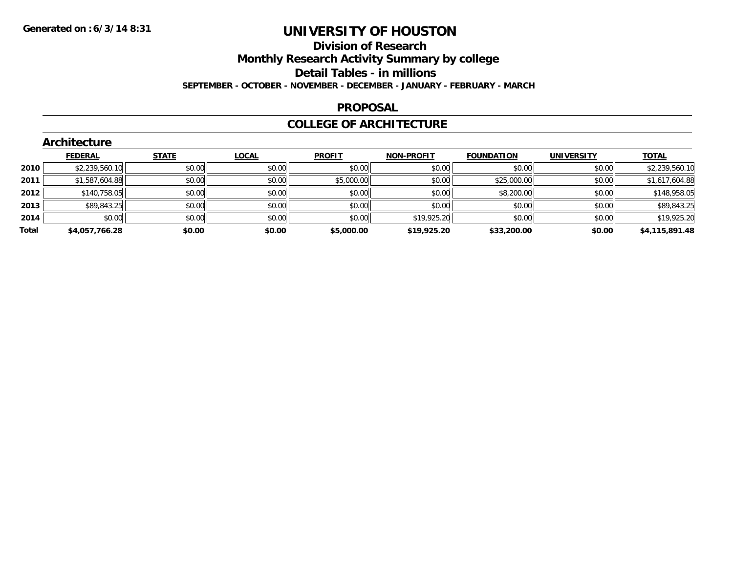Generated on :6/3/14 8:31

# UNIVERSITY OF HOUSTON

## Division of Research

## Monthly Research Activity Summary by college

## Detail Tables - in millions

**SEPTEMBER - OCTOBER - NOVEMBER - DECEMBER - JANUARY - FEBRUARY - MARCH**

## PROPOSAL

## COLLEGE OF ARCHITECTURE

### Architecture

| | FEDERAL | STATE | LOCAL | PROFIT | NON-PROFIT | FOUNDATION | UNIVERSITY | TOTAL |
|---|---|---|---|---|---|---|---|---|
| 2010 | $2,239,560.10 | $0.00 | $0.00 | $0.00 | $0.00 | $0.00 | $0.00 | $2,239,560.10 |
| 2011 | $1,587,604.88 | $0.00 | $0.00 | $5,000.00 | $0.00 | $25,000.00 | $0.00 | $1,617,604.88 |
| 2012 | $140,758.05 | $0.00 | $0.00 | $0.00 | $0.00 | $8,200.00 | $0.00 | $148,958.05 |
| 2013 | $89,843.25 | $0.00 | $0.00 | $0.00 | $0.00 | $0.00 | $0.00 | $89,843.25 |
| 2014 | $0.00 | $0.00 | $0.00 | $0.00 | $19,925.20 | $0.00 | $0.00 | $19,925.20 |
| **Total** | **$4,057,766.28** | **$0.00** | **$0.00** | **$5,000.00** | **$19,925.20** | **$33,200.00** | **$0.00** | **$4,115,891.48** |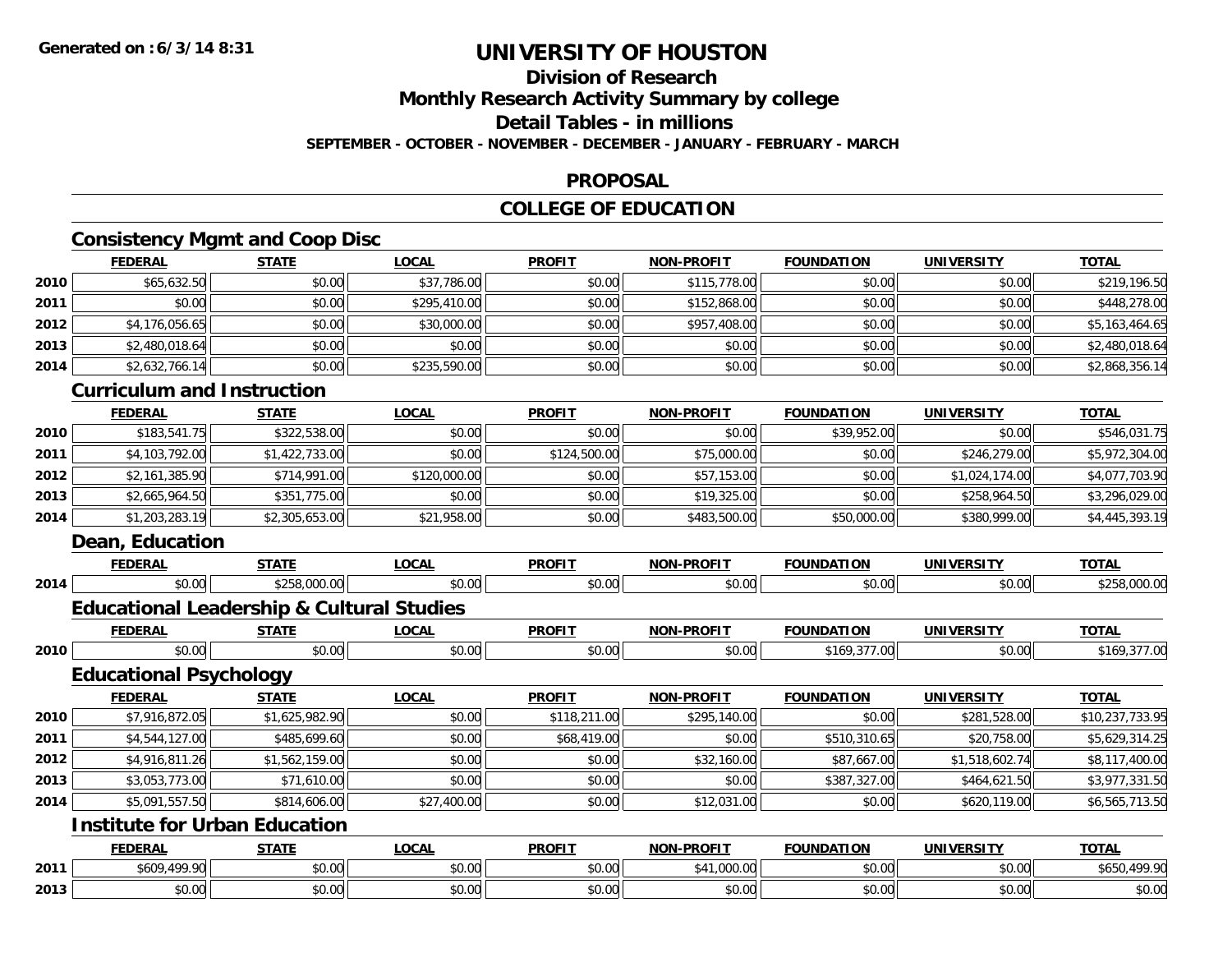**Generated on :6/3/14 8:31**

# UNIVERSITY OF HOUSTON

## Division of Research
## Monthly Research Activity Summary by college
## Detail Tables - in millions

**SEPTEMBER - OCTOBER - NOVEMBER - DECEMBER - JANUARY - FEBRUARY - MARCH**

## PROPOSAL

## COLLEGE OF EDUCATION

### Consistency Mgmt and Coop Disc

| | FEDERAL | STATE | LOCAL | PROFIT | NON-PROFIT | FOUNDATION | UNIVERSITY | TOTAL |
|---|---|---|---|---|---|---|---|---|
| 2010 | $65,632.50 | $0.00 | $37,786.00 | $0.00 | $115,778.00 | $0.00 | $0.00 | $219,196.50 |
| 2011 | $0.00 | $0.00 | $295,410.00 | $0.00 | $152,868.00 | $0.00 | $0.00 | $448,278.00 |
| 2012 | $4,176,056.65 | $0.00 | $30,000.00 | $0.00 | $957,408.00 | $0.00 | $0.00 | $5,163,464.65 |
| 2013 | $2,480,018.64 | $0.00 | $0.00 | $0.00 | $0.00 | $0.00 | $0.00 | $2,480,018.64 |
| 2014 | $2,632,766.14 | $0.00 | $235,590.00 | $0.00 | $0.00 | $0.00 | $0.00 | $2,868,356.14 |

### Curriculum and Instruction

| | FEDERAL | STATE | LOCAL | PROFIT | NON-PROFIT | FOUNDATION | UNIVERSITY | TOTAL |
|---|---|---|---|---|---|---|---|---|
| 2010 | $183,541.75 | $322,538.00 | $0.00 | $0.00 | $0.00 | $39,952.00 | $0.00 | $546,031.75 |
| 2011 | $4,103,792.00 | $1,422,733.00 | $0.00 | $124,500.00 | $75,000.00 | $0.00 | $246,279.00 | $5,972,304.00 |
| 2012 | $2,161,385.90 | $714,991.00 | $120,000.00 | $0.00 | $57,153.00 | $0.00 | $1,024,174.00 | $4,077,703.90 |
| 2013 | $2,665,964.50 | $351,775.00 | $0.00 | $0.00 | $19,325.00 | $0.00 | $258,964.50 | $3,296,029.00 |
| 2014 | $1,203,283.19 | $2,305,653.00 | $21,958.00 | $0.00 | $483,500.00 | $50,000.00 | $380,999.00 | $4,445,393.19 |

### Dean, Education

| | FEDERAL | STATE | LOCAL | PROFIT | NON-PROFIT | FOUNDATION | UNIVERSITY | TOTAL |
|---|---|---|---|---|---|---|---|---|
| 2014 | $0.00 | $258,000.00 | $0.00 | $0.00 | $0.00 | $0.00 | $0.00 | $258,000.00 |

### Educational Leadership & Cultural Studies

| | FEDERAL | STATE | LOCAL | PROFIT | NON-PROFIT | FOUNDATION | UNIVERSITY | TOTAL |
|---|---|---|---|---|---|---|---|---|
| 2010 | $0.00 | $0.00 | $0.00 | $0.00 | $0.00 | $169,377.00 | $0.00 | $169,377.00 |

### Educational Psychology

| | FEDERAL | STATE | LOCAL | PROFIT | NON-PROFIT | FOUNDATION | UNIVERSITY | TOTAL |
|---|---|---|---|---|---|---|---|---|
| 2010 | $7,916,872.05 | $1,625,982.90 | $0.00 | $118,211.00 | $295,140.00 | $0.00 | $281,528.00 | $10,237,733.95 |
| 2011 | $4,544,127.00 | $485,699.60 | $0.00 | $68,419.00 | $0.00 | $510,310.65 | $20,758.00 | $5,629,314.25 |
| 2012 | $4,916,811.26 | $1,562,159.00 | $0.00 | $0.00 | $32,160.00 | $87,667.00 | $1,518,602.74 | $8,117,400.00 |
| 2013 | $3,053,773.00 | $71,610.00 | $0.00 | $0.00 | $0.00 | $387,327.00 | $464,621.50 | $3,977,331.50 |
| 2014 | $5,091,557.50 | $814,606.00 | $27,400.00 | $0.00 | $12,031.00 | $0.00 | $620,119.00 | $6,565,713.50 |

### Institute for Urban Education

| | FEDERAL | STATE | LOCAL | PROFIT | NON-PROFIT | FOUNDATION | UNIVERSITY | TOTAL |
|---|---|---|---|---|---|---|---|---|
| 2011 | $609,499.90 | $0.00 | $0.00 | $0.00 | $41,000.00 | $0.00 | $0.00 | $650,499.90 |
| 2013 | $0.00 | $0.00 | $0.00 | $0.00 | $0.00 | $0.00 | $0.00 | $0.00 |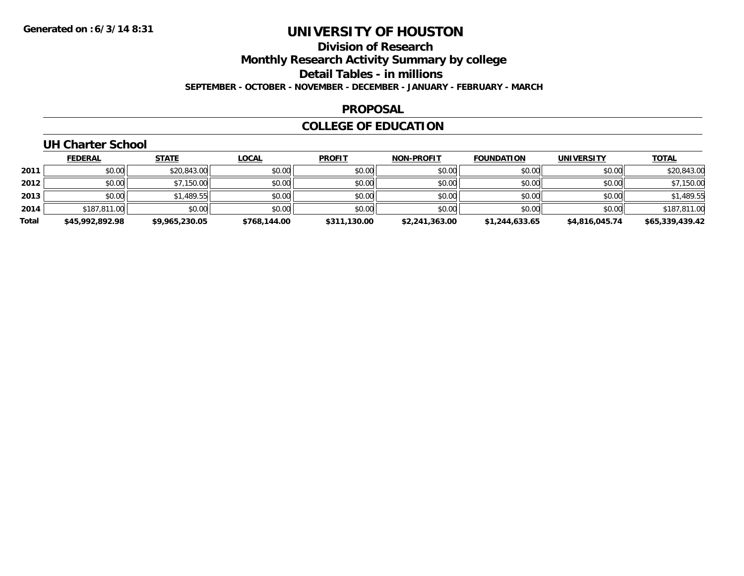# UNIVERSITY OF HOUSTON

## Division of Research

## Monthly Research Activity Summary by college

## Detail Tables - in millions

**SEPTEMBER - OCTOBER - NOVEMBER - DECEMBER - JANUARY - FEBRUARY - MARCH**

## PROPOSAL

## COLLEGE OF EDUCATION

### UH Charter School

| | FEDERAL | STATE | LOCAL | PROFIT | NON-PROFIT | FOUNDATION | UNIVERSITY | TOTAL |
|---|---|---|---|---|---|---|---|---|
| 2011 | $0.00 | $20,843.00 | $0.00 | $0.00 | $0.00 | $0.00 | $0.00 | $20,843.00 |
| 2012 | $0.00 | $7,150.00 | $0.00 | $0.00 | $0.00 | $0.00 | $0.00 | $7,150.00 |
| 2013 | $0.00 | $1,489.55 | $0.00 | $0.00 | $0.00 | $0.00 | $0.00 | $1,489.55 |
| 2014 | $187,811.00 | $0.00 | $0.00 | $0.00 | $0.00 | $0.00 | $0.00 | $187,811.00 |
| **Total** | **$45,992,892.98** | **$9,965,230.05** | **$768,144.00** | **$311,130.00** | **$2,241,363.00** | **$1,244,633.65** | **$4,816,045.74** | **$65,339,439.42** |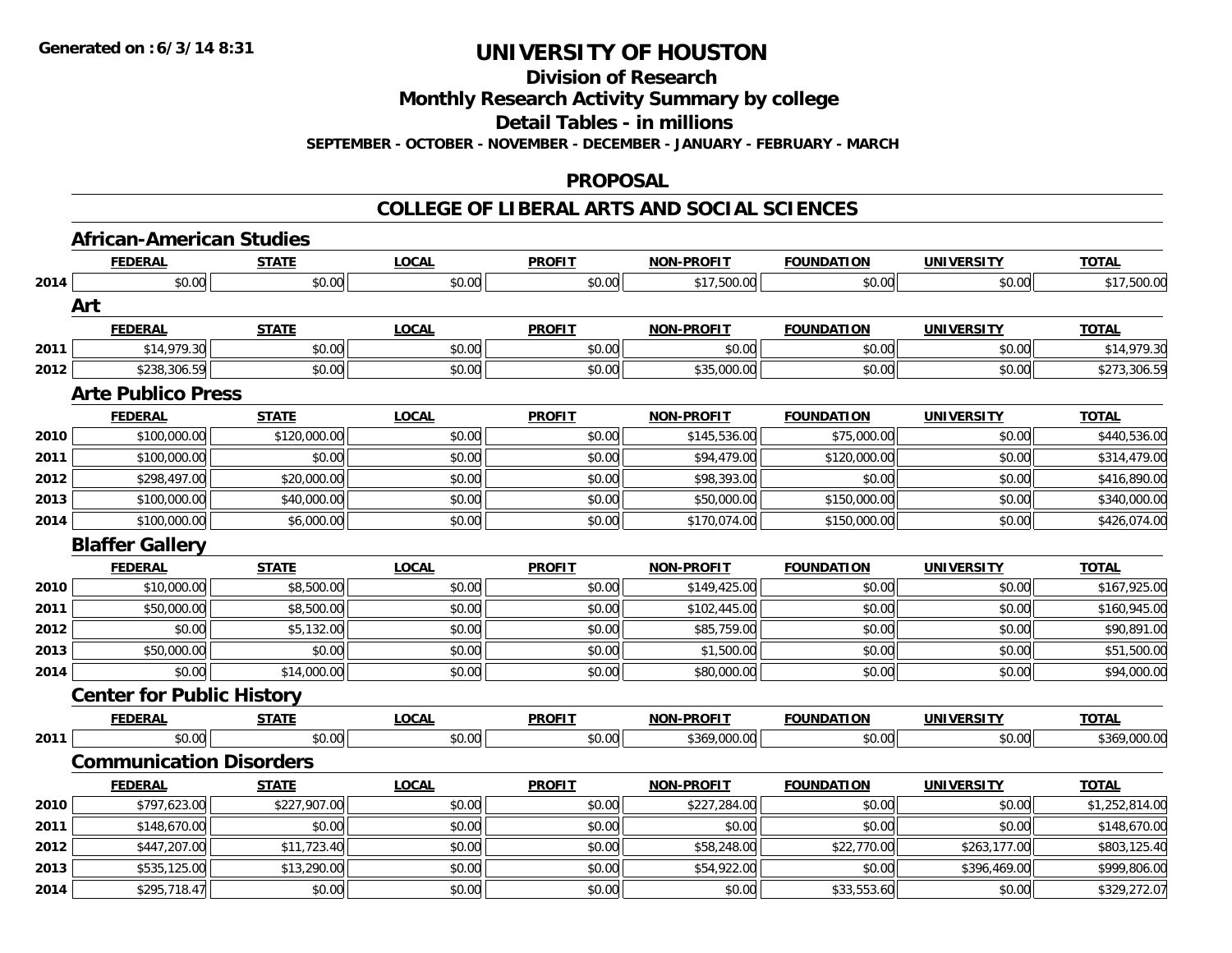**Generated on :6/3/14 8:31**

# UNIVERSITY OF HOUSTON

## Division of Research
## Monthly Research Activity Summary by college
## Detail Tables - in millions

**SEPTEMBER - OCTOBER - NOVEMBER - DECEMBER - JANUARY - FEBRUARY - MARCH**

## PROPOSAL

## COLLEGE OF LIBERAL ARTS AND SOCIAL SCIENCES

### African-American Studies

| | FEDERAL | STATE | LOCAL | PROFIT | NON-PROFIT | FOUNDATION | UNIVERSITY | TOTAL |
|---|---|---|---|---|---|---|---|---|
| 2014 | $0.00 | $0.00 | $0.00 | $0.00 | $17,500.00 | $0.00 | $0.00 | $17,500.00 |

### Art

| | FEDERAL | STATE | LOCAL | PROFIT | NON-PROFIT | FOUNDATION | UNIVERSITY | TOTAL |
|---|---|---|---|---|---|---|---|---|
| 2011 | $14,979.30 | $0.00 | $0.00 | $0.00 | $0.00 | $0.00 | $0.00 | $14,979.30 |
| 2012 | $238,306.59 | $0.00 | $0.00 | $0.00 | $35,000.00 | $0.00 | $0.00 | $273,306.59 |

### Arte Publico Press

| | FEDERAL | STATE | LOCAL | PROFIT | NON-PROFIT | FOUNDATION | UNIVERSITY | TOTAL |
|---|---|---|---|---|---|---|---|---|
| 2010 | $100,000.00 | $120,000.00 | $0.00 | $0.00 | $145,536.00 | $75,000.00 | $0.00 | $440,536.00 |
| 2011 | $100,000.00 | $0.00 | $0.00 | $0.00 | $94,479.00 | $120,000.00 | $0.00 | $314,479.00 |
| 2012 | $298,497.00 | $20,000.00 | $0.00 | $0.00 | $98,393.00 | $0.00 | $0.00 | $416,890.00 |
| 2013 | $100,000.00 | $40,000.00 | $0.00 | $0.00 | $50,000.00 | $150,000.00 | $0.00 | $340,000.00 |
| 2014 | $100,000.00 | $6,000.00 | $0.00 | $0.00 | $170,074.00 | $150,000.00 | $0.00 | $426,074.00 |

### Blaffer Gallery

| | FEDERAL | STATE | LOCAL | PROFIT | NON-PROFIT | FOUNDATION | UNIVERSITY | TOTAL |
|---|---|---|---|---|---|---|---|---|
| 2010 | $10,000.00 | $8,500.00 | $0.00 | $0.00 | $149,425.00 | $0.00 | $0.00 | $167,925.00 |
| 2011 | $50,000.00 | $8,500.00 | $0.00 | $0.00 | $102,445.00 | $0.00 | $0.00 | $160,945.00 |
| 2012 | $0.00 | $5,132.00 | $0.00 | $0.00 | $85,759.00 | $0.00 | $0.00 | $90,891.00 |
| 2013 | $50,000.00 | $0.00 | $0.00 | $0.00 | $1,500.00 | $0.00 | $0.00 | $51,500.00 |
| 2014 | $0.00 | $14,000.00 | $0.00 | $0.00 | $80,000.00 | $0.00 | $0.00 | $94,000.00 |

### Center for Public History

| | FEDERAL | STATE | LOCAL | PROFIT | NON-PROFIT | FOUNDATION | UNIVERSITY | TOTAL |
|---|---|---|---|---|---|---|---|---|
| 2011 | $0.00 | $0.00 | $0.00 | $0.00 | $369,000.00 | $0.00 | $0.00 | $369,000.00 |

### Communication Disorders

| | FEDERAL | STATE | LOCAL | PROFIT | NON-PROFIT | FOUNDATION | UNIVERSITY | TOTAL |
|---|---|---|---|---|---|---|---|---|
| 2010 | $797,623.00 | $227,907.00 | $0.00 | $0.00 | $227,284.00 | $0.00 | $0.00 | $1,252,814.00 |
| 2011 | $148,670.00 | $0.00 | $0.00 | $0.00 | $0.00 | $0.00 | $0.00 | $148,670.00 |
| 2012 | $447,207.00 | $11,723.40 | $0.00 | $0.00 | $58,248.00 | $22,770.00 | $263,177.00 | $803,125.40 |
| 2013 | $535,125.00 | $13,290.00 | $0.00 | $0.00 | $54,922.00 | $0.00 | $396,469.00 | $999,806.00 |
| 2014 | $295,718.47 | $0.00 | $0.00 | $0.00 | $0.00 | $33,553.60 | $0.00 | $329,272.07 |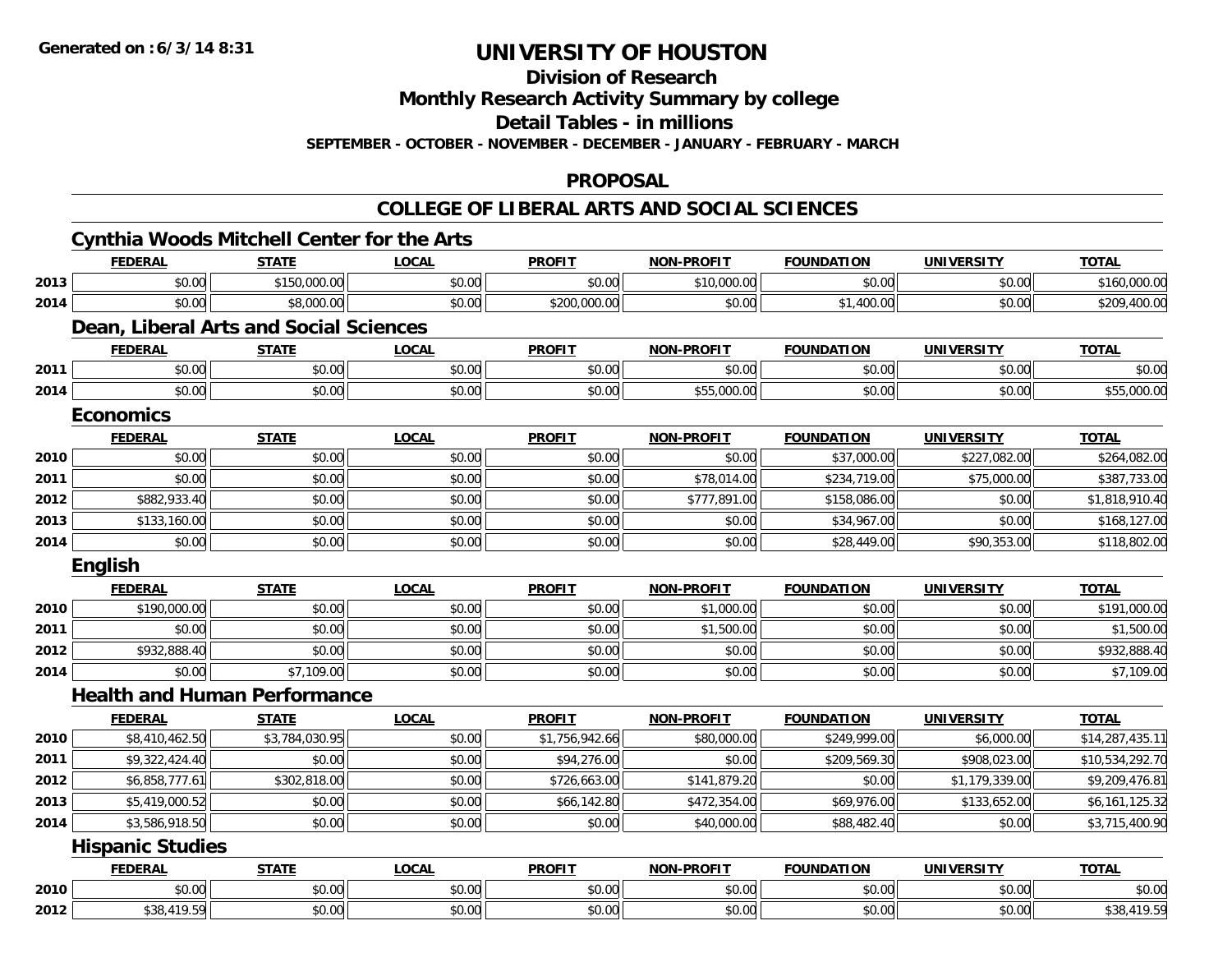**Generated on : 6/3/14 8:31**

# UNIVERSITY OF HOUSTON

## Division of Research

## Monthly Research Activity Summary by college

## Detail Tables - in millions

**SEPTEMBER - OCTOBER - NOVEMBER - DECEMBER - JANUARY - FEBRUARY - MARCH**

## PROPOSAL

## COLLEGE OF LIBERAL ARTS AND SOCIAL SCIENCES

### Cynthia Woods Mitchell Center for the Arts

| | FEDERAL | STATE | LOCAL | PROFIT | NON-PROFIT | FOUNDATION | UNIVERSITY | TOTAL |
|---|---|---|---|---|---|---|---|---|
| 2013 | $0.00 | $150,000.00 | $0.00 | $0.00 | $10,000.00 | $0.00 | $0.00 | $160,000.00 |
| 2014 | $0.00 | $8,000.00 | $0.00 | $200,000.00 | $0.00 | $1,400.00 | $0.00 | $209,400.00 |

### Dean, Liberal Arts and Social Sciences

| | FEDERAL | STATE | LOCAL | PROFIT | NON-PROFIT | FOUNDATION | UNIVERSITY | TOTAL |
|---|---|---|---|---|---|---|---|---|
| 2011 | $0.00 | $0.00 | $0.00 | $0.00 | $0.00 | $0.00 | $0.00 | $0.00 |
| 2014 | $0.00 | $0.00 | $0.00 | $0.00 | $55,000.00 | $0.00 | $0.00 | $55,000.00 |

### Economics

| | FEDERAL | STATE | LOCAL | PROFIT | NON-PROFIT | FOUNDATION | UNIVERSITY | TOTAL |
|---|---|---|---|---|---|---|---|---|
| 2010 | $0.00 | $0.00 | $0.00 | $0.00 | $0.00 | $37,000.00 | $227,082.00 | $264,082.00 |
| 2011 | $0.00 | $0.00 | $0.00 | $0.00 | $78,014.00 | $234,719.00 | $75,000.00 | $387,733.00 |
| 2012 | $882,933.40 | $0.00 | $0.00 | $0.00 | $777,891.00 | $158,086.00 | $0.00 | $1,818,910.40 |
| 2013 | $133,160.00 | $0.00 | $0.00 | $0.00 | $0.00 | $34,967.00 | $0.00 | $168,127.00 |
| 2014 | $0.00 | $0.00 | $0.00 | $0.00 | $0.00 | $28,449.00 | $90,353.00 | $118,802.00 |

### English

| | FEDERAL | STATE | LOCAL | PROFIT | NON-PROFIT | FOUNDATION | UNIVERSITY | TOTAL |
|---|---|---|---|---|---|---|---|---|
| 2010 | $190,000.00 | $0.00 | $0.00 | $0.00 | $1,000.00 | $0.00 | $0.00 | $191,000.00 |
| 2011 | $0.00 | $0.00 | $0.00 | $0.00 | $1,500.00 | $0.00 | $0.00 | $1,500.00 |
| 2012 | $932,888.40 | $0.00 | $0.00 | $0.00 | $0.00 | $0.00 | $0.00 | $932,888.40 |
| 2014 | $0.00 | $7,109.00 | $0.00 | $0.00 | $0.00 | $0.00 | $0.00 | $7,109.00 |

### Health and Human Performance

| | FEDERAL | STATE | LOCAL | PROFIT | NON-PROFIT | FOUNDATION | UNIVERSITY | TOTAL |
|---|---|---|---|---|---|---|---|---|
| 2010 | $8,410,462.50 | $3,784,030.95 | $0.00 | $1,756,942.66 | $80,000.00 | $249,999.00 | $6,000.00 | $14,287,435.11 |
| 2011 | $9,322,424.40 | $0.00 | $0.00 | $94,276.00 | $0.00 | $209,569.30 | $908,023.00 | $10,534,292.70 |
| 2012 | $6,858,777.61 | $302,818.00 | $0.00 | $726,663.00 | $141,879.20 | $0.00 | $1,179,339.00 | $9,209,476.81 |
| 2013 | $5,419,000.52 | $0.00 | $0.00 | $66,142.80 | $472,354.00 | $69,976.00 | $133,652.00 | $6,161,125.32 |
| 2014 | $3,586,918.50 | $0.00 | $0.00 | $0.00 | $40,000.00 | $88,482.40 | $0.00 | $3,715,400.90 |

### Hispanic Studies

| | FEDERAL | STATE | LOCAL | PROFIT | NON-PROFIT | FOUNDATION | UNIVERSITY | TOTAL |
|---|---|---|---|---|---|---|---|---|
| 2010 | $0.00 | $0.00 | $0.00 | $0.00 | $0.00 | $0.00 | $0.00 | $0.00 |
| 2012 | $38,419.59 | $0.00 | $0.00 | $0.00 | $0.00 | $0.00 | $0.00 | $38,419.59 |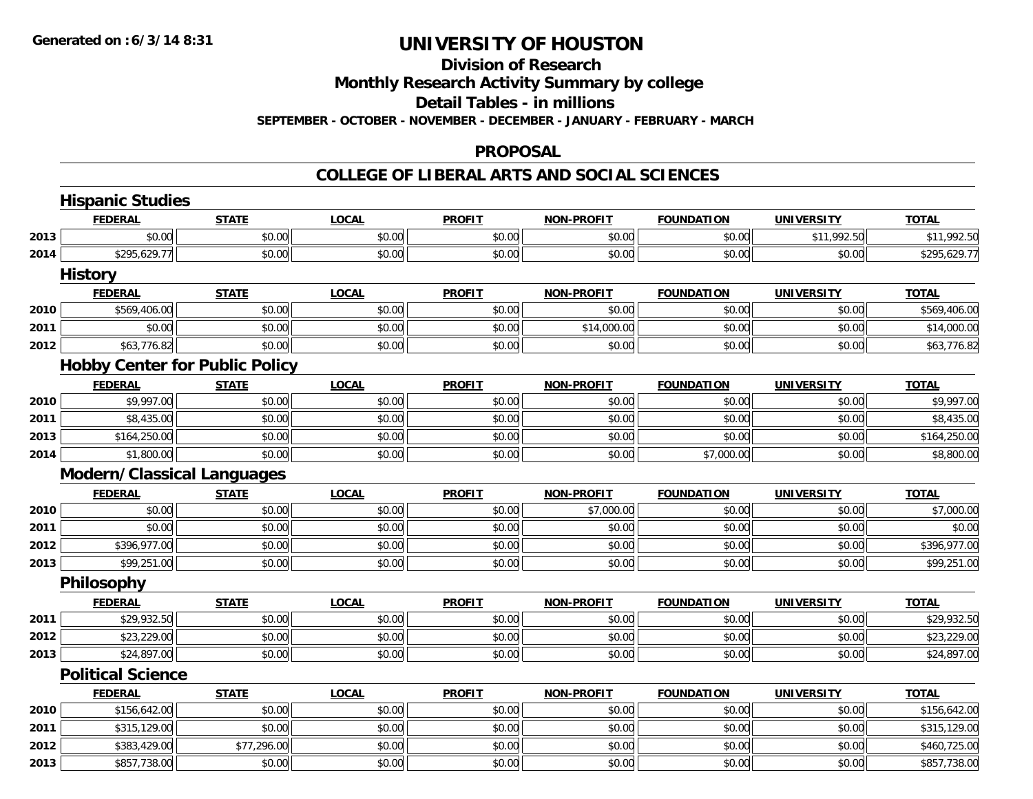# UNIVERSITY OF HOUSTON

## Division of Research

## Monthly Research Activity Summary by college

## Detail Tables - in millions

**SEPTEMBER - OCTOBER - NOVEMBER - DECEMBER - JANUARY - FEBRUARY - MARCH**

### PROPOSAL

### COLLEGE OF LIBERAL ARTS AND SOCIAL SCIENCES

#### Hispanic Studies

| | FEDERAL | STATE | LOCAL | PROFIT | NON-PROFIT | FOUNDATION | UNIVERSITY | TOTAL |
|---|---|---|---|---|---|---|---|---|
| 2013 | $0.00 | $0.00 | $0.00 | $0.00 | $0.00 | $0.00 | $11,992.50 | $11,992.50 |
| 2014 | $295,629.77 | $0.00 | $0.00 | $0.00 | $0.00 | $0.00 | $0.00 | $295,629.77 |

#### History

| | FEDERAL | STATE | LOCAL | PROFIT | NON-PROFIT | FOUNDATION | UNIVERSITY | TOTAL |
|---|---|---|---|---|---|---|---|---|
| 2010 | $569,406.00 | $0.00 | $0.00 | $0.00 | $0.00 | $0.00 | $0.00 | $569,406.00 |
| 2011 | $0.00 | $0.00 | $0.00 | $0.00 | $14,000.00 | $0.00 | $0.00 | $14,000.00 |
| 2012 | $63,776.82 | $0.00 | $0.00 | $0.00 | $0.00 | $0.00 | $0.00 | $63,776.82 |

#### Hobby Center for Public Policy

| | FEDERAL | STATE | LOCAL | PROFIT | NON-PROFIT | FOUNDATION | UNIVERSITY | TOTAL |
|---|---|---|---|---|---|---|---|---|
| 2010 | $9,997.00 | $0.00 | $0.00 | $0.00 | $0.00 | $0.00 | $0.00 | $9,997.00 |
| 2011 | $8,435.00 | $0.00 | $0.00 | $0.00 | $0.00 | $0.00 | $0.00 | $8,435.00 |
| 2013 | $164,250.00 | $0.00 | $0.00 | $0.00 | $0.00 | $0.00 | $0.00 | $164,250.00 |
| 2014 | $1,800.00 | $0.00 | $0.00 | $0.00 | $0.00 | $7,000.00 | $0.00 | $8,800.00 |

#### Modern/Classical Languages

| | FEDERAL | STATE | LOCAL | PROFIT | NON-PROFIT | FOUNDATION | UNIVERSITY | TOTAL |
|---|---|---|---|---|---|---|---|---|
| 2010 | $0.00 | $0.00 | $0.00 | $0.00 | $7,000.00 | $0.00 | $0.00 | $7,000.00 |
| 2011 | $0.00 | $0.00 | $0.00 | $0.00 | $0.00 | $0.00 | $0.00 | $0.00 |
| 2012 | $396,977.00 | $0.00 | $0.00 | $0.00 | $0.00 | $0.00 | $0.00 | $396,977.00 |
| 2013 | $99,251.00 | $0.00 | $0.00 | $0.00 | $0.00 | $0.00 | $0.00 | $99,251.00 |

#### Philosophy

| | FEDERAL | STATE | LOCAL | PROFIT | NON-PROFIT | FOUNDATION | UNIVERSITY | TOTAL |
|---|---|---|---|---|---|---|---|---|
| 2011 | $29,932.50 | $0.00 | $0.00 | $0.00 | $0.00 | $0.00 | $0.00 | $29,932.50 |
| 2012 | $23,229.00 | $0.00 | $0.00 | $0.00 | $0.00 | $0.00 | $0.00 | $23,229.00 |
| 2013 | $24,897.00 | $0.00 | $0.00 | $0.00 | $0.00 | $0.00 | $0.00 | $24,897.00 |

#### Political Science

| | FEDERAL | STATE | LOCAL | PROFIT | NON-PROFIT | FOUNDATION | UNIVERSITY | TOTAL |
|---|---|---|---|---|---|---|---|---|
| 2010 | $156,642.00 | $0.00 | $0.00 | $0.00 | $0.00 | $0.00 | $0.00 | $156,642.00 |
| 2011 | $315,129.00 | $0.00 | $0.00 | $0.00 | $0.00 | $0.00 | $0.00 | $315,129.00 |
| 2012 | $383,429.00 | $77,296.00 | $0.00 | $0.00 | $0.00 | $0.00 | $0.00 | $460,725.00 |
| 2013 | $857,738.00 | $0.00 | $0.00 | $0.00 | $0.00 | $0.00 | $0.00 | $857,738.00 |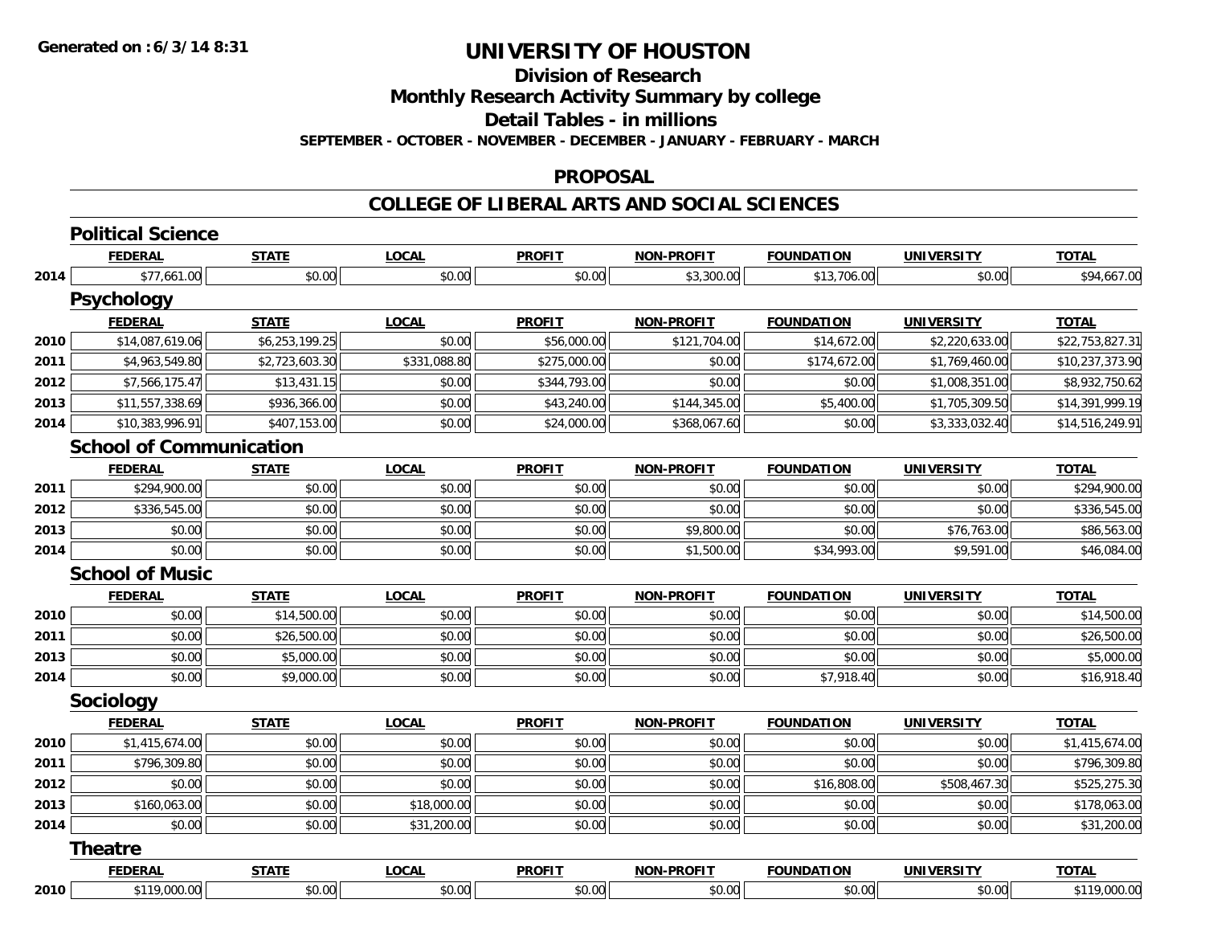**Generated on : 6/3/14 8:31**

# UNIVERSITY OF HOUSTON

## Division of Research

## Monthly Research Activity Summary by college

## Detail Tables - in millions

**SEPTEMBER - OCTOBER - NOVEMBER - DECEMBER - JANUARY - FEBRUARY - MARCH**

## PROPOSAL

## COLLEGE OF LIBERAL ARTS AND SOCIAL SCIENCES

### Political Science

| | FEDERAL | STATE | LOCAL | PROFIT | NON-PROFIT | FOUNDATION | UNIVERSITY | TOTAL |
|---|---|---|---|---|---|---|---|---|
| 2014 | $77,661.00 | $0.00 | $0.00 | $0.00 | $3,300.00 | $13,706.00 | $0.00 | $94,667.00 |

### Psychology

| | FEDERAL | STATE | LOCAL | PROFIT | NON-PROFIT | FOUNDATION | UNIVERSITY | TOTAL |
|---|---|---|---|---|---|---|---|---|
| 2010 | $14,087,619.06 | $6,253,199.25 | $0.00 | $56,000.00 | $121,704.00 | $14,672.00 | $2,220,633.00 | $22,753,827.31 |
| 2011 | $4,963,549.80 | $2,723,603.30 | $331,088.80 | $275,000.00 | $0.00 | $174,672.00 | $1,769,460.00 | $10,237,373.90 |
| 2012 | $7,566,175.47 | $13,431.15 | $0.00 | $344,793.00 | $0.00 | $0.00 | $1,008,351.00 | $8,932,750.62 |
| 2013 | $11,557,338.69 | $936,366.00 | $0.00 | $43,240.00 | $144,345.00 | $5,400.00 | $1,705,309.50 | $14,391,999.19 |
| 2014 | $10,383,996.91 | $407,153.00 | $0.00 | $24,000.00 | $368,067.60 | $0.00 | $3,333,032.40 | $14,516,249.91 |

### School of Communication

| | FEDERAL | STATE | LOCAL | PROFIT | NON-PROFIT | FOUNDATION | UNIVERSITY | TOTAL |
|---|---|---|---|---|---|---|---|---|
| 2011 | $294,900.00 | $0.00 | $0.00 | $0.00 | $0.00 | $0.00 | $0.00 | $294,900.00 |
| 2012 | $336,545.00 | $0.00 | $0.00 | $0.00 | $0.00 | $0.00 | $0.00 | $336,545.00 |
| 2013 | $0.00 | $0.00 | $0.00 | $0.00 | $9,800.00 | $0.00 | $76,763.00 | $86,563.00 |
| 2014 | $0.00 | $0.00 | $0.00 | $0.00 | $1,500.00 | $34,993.00 | $9,591.00 | $46,084.00 |

### School of Music

| | FEDERAL | STATE | LOCAL | PROFIT | NON-PROFIT | FOUNDATION | UNIVERSITY | TOTAL |
|---|---|---|---|---|---|---|---|---|
| 2010 | $0.00 | $14,500.00 | $0.00 | $0.00 | $0.00 | $0.00 | $0.00 | $14,500.00 |
| 2011 | $0.00 | $26,500.00 | $0.00 | $0.00 | $0.00 | $0.00 | $0.00 | $26,500.00 |
| 2013 | $0.00 | $5,000.00 | $0.00 | $0.00 | $0.00 | $0.00 | $0.00 | $5,000.00 |
| 2014 | $0.00 | $9,000.00 | $0.00 | $0.00 | $0.00 | $7,918.40 | $0.00 | $16,918.40 |

### Sociology

| | FEDERAL | STATE | LOCAL | PROFIT | NON-PROFIT | FOUNDATION | UNIVERSITY | TOTAL |
|---|---|---|---|---|---|---|---|---|
| 2010 | $1,415,674.00 | $0.00 | $0.00 | $0.00 | $0.00 | $0.00 | $0.00 | $1,415,674.00 |
| 2011 | $796,309.80 | $0.00 | $0.00 | $0.00 | $0.00 | $0.00 | $0.00 | $796,309.80 |
| 2012 | $0.00 | $0.00 | $0.00 | $0.00 | $0.00 | $16,808.00 | $508,467.30 | $525,275.30 |
| 2013 | $160,063.00 | $0.00 | $18,000.00 | $0.00 | $0.00 | $0.00 | $0.00 | $178,063.00 |
| 2014 | $0.00 | $0.00 | $31,200.00 | $0.00 | $0.00 | $0.00 | $0.00 | $31,200.00 |

### Theatre

| | FEDERAL | STATE | LOCAL | PROFIT | NON-PROFIT | FOUNDATION | UNIVERSITY | TOTAL |
|---|---|---|---|---|---|---|---|---|
| 2010 | $119,000.00 | $0.00 | $0.00 | $0.00 | $0.00 | $0.00 | $0.00 | $119,000.00 |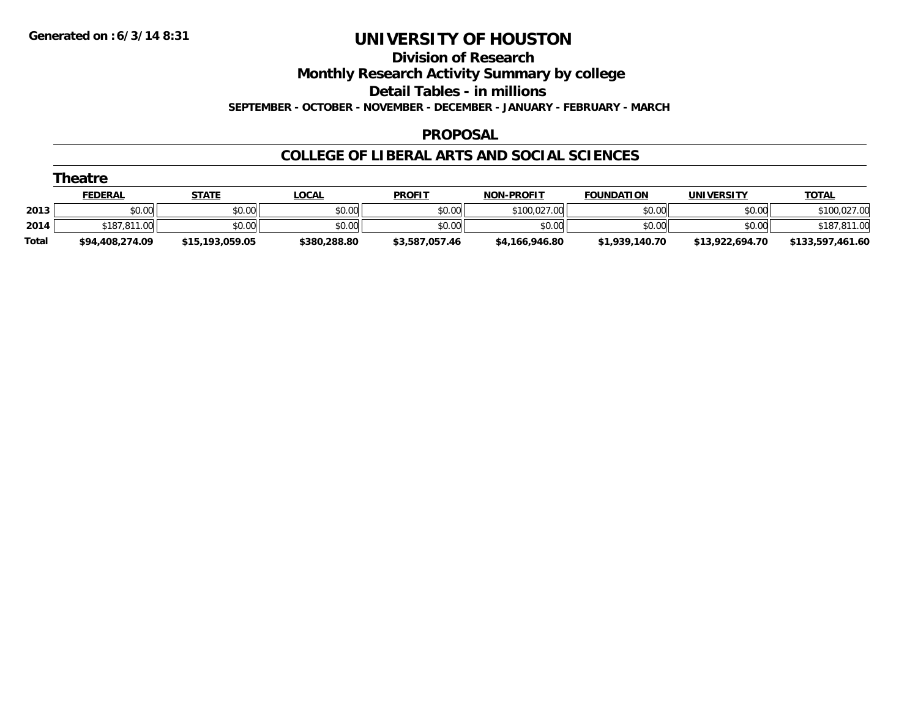**Generated on :6/3/14 8:31**

# UNIVERSITY OF HOUSTON

## Division of Research

## Monthly Research Activity Summary by college

## Detail Tables - in millions

**SEPTEMBER - OCTOBER - NOVEMBER - DECEMBER - JANUARY - FEBRUARY - MARCH**

## PROPOSAL

## COLLEGE OF LIBERAL ARTS AND SOCIAL SCIENCES

### Theatre

| | FEDERAL | STATE | LOCAL | PROFIT | NON-PROFIT | FOUNDATION | UNIVERSITY | TOTAL |
|---|---|---|---|---|---|---|---|---|
| 2013 | $0.00 | $0.00 | $0.00 | $0.00 | $100,027.00 | $0.00 | $0.00 | $100,027.00 |
| 2014 | $187,811.00 | $0.00 | $0.00 | $0.00 | $0.00 | $0.00 | $0.00 | $187,811.00 |
| **Total** | **$94,408,274.09** | **$15,193,059.05** | **$380,288.80** | **$3,587,057.46** | **$4,166,946.80** | **$1,939,140.70** | **$13,922,694.70** | **$133,597,461.60** |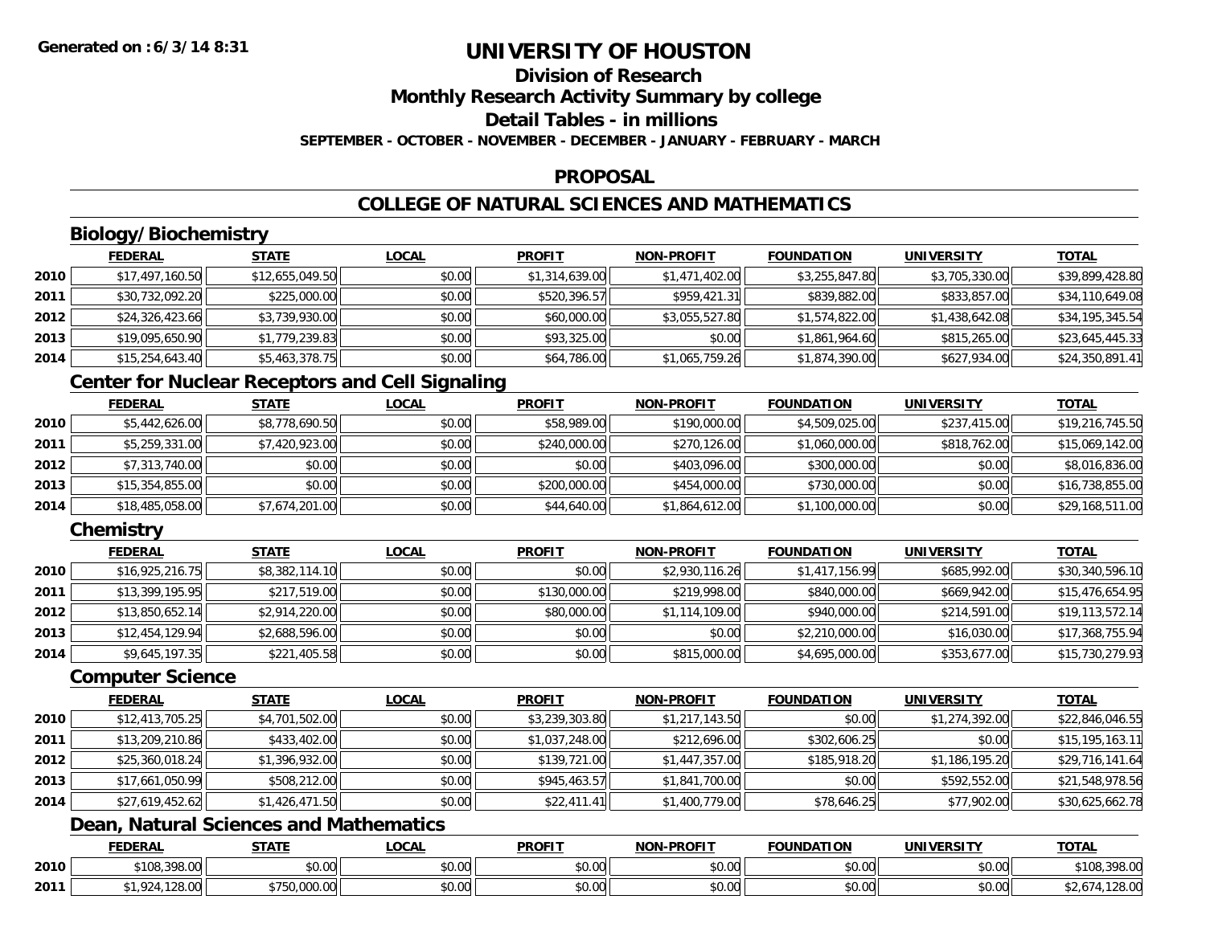Generated on :6/3/14 8:31

# UNIVERSITY OF HOUSTON

## Division of Research

## Monthly Research Activity Summary by college

## Detail Tables - in millions

**SEPTEMBER - OCTOBER - NOVEMBER - DECEMBER - JANUARY - FEBRUARY - MARCH**

## PROPOSAL

## COLLEGE OF NATURAL SCIENCES AND MATHEMATICS

### Biology/Biochemistry

| | FEDERAL | STATE | LOCAL | PROFIT | NON-PROFIT | FOUNDATION | UNIVERSITY | TOTAL |
|---|---|---|---|---|---|---|---|---|
| 2010 | $17,497,160.50 | $12,655,049.50 | $0.00 | $1,314,639.00 | $1,471,402.00 | $3,255,847.80 | $3,705,330.00 | $39,899,428.80 |
| 2011 | $30,732,092.20 | $225,000.00 | $0.00 | $520,396.57 | $959,421.31 | $839,882.00 | $833,857.00 | $34,110,649.08 |
| 2012 | $24,326,423.66 | $3,739,930.00 | $0.00 | $60,000.00 | $3,055,527.80 | $1,574,822.00 | $1,438,642.08 | $34,195,345.54 |
| 2013 | $19,095,650.90 | $1,779,239.83 | $0.00 | $93,325.00 | $0.00 | $1,861,964.60 | $815,265.00 | $23,645,445.33 |
| 2014 | $15,254,643.40 | $5,463,378.75 | $0.00 | $64,786.00 | $1,065,759.26 | $1,874,390.00 | $627,934.00 | $24,350,891.41 |

### Center for Nuclear Receptors and Cell Signaling

| | FEDERAL | STATE | LOCAL | PROFIT | NON-PROFIT | FOUNDATION | UNIVERSITY | TOTAL |
|---|---|---|---|---|---|---|---|---|
| 2010 | $5,442,626.00 | $8,778,690.50 | $0.00 | $58,989.00 | $190,000.00 | $4,509,025.00 | $237,415.00 | $19,216,745.50 |
| 2011 | $5,259,331.00 | $7,420,923.00 | $0.00 | $240,000.00 | $270,126.00 | $1,060,000.00 | $818,762.00 | $15,069,142.00 |
| 2012 | $7,313,740.00 | $0.00 | $0.00 | $0.00 | $403,096.00 | $300,000.00 | $0.00 | $8,016,836.00 |
| 2013 | $15,354,855.00 | $0.00 | $0.00 | $200,000.00 | $454,000.00 | $730,000.00 | $0.00 | $16,738,855.00 |
| 2014 | $18,485,058.00 | $7,674,201.00 | $0.00 | $44,640.00 | $1,864,612.00 | $1,100,000.00 | $0.00 | $29,168,511.00 |

### Chemistry

| | FEDERAL | STATE | LOCAL | PROFIT | NON-PROFIT | FOUNDATION | UNIVERSITY | TOTAL |
|---|---|---|---|---|---|---|---|---|
| 2010 | $16,925,216.75 | $8,382,114.10 | $0.00 | $0.00 | $2,930,116.26 | $1,417,156.99 | $685,992.00 | $30,340,596.10 |
| 2011 | $13,399,195.95 | $217,519.00 | $0.00 | $130,000.00 | $219,998.00 | $840,000.00 | $669,942.00 | $15,476,654.95 |
| 2012 | $13,850,652.14 | $2,914,220.00 | $0.00 | $80,000.00 | $1,114,109.00 | $940,000.00 | $214,591.00 | $19,113,572.14 |
| 2013 | $12,454,129.94 | $2,688,596.00 | $0.00 | $0.00 | $0.00 | $2,210,000.00 | $16,030.00 | $17,368,755.94 |
| 2014 | $9,645,197.35 | $221,405.58 | $0.00 | $0.00 | $815,000.00 | $4,695,000.00 | $353,677.00 | $15,730,279.93 |

### Computer Science

| | FEDERAL | STATE | LOCAL | PROFIT | NON-PROFIT | FOUNDATION | UNIVERSITY | TOTAL |
|---|---|---|---|---|---|---|---|---|
| 2010 | $12,413,705.25 | $4,701,502.00 | $0.00 | $3,239,303.80 | $1,217,143.50 | $0.00 | $1,274,392.00 | $22,846,046.55 |
| 2011 | $13,209,210.86 | $433,402.00 | $0.00 | $1,037,248.00 | $212,696.00 | $302,606.25 | $0.00 | $15,195,163.11 |
| 2012 | $25,360,018.24 | $1,396,932.00 | $0.00 | $139,721.00 | $1,447,357.00 | $185,918.20 | $1,186,195.20 | $29,716,141.64 |
| 2013 | $17,661,050.99 | $508,212.00 | $0.00 | $945,463.57 | $1,841,700.00 | $0.00 | $592,552.00 | $21,548,978.56 |
| 2014 | $27,619,452.62 | $1,426,471.50 | $0.00 | $22,411.41 | $1,400,779.00 | $78,646.25 | $77,902.00 | $30,625,662.78 |

### Dean, Natural Sciences and Mathematics

| | FEDERAL | STATE | LOCAL | PROFIT | NON-PROFIT | FOUNDATION | UNIVERSITY | TOTAL |
|---|---|---|---|---|---|---|---|---|
| 2010 | $108,398.00 | $0.00 | $0.00 | $0.00 | $0.00 | $0.00 | $0.00 | $108,398.00 |
| 2011 | $1,924,128.00 | $750,000.00 | $0.00 | $0.00 | $0.00 | $0.00 | $0.00 | $2,674,128.00 |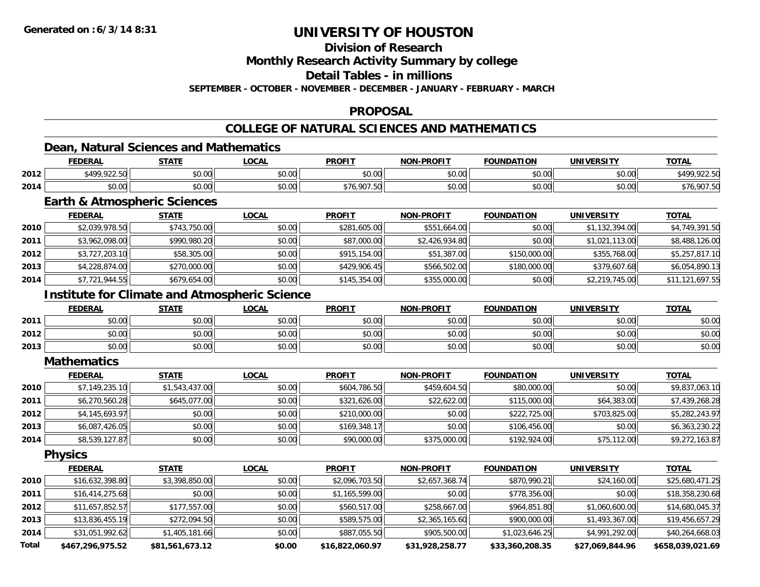**Generated on :6/3/14 8:31**

# UNIVERSITY OF HOUSTON

## Division of Research

## Monthly Research Activity Summary by college

## Detail Tables - in millions

**SEPTEMBER - OCTOBER - NOVEMBER - DECEMBER - JANUARY - FEBRUARY - MARCH**

## PROPOSAL

## COLLEGE OF NATURAL SCIENCES AND MATHEMATICS

### Dean, Natural Sciences and Mathematics

| | FEDERAL | STATE | LOCAL | PROFIT | NON-PROFIT | FOUNDATION | UNIVERSITY | TOTAL |
|---|---|---|---|---|---|---|---|---|
| 2012 | $499,922.50 | $0.00 | $0.00 | $0.00 | $0.00 | $0.00 | $0.00 | $499,922.50 |
| 2014 | $0.00 | $0.00 | $0.00 | $76,907.50 | $0.00 | $0.00 | $0.00 | $76,907.50 |

### Earth & Atmospheric Sciences

| | FEDERAL | STATE | LOCAL | PROFIT | NON-PROFIT | FOUNDATION | UNIVERSITY | TOTAL |
|---|---|---|---|---|---|---|---|---|
| 2010 | $2,039,978.50 | $743,750.00 | $0.00 | $281,605.00 | $551,664.00 | $0.00 | $1,132,394.00 | $4,749,391.50 |
| 2011 | $3,962,098.00 | $990,980.20 | $0.00 | $87,000.00 | $2,426,934.80 | $0.00 | $1,021,113.00 | $8,488,126.00 |
| 2012 | $3,727,203.10 | $58,305.00 | $0.00 | $915,154.00 | $51,387.00 | $150,000.00 | $355,768.00 | $5,257,817.10 |
| 2013 | $4,228,874.00 | $270,000.00 | $0.00 | $429,906.45 | $566,502.00 | $180,000.00 | $379,607.68 | $6,054,890.13 |
| 2014 | $7,721,944.55 | $679,654.00 | $0.00 | $145,354.00 | $355,000.00 | $0.00 | $2,219,745.00 | $11,121,697.55 |

### Institute for Climate and Atmospheric Science

| | FEDERAL | STATE | LOCAL | PROFIT | NON-PROFIT | FOUNDATION | UNIVERSITY | TOTAL |
|---|---|---|---|---|---|---|---|---|
| 2011 | $0.00 | $0.00 | $0.00 | $0.00 | $0.00 | $0.00 | $0.00 | $0.00 |
| 2012 | $0.00 | $0.00 | $0.00 | $0.00 | $0.00 | $0.00 | $0.00 | $0.00 |
| 2013 | $0.00 | $0.00 | $0.00 | $0.00 | $0.00 | $0.00 | $0.00 | $0.00 |

### Mathematics

| | FEDERAL | STATE | LOCAL | PROFIT | NON-PROFIT | FOUNDATION | UNIVERSITY | TOTAL |
|---|---|---|---|---|---|---|---|---|
| 2010 | $7,149,235.10 | $1,543,437.00 | $0.00 | $604,786.50 | $459,604.50 | $80,000.00 | $0.00 | $9,837,063.10 |
| 2011 | $6,270,560.28 | $645,077.00 | $0.00 | $321,626.00 | $22,622.00 | $115,000.00 | $64,383.00 | $7,439,268.28 |
| 2012 | $4,145,693.97 | $0.00 | $0.00 | $210,000.00 | $0.00 | $222,725.00 | $703,825.00 | $5,282,243.97 |
| 2013 | $6,087,426.05 | $0.00 | $0.00 | $169,348.17 | $0.00 | $106,456.00 | $0.00 | $6,363,230.22 |
| 2014 | $8,539,127.87 | $0.00 | $0.00 | $90,000.00 | $375,000.00 | $192,924.00 | $75,112.00 | $9,272,163.87 |

### Physics

| | FEDERAL | STATE | LOCAL | PROFIT | NON-PROFIT | FOUNDATION | UNIVERSITY | TOTAL |
|---|---|---|---|---|---|---|---|---|
| 2010 | $16,632,398.80 | $3,398,850.00 | $0.00 | $2,096,703.50 | $2,657,368.74 | $870,990.21 | $24,160.00 | $25,680,471.25 |
| 2011 | $16,414,275.68 | $0.00 | $0.00 | $1,165,599.00 | $0.00 | $778,356.00 | $0.00 | $18,358,230.68 |
| 2012 | $11,657,852.57 | $177,557.00 | $0.00 | $560,517.00 | $258,667.00 | $964,851.80 | $1,060,600.00 | $14,680,045.37 |
| 2013 | $13,836,455.19 | $272,094.50 | $0.00 | $589,575.00 | $2,365,165.60 | $900,000.00 | $1,493,367.00 | $19,456,657.29 |
| 2014 | $31,051,992.62 | $1,405,181.66 | $0.00 | $887,055.50 | $905,500.00 | $1,023,646.25 | $4,991,292.00 | $40,264,668.03 |
| **Total** | **$467,296,975.52** | **$81,561,673.12** | **$0.00** | **$16,822,060.97** | **$31,928,258.77** | **$33,360,208.35** | **$27,069,844.96** | **$658,039,021.69** |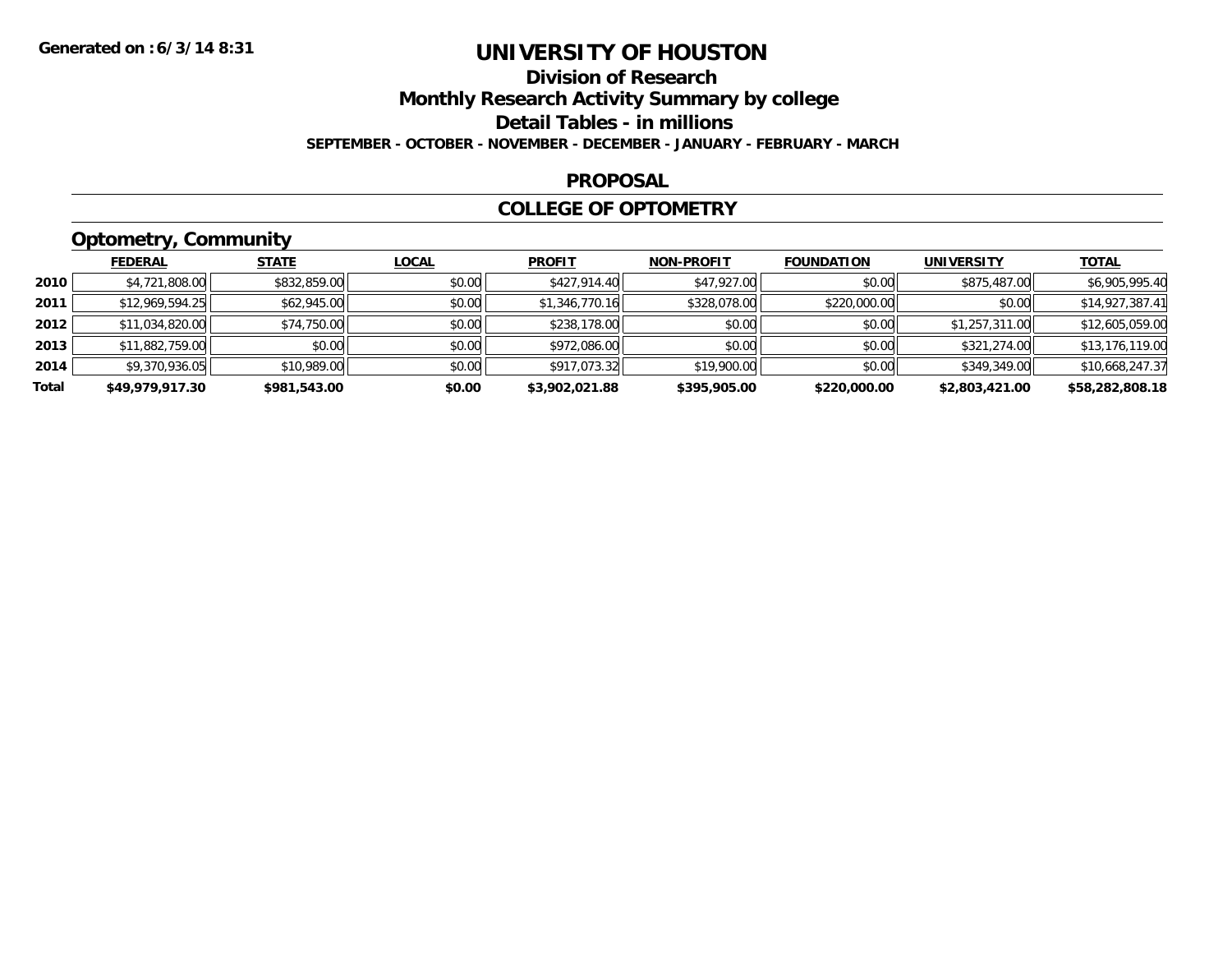# UNIVERSITY OF HOUSTON

## Division of Research

## Monthly Research Activity Summary by college

## Detail Tables - in millions

**SEPTEMBER - OCTOBER - NOVEMBER - DECEMBER - JANUARY - FEBRUARY - MARCH**

**Generated on : 6/3/14 8:31**

### PROPOSAL

### COLLEGE OF OPTOMETRY

### Optometry, Community

| | FEDERAL | STATE | LOCAL | PROFIT | NON-PROFIT | FOUNDATION | UNIVERSITY | TOTAL |
|---|---|---|---|---|---|---|---|---|
| 2010 | $4,721,808.00 | $832,859.00 | $0.00 | $427,914.40 | $47,927.00 | $0.00 | $875,487.00 | $6,905,995.40 |
| 2011 | $12,969,594.25 | $62,945.00 | $0.00 | $1,346,770.16 | $328,078.00 | $220,000.00 | $0.00 | $14,927,387.41 |
| 2012 | $11,034,820.00 | $74,750.00 | $0.00 | $238,178.00 | $0.00 | $0.00 | $1,257,311.00 | $12,605,059.00 |
| 2013 | $11,882,759.00 | $0.00 | $0.00 | $972,086.00 | $0.00 | $0.00 | $321,274.00 | $13,176,119.00 |
| 2014 | $9,370,936.05 | $10,989.00 | $0.00 | $917,073.32 | $19,900.00 | $0.00 | $349,349.00 | $10,668,247.37 |
| **Total** | **$49,979,917.30** | **$981,543.00** | **$0.00** | **$3,902,021.88** | **$395,905.00** | **$220,000.00** | **$2,803,421.00** | **$58,282,808.18** |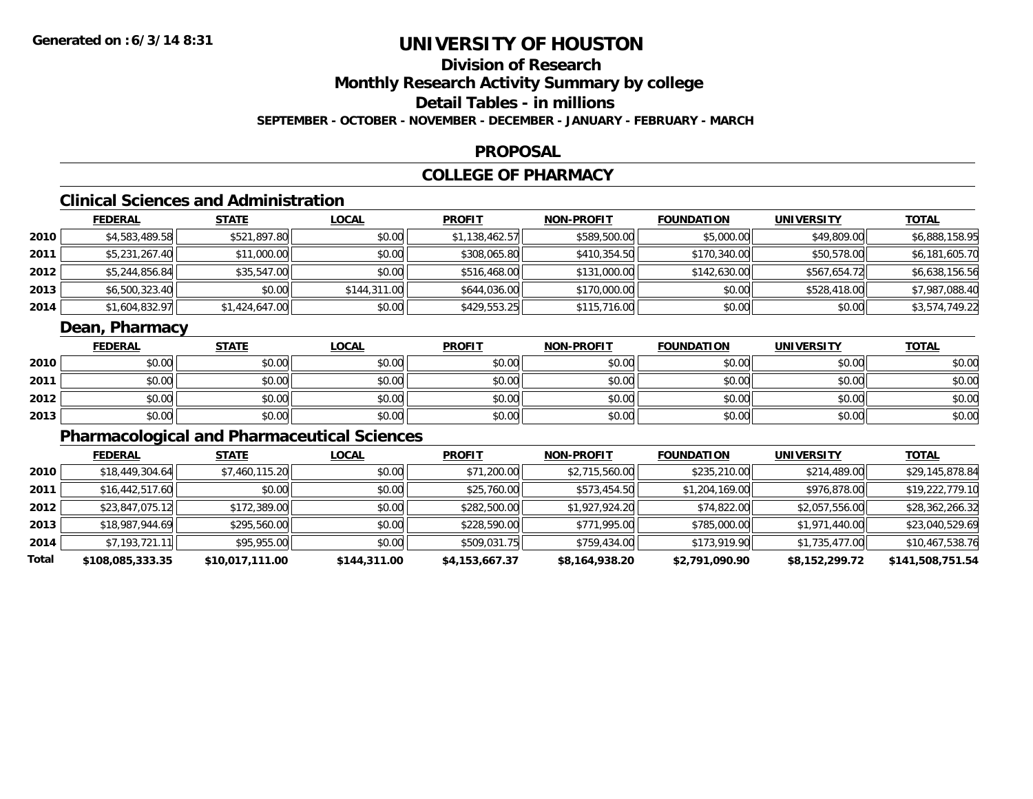Generated on :6/3/14 8:31

# UNIVERSITY OF HOUSTON

## Division of Research
## Monthly Research Activity Summary by college
## Detail Tables - in millions

**SEPTEMBER - OCTOBER - NOVEMBER - DECEMBER - JANUARY - FEBRUARY - MARCH**

## PROPOSAL

## COLLEGE OF PHARMACY

### Clinical Sciences and Administration

| | FEDERAL | STATE | LOCAL | PROFIT | NON-PROFIT | FOUNDATION | UNIVERSITY | TOTAL |
|---|---|---|---|---|---|---|---|---|
| 2010 | $4,583,489.58 | $521,897.80 | $0.00 | $1,138,462.57 | $589,500.00 | $5,000.00 | $49,809.00 | $6,888,158.95 |
| 2011 | $5,231,267.40 | $11,000.00 | $0.00 | $308,065.80 | $410,354.50 | $170,340.00 | $50,578.00 | $6,181,605.70 |
| 2012 | $5,244,856.84 | $35,547.00 | $0.00 | $516,468.00 | $131,000.00 | $142,630.00 | $567,654.72 | $6,638,156.56 |
| 2013 | $6,500,323.40 | $0.00 | $144,311.00 | $644,036.00 | $170,000.00 | $0.00 | $528,418.00 | $7,987,088.40 |
| 2014 | $1,604,832.97 | $1,424,647.00 | $0.00 | $429,553.25 | $115,716.00 | $0.00 | $0.00 | $3,574,749.22 |

### Dean, Pharmacy

| | FEDERAL | STATE | LOCAL | PROFIT | NON-PROFIT | FOUNDATION | UNIVERSITY | TOTAL |
|---|---|---|---|---|---|---|---|---|
| 2010 | $0.00 | $0.00 | $0.00 | $0.00 | $0.00 | $0.00 | $0.00 | $0.00 |
| 2011 | $0.00 | $0.00 | $0.00 | $0.00 | $0.00 | $0.00 | $0.00 | $0.00 |
| 2012 | $0.00 | $0.00 | $0.00 | $0.00 | $0.00 | $0.00 | $0.00 | $0.00 |
| 2013 | $0.00 | $0.00 | $0.00 | $0.00 | $0.00 | $0.00 | $0.00 | $0.00 |

### Pharmacological and Pharmaceutical Sciences

| | FEDERAL | STATE | LOCAL | PROFIT | NON-PROFIT | FOUNDATION | UNIVERSITY | TOTAL |
|---|---|---|---|---|---|---|---|---|
| 2010 | $18,449,304.64 | $7,460,115.20 | $0.00 | $71,200.00 | $2,715,560.00 | $235,210.00 | $214,489.00 | $29,145,878.84 |
| 2011 | $16,442,517.60 | $0.00 | $0.00 | $25,760.00 | $573,454.50 | $1,204,169.00 | $976,878.00 | $19,222,779.10 |
| 2012 | $23,847,075.12 | $172,389.00 | $0.00 | $282,500.00 | $1,927,924.20 | $74,822.00 | $2,057,556.00 | $28,362,266.32 |
| 2013 | $18,987,944.69 | $295,560.00 | $0.00 | $228,590.00 | $771,995.00 | $785,000.00 | $1,971,440.00 | $23,040,529.69 |
| 2014 | $7,193,721.11 | $95,955.00 | $0.00 | $509,031.75 | $759,434.00 | $173,919.90 | $1,735,477.00 | $10,467,538.76 |
| **Total** | **$108,085,333.35** | **$10,017,111.00** | **$144,311.00** | **$4,153,667.37** | **$8,164,938.20** | **$2,791,090.90** | **$8,152,299.72** | **$141,508,751.54** |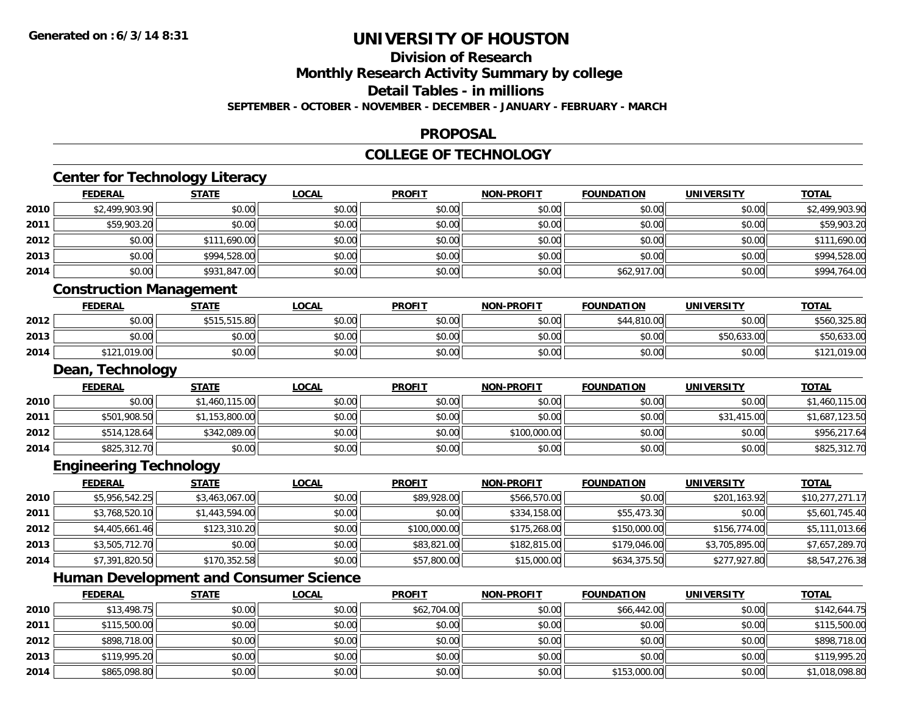# UNIVERSITY OF HOUSTON

## Division of Research

## Monthly Research Activity Summary by college

## Detail Tables - in millions

**SEPTEMBER - OCTOBER - NOVEMBER - DECEMBER - JANUARY - FEBRUARY - MARCH**

## PROPOSAL

## COLLEGE OF TECHNOLOGY

### Center for Technology Literacy

| | FEDERAL | STATE | LOCAL | PROFIT | NON-PROFIT | FOUNDATION | UNIVERSITY | TOTAL |
|---|---|---|---|---|---|---|---|---|
| 2010 | $2,499,903.90 | $0.00 | $0.00 | $0.00 | $0.00 | $0.00 | $0.00 | $2,499,903.90 |
| 2011 | $59,903.20 | $0.00 | $0.00 | $0.00 | $0.00 | $0.00 | $0.00 | $59,903.20 |
| 2012 | $0.00 | $111,690.00 | $0.00 | $0.00 | $0.00 | $0.00 | $0.00 | $111,690.00 |
| 2013 | $0.00 | $994,528.00 | $0.00 | $0.00 | $0.00 | $0.00 | $0.00 | $994,528.00 |
| 2014 | $0.00 | $931,847.00 | $0.00 | $0.00 | $0.00 | $62,917.00 | $0.00 | $994,764.00 |

### Construction Management

| | FEDERAL | STATE | LOCAL | PROFIT | NON-PROFIT | FOUNDATION | UNIVERSITY | TOTAL |
|---|---|---|---|---|---|---|---|---|
| 2012 | $0.00 | $515,515.80 | $0.00 | $0.00 | $0.00 | $44,810.00 | $0.00 | $560,325.80 |
| 2013 | $0.00 | $0.00 | $0.00 | $0.00 | $0.00 | $0.00 | $50,633.00 | $50,633.00 |
| 2014 | $121,019.00 | $0.00 | $0.00 | $0.00 | $0.00 | $0.00 | $0.00 | $121,019.00 |

### Dean, Technology

| | FEDERAL | STATE | LOCAL | PROFIT | NON-PROFIT | FOUNDATION | UNIVERSITY | TOTAL |
|---|---|---|---|---|---|---|---|---|
| 2010 | $0.00 | $1,460,115.00 | $0.00 | $0.00 | $0.00 | $0.00 | $0.00 | $1,460,115.00 |
| 2011 | $501,908.50 | $1,153,800.00 | $0.00 | $0.00 | $0.00 | $0.00 | $31,415.00 | $1,687,123.50 |
| 2012 | $514,128.64 | $342,089.00 | $0.00 | $0.00 | $100,000.00 | $0.00 | $0.00 | $956,217.64 |
| 2014 | $825,312.70 | $0.00 | $0.00 | $0.00 | $0.00 | $0.00 | $0.00 | $825,312.70 |

### Engineering Technology

| | FEDERAL | STATE | LOCAL | PROFIT | NON-PROFIT | FOUNDATION | UNIVERSITY | TOTAL |
|---|---|---|---|---|---|---|---|---|
| 2010 | $5,956,542.25 | $3,463,067.00 | $0.00 | $89,928.00 | $566,570.00 | $0.00 | $201,163.92 | $10,277,271.17 |
| 2011 | $3,768,520.10 | $1,443,594.00 | $0.00 | $0.00 | $334,158.00 | $55,473.30 | $0.00 | $5,601,745.40 |
| 2012 | $4,405,661.46 | $123,310.20 | $0.00 | $100,000.00 | $175,268.00 | $150,000.00 | $156,774.00 | $5,111,013.66 |
| 2013 | $3,505,712.70 | $0.00 | $0.00 | $83,821.00 | $182,815.00 | $179,046.00 | $3,705,895.00 | $7,657,289.70 |
| 2014 | $7,391,820.50 | $170,352.58 | $0.00 | $57,800.00 | $15,000.00 | $634,375.50 | $277,927.80 | $8,547,276.38 |

### Human Development and Consumer Science

| | FEDERAL | STATE | LOCAL | PROFIT | NON-PROFIT | FOUNDATION | UNIVERSITY | TOTAL |
|---|---|---|---|---|---|---|---|---|
| 2010 | $13,498.75 | $0.00 | $0.00 | $62,704.00 | $0.00 | $66,442.00 | $0.00 | $142,644.75 |
| 2011 | $115,500.00 | $0.00 | $0.00 | $0.00 | $0.00 | $0.00 | $0.00 | $115,500.00 |
| 2012 | $898,718.00 | $0.00 | $0.00 | $0.00 | $0.00 | $0.00 | $0.00 | $898,718.00 |
| 2013 | $119,995.20 | $0.00 | $0.00 | $0.00 | $0.00 | $0.00 | $0.00 | $119,995.20 |
| 2014 | $865,098.80 | $0.00 | $0.00 | $0.00 | $0.00 | $153,000.00 | $0.00 | $1,018,098.80 |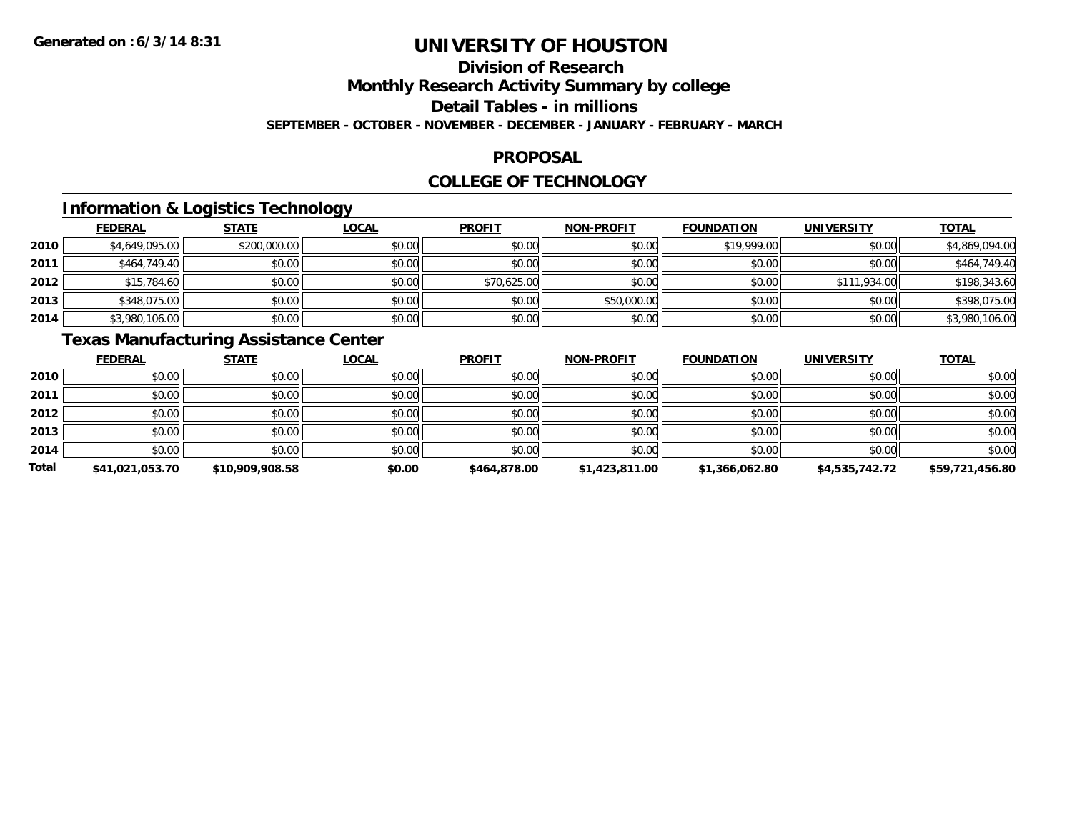# UNIVERSITY OF HOUSTON

## Division of Research

## Monthly Research Activity Summary by college

## Detail Tables - in millions

**SEPTEMBER - OCTOBER - NOVEMBER - DECEMBER - JANUARY - FEBRUARY - MARCH**

## PROPOSAL

## COLLEGE OF TECHNOLOGY

### Information & Logistics Technology

| | FEDERAL | STATE | LOCAL | PROFIT | NON-PROFIT | FOUNDATION | UNIVERSITY | TOTAL |
|---|---|---|---|---|---|---|---|---|
| 2010 | $4,649,095.00 | $200,000.00 | $0.00 | $0.00 | $0.00 | $19,999.00 | $0.00 | $4,869,094.00 |
| 2011 | $464,749.40 | $0.00 | $0.00 | $0.00 | $0.00 | $0.00 | $0.00 | $464,749.40 |
| 2012 | $15,784.60 | $0.00 | $0.00 | $70,625.00 | $0.00 | $0.00 | $111,934.00 | $198,343.60 |
| 2013 | $348,075.00 | $0.00 | $0.00 | $0.00 | $50,000.00 | $0.00 | $0.00 | $398,075.00 |
| 2014 | $3,980,106.00 | $0.00 | $0.00 | $0.00 | $0.00 | $0.00 | $0.00 | $3,980,106.00 |

### Texas Manufacturing Assistance Center

| | FEDERAL | STATE | LOCAL | PROFIT | NON-PROFIT | FOUNDATION | UNIVERSITY | TOTAL |
|---|---|---|---|---|---|---|---|---|
| 2010 | $0.00 | $0.00 | $0.00 | $0.00 | $0.00 | $0.00 | $0.00 | $0.00 |
| 2011 | $0.00 | $0.00 | $0.00 | $0.00 | $0.00 | $0.00 | $0.00 | $0.00 |
| 2012 | $0.00 | $0.00 | $0.00 | $0.00 | $0.00 | $0.00 | $0.00 | $0.00 |
| 2013 | $0.00 | $0.00 | $0.00 | $0.00 | $0.00 | $0.00 | $0.00 | $0.00 |
| 2014 | $0.00 | $0.00 | $0.00 | $0.00 | $0.00 | $0.00 | $0.00 | $0.00 |
| **Total** | **$41,021,053.70** | **$10,909,908.58** | **$0.00** | **$464,878.00** | **$1,423,811.00** | **$1,366,062.80** | **$4,535,742.72** | **$59,721,456.80** |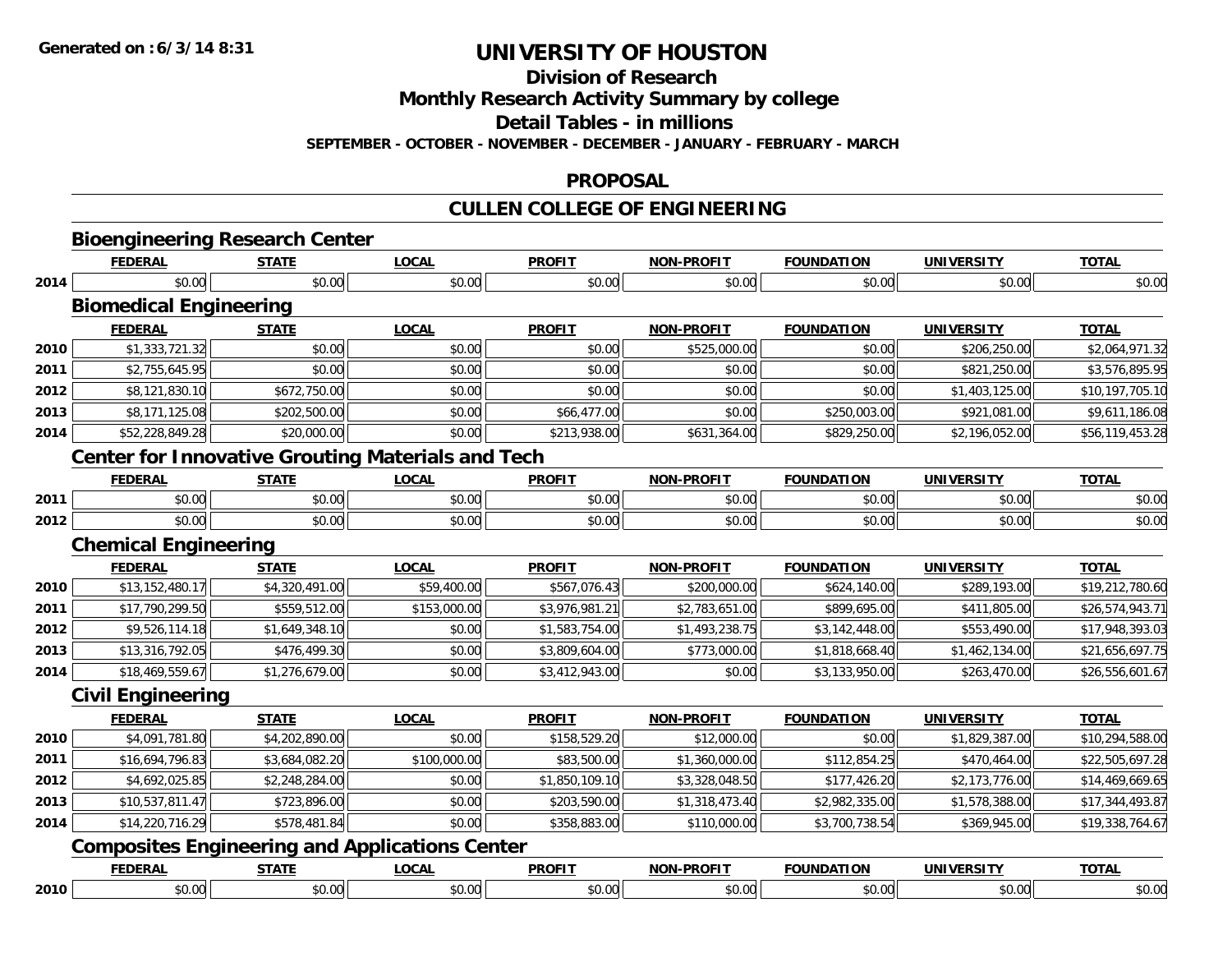Generated on :6/3/14 8:31

# UNIVERSITY OF HOUSTON

## Division of Research
## Monthly Research Activity Summary by college
## Detail Tables - in millions

**SEPTEMBER - OCTOBER - NOVEMBER - DECEMBER - JANUARY - FEBRUARY - MARCH**

## PROPOSAL

## CULLEN COLLEGE OF ENGINEERING

### Bioengineering Research Center

| | FEDERAL | STATE | LOCAL | PROFIT | NON-PROFIT | FOUNDATION | UNIVERSITY | TOTAL |
|---|---|---|---|---|---|---|---|---|
| 2014 | $0.00 | $0.00 | $0.00 | $0.00 | $0.00 | $0.00 | $0.00 | $0.00 |

### Biomedical Engineering

| | FEDERAL | STATE | LOCAL | PROFIT | NON-PROFIT | FOUNDATION | UNIVERSITY | TOTAL |
|---|---|---|---|---|---|---|---|---|
| 2010 | $1,333,721.32 | $0.00 | $0.00 | $0.00 | $525,000.00 | $0.00 | $206,250.00 | $2,064,971.32 |
| 2011 | $2,755,645.95 | $0.00 | $0.00 | $0.00 | $0.00 | $0.00 | $821,250.00 | $3,576,895.95 |
| 2012 | $8,121,830.10 | $672,750.00 | $0.00 | $0.00 | $0.00 | $0.00 | $1,403,125.00 | $10,197,705.10 |
| 2013 | $8,171,125.08 | $202,500.00 | $0.00 | $66,477.00 | $0.00 | $250,003.00 | $921,081.00 | $9,611,186.08 |
| 2014 | $52,228,849.28 | $20,000.00 | $0.00 | $213,938.00 | $631,364.00 | $829,250.00 | $2,196,052.00 | $56,119,453.28 |

### Center for Innovative Grouting Materials and Tech

| | FEDERAL | STATE | LOCAL | PROFIT | NON-PROFIT | FOUNDATION | UNIVERSITY | TOTAL |
|---|---|---|---|---|---|---|---|---|
| 2011 | $0.00 | $0.00 | $0.00 | $0.00 | $0.00 | $0.00 | $0.00 | $0.00 |
| 2012 | $0.00 | $0.00 | $0.00 | $0.00 | $0.00 | $0.00 | $0.00 | $0.00 |

### Chemical Engineering

| | FEDERAL | STATE | LOCAL | PROFIT | NON-PROFIT | FOUNDATION | UNIVERSITY | TOTAL |
|---|---|---|---|---|---|---|---|---|
| 2010 | $13,152,480.17 | $4,320,491.00 | $59,400.00 | $567,076.43 | $200,000.00 | $624,140.00 | $289,193.00 | $19,212,780.60 |
| 2011 | $17,790,299.50 | $559,512.00 | $153,000.00 | $3,976,981.21 | $2,783,651.00 | $899,695.00 | $411,805.00 | $26,574,943.71 |
| 2012 | $9,526,114.18 | $1,649,348.10 | $0.00 | $1,583,754.00 | $1,493,238.75 | $3,142,448.00 | $553,490.00 | $17,948,393.03 |
| 2013 | $13,316,792.05 | $476,499.30 | $0.00 | $3,809,604.00 | $773,000.00 | $1,818,668.40 | $1,462,134.00 | $21,656,697.75 |
| 2014 | $18,469,559.67 | $1,276,679.00 | $0.00 | $3,412,943.00 | $0.00 | $3,133,950.00 | $263,470.00 | $26,556,601.67 |

### Civil Engineering

| | FEDERAL | STATE | LOCAL | PROFIT | NON-PROFIT | FOUNDATION | UNIVERSITY | TOTAL |
|---|---|---|---|---|---|---|---|---|
| 2010 | $4,091,781.80 | $4,202,890.00 | $0.00 | $158,529.20 | $12,000.00 | $0.00 | $1,829,387.00 | $10,294,588.00 |
| 2011 | $16,694,796.83 | $3,684,082.20 | $100,000.00 | $83,500.00 | $1,360,000.00 | $112,854.25 | $470,464.00 | $22,505,697.28 |
| 2012 | $4,692,025.85 | $2,248,284.00 | $0.00 | $1,850,109.10 | $3,328,048.50 | $177,426.20 | $2,173,776.00 | $14,469,669.65 |
| 2013 | $10,537,811.47 | $723,896.00 | $0.00 | $203,590.00 | $1,318,473.40 | $2,982,335.00 | $1,578,388.00 | $17,344,493.87 |
| 2014 | $14,220,716.29 | $578,481.84 | $0.00 | $358,883.00 | $110,000.00 | $3,700,738.54 | $369,945.00 | $19,338,764.67 |

### Composites Engineering and Applications Center

| | FEDERAL | STATE | LOCAL | PROFIT | NON-PROFIT | FOUNDATION | UNIVERSITY | TOTAL |
|---|---|---|---|---|---|---|---|---|
| 2010 | $0.00 | $0.00 | $0.00 | $0.00 | $0.00 | $0.00 | $0.00 | $0.00 |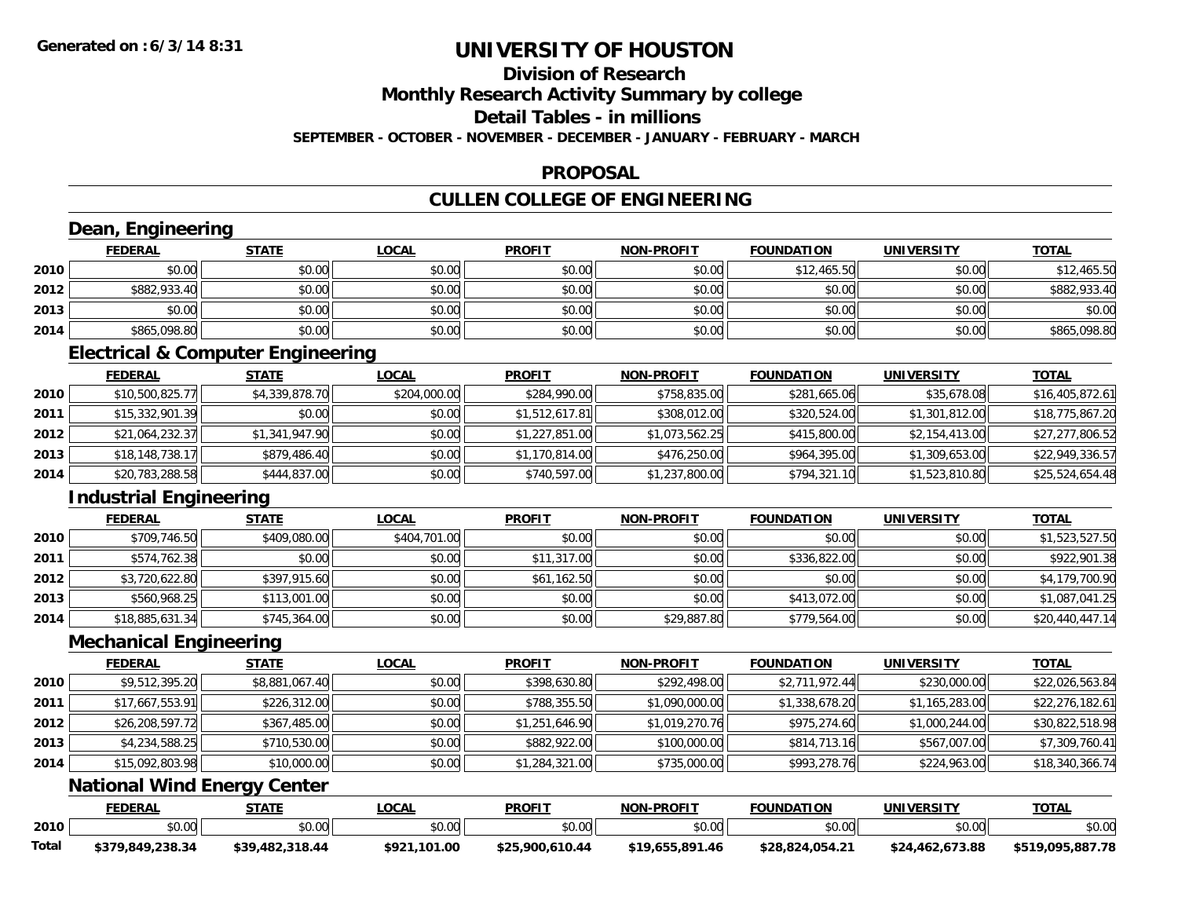**Generated on :6/3/14 8:31**

# UNIVERSITY OF HOUSTON

## Division of Research

## Monthly Research Activity Summary by college

## Detail Tables - in millions

**SEPTEMBER - OCTOBER - NOVEMBER - DECEMBER - JANUARY - FEBRUARY - MARCH**

## PROPOSAL

## CULLEN COLLEGE OF ENGINEERING

### Dean, Engineering

| | FEDERAL | STATE | LOCAL | PROFIT | NON-PROFIT | FOUNDATION | UNIVERSITY | TOTAL |
|---|---|---|---|---|---|---|---|---|
| 2010 | $0.00 | $0.00 | $0.00 | $0.00 | $0.00 | $12,465.50 | $0.00 | $12,465.50 |
| 2012 | $882,933.40 | $0.00 | $0.00 | $0.00 | $0.00 | $0.00 | $0.00 | $882,933.40 |
| 2013 | $0.00 | $0.00 | $0.00 | $0.00 | $0.00 | $0.00 | $0.00 | $0.00 |
| 2014 | $865,098.80 | $0.00 | $0.00 | $0.00 | $0.00 | $0.00 | $0.00 | $865,098.80 |

### Electrical & Computer Engineering

| | FEDERAL | STATE | LOCAL | PROFIT | NON-PROFIT | FOUNDATION | UNIVERSITY | TOTAL |
|---|---|---|---|---|---|---|---|---|
| 2010 | $10,500,825.77 | $4,339,878.70 | $204,000.00 | $284,990.00 | $758,835.00 | $281,665.06 | $35,678.08 | $16,405,872.61 |
| 2011 | $15,332,901.39 | $0.00 | $0.00 | $1,512,617.81 | $308,012.00 | $320,524.00 | $1,301,812.00 | $18,775,867.20 |
| 2012 | $21,064,232.37 | $1,341,947.90 | $0.00 | $1,227,851.00 | $1,073,562.25 | $415,800.00 | $2,154,413.00 | $27,277,806.52 |
| 2013 | $18,148,738.17 | $879,486.40 | $0.00 | $1,170,814.00 | $476,250.00 | $964,395.00 | $1,309,653.00 | $22,949,336.57 |
| 2014 | $20,783,288.58 | $444,837.00 | $0.00 | $740,597.00 | $1,237,800.00 | $794,321.10 | $1,523,810.80 | $25,524,654.48 |

### Industrial Engineering

| | FEDERAL | STATE | LOCAL | PROFIT | NON-PROFIT | FOUNDATION | UNIVERSITY | TOTAL |
|---|---|---|---|---|---|---|---|---|
| 2010 | $709,746.50 | $409,080.00 | $404,701.00 | $0.00 | $0.00 | $0.00 | $0.00 | $1,523,527.50 |
| 2011 | $574,762.38 | $0.00 | $0.00 | $11,317.00 | $0.00 | $336,822.00 | $0.00 | $922,901.38 |
| 2012 | $3,720,622.80 | $397,915.60 | $0.00 | $61,162.50 | $0.00 | $0.00 | $0.00 | $4,179,700.90 |
| 2013 | $560,968.25 | $113,001.00 | $0.00 | $0.00 | $0.00 | $413,072.00 | $0.00 | $1,087,041.25 |
| 2014 | $18,885,631.34 | $745,364.00 | $0.00 | $0.00 | $29,887.80 | $779,564.00 | $0.00 | $20,440,447.14 |

### Mechanical Engineering

| | FEDERAL | STATE | LOCAL | PROFIT | NON-PROFIT | FOUNDATION | UNIVERSITY | TOTAL |
|---|---|---|---|---|---|---|---|---|
| 2010 | $9,512,395.20 | $8,881,067.40 | $0.00 | $398,630.80 | $292,498.00 | $2,711,972.44 | $230,000.00 | $22,026,563.84 |
| 2011 | $17,667,553.91 | $226,312.00 | $0.00 | $788,355.50 | $1,090,000.00 | $1,338,678.20 | $1,165,283.00 | $22,276,182.61 |
| 2012 | $26,208,597.72 | $367,485.00 | $0.00 | $1,251,646.90 | $1,019,270.76 | $975,274.60 | $1,000,244.00 | $30,822,518.98 |
| 2013 | $4,234,588.25 | $710,530.00 | $0.00 | $882,922.00 | $100,000.00 | $814,713.16 | $567,007.00 | $7,309,760.41 |
| 2014 | $15,092,803.98 | $10,000.00 | $0.00 | $1,284,321.00 | $735,000.00 | $993,278.76 | $224,963.00 | $18,340,366.74 |

### National Wind Energy Center

| | FEDERAL | STATE | LOCAL | PROFIT | NON-PROFIT | FOUNDATION | UNIVERSITY | TOTAL |
|---|---|---|---|---|---|---|---|---|
| 2010 | $0.00 | $0.00 | $0.00 | $0.00 | $0.00 | $0.00 | $0.00 | $0.00 |
| **Total** | **$379,849,238.34** | **$39,482,318.44** | **$921,101.00** | **$25,900,610.44** | **$19,655,891.46** | **$28,824,054.21** | **$24,462,673.88** | **$519,095,887.78** |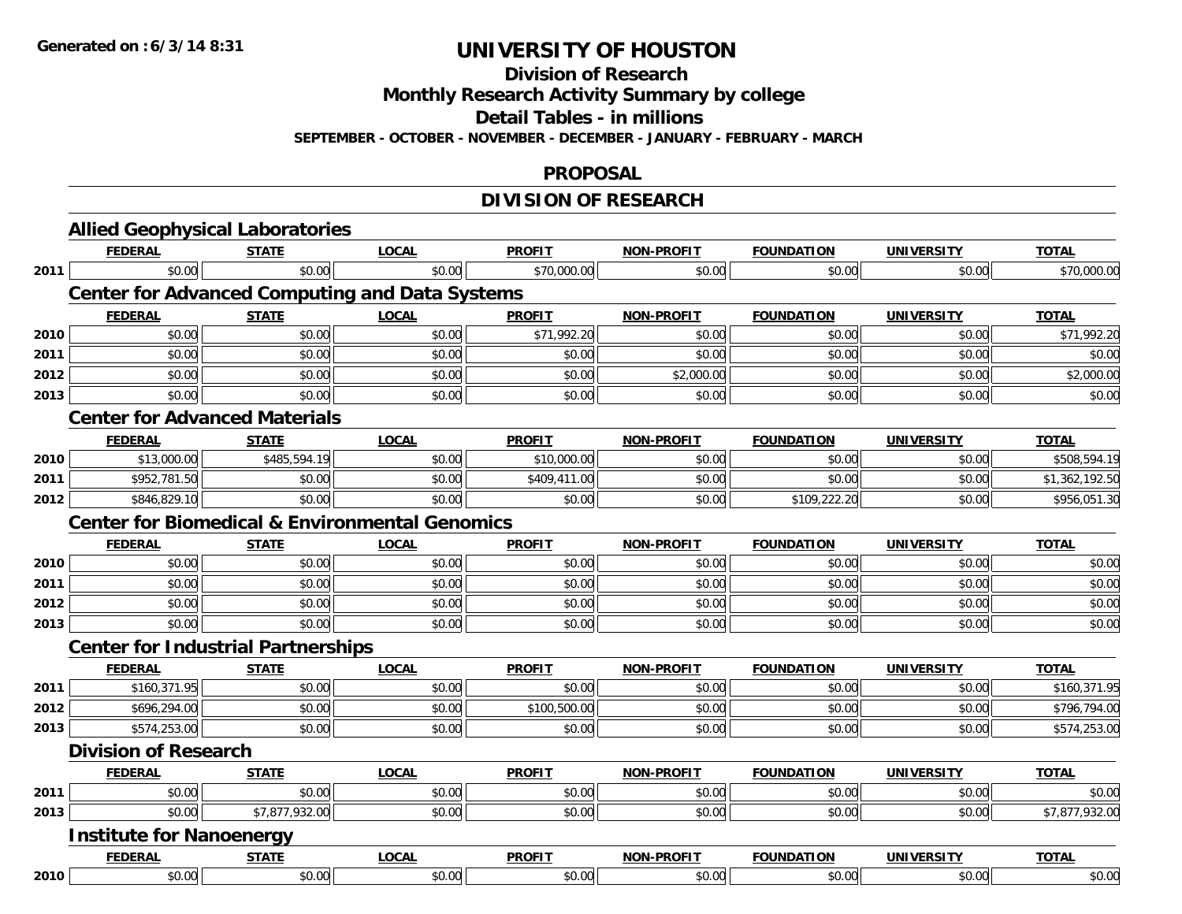**Generated on : 6/3/14 8:31**

# UNIVERSITY OF HOUSTON

## Division of Research

## Monthly Research Activity Summary by college

## Detail Tables - in millions

**SEPTEMBER - OCTOBER - NOVEMBER - DECEMBER - JANUARY - FEBRUARY - MARCH**

## PROPOSAL

## DIVISION OF RESEARCH

### Allied Geophysical Laboratories

| | FEDERAL | STATE | LOCAL | PROFIT | NON-PROFIT | FOUNDATION | UNIVERSITY | TOTAL |
|---|---|---|---|---|---|---|---|---|
| 2011 | $0.00 | $0.00 | $0.00 | $70,000.00 | $0.00 | $0.00 | $0.00 | $70,000.00 |

### Center for Advanced Computing and Data Systems

| | FEDERAL | STATE | LOCAL | PROFIT | NON-PROFIT | FOUNDATION | UNIVERSITY | TOTAL |
|---|---|---|---|---|---|---|---|---|
| 2010 | $0.00 | $0.00 | $0.00 | $71,992.20 | $0.00 | $0.00 | $0.00 | $71,992.20 |
| 2011 | $0.00 | $0.00 | $0.00 | $0.00 | $0.00 | $0.00 | $0.00 | $0.00 |
| 2012 | $0.00 | $0.00 | $0.00 | $0.00 | $2,000.00 | $0.00 | $0.00 | $2,000.00 |
| 2013 | $0.00 | $0.00 | $0.00 | $0.00 | $0.00 | $0.00 | $0.00 | $0.00 |

### Center for Advanced Materials

| | FEDERAL | STATE | LOCAL | PROFIT | NON-PROFIT | FOUNDATION | UNIVERSITY | TOTAL |
|---|---|---|---|---|---|---|---|---|
| 2010 | $13,000.00 | $485,594.19 | $0.00 | $10,000.00 | $0.00 | $0.00 | $0.00 | $508,594.19 |
| 2011 | $952,781.50 | $0.00 | $0.00 | $409,411.00 | $0.00 | $0.00 | $0.00 | $1,362,192.50 |
| 2012 | $846,829.10 | $0.00 | $0.00 | $0.00 | $0.00 | $109,222.20 | $0.00 | $956,051.30 |

### Center for Biomedical & Environmental Genomics

| | FEDERAL | STATE | LOCAL | PROFIT | NON-PROFIT | FOUNDATION | UNIVERSITY | TOTAL |
|---|---|---|---|---|---|---|---|---|
| 2010 | $0.00 | $0.00 | $0.00 | $0.00 | $0.00 | $0.00 | $0.00 | $0.00 |
| 2011 | $0.00 | $0.00 | $0.00 | $0.00 | $0.00 | $0.00 | $0.00 | $0.00 |
| 2012 | $0.00 | $0.00 | $0.00 | $0.00 | $0.00 | $0.00 | $0.00 | $0.00 |
| 2013 | $0.00 | $0.00 | $0.00 | $0.00 | $0.00 | $0.00 | $0.00 | $0.00 |

### Center for Industrial Partnerships

| | FEDERAL | STATE | LOCAL | PROFIT | NON-PROFIT | FOUNDATION | UNIVERSITY | TOTAL |
|---|---|---|---|---|---|---|---|---|
| 2011 | $160,371.95 | $0.00 | $0.00 | $0.00 | $0.00 | $0.00 | $0.00 | $160,371.95 |
| 2012 | $696,294.00 | $0.00 | $0.00 | $100,500.00 | $0.00 | $0.00 | $0.00 | $796,794.00 |
| 2013 | $574,253.00 | $0.00 | $0.00 | $0.00 | $0.00 | $0.00 | $0.00 | $574,253.00 |

### Division of Research

| | FEDERAL | STATE | LOCAL | PROFIT | NON-PROFIT | FOUNDATION | UNIVERSITY | TOTAL |
|---|---|---|---|---|---|---|---|---|
| 2011 | $0.00 | $0.00 | $0.00 | $0.00 | $0.00 | $0.00 | $0.00 | $0.00 |
| 2013 | $0.00 | $7,877,932.00 | $0.00 | $0.00 | $0.00 | $0.00 | $0.00 | $7,877,932.00 |

### Institute for Nanoenergy

| | FEDERAL | STATE | LOCAL | PROFIT | NON-PROFIT | FOUNDATION | UNIVERSITY | TOTAL |
|---|---|---|---|---|---|---|---|---|
| 2010 | $0.00 | $0.00 | $0.00 | $0.00 | $0.00 | $0.00 | $0.00 | $0.00 |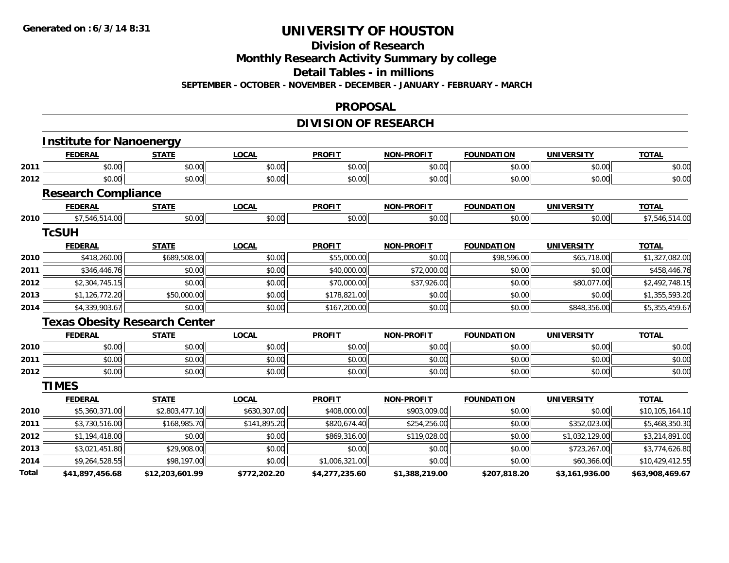Generated on :6/3/14 8:31

# UNIVERSITY OF HOUSTON

## Division of Research

## Monthly Research Activity Summary by college

## Detail Tables - in millions

**SEPTEMBER - OCTOBER - NOVEMBER - DECEMBER - JANUARY - FEBRUARY - MARCH**

### PROPOSAL

### DIVISION OF RESEARCH

#### Institute for Nanoenergy

| | FEDERAL | STATE | LOCAL | PROFIT | NON-PROFIT | FOUNDATION | UNIVERSITY | TOTAL |
|---|---|---|---|---|---|---|---|---|
| 2011 | $0.00 | $0.00 | $0.00 | $0.00 | $0.00 | $0.00 | $0.00 | $0.00 |
| 2012 | $0.00 | $0.00 | $0.00 | $0.00 | $0.00 | $0.00 | $0.00 | $0.00 |

#### Research Compliance

| | FEDERAL | STATE | LOCAL | PROFIT | NON-PROFIT | FOUNDATION | UNIVERSITY | TOTAL |
|---|---|---|---|---|---|---|---|---|
| 2010 | $7,546,514.00 | $0.00 | $0.00 | $0.00 | $0.00 | $0.00 | $0.00 | $7,546,514.00 |

#### TcSUH

| | FEDERAL | STATE | LOCAL | PROFIT | NON-PROFIT | FOUNDATION | UNIVERSITY | TOTAL |
|---|---|---|---|---|---|---|---|---|
| 2010 | $418,260.00 | $689,508.00 | $0.00 | $55,000.00 | $0.00 | $98,596.00 | $65,718.00 | $1,327,082.00 |
| 2011 | $346,446.76 | $0.00 | $0.00 | $40,000.00 | $72,000.00 | $0.00 | $0.00 | $458,446.76 |
| 2012 | $2,304,745.15 | $0.00 | $0.00 | $70,000.00 | $37,926.00 | $0.00 | $80,077.00 | $2,492,748.15 |
| 2013 | $1,126,772.20 | $50,000.00 | $0.00 | $178,821.00 | $0.00 | $0.00 | $0.00 | $1,355,593.20 |
| 2014 | $4,339,903.67 | $0.00 | $0.00 | $167,200.00 | $0.00 | $0.00 | $848,356.00 | $5,355,459.67 |

#### Texas Obesity Research Center

| | FEDERAL | STATE | LOCAL | PROFIT | NON-PROFIT | FOUNDATION | UNIVERSITY | TOTAL |
|---|---|---|---|---|---|---|---|---|
| 2010 | $0.00 | $0.00 | $0.00 | $0.00 | $0.00 | $0.00 | $0.00 | $0.00 |
| 2011 | $0.00 | $0.00 | $0.00 | $0.00 | $0.00 | $0.00 | $0.00 | $0.00 |
| 2012 | $0.00 | $0.00 | $0.00 | $0.00 | $0.00 | $0.00 | $0.00 | $0.00 |

#### TIMES

| | FEDERAL | STATE | LOCAL | PROFIT | NON-PROFIT | FOUNDATION | UNIVERSITY | TOTAL |
|---|---|---|---|---|---|---|---|---|
| 2010 | $5,360,371.00 | $2,803,477.10 | $630,307.00 | $408,000.00 | $903,009.00 | $0.00 | $0.00 | $10,105,164.10 |
| 2011 | $3,730,516.00 | $168,985.70 | $141,895.20 | $820,674.40 | $254,256.00 | $0.00 | $352,023.00 | $5,468,350.30 |
| 2012 | $1,194,418.00 | $0.00 | $0.00 | $869,316.00 | $119,028.00 | $0.00 | $1,032,129.00 | $3,214,891.00 |
| 2013 | $3,021,451.80 | $29,908.00 | $0.00 | $0.00 | $0.00 | $0.00 | $723,267.00 | $3,774,626.80 |
| 2014 | $9,264,528.55 | $98,197.00 | $0.00 | $1,006,321.00 | $0.00 | $0.00 | $60,366.00 | $10,429,412.55 |
| **Total** | **$41,897,456.68** | **$12,203,601.99** | **$772,202.20** | **$4,277,235.60** | **$1,388,219.00** | **$207,818.20** | **$3,161,936.00** | **$63,908,469.67** |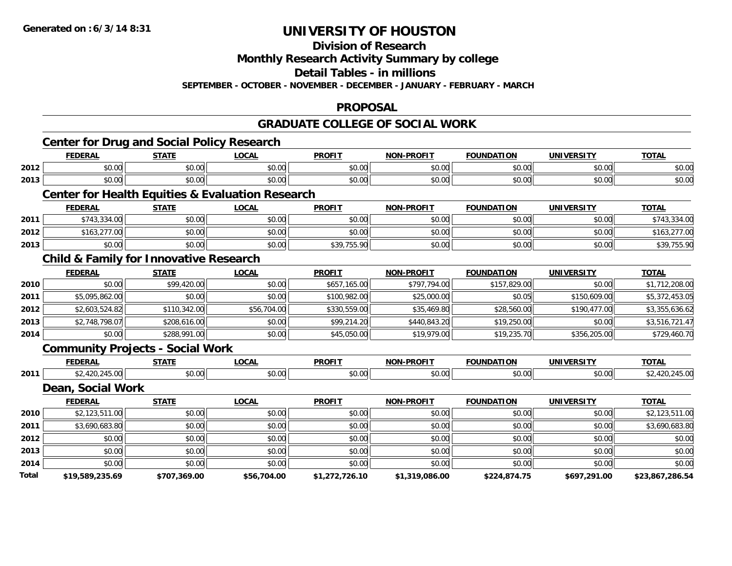**Generated on :6/3/14 8:31**

# UNIVERSITY OF HOUSTON

## Division of Research

## Monthly Research Activity Summary by college

## Detail Tables - in millions

**SEPTEMBER - OCTOBER - NOVEMBER - DECEMBER - JANUARY - FEBRUARY - MARCH**

## PROPOSAL

## GRADUATE COLLEGE OF SOCIAL WORK

### Center for Drug and Social Policy Research

| | FEDERAL | STATE | LOCAL | PROFIT | NON-PROFIT | FOUNDATION | UNIVERSITY | TOTAL |
|---|---|---|---|---|---|---|---|---|
| 2012 | $0.00 | $0.00 | $0.00 | $0.00 | $0.00 | $0.00 | $0.00 | $0.00 |
| 2013 | $0.00 | $0.00 | $0.00 | $0.00 | $0.00 | $0.00 | $0.00 | $0.00 |

### Center for Health Equities & Evaluation Research

| | FEDERAL | STATE | LOCAL | PROFIT | NON-PROFIT | FOUNDATION | UNIVERSITY | TOTAL |
|---|---|---|---|---|---|---|---|---|
| 2011 | $743,334.00 | $0.00 | $0.00 | $0.00 | $0.00 | $0.00 | $0.00 | $743,334.00 |
| 2012 | $163,277.00 | $0.00 | $0.00 | $0.00 | $0.00 | $0.00 | $0.00 | $163,277.00 |
| 2013 | $0.00 | $0.00 | $0.00 | $39,755.90 | $0.00 | $0.00 | $0.00 | $39,755.90 |

### Child & Family for Innovative Research

| | FEDERAL | STATE | LOCAL | PROFIT | NON-PROFIT | FOUNDATION | UNIVERSITY | TOTAL |
|---|---|---|---|---|---|---|---|---|
| 2010 | $0.00 | $99,420.00 | $0.00 | $657,165.00 | $797,794.00 | $157,829.00 | $0.00 | $1,712,208.00 |
| 2011 | $5,095,862.00 | $0.00 | $0.00 | $100,982.00 | $25,000.00 | $0.05 | $150,609.00 | $5,372,453.05 |
| 2012 | $2,603,524.82 | $110,342.00 | $56,704.00 | $330,559.00 | $35,469.80 | $28,560.00 | $190,477.00 | $3,355,636.62 |
| 2013 | $2,748,798.07 | $208,616.00 | $0.00 | $99,214.20 | $440,843.20 | $19,250.00 | $0.00 | $3,516,721.47 |
| 2014 | $0.00 | $288,991.00 | $0.00 | $45,050.00 | $19,979.00 | $19,235.70 | $356,205.00 | $729,460.70 |

### Community Projects - Social Work

| | FEDERAL | STATE | LOCAL | PROFIT | NON-PROFIT | FOUNDATION | UNIVERSITY | TOTAL |
|---|---|---|---|---|---|---|---|---|
| 2011 | $2,420,245.00 | $0.00 | $0.00 | $0.00 | $0.00 | $0.00 | $0.00 | $2,420,245.00 |

### Dean, Social Work

| | FEDERAL | STATE | LOCAL | PROFIT | NON-PROFIT | FOUNDATION | UNIVERSITY | TOTAL |
|---|---|---|---|---|---|---|---|---|
| 2010 | $2,123,511.00 | $0.00 | $0.00 | $0.00 | $0.00 | $0.00 | $0.00 | $2,123,511.00 |
| 2011 | $3,690,683.80 | $0.00 | $0.00 | $0.00 | $0.00 | $0.00 | $0.00 | $3,690,683.80 |
| 2012 | $0.00 | $0.00 | $0.00 | $0.00 | $0.00 | $0.00 | $0.00 | $0.00 |
| 2013 | $0.00 | $0.00 | $0.00 | $0.00 | $0.00 | $0.00 | $0.00 | $0.00 |
| 2014 | $0.00 | $0.00 | $0.00 | $0.00 | $0.00 | $0.00 | $0.00 | $0.00 |
| **Total** | **$19,589,235.69** | **$707,369.00** | **$56,704.00** | **$1,272,726.10** | **$1,319,086.00** | **$224,874.75** | **$697,291.00** | **$23,867,286.54** |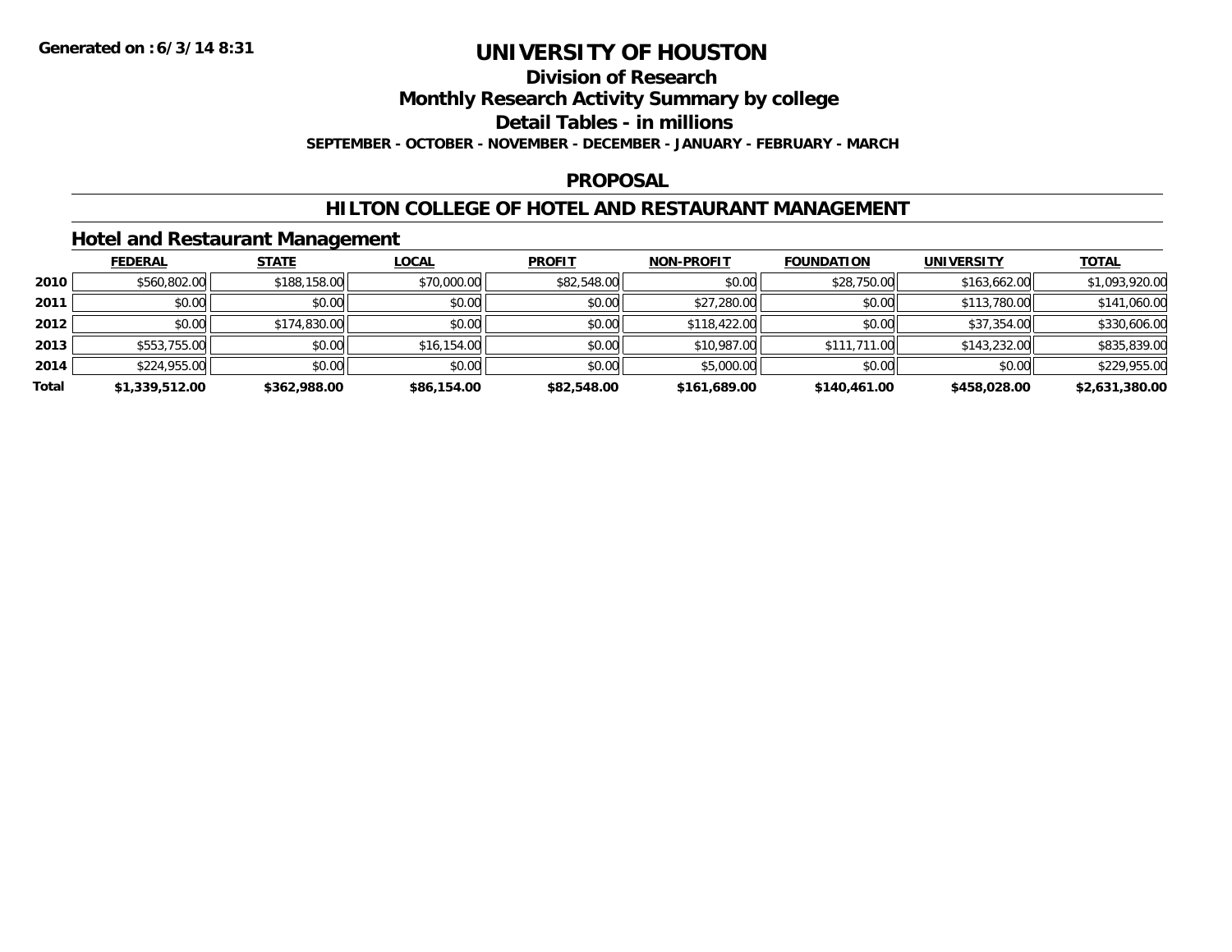# UNIVERSITY OF HOUSTON

## Division of Research

## Monthly Research Activity Summary by college

## Detail Tables - in millions

**SEPTEMBER - OCTOBER - NOVEMBER - DECEMBER - JANUARY - FEBRUARY - MARCH**

**Generated on : 6/3/14 8:31**

## PROPOSAL

## HILTON COLLEGE OF HOTEL AND RESTAURANT MANAGEMENT

### Hotel and Restaurant Management

| | FEDERAL | STATE | LOCAL | PROFIT | NON-PROFIT | FOUNDATION | UNIVERSITY | TOTAL |
|---|---|---|---|---|---|---|---|---|
| 2010 | $560,802.00 | $188,158.00 | $70,000.00 | $82,548.00 | $0.00 | $28,750.00 | $163,662.00 | $1,093,920.00 |
| 2011 | $0.00 | $0.00 | $0.00 | $0.00 | $27,280.00 | $0.00 | $113,780.00 | $141,060.00 |
| 2012 | $0.00 | $174,830.00 | $0.00 | $0.00 | $118,422.00 | $0.00 | $37,354.00 | $330,606.00 |
| 2013 | $553,755.00 | $0.00 | $16,154.00 | $0.00 | $10,987.00 | $111,711.00 | $143,232.00 | $835,839.00 |
| 2014 | $224,955.00 | $0.00 | $0.00 | $0.00 | $5,000.00 | $0.00 | $0.00 | $229,955.00 |
| **Total** | **$1,339,512.00** | **$362,988.00** | **$86,154.00** | **$82,548.00** | **$161,689.00** | **$140,461.00** | **$458,028.00** | **$2,631,380.00** |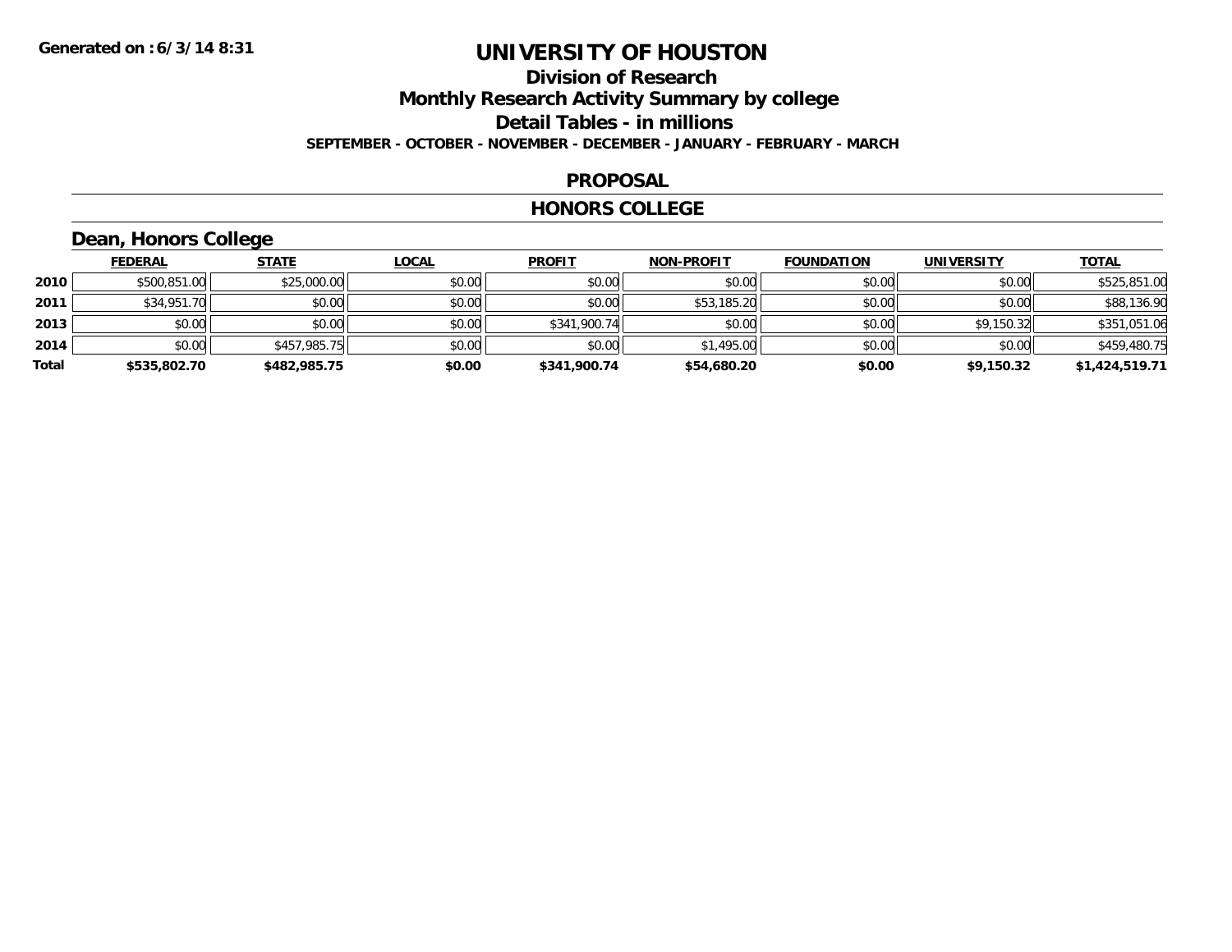Generated on :6/3/14 8:31

# UNIVERSITY OF HOUSTON

## Division of Research

## Monthly Research Activity Summary by college

## Detail Tables - in millions

**SEPTEMBER - OCTOBER - NOVEMBER - DECEMBER - JANUARY - FEBRUARY - MARCH**

### PROPOSAL

### HONORS COLLEGE

### Dean, Honors College

| | FEDERAL | STATE | LOCAL | PROFIT | NON-PROFIT | FOUNDATION | UNIVERSITY | TOTAL |
|---|---|---|---|---|---|---|---|---|
| 2010 | $500,851.00 | $25,000.00 | $0.00 | $0.00 | $0.00 | $0.00 | $0.00 | $525,851.00 |
| 2011 | $34,951.70 | $0.00 | $0.00 | $0.00 | $53,185.20 | $0.00 | $0.00 | $88,136.90 |
| 2013 | $0.00 | $0.00 | $0.00 | $341,900.74 | $0.00 | $0.00 | $9,150.32 | $351,051.06 |
| 2014 | $0.00 | $457,985.75 | $0.00 | $0.00 | $1,495.00 | $0.00 | $0.00 | $459,480.75 |
| **Total** | **$535,802.70** | **$482,985.75** | **$0.00** | **$341,900.74** | **$54,680.20** | **$0.00** | **$9,150.32** | **$1,424,519.71** |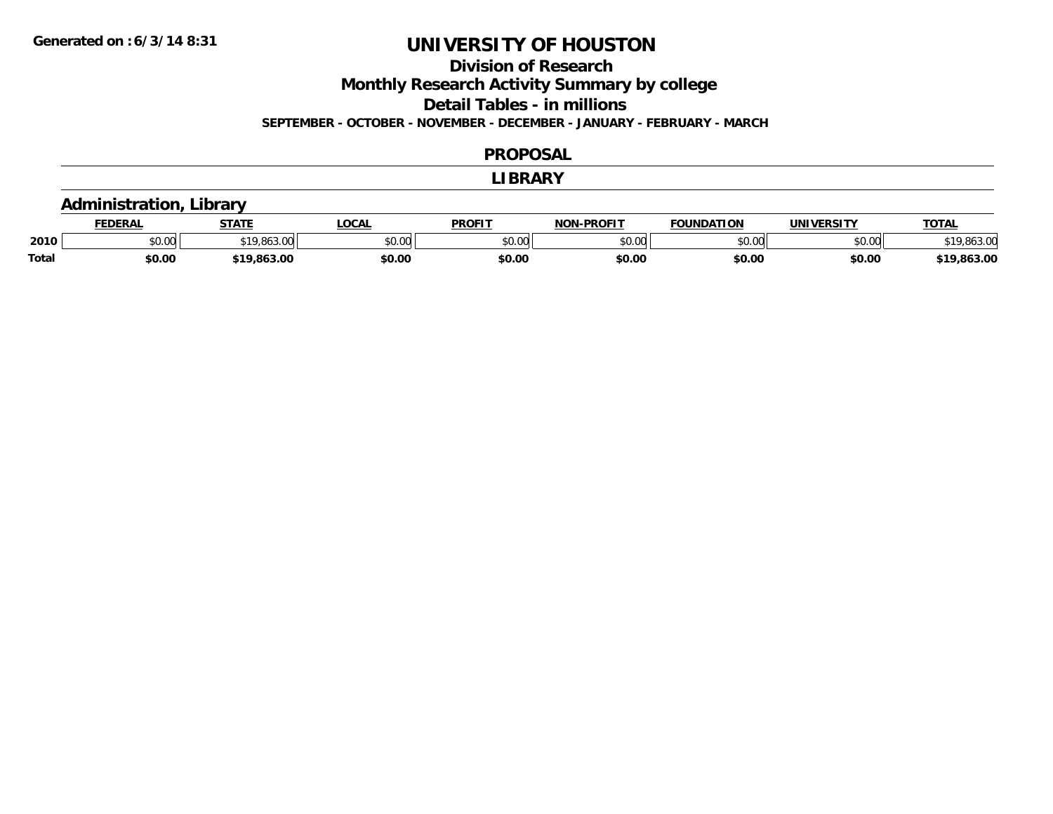**Generated on :6/3/14 8:31**

# UNIVERSITY OF HOUSTON

## Division of Research
## Monthly Research Activity Summary by college
## Detail Tables - in millions

**SEPTEMBER - OCTOBER - NOVEMBER - DECEMBER - JANUARY - FEBRUARY - MARCH**

## PROPOSAL

## LIBRARY

### Administration, Library

| | FEDERAL | STATE | LOCAL | PROFIT | NON-PROFIT | FOUNDATION | UNIVERSITY | TOTAL |
|---|---|---|---|---|---|---|---|---|
| 2010 | $0.00 | $19,863.00 | $0.00 | $0.00 | $0.00 | $0.00 | $0.00 | $19,863.00 |
| **Total** | **$0.00** | **$19,863.00** | **$0.00** | **$0.00** | **$0.00** | **$0.00** | **$0.00** | **$19,863.00** |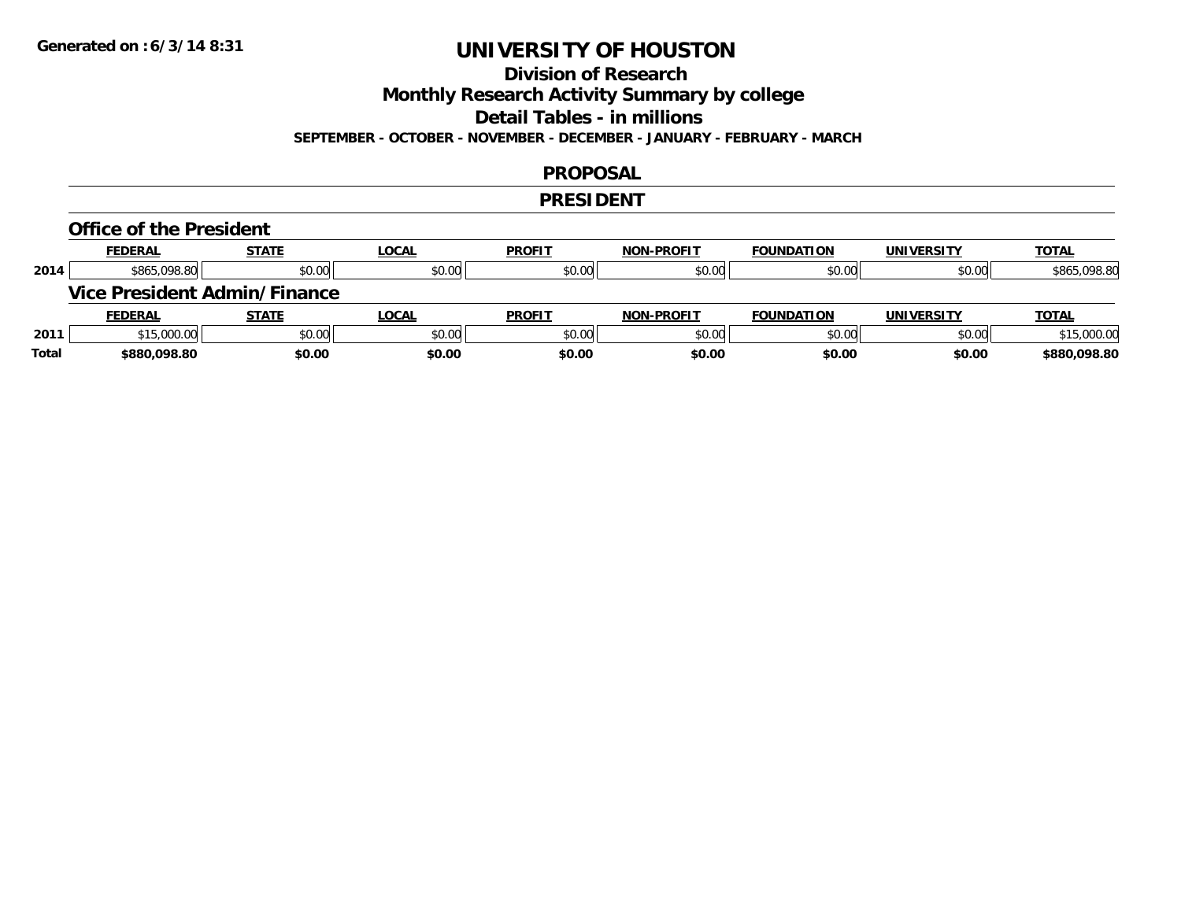Generated on :6/3/14 8:31

# UNIVERSITY OF HOUSTON

## Division of Research
## Monthly Research Activity Summary by college
## Detail Tables - in millions

**SEPTEMBER - OCTOBER - NOVEMBER - DECEMBER - JANUARY - FEBRUARY - MARCH**

## PROPOSAL

## PRESIDENT

### Office of the President

| | FEDERAL | STATE | LOCAL | PROFIT | NON-PROFIT | FOUNDATION | UNIVERSITY | TOTAL |
|---|---|---|---|---|---|---|---|---|
| 2014 | $865,098.80 | $0.00 | $0.00 | $0.00 | $0.00 | $0.00 | $0.00 | $865,098.80 |

### Vice President Admin/Finance

| | FEDERAL | STATE | LOCAL | PROFIT | NON-PROFIT | FOUNDATION | UNIVERSITY | TOTAL |
|---|---|---|---|---|---|---|---|---|
| 2011 | $15,000.00 | $0.00 | $0.00 | $0.00 | $0.00 | $0.00 | $0.00 | $15,000.00 |
| **Total** | **$880,098.80** | **$0.00** | **$0.00** | **$0.00** | **$0.00** | **$0.00** | **$0.00** | **$880,098.80** |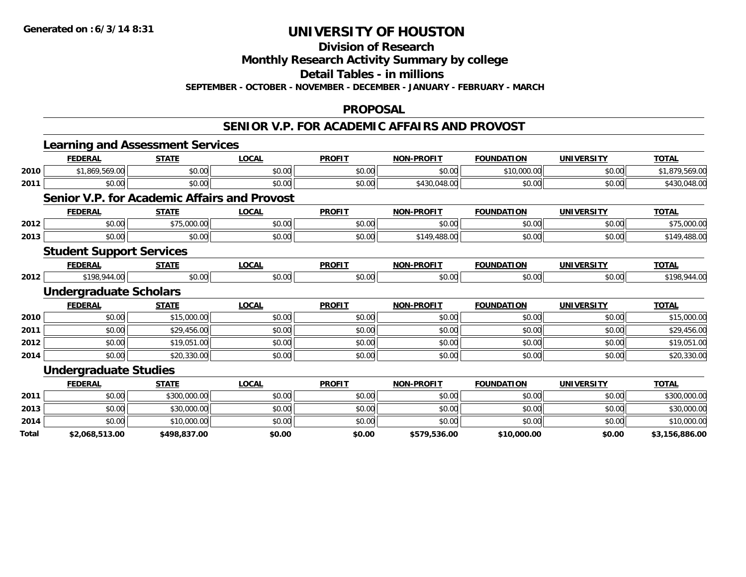**Generated on :6/3/14 8:31**

# UNIVERSITY OF HOUSTON

## Division of Research

## Monthly Research Activity Summary by college

## Detail Tables - in millions

**SEPTEMBER - OCTOBER - NOVEMBER - DECEMBER - JANUARY - FEBRUARY - MARCH**

## PROPOSAL

## SENIOR V.P. FOR ACADEMIC AFFAIRS AND PROVOST

### Learning and Assessment Services

| | FEDERAL | STATE | LOCAL | PROFIT | NON-PROFIT | FOUNDATION | UNIVERSITY | TOTAL |
|---|---|---|---|---|---|---|---|---|
| 2010 | $1,869,569.00 | $0.00 | $0.00 | $0.00 | $0.00 | $10,000.00 | $0.00 | $1,879,569.00 |
| 2011 | $0.00 | $0.00 | $0.00 | $0.00 | $430,048.00 | $0.00 | $0.00 | $430,048.00 |

### Senior V.P. for Academic Affairs and Provost

| | FEDERAL | STATE | LOCAL | PROFIT | NON-PROFIT | FOUNDATION | UNIVERSITY | TOTAL |
|---|---|---|---|---|---|---|---|---|
| 2012 | $0.00 | $75,000.00 | $0.00 | $0.00 | $0.00 | $0.00 | $0.00 | $75,000.00 |
| 2013 | $0.00 | $0.00 | $0.00 | $0.00 | $149,488.00 | $0.00 | $0.00 | $149,488.00 |

### Student Support Services

| | FEDERAL | STATE | LOCAL | PROFIT | NON-PROFIT | FOUNDATION | UNIVERSITY | TOTAL |
|---|---|---|---|---|---|---|---|---|
| 2012 | $198,944.00 | $0.00 | $0.00 | $0.00 | $0.00 | $0.00 | $0.00 | $198,944.00 |

### Undergraduate Scholars

| | FEDERAL | STATE | LOCAL | PROFIT | NON-PROFIT | FOUNDATION | UNIVERSITY | TOTAL |
|---|---|---|---|---|---|---|---|---|
| 2010 | $0.00 | $15,000.00 | $0.00 | $0.00 | $0.00 | $0.00 | $0.00 | $15,000.00 |
| 2011 | $0.00 | $29,456.00 | $0.00 | $0.00 | $0.00 | $0.00 | $0.00 | $29,456.00 |
| 2012 | $0.00 | $19,051.00 | $0.00 | $0.00 | $0.00 | $0.00 | $0.00 | $19,051.00 |
| 2014 | $0.00 | $20,330.00 | $0.00 | $0.00 | $0.00 | $0.00 | $0.00 | $20,330.00 |

### Undergraduate Studies

| | FEDERAL | STATE | LOCAL | PROFIT | NON-PROFIT | FOUNDATION | UNIVERSITY | TOTAL |
|---|---|---|---|---|---|---|---|---|
| 2011 | $0.00 | $300,000.00 | $0.00 | $0.00 | $0.00 | $0.00 | $0.00 | $300,000.00 |
| 2013 | $0.00 | $30,000.00 | $0.00 | $0.00 | $0.00 | $0.00 | $0.00 | $30,000.00 |
| 2014 | $0.00 | $10,000.00 | $0.00 | $0.00 | $0.00 | $0.00 | $0.00 | $10,000.00 |
| **Total** | **$2,068,513.00** | **$498,837.00** | **$0.00** | **$0.00** | **$579,536.00** | **$10,000.00** | **$0.00** | **$3,156,886.00** |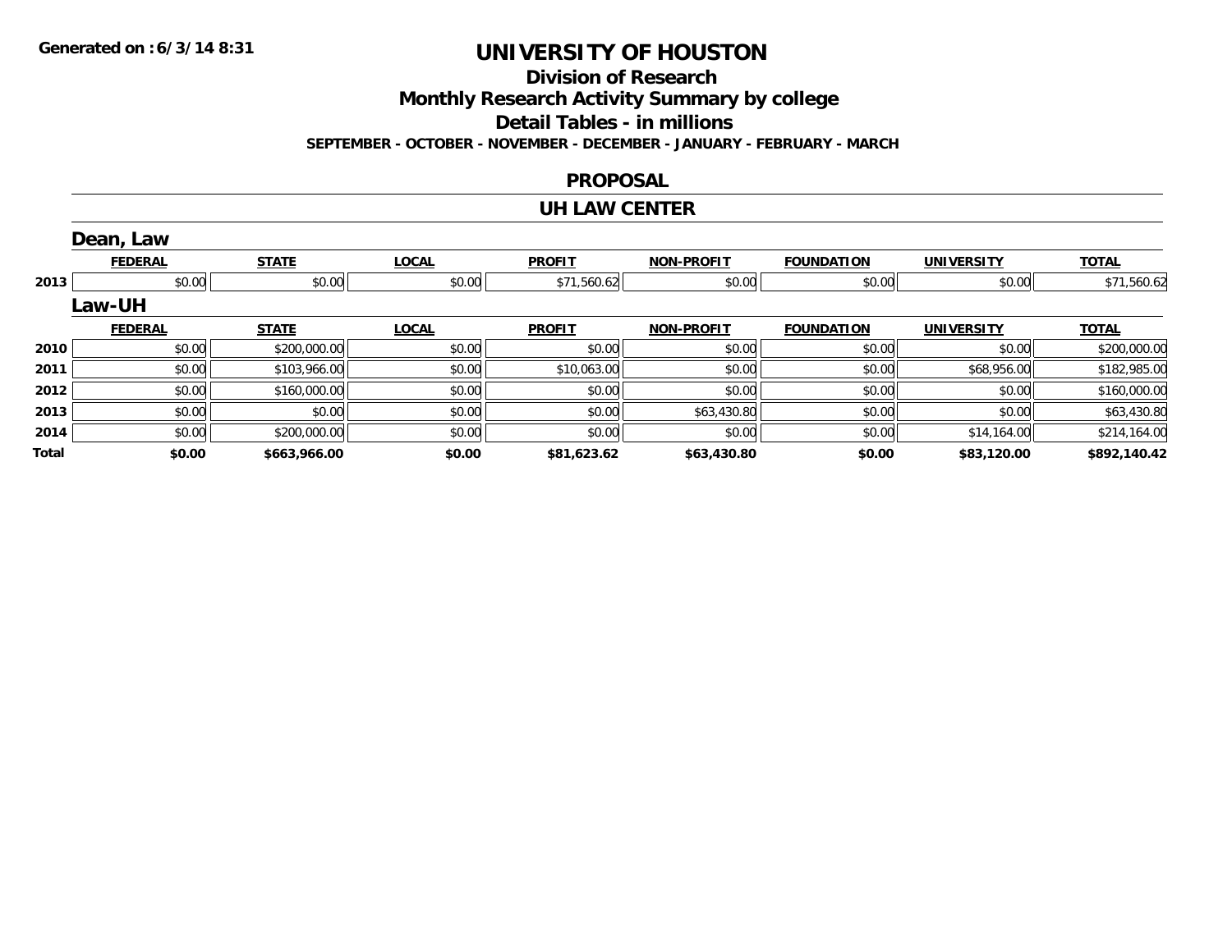# UNIVERSITY OF HOUSTON

## Division of Research

## Monthly Research Activity Summary by college

## Detail Tables - in millions

**SEPTEMBER - OCTOBER - NOVEMBER - DECEMBER - JANUARY - FEBRUARY - MARCH**

**Generated on : 6/3/14 8:31**

### PROPOSAL

### UH LAW CENTER

#### Dean, Law

| | FEDERAL | STATE | LOCAL | PROFIT | NON-PROFIT | FOUNDATION | UNIVERSITY | TOTAL |
|---|---|---|---|---|---|---|---|---|
| 2013 | $0.00 | $0.00 | $0.00 | $71,560.62 | $0.00 | $0.00 | $0.00 | $71,560.62 |

#### Law-UH

| | FEDERAL | STATE | LOCAL | PROFIT | NON-PROFIT | FOUNDATION | UNIVERSITY | TOTAL |
|---|---|---|---|---|---|---|---|---|
| 2010 | $0.00 | $200,000.00 | $0.00 | $0.00 | $0.00 | $0.00 | $0.00 | $200,000.00 |
| 2011 | $0.00 | $103,966.00 | $0.00 | $10,063.00 | $0.00 | $0.00 | $68,956.00 | $182,985.00 |
| 2012 | $0.00 | $160,000.00 | $0.00 | $0.00 | $0.00 | $0.00 | $0.00 | $160,000.00 |
| 2013 | $0.00 | $0.00 | $0.00 | $0.00 | $63,430.80 | $0.00 | $0.00 | $63,430.80 |
| 2014 | $0.00 | $200,000.00 | $0.00 | $0.00 | $0.00 | $0.00 | $14,164.00 | $214,164.00 |
| **Total** | **$0.00** | **$663,966.00** | **$0.00** | **$81,623.62** | **$63,430.80** | **$0.00** | **$83,120.00** | **$892,140.42** |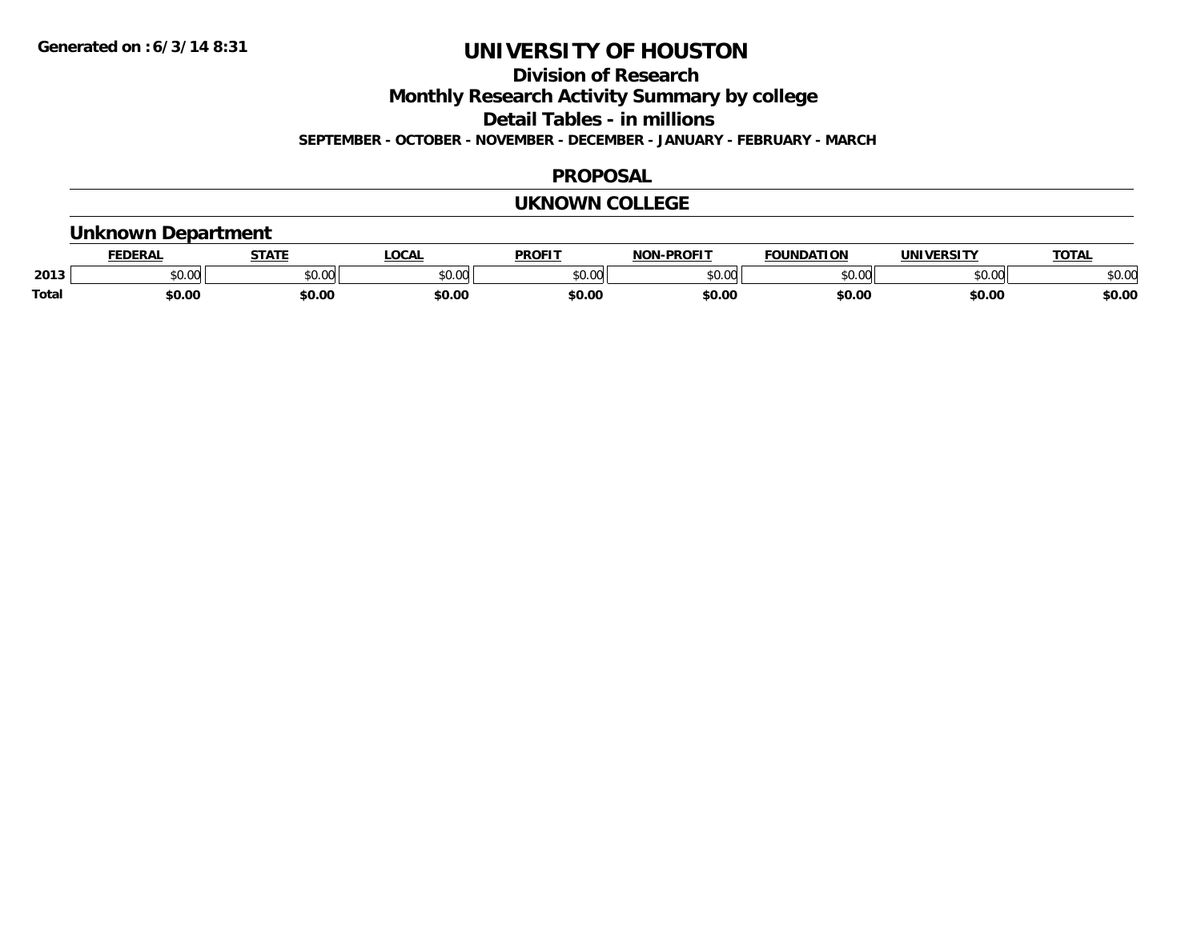**Generated on :6/3/14 8:31**

# UNIVERSITY OF HOUSTON

## Division of Research

## Monthly Research Activity Summary by college

## Detail Tables - in millions

**SEPTEMBER - OCTOBER - NOVEMBER - DECEMBER - JANUARY - FEBRUARY - MARCH**

## PROPOSAL

## UKNOWN COLLEGE

### Unknown Department

| | FEDERAL | STATE | LOCAL | PROFIT | NON-PROFIT | FOUNDATION | UNIVERSITY | TOTAL |
|---|---|---|---|---|---|---|---|---|
| 2013 | $0.00 | $0.00 | $0.00 | $0.00 | $0.00 | $0.00 | $0.00 | $0.00 |
| **Total** | **$0.00** | **$0.00** | **$0.00** | **$0.00** | **$0.00** | **$0.00** | **$0.00** | **$0.00** |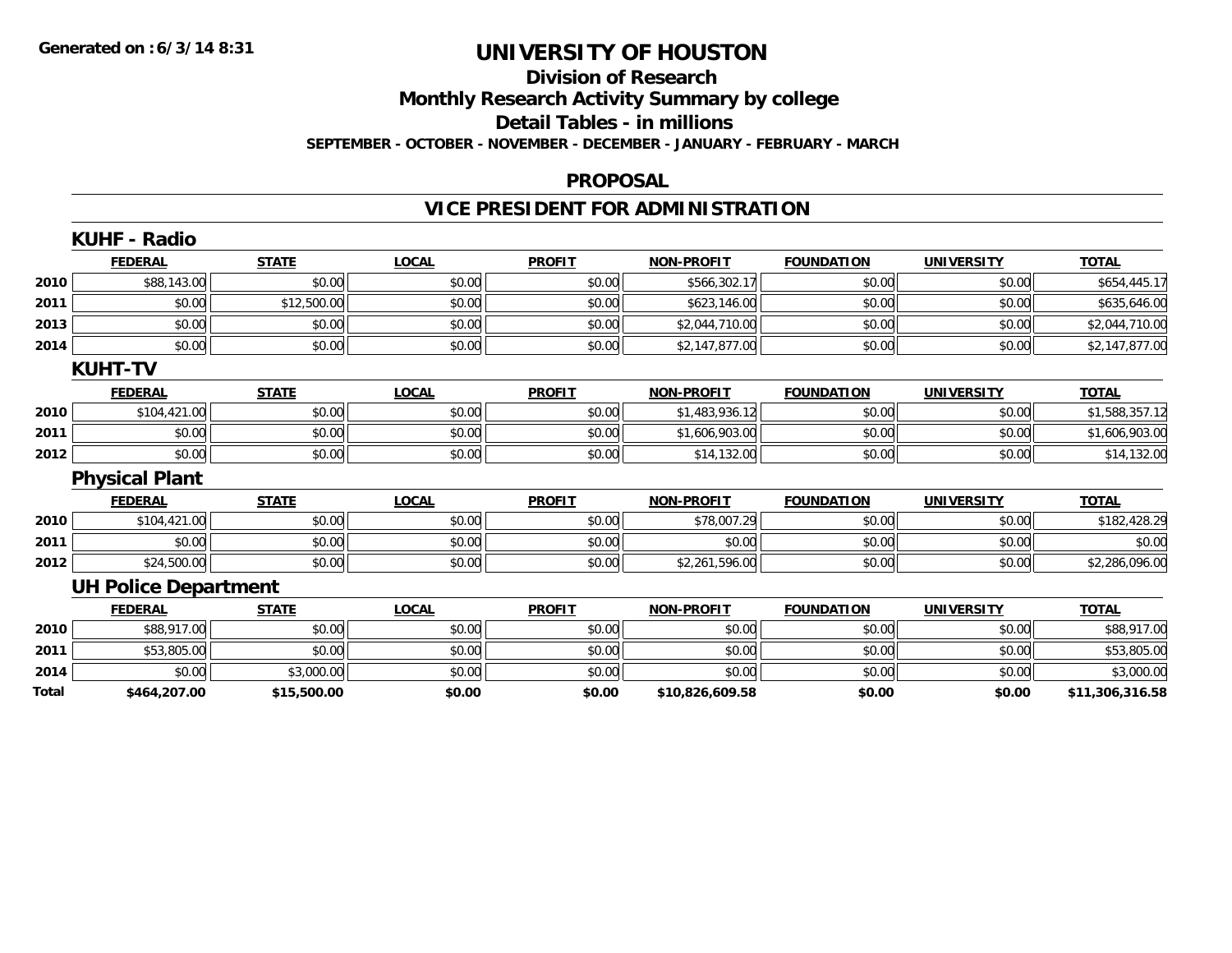**Generated on :6/3/14 8:31**

# UNIVERSITY OF HOUSTON

## Division of Research

## Monthly Research Activity Summary by college

## Detail Tables - in millions

**SEPTEMBER - OCTOBER - NOVEMBER - DECEMBER - JANUARY - FEBRUARY - MARCH**

## PROPOSAL

## VICE PRESIDENT FOR ADMINISTRATION

### KUHF - Radio

| | FEDERAL | STATE | LOCAL | PROFIT | NON-PROFIT | FOUNDATION | UNIVERSITY | TOTAL |
|---|---|---|---|---|---|---|---|---|
| 2010 | $88,143.00 | $0.00 | $0.00 | $0.00 | $566,302.17 | $0.00 | $0.00 | $654,445.17 |
| 2011 | $0.00 | $12,500.00 | $0.00 | $0.00 | $623,146.00 | $0.00 | $0.00 | $635,646.00 |
| 2013 | $0.00 | $0.00 | $0.00 | $0.00 | $2,044,710.00 | $0.00 | $0.00 | $2,044,710.00 |
| 2014 | $0.00 | $0.00 | $0.00 | $0.00 | $2,147,877.00 | $0.00 | $0.00 | $2,147,877.00 |

### KUHT-TV

| | FEDERAL | STATE | LOCAL | PROFIT | NON-PROFIT | FOUNDATION | UNIVERSITY | TOTAL |
|---|---|---|---|---|---|---|---|---|
| 2010 | $104,421.00 | $0.00 | $0.00 | $0.00 | $1,483,936.12 | $0.00 | $0.00 | $1,588,357.12 |
| 2011 | $0.00 | $0.00 | $0.00 | $0.00 | $1,606,903.00 | $0.00 | $0.00 | $1,606,903.00 |
| 2012 | $0.00 | $0.00 | $0.00 | $0.00 | $14,132.00 | $0.00 | $0.00 | $14,132.00 |

### Physical Plant

| | FEDERAL | STATE | LOCAL | PROFIT | NON-PROFIT | FOUNDATION | UNIVERSITY | TOTAL |
|---|---|---|---|---|---|---|---|---|
| 2010 | $104,421.00 | $0.00 | $0.00 | $0.00 | $78,007.29 | $0.00 | $0.00 | $182,428.29 |
| 2011 | $0.00 | $0.00 | $0.00 | $0.00 | $0.00 | $0.00 | $0.00 | $0.00 |
| 2012 | $24,500.00 | $0.00 | $0.00 | $0.00 | $2,261,596.00 | $0.00 | $0.00 | $2,286,096.00 |

### UH Police Department

| | FEDERAL | STATE | LOCAL | PROFIT | NON-PROFIT | FOUNDATION | UNIVERSITY | TOTAL |
|---|---|---|---|---|---|---|---|---|
| 2010 | $88,917.00 | $0.00 | $0.00 | $0.00 | $0.00 | $0.00 | $0.00 | $88,917.00 |
| 2011 | $53,805.00 | $0.00 | $0.00 | $0.00 | $0.00 | $0.00 | $0.00 | $53,805.00 |
| 2014 | $0.00 | $3,000.00 | $0.00 | $0.00 | $0.00 | $0.00 | $0.00 | $3,000.00 |
| **Total** | **$464,207.00** | **$15,500.00** | **$0.00** | **$0.00** | **$10,826,609.58** | **$0.00** | **$0.00** | **$11,306,316.58** |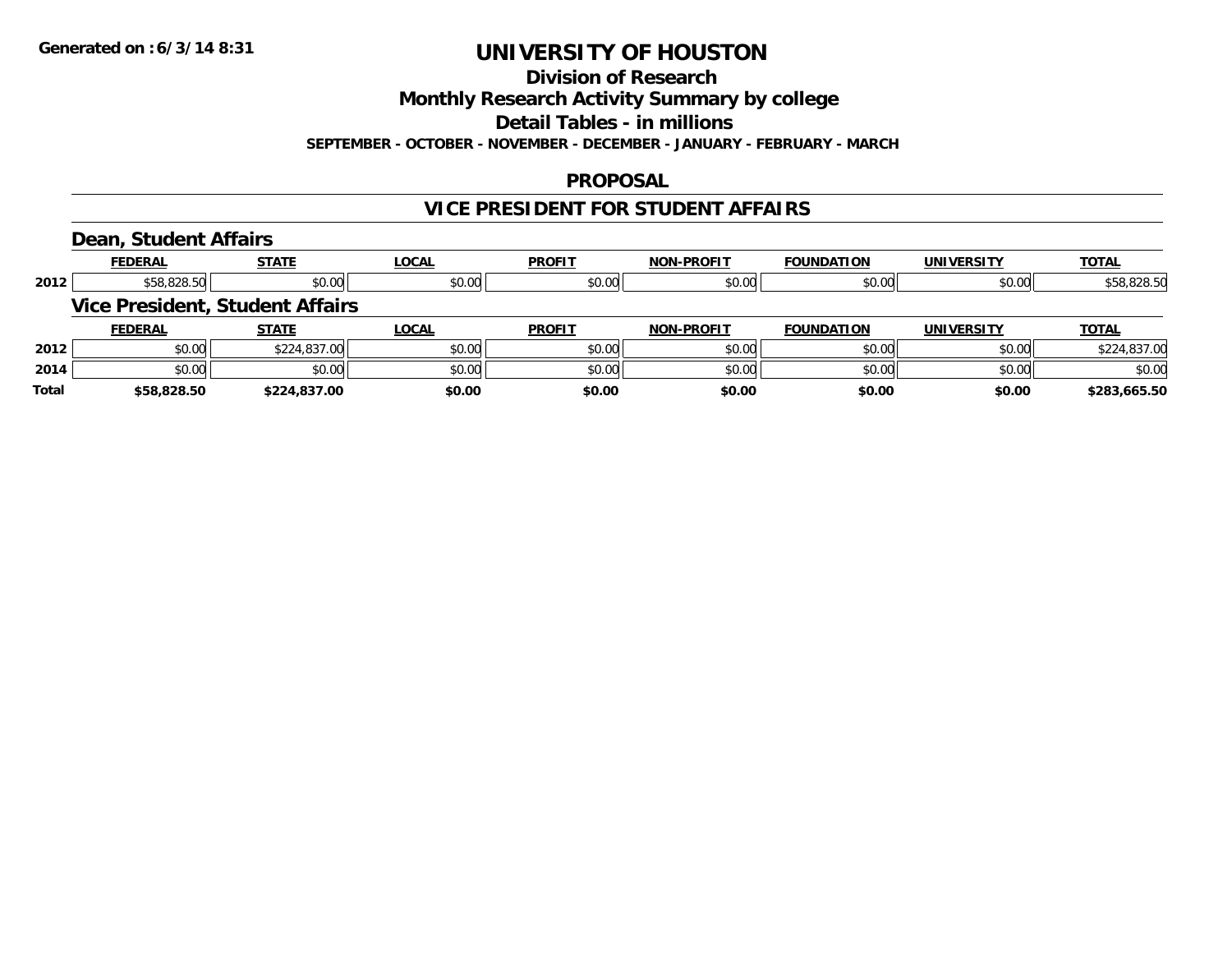**Generated on :6/3/14 8:31**

# UNIVERSITY OF HOUSTON

## Division of Research

## Monthly Research Activity Summary by college

## Detail Tables - in millions

**SEPTEMBER - OCTOBER - NOVEMBER - DECEMBER - JANUARY - FEBRUARY - MARCH**

## PROPOSAL

## VICE PRESIDENT FOR STUDENT AFFAIRS

### Dean, Student Affairs

| | FEDERAL | STATE | LOCAL | PROFIT | NON-PROFIT | FOUNDATION | UNIVERSITY | TOTAL |
|---|---|---|---|---|---|---|---|---|
| 2012 | $58,828.50 | $0.00 | $0.00 | $0.00 | $0.00 | $0.00 | $0.00 | $58,828.50 |

### Vice President, Student Affairs

| | FEDERAL | STATE | LOCAL | PROFIT | NON-PROFIT | FOUNDATION | UNIVERSITY | TOTAL |
|---|---|---|---|---|---|---|---|---|
| 2012 | $0.00 | $224,837.00 | $0.00 | $0.00 | $0.00 | $0.00 | $0.00 | $224,837.00 |
| 2014 | $0.00 | $0.00 | $0.00 | $0.00 | $0.00 | $0.00 | $0.00 | $0.00 |
| **Total** | **$58,828.50** | **$224,837.00** | **$0.00** | **$0.00** | **$0.00** | **$0.00** | **$0.00** | **$283,665.50** |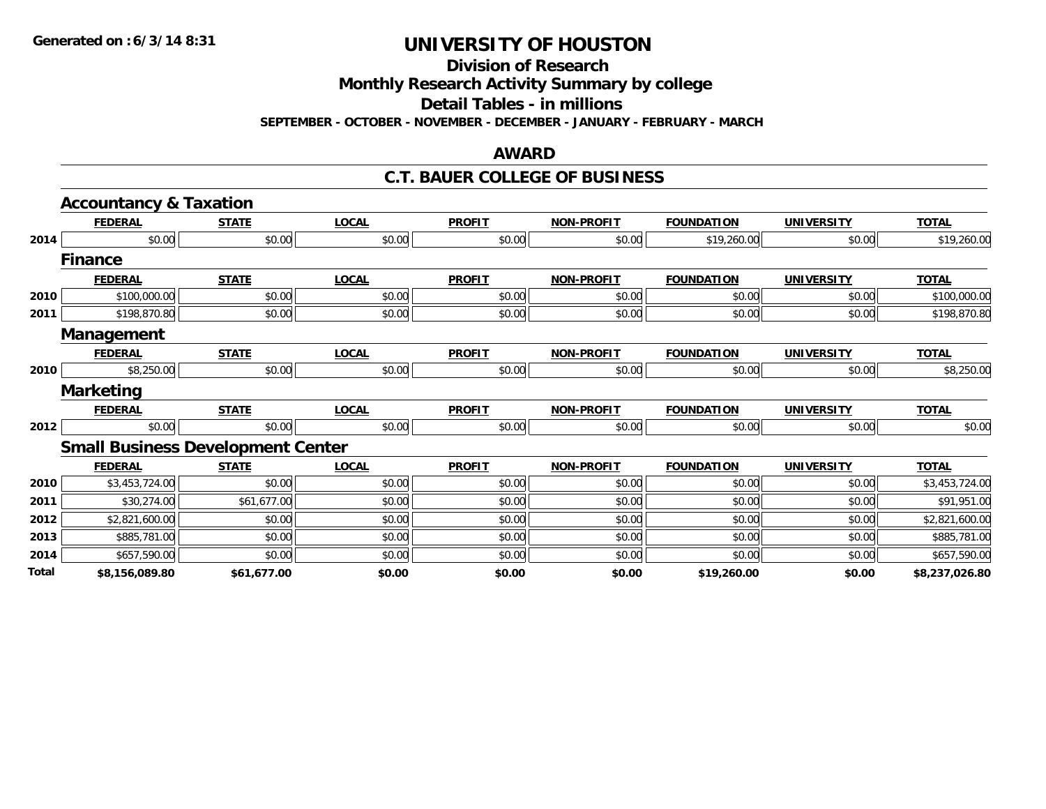**Generated on :6/3/14 8:31**

# UNIVERSITY OF HOUSTON

## Division of Research

## Monthly Research Activity Summary by college

## Detail Tables - in millions

**SEPTEMBER - OCTOBER - NOVEMBER - DECEMBER - JANUARY - FEBRUARY - MARCH**

## AWARD

## C.T. BAUER COLLEGE OF BUSINESS

### Accountancy & Taxation

| | FEDERAL | STATE | LOCAL | PROFIT | NON-PROFIT | FOUNDATION | UNIVERSITY | TOTAL |
|---|---|---|---|---|---|---|---|---|
| 2014 | $0.00 | $0.00 | $0.00 | $0.00 | $0.00 | $19,260.00 | $0.00 | $19,260.00 |

### Finance

| | FEDERAL | STATE | LOCAL | PROFIT | NON-PROFIT | FOUNDATION | UNIVERSITY | TOTAL |
|---|---|---|---|---|---|---|---|---|
| 2010 | $100,000.00 | $0.00 | $0.00 | $0.00 | $0.00 | $0.00 | $0.00 | $100,000.00 |
| 2011 | $198,870.80 | $0.00 | $0.00 | $0.00 | $0.00 | $0.00 | $0.00 | $198,870.80 |

### Management

| | FEDERAL | STATE | LOCAL | PROFIT | NON-PROFIT | FOUNDATION | UNIVERSITY | TOTAL |
|---|---|---|---|---|---|---|---|---|
| 2010 | $8,250.00 | $0.00 | $0.00 | $0.00 | $0.00 | $0.00 | $0.00 | $8,250.00 |

### Marketing

| | FEDERAL | STATE | LOCAL | PROFIT | NON-PROFIT | FOUNDATION | UNIVERSITY | TOTAL |
|---|---|---|---|---|---|---|---|---|
| 2012 | $0.00 | $0.00 | $0.00 | $0.00 | $0.00 | $0.00 | $0.00 | $0.00 |

### Small Business Development Center

| | FEDERAL | STATE | LOCAL | PROFIT | NON-PROFIT | FOUNDATION | UNIVERSITY | TOTAL |
|---|---|---|---|---|---|---|---|---|
| 2010 | $3,453,724.00 | $0.00 | $0.00 | $0.00 | $0.00 | $0.00 | $0.00 | $3,453,724.00 |
| 2011 | $30,274.00 | $61,677.00 | $0.00 | $0.00 | $0.00 | $0.00 | $0.00 | $91,951.00 |
| 2012 | $2,821,600.00 | $0.00 | $0.00 | $0.00 | $0.00 | $0.00 | $0.00 | $2,821,600.00 |
| 2013 | $885,781.00 | $0.00 | $0.00 | $0.00 | $0.00 | $0.00 | $0.00 | $885,781.00 |
| 2014 | $657,590.00 | $0.00 | $0.00 | $0.00 | $0.00 | $0.00 | $0.00 | $657,590.00 |
| **Total** | **$8,156,089.80** | **$61,677.00** | **$0.00** | **$0.00** | **$0.00** | **$19,260.00** | **$0.00** | **$8,237,026.80** |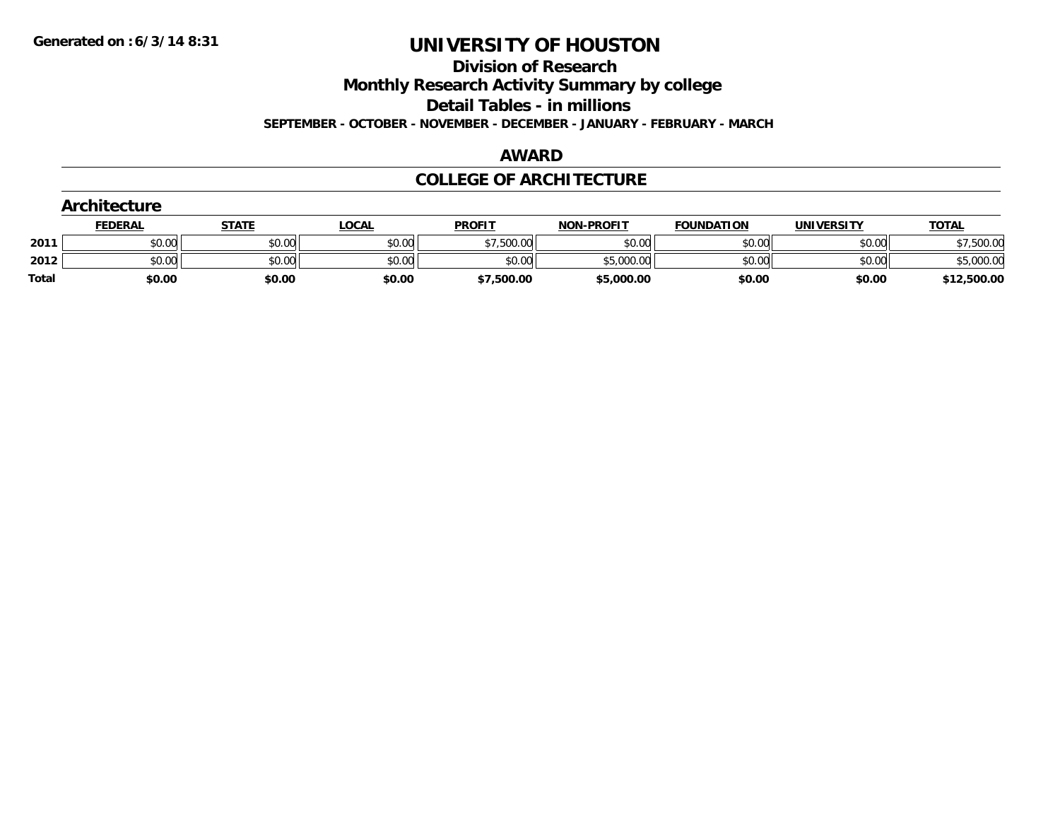# UNIVERSITY OF HOUSTON

## Division of Research

## Monthly Research Activity Summary by college

## Detail Tables - in millions

**SEPTEMBER - OCTOBER - NOVEMBER - DECEMBER - JANUARY - FEBRUARY - MARCH**

**Generated on : 6/3/14 8:31**

## AWARD

## COLLEGE OF ARCHITECTURE

### Architecture

| | FEDERAL | STATE | LOCAL | PROFIT | NON-PROFIT | FOUNDATION | UNIVERSITY | TOTAL |
|---|---|---|---|---|---|---|---|---|
| 2011 | $0.00 | $0.00 | $0.00 | $7,500.00 | $0.00 | $0.00 | $0.00 | $7,500.00 |
| 2012 | $0.00 | $0.00 | $0.00 | $0.00 | $5,000.00 | $0.00 | $0.00 | $5,000.00 |
| **Total** | **$0.00** | **$0.00** | **$0.00** | **$7,500.00** | **$5,000.00** | **$0.00** | **$0.00** | **$12,500.00** |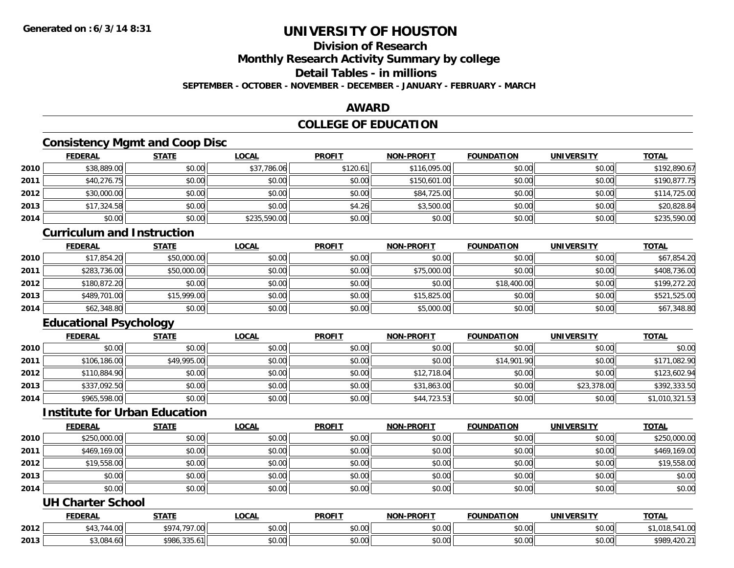**Generated on :6/3/14 8:31**

# UNIVERSITY OF HOUSTON

## Division of Research

## Monthly Research Activity Summary by college

## Detail Tables - in millions

**SEPTEMBER - OCTOBER - NOVEMBER - DECEMBER - JANUARY - FEBRUARY - MARCH**

## AWARD

## COLLEGE OF EDUCATION

### Consistency Mgmt and Coop Disc

| | FEDERAL | STATE | LOCAL | PROFIT | NON-PROFIT | FOUNDATION | UNIVERSITY | TOTAL |
|---|---|---|---|---|---|---|---|---|
| 2010 | $38,889.00 | $0.00 | $37,786.06 | $120.61 | $116,095.00 | $0.00 | $0.00 | $192,890.67 |
| 2011 | $40,276.75 | $0.00 | $0.00 | $0.00 | $150,601.00 | $0.00 | $0.00 | $190,877.75 |
| 2012 | $30,000.00 | $0.00 | $0.00 | $0.00 | $84,725.00 | $0.00 | $0.00 | $114,725.00 |
| 2013 | $17,324.58 | $0.00 | $0.00 | $4.26 | $3,500.00 | $0.00 | $0.00 | $20,828.84 |
| 2014 | $0.00 | $0.00 | $235,590.00 | $0.00 | $0.00 | $0.00 | $0.00 | $235,590.00 |

### Curriculum and Instruction

| | FEDERAL | STATE | LOCAL | PROFIT | NON-PROFIT | FOUNDATION | UNIVERSITY | TOTAL |
|---|---|---|---|---|---|---|---|---|
| 2010 | $17,854.20 | $50,000.00 | $0.00 | $0.00 | $0.00 | $0.00 | $0.00 | $67,854.20 |
| 2011 | $283,736.00 | $50,000.00 | $0.00 | $0.00 | $75,000.00 | $0.00 | $0.00 | $408,736.00 |
| 2012 | $180,872.20 | $0.00 | $0.00 | $0.00 | $0.00 | $18,400.00 | $0.00 | $199,272.20 |
| 2013 | $489,701.00 | $15,999.00 | $0.00 | $0.00 | $15,825.00 | $0.00 | $0.00 | $521,525.00 |
| 2014 | $62,348.80 | $0.00 | $0.00 | $0.00 | $5,000.00 | $0.00 | $0.00 | $67,348.80 |

### Educational Psychology

| | FEDERAL | STATE | LOCAL | PROFIT | NON-PROFIT | FOUNDATION | UNIVERSITY | TOTAL |
|---|---|---|---|---|---|---|---|---|
| 2010 | $0.00 | $0.00 | $0.00 | $0.00 | $0.00 | $0.00 | $0.00 | $0.00 |
| 2011 | $106,186.00 | $49,995.00 | $0.00 | $0.00 | $0.00 | $14,901.90 | $0.00 | $171,082.90 |
| 2012 | $110,884.90 | $0.00 | $0.00 | $0.00 | $12,718.04 | $0.00 | $0.00 | $123,602.94 |
| 2013 | $337,092.50 | $0.00 | $0.00 | $0.00 | $31,863.00 | $0.00 | $23,378.00 | $392,333.50 |
| 2014 | $965,598.00 | $0.00 | $0.00 | $0.00 | $44,723.53 | $0.00 | $0.00 | $1,010,321.53 |

### Institute for Urban Education

| | FEDERAL | STATE | LOCAL | PROFIT | NON-PROFIT | FOUNDATION | UNIVERSITY | TOTAL |
|---|---|---|---|---|---|---|---|---|
| 2010 | $250,000.00 | $0.00 | $0.00 | $0.00 | $0.00 | $0.00 | $0.00 | $250,000.00 |
| 2011 | $469,169.00 | $0.00 | $0.00 | $0.00 | $0.00 | $0.00 | $0.00 | $469,169.00 |
| 2012 | $19,558.00 | $0.00 | $0.00 | $0.00 | $0.00 | $0.00 | $0.00 | $19,558.00 |
| 2013 | $0.00 | $0.00 | $0.00 | $0.00 | $0.00 | $0.00 | $0.00 | $0.00 |
| 2014 | $0.00 | $0.00 | $0.00 | $0.00 | $0.00 | $0.00 | $0.00 | $0.00 |

### UH Charter School

| | FEDERAL | STATE | LOCAL | PROFIT | NON-PROFIT | FOUNDATION | UNIVERSITY | TOTAL |
|---|---|---|---|---|---|---|---|---|
| 2012 | $43,744.00 | $974,797.00 | $0.00 | $0.00 | $0.00 | $0.00 | $0.00 | $1,018,541.00 |
| 2013 | $3,084.60 | $986,335.61 | $0.00 | $0.00 | $0.00 | $0.00 | $0.00 | $989,420.21 |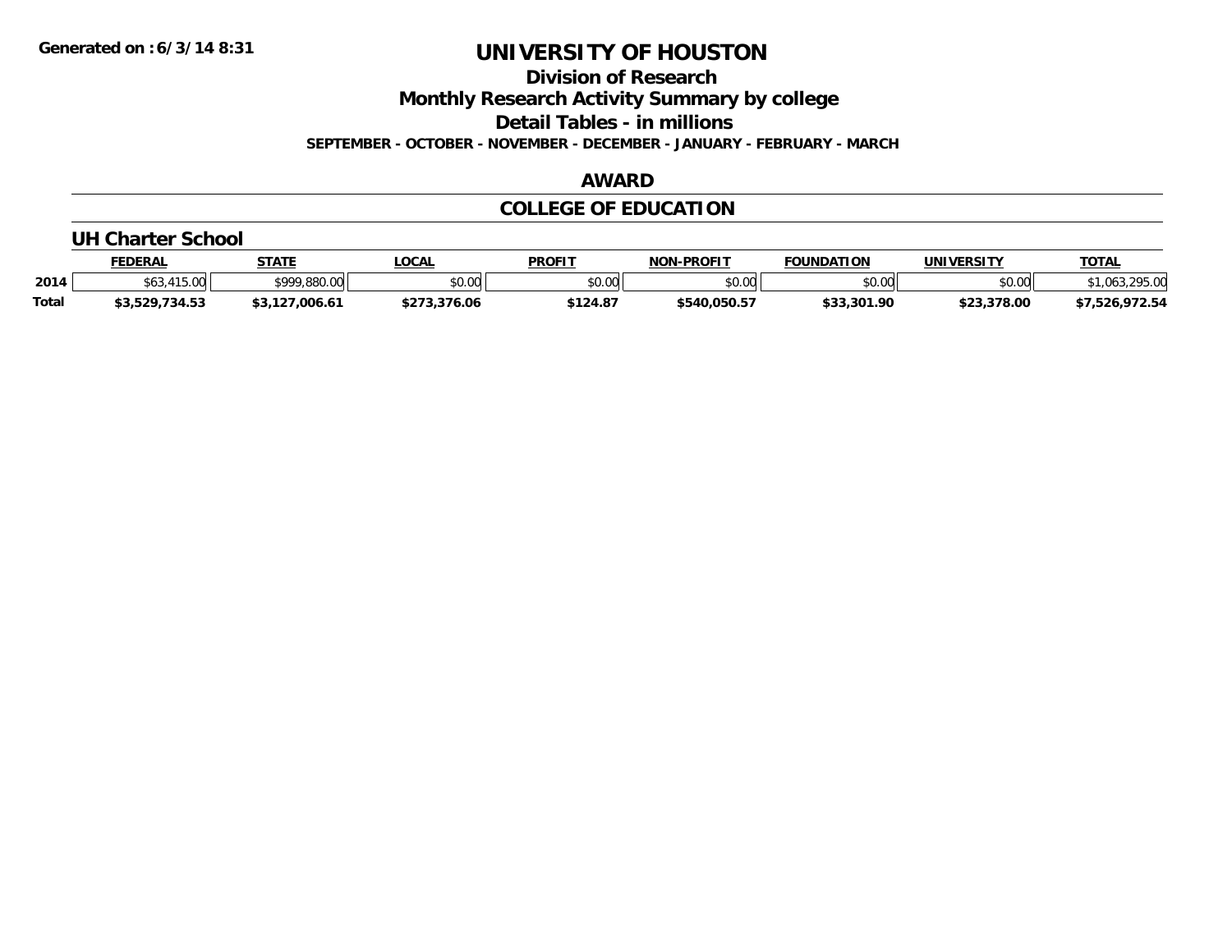Generated on :6/3/14 8:31

# UNIVERSITY OF HOUSTON

## Division of Research

## Monthly Research Activity Summary by college

## Detail Tables - in millions

**SEPTEMBER - OCTOBER - NOVEMBER - DECEMBER - JANUARY - FEBRUARY - MARCH**

## AWARD

## COLLEGE OF EDUCATION

### UH Charter School

| | FEDERAL | STATE | LOCAL | PROFIT | NON-PROFIT | FOUNDATION | UNIVERSITY | TOTAL |
|---|---|---|---|---|---|---|---|---|
| 2014 | $63,415.00 | $999,880.00 | $0.00 | $0.00 | $0.00 | $0.00 | $0.00 | $1,063,295.00 |
| **Total** | **$3,529,734.53** | **$3,127,006.61** | **$273,376.06** | **$124.87** | **$540,050.57** | **$33,301.90** | **$23,378.00** | **$7,526,972.54** |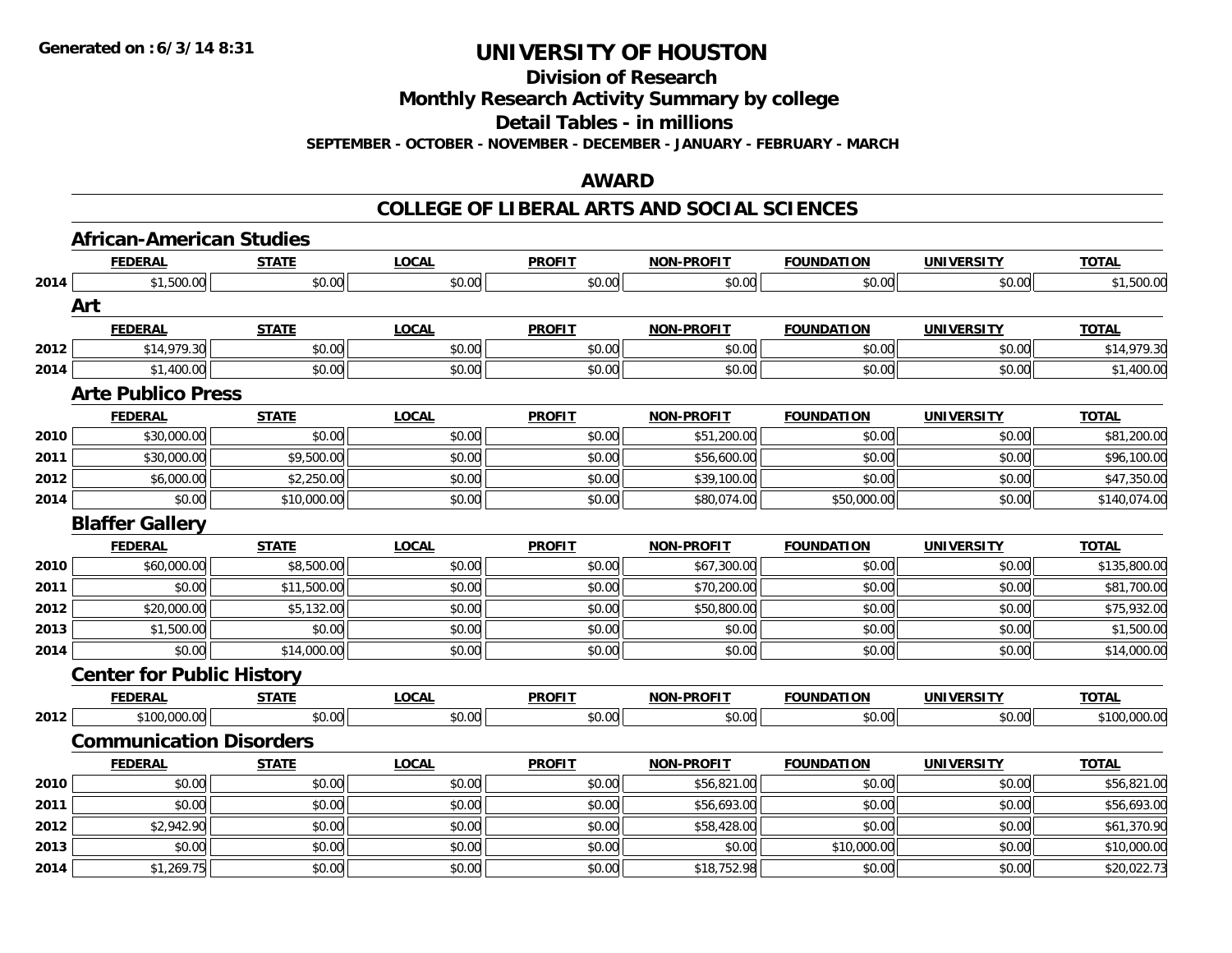# UNIVERSITY OF HOUSTON

## Division of Research

## Monthly Research Activity Summary by college

## Detail Tables - in millions

**SEPTEMBER - OCTOBER - NOVEMBER - DECEMBER - JANUARY - FEBRUARY - MARCH**

## AWARD

## COLLEGE OF LIBERAL ARTS AND SOCIAL SCIENCES

### African-American Studies

| | FEDERAL | STATE | LOCAL | PROFIT | NON-PROFIT | FOUNDATION | UNIVERSITY | TOTAL |
|---|---|---|---|---|---|---|---|---|
| 2014 | $1,500.00 | $0.00 | $0.00 | $0.00 | $0.00 | $0.00 | $0.00 | $1,500.00 |

### Art

| | FEDERAL | STATE | LOCAL | PROFIT | NON-PROFIT | FOUNDATION | UNIVERSITY | TOTAL |
|---|---|---|---|---|---|---|---|---|
| 2012 | $14,979.30 | $0.00 | $0.00 | $0.00 | $0.00 | $0.00 | $0.00 | $14,979.30 |
| 2014 | $1,400.00 | $0.00 | $0.00 | $0.00 | $0.00 | $0.00 | $0.00 | $1,400.00 |

### Arte Publico Press

| | FEDERAL | STATE | LOCAL | PROFIT | NON-PROFIT | FOUNDATION | UNIVERSITY | TOTAL |
|---|---|---|---|---|---|---|---|---|
| 2010 | $30,000.00 | $0.00 | $0.00 | $0.00 | $51,200.00 | $0.00 | $0.00 | $81,200.00 |
| 2011 | $30,000.00 | $9,500.00 | $0.00 | $0.00 | $56,600.00 | $0.00 | $0.00 | $96,100.00 |
| 2012 | $6,000.00 | $2,250.00 | $0.00 | $0.00 | $39,100.00 | $0.00 | $0.00 | $47,350.00 |
| 2014 | $0.00 | $10,000.00 | $0.00 | $0.00 | $80,074.00 | $50,000.00 | $0.00 | $140,074.00 |

### Blaffer Gallery

| | FEDERAL | STATE | LOCAL | PROFIT | NON-PROFIT | FOUNDATION | UNIVERSITY | TOTAL |
|---|---|---|---|---|---|---|---|---|
| 2010 | $60,000.00 | $8,500.00 | $0.00 | $0.00 | $67,300.00 | $0.00 | $0.00 | $135,800.00 |
| 2011 | $0.00 | $11,500.00 | $0.00 | $0.00 | $70,200.00 | $0.00 | $0.00 | $81,700.00 |
| 2012 | $20,000.00 | $5,132.00 | $0.00 | $0.00 | $50,800.00 | $0.00 | $0.00 | $75,932.00 |
| 2013 | $1,500.00 | $0.00 | $0.00 | $0.00 | $0.00 | $0.00 | $0.00 | $1,500.00 |
| 2014 | $0.00 | $14,000.00 | $0.00 | $0.00 | $0.00 | $0.00 | $0.00 | $14,000.00 |

### Center for Public History

| | FEDERAL | STATE | LOCAL | PROFIT | NON-PROFIT | FOUNDATION | UNIVERSITY | TOTAL |
|---|---|---|---|---|---|---|---|---|
| 2012 | $100,000.00 | $0.00 | $0.00 | $0.00 | $0.00 | $0.00 | $0.00 | $100,000.00 |

### Communication Disorders

| | FEDERAL | STATE | LOCAL | PROFIT | NON-PROFIT | FOUNDATION | UNIVERSITY | TOTAL |
|---|---|---|---|---|---|---|---|---|
| 2010 | $0.00 | $0.00 | $0.00 | $0.00 | $56,821.00 | $0.00 | $0.00 | $56,821.00 |
| 2011 | $0.00 | $0.00 | $0.00 | $0.00 | $56,693.00 | $0.00 | $0.00 | $56,693.00 |
| 2012 | $2,942.90 | $0.00 | $0.00 | $0.00 | $58,428.00 | $0.00 | $0.00 | $61,370.90 |
| 2013 | $0.00 | $0.00 | $0.00 | $0.00 | $0.00 | $10,000.00 | $0.00 | $10,000.00 |
| 2014 | $1,269.75 | $0.00 | $0.00 | $0.00 | $18,752.98 | $0.00 | $0.00 | $20,022.73 |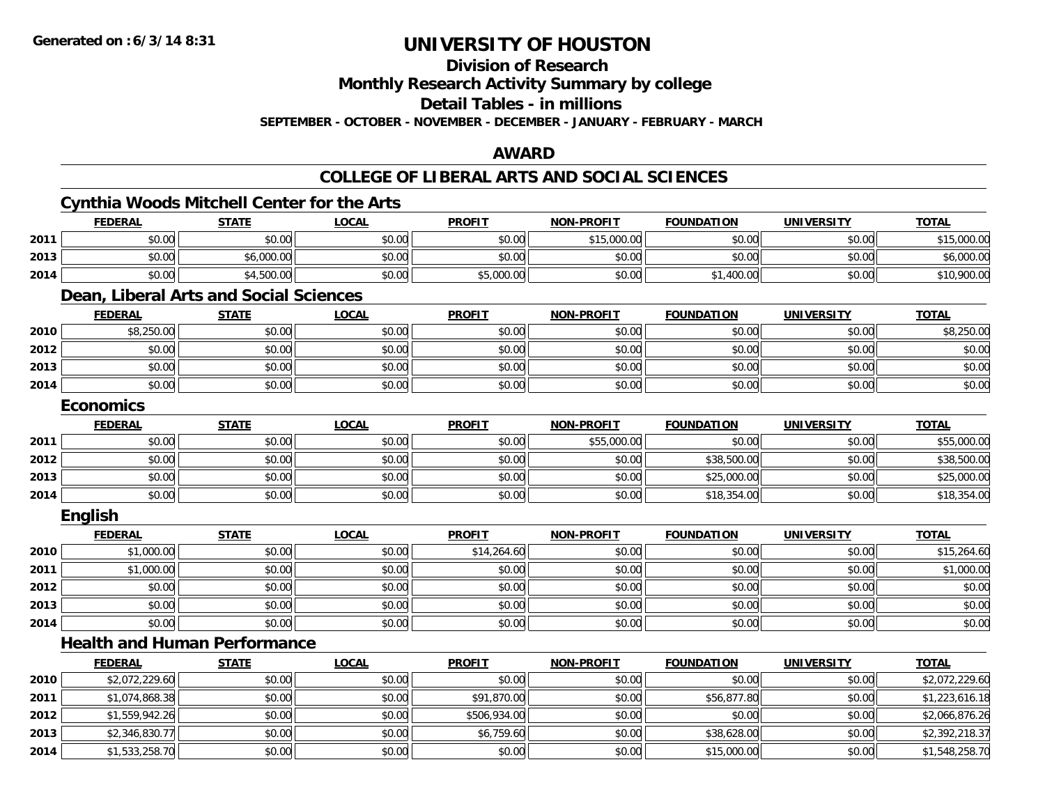**Generated on :6/3/14 8:31**

# UNIVERSITY OF HOUSTON

## Division of Research

## Monthly Research Activity Summary by college

## Detail Tables - in millions

**SEPTEMBER - OCTOBER - NOVEMBER - DECEMBER - JANUARY - FEBRUARY - MARCH**

## AWARD

## COLLEGE OF LIBERAL ARTS AND SOCIAL SCIENCES

### Cynthia Woods Mitchell Center for the Arts

| | FEDERAL | STATE | LOCAL | PROFIT | NON-PROFIT | FOUNDATION | UNIVERSITY | TOTAL |
|---|---|---|---|---|---|---|---|---|
| 2011 | $0.00 | $0.00 | $0.00 | $0.00 | $15,000.00 | $0.00 | $0.00 | $15,000.00 |
| 2013 | $0.00 | $6,000.00 | $0.00 | $0.00 | $0.00 | $0.00 | $0.00 | $6,000.00 |
| 2014 | $0.00 | $4,500.00 | $0.00 | $5,000.00 | $0.00 | $1,400.00 | $0.00 | $10,900.00 |

### Dean, Liberal Arts and Social Sciences

| | FEDERAL | STATE | LOCAL | PROFIT | NON-PROFIT | FOUNDATION | UNIVERSITY | TOTAL |
|---|---|---|---|---|---|---|---|---|
| 2010 | $8,250.00 | $0.00 | $0.00 | $0.00 | $0.00 | $0.00 | $0.00 | $8,250.00 |
| 2012 | $0.00 | $0.00 | $0.00 | $0.00 | $0.00 | $0.00 | $0.00 | $0.00 |
| 2013 | $0.00 | $0.00 | $0.00 | $0.00 | $0.00 | $0.00 | $0.00 | $0.00 |
| 2014 | $0.00 | $0.00 | $0.00 | $0.00 | $0.00 | $0.00 | $0.00 | $0.00 |

### Economics

| | FEDERAL | STATE | LOCAL | PROFIT | NON-PROFIT | FOUNDATION | UNIVERSITY | TOTAL |
|---|---|---|---|---|---|---|---|---|
| 2011 | $0.00 | $0.00 | $0.00 | $0.00 | $55,000.00 | $0.00 | $0.00 | $55,000.00 |
| 2012 | $0.00 | $0.00 | $0.00 | $0.00 | $0.00 | $38,500.00 | $0.00 | $38,500.00 |
| 2013 | $0.00 | $0.00 | $0.00 | $0.00 | $0.00 | $25,000.00 | $0.00 | $25,000.00 |
| 2014 | $0.00 | $0.00 | $0.00 | $0.00 | $0.00 | $18,354.00 | $0.00 | $18,354.00 |

### English

| | FEDERAL | STATE | LOCAL | PROFIT | NON-PROFIT | FOUNDATION | UNIVERSITY | TOTAL |
|---|---|---|---|---|---|---|---|---|
| 2010 | $1,000.00 | $0.00 | $0.00 | $14,264.60 | $0.00 | $0.00 | $0.00 | $15,264.60 |
| 2011 | $1,000.00 | $0.00 | $0.00 | $0.00 | $0.00 | $0.00 | $0.00 | $1,000.00 |
| 2012 | $0.00 | $0.00 | $0.00 | $0.00 | $0.00 | $0.00 | $0.00 | $0.00 |
| 2013 | $0.00 | $0.00 | $0.00 | $0.00 | $0.00 | $0.00 | $0.00 | $0.00 |
| 2014 | $0.00 | $0.00 | $0.00 | $0.00 | $0.00 | $0.00 | $0.00 | $0.00 |

### Health and Human Performance

| | FEDERAL | STATE | LOCAL | PROFIT | NON-PROFIT | FOUNDATION | UNIVERSITY | TOTAL |
|---|---|---|---|---|---|---|---|---|
| 2010 | $2,072,229.60 | $0.00 | $0.00 | $0.00 | $0.00 | $0.00 | $0.00 | $2,072,229.60 |
| 2011 | $1,074,868.38 | $0.00 | $0.00 | $91,870.00 | $0.00 | $56,877.80 | $0.00 | $1,223,616.18 |
| 2012 | $1,559,942.26 | $0.00 | $0.00 | $506,934.00 | $0.00 | $0.00 | $0.00 | $2,066,876.26 |
| 2013 | $2,346,830.77 | $0.00 | $0.00 | $6,759.60 | $0.00 | $38,628.00 | $0.00 | $2,392,218.37 |
| 2014 | $1,533,258.70 | $0.00 | $0.00 | $0.00 | $0.00 | $15,000.00 | $0.00 | $1,548,258.70 |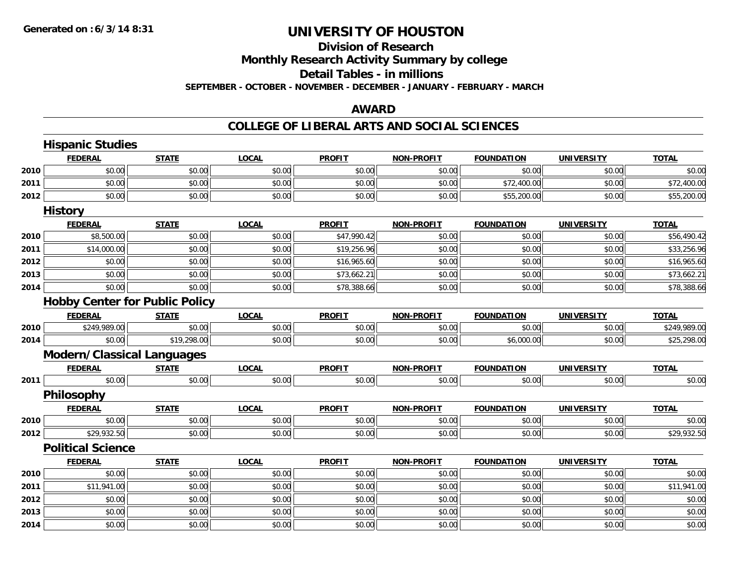# UNIVERSITY OF HOUSTON

## Division of Research

## Monthly Research Activity Summary by college

## Detail Tables - in millions

**SEPTEMBER - OCTOBER - NOVEMBER - DECEMBER - JANUARY - FEBRUARY - MARCH**

## AWARD

## COLLEGE OF LIBERAL ARTS AND SOCIAL SCIENCES

### Hispanic Studies

| | FEDERAL | STATE | LOCAL | PROFIT | NON-PROFIT | FOUNDATION | UNIVERSITY | TOTAL |
|---|---|---|---|---|---|---|---|---|
| 2010 | $0.00 | $0.00 | $0.00 | $0.00 | $0.00 | $0.00 | $0.00 | $0.00 |
| 2011 | $0.00 | $0.00 | $0.00 | $0.00 | $0.00 | $72,400.00 | $0.00 | $72,400.00 |
| 2012 | $0.00 | $0.00 | $0.00 | $0.00 | $0.00 | $55,200.00 | $0.00 | $55,200.00 |

### History

| | FEDERAL | STATE | LOCAL | PROFIT | NON-PROFIT | FOUNDATION | UNIVERSITY | TOTAL |
|---|---|---|---|---|---|---|---|---|
| 2010 | $8,500.00 | $0.00 | $0.00 | $47,990.42 | $0.00 | $0.00 | $0.00 | $56,490.42 |
| 2011 | $14,000.00 | $0.00 | $0.00 | $19,256.96 | $0.00 | $0.00 | $0.00 | $33,256.96 |
| 2012 | $0.00 | $0.00 | $0.00 | $16,965.60 | $0.00 | $0.00 | $0.00 | $16,965.60 |
| 2013 | $0.00 | $0.00 | $0.00 | $73,662.21 | $0.00 | $0.00 | $0.00 | $73,662.21 |
| 2014 | $0.00 | $0.00 | $0.00 | $78,388.66 | $0.00 | $0.00 | $0.00 | $78,388.66 |

### Hobby Center for Public Policy

| | FEDERAL | STATE | LOCAL | PROFIT | NON-PROFIT | FOUNDATION | UNIVERSITY | TOTAL |
|---|---|---|---|---|---|---|---|---|
| 2010 | $249,989.00 | $0.00 | $0.00 | $0.00 | $0.00 | $0.00 | $0.00 | $249,989.00 |
| 2014 | $0.00 | $19,298.00 | $0.00 | $0.00 | $0.00 | $6,000.00 | $0.00 | $25,298.00 |

### Modern/Classical Languages

| | FEDERAL | STATE | LOCAL | PROFIT | NON-PROFIT | FOUNDATION | UNIVERSITY | TOTAL |
|---|---|---|---|---|---|---|---|---|
| 2011 | $0.00 | $0.00 | $0.00 | $0.00 | $0.00 | $0.00 | $0.00 | $0.00 |

### Philosophy

| | FEDERAL | STATE | LOCAL | PROFIT | NON-PROFIT | FOUNDATION | UNIVERSITY | TOTAL |
|---|---|---|---|---|---|---|---|---|
| 2010 | $0.00 | $0.00 | $0.00 | $0.00 | $0.00 | $0.00 | $0.00 | $0.00 |
| 2012 | $29,932.50 | $0.00 | $0.00 | $0.00 | $0.00 | $0.00 | $0.00 | $29,932.50 |

### Political Science

| | FEDERAL | STATE | LOCAL | PROFIT | NON-PROFIT | FOUNDATION | UNIVERSITY | TOTAL |
|---|---|---|---|---|---|---|---|---|
| 2010 | $0.00 | $0.00 | $0.00 | $0.00 | $0.00 | $0.00 | $0.00 | $0.00 |
| 2011 | $11,941.00 | $0.00 | $0.00 | $0.00 | $0.00 | $0.00 | $0.00 | $11,941.00 |
| 2012 | $0.00 | $0.00 | $0.00 | $0.00 | $0.00 | $0.00 | $0.00 | $0.00 |
| 2013 | $0.00 | $0.00 | $0.00 | $0.00 | $0.00 | $0.00 | $0.00 | $0.00 |
| 2014 | $0.00 | $0.00 | $0.00 | $0.00 | $0.00 | $0.00 | $0.00 | $0.00 |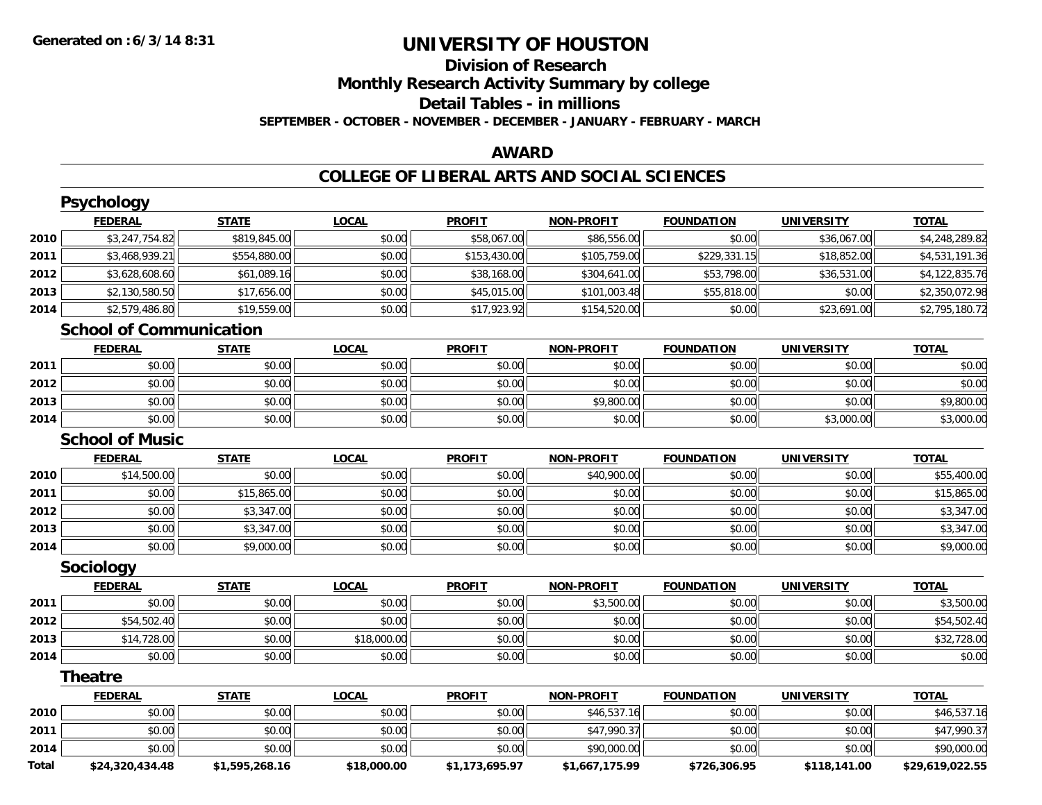# UNIVERSITY OF HOUSTON

## Division of Research
## Monthly Research Activity Summary by college
## Detail Tables - in millions

**SEPTEMBER - OCTOBER - NOVEMBER - DECEMBER - JANUARY - FEBRUARY - MARCH**

## AWARD

## COLLEGE OF LIBERAL ARTS AND SOCIAL SCIENCES

### Psychology

| | FEDERAL | STATE | LOCAL | PROFIT | NON-PROFIT | FOUNDATION | UNIVERSITY | TOTAL |
|---|---|---|---|---|---|---|---|---|
| 2010 | $3,247,754.82 | $819,845.00 | $0.00 | $58,067.00 | $86,556.00 | $0.00 | $36,067.00 | $4,248,289.82 |
| 2011 | $3,468,939.21 | $554,880.00 | $0.00 | $153,430.00 | $105,759.00 | $229,331.15 | $18,852.00 | $4,531,191.36 |
| 2012 | $3,628,608.60 | $61,089.16 | $0.00 | $38,168.00 | $304,641.00 | $53,798.00 | $36,531.00 | $4,122,835.76 |
| 2013 | $2,130,580.50 | $17,656.00 | $0.00 | $45,015.00 | $101,003.48 | $55,818.00 | $0.00 | $2,350,072.98 |
| 2014 | $2,579,486.80 | $19,559.00 | $0.00 | $17,923.92 | $154,520.00 | $0.00 | $23,691.00 | $2,795,180.72 |

### School of Communication

| | FEDERAL | STATE | LOCAL | PROFIT | NON-PROFIT | FOUNDATION | UNIVERSITY | TOTAL |
|---|---|---|---|---|---|---|---|---|
| 2011 | $0.00 | $0.00 | $0.00 | $0.00 | $0.00 | $0.00 | $0.00 | $0.00 |
| 2012 | $0.00 | $0.00 | $0.00 | $0.00 | $0.00 | $0.00 | $0.00 | $0.00 |
| 2013 | $0.00 | $0.00 | $0.00 | $0.00 | $9,800.00 | $0.00 | $0.00 | $9,800.00 |
| 2014 | $0.00 | $0.00 | $0.00 | $0.00 | $0.00 | $0.00 | $3,000.00 | $3,000.00 |

### School of Music

| | FEDERAL | STATE | LOCAL | PROFIT | NON-PROFIT | FOUNDATION | UNIVERSITY | TOTAL |
|---|---|---|---|---|---|---|---|---|
| 2010 | $14,500.00 | $0.00 | $0.00 | $0.00 | $40,900.00 | $0.00 | $0.00 | $55,400.00 |
| 2011 | $0.00 | $15,865.00 | $0.00 | $0.00 | $0.00 | $0.00 | $0.00 | $15,865.00 |
| 2012 | $0.00 | $3,347.00 | $0.00 | $0.00 | $0.00 | $0.00 | $0.00 | $3,347.00 |
| 2013 | $0.00 | $3,347.00 | $0.00 | $0.00 | $0.00 | $0.00 | $0.00 | $3,347.00 |
| 2014 | $0.00 | $9,000.00 | $0.00 | $0.00 | $0.00 | $0.00 | $0.00 | $9,000.00 |

### Sociology

| | FEDERAL | STATE | LOCAL | PROFIT | NON-PROFIT | FOUNDATION | UNIVERSITY | TOTAL |
|---|---|---|---|---|---|---|---|---|
| 2011 | $0.00 | $0.00 | $0.00 | $0.00 | $3,500.00 | $0.00 | $0.00 | $3,500.00 |
| 2012 | $54,502.40 | $0.00 | $0.00 | $0.00 | $0.00 | $0.00 | $0.00 | $54,502.40 |
| 2013 | $14,728.00 | $0.00 | $18,000.00 | $0.00 | $0.00 | $0.00 | $0.00 | $32,728.00 |
| 2014 | $0.00 | $0.00 | $0.00 | $0.00 | $0.00 | $0.00 | $0.00 | $0.00 |

### Theatre

| | FEDERAL | STATE | LOCAL | PROFIT | NON-PROFIT | FOUNDATION | UNIVERSITY | TOTAL |
|---|---|---|---|---|---|---|---|---|
| 2010 | $0.00 | $0.00 | $0.00 | $0.00 | $46,537.16 | $0.00 | $0.00 | $46,537.16 |
| 2011 | $0.00 | $0.00 | $0.00 | $0.00 | $47,990.37 | $0.00 | $0.00 | $47,990.37 |
| 2014 | $0.00 | $0.00 | $0.00 | $0.00 | $90,000.00 | $0.00 | $0.00 | $90,000.00 |
| **Total** | **$24,320,434.48** | **$1,595,268.16** | **$18,000.00** | **$1,173,695.97** | **$1,667,175.99** | **$726,306.95** | **$118,141.00** | **$29,619,022.55** |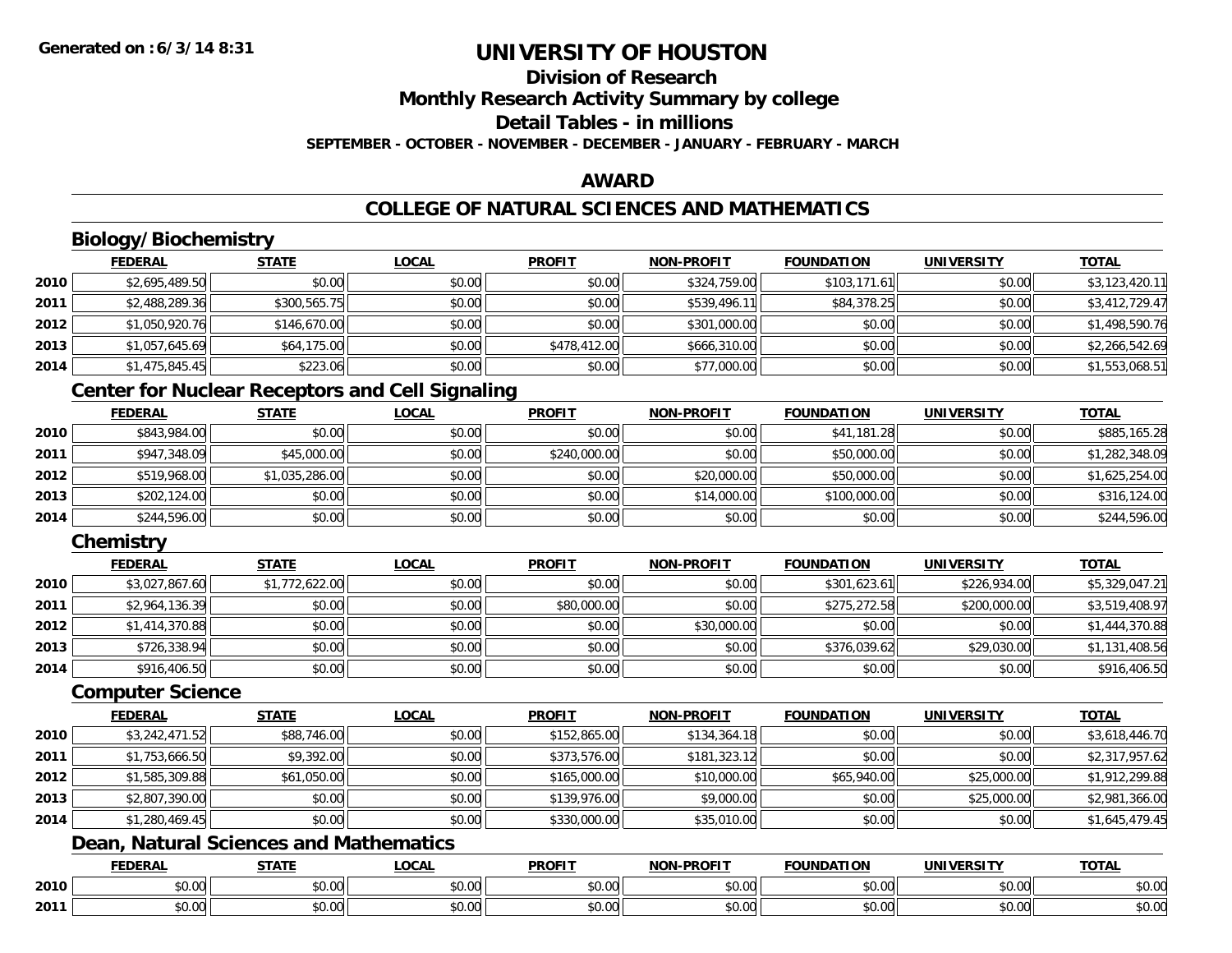**Generated on :6/3/14 8:31**

# UNIVERSITY OF HOUSTON

## Division of Research

## Monthly Research Activity Summary by college

## Detail Tables - in millions

**SEPTEMBER - OCTOBER - NOVEMBER - DECEMBER - JANUARY - FEBRUARY - MARCH**

## AWARD

## COLLEGE OF NATURAL SCIENCES AND MATHEMATICS

### Biology/Biochemistry

| | FEDERAL | STATE | LOCAL | PROFIT | NON-PROFIT | FOUNDATION | UNIVERSITY | TOTAL |
|---|---|---|---|---|---|---|---|---|
| 2010 | $2,695,489.50 | $0.00 | $0.00 | $0.00 | $324,759.00 | $103,171.61 | $0.00 | $3,123,420.11 |
| 2011 | $2,488,289.36 | $300,565.75 | $0.00 | $0.00 | $539,496.11 | $84,378.25 | $0.00 | $3,412,729.47 |
| 2012 | $1,050,920.76 | $146,670.00 | $0.00 | $0.00 | $301,000.00 | $0.00 | $0.00 | $1,498,590.76 |
| 2013 | $1,057,645.69 | $64,175.00 | $0.00 | $478,412.00 | $666,310.00 | $0.00 | $0.00 | $2,266,542.69 |
| 2014 | $1,475,845.45 | $223.06 | $0.00 | $0.00 | $77,000.00 | $0.00 | $0.00 | $1,553,068.51 |

### Center for Nuclear Receptors and Cell Signaling

| | FEDERAL | STATE | LOCAL | PROFIT | NON-PROFIT | FOUNDATION | UNIVERSITY | TOTAL |
|---|---|---|---|---|---|---|---|---|
| 2010 | $843,984.00 | $0.00 | $0.00 | $0.00 | $0.00 | $41,181.28 | $0.00 | $885,165.28 |
| 2011 | $947,348.09 | $45,000.00 | $0.00 | $240,000.00 | $0.00 | $50,000.00 | $0.00 | $1,282,348.09 |
| 2012 | $519,968.00 | $1,035,286.00 | $0.00 | $0.00 | $20,000.00 | $50,000.00 | $0.00 | $1,625,254.00 |
| 2013 | $202,124.00 | $0.00 | $0.00 | $0.00 | $14,000.00 | $100,000.00 | $0.00 | $316,124.00 |
| 2014 | $244,596.00 | $0.00 | $0.00 | $0.00 | $0.00 | $0.00 | $0.00 | $244,596.00 |

### Chemistry

| | FEDERAL | STATE | LOCAL | PROFIT | NON-PROFIT | FOUNDATION | UNIVERSITY | TOTAL |
|---|---|---|---|---|---|---|---|---|
| 2010 | $3,027,867.60 | $1,772,622.00 | $0.00 | $0.00 | $0.00 | $301,623.61 | $226,934.00 | $5,329,047.21 |
| 2011 | $2,964,136.39 | $0.00 | $0.00 | $80,000.00 | $0.00 | $275,272.58 | $200,000.00 | $3,519,408.97 |
| 2012 | $1,414,370.88 | $0.00 | $0.00 | $0.00 | $30,000.00 | $0.00 | $0.00 | $1,444,370.88 |
| 2013 | $726,338.94 | $0.00 | $0.00 | $0.00 | $0.00 | $376,039.62 | $29,030.00 | $1,131,408.56 |
| 2014 | $916,406.50 | $0.00 | $0.00 | $0.00 | $0.00 | $0.00 | $0.00 | $916,406.50 |

### Computer Science

| | FEDERAL | STATE | LOCAL | PROFIT | NON-PROFIT | FOUNDATION | UNIVERSITY | TOTAL |
|---|---|---|---|---|---|---|---|---|
| 2010 | $3,242,471.52 | $88,746.00 | $0.00 | $152,865.00 | $134,364.18 | $0.00 | $0.00 | $3,618,446.70 |
| 2011 | $1,753,666.50 | $9,392.00 | $0.00 | $373,576.00 | $181,323.12 | $0.00 | $0.00 | $2,317,957.62 |
| 2012 | $1,585,309.88 | $61,050.00 | $0.00 | $165,000.00 | $10,000.00 | $65,940.00 | $25,000.00 | $1,912,299.88 |
| 2013 | $2,807,390.00 | $0.00 | $0.00 | $139,976.00 | $9,000.00 | $0.00 | $25,000.00 | $2,981,366.00 |
| 2014 | $1,280,469.45 | $0.00 | $0.00 | $330,000.00 | $35,010.00 | $0.00 | $0.00 | $1,645,479.45 |

### Dean, Natural Sciences and Mathematics

| | FEDERAL | STATE | LOCAL | PROFIT | NON-PROFIT | FOUNDATION | UNIVERSITY | TOTAL |
|---|---|---|---|---|---|---|---|---|
| 2010 | $0.00 | $0.00 | $0.00 | $0.00 | $0.00 | $0.00 | $0.00 | $0.00 |
| 2011 | $0.00 | $0.00 | $0.00 | $0.00 | $0.00 | $0.00 | $0.00 | $0.00 |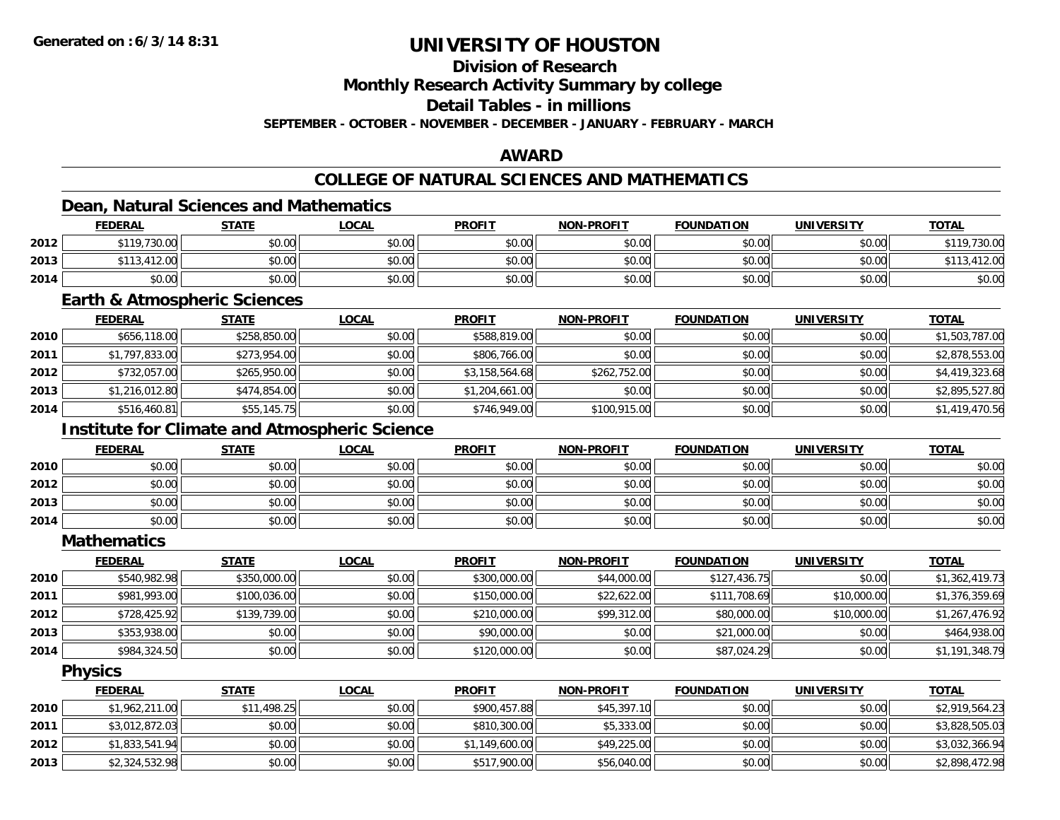# UNIVERSITY OF HOUSTON

## Division of Research

## Monthly Research Activity Summary by college

## Detail Tables - in millions

**SEPTEMBER - OCTOBER - NOVEMBER - DECEMBER - JANUARY - FEBRUARY - MARCH**

## AWARD

## COLLEGE OF NATURAL SCIENCES AND MATHEMATICS

### Dean, Natural Sciences and Mathematics

| | FEDERAL | STATE | LOCAL | PROFIT | NON-PROFIT | FOUNDATION | UNIVERSITY | TOTAL |
|---|---|---|---|---|---|---|---|---|
| 2012 | $119,730.00 | $0.00 | $0.00 | $0.00 | $0.00 | $0.00 | $0.00 | $119,730.00 |
| 2013 | $113,412.00 | $0.00 | $0.00 | $0.00 | $0.00 | $0.00 | $0.00 | $113,412.00 |
| 2014 | $0.00 | $0.00 | $0.00 | $0.00 | $0.00 | $0.00 | $0.00 | $0.00 |

### Earth & Atmospheric Sciences

| | FEDERAL | STATE | LOCAL | PROFIT | NON-PROFIT | FOUNDATION | UNIVERSITY | TOTAL |
|---|---|---|---|---|---|---|---|---|
| 2010 | $656,118.00 | $258,850.00 | $0.00 | $588,819.00 | $0.00 | $0.00 | $0.00 | $1,503,787.00 |
| 2011 | $1,797,833.00 | $273,954.00 | $0.00 | $806,766.00 | $0.00 | $0.00 | $0.00 | $2,878,553.00 |
| 2012 | $732,057.00 | $265,950.00 | $0.00 | $3,158,564.68 | $262,752.00 | $0.00 | $0.00 | $4,419,323.68 |
| 2013 | $1,216,012.80 | $474,854.00 | $0.00 | $1,204,661.00 | $0.00 | $0.00 | $0.00 | $2,895,527.80 |
| 2014 | $516,460.81 | $55,145.75 | $0.00 | $746,949.00 | $100,915.00 | $0.00 | $0.00 | $1,419,470.56 |

### Institute for Climate and Atmospheric Science

| | FEDERAL | STATE | LOCAL | PROFIT | NON-PROFIT | FOUNDATION | UNIVERSITY | TOTAL |
|---|---|---|---|---|---|---|---|---|
| 2010 | $0.00 | $0.00 | $0.00 | $0.00 | $0.00 | $0.00 | $0.00 | $0.00 |
| 2012 | $0.00 | $0.00 | $0.00 | $0.00 | $0.00 | $0.00 | $0.00 | $0.00 |
| 2013 | $0.00 | $0.00 | $0.00 | $0.00 | $0.00 | $0.00 | $0.00 | $0.00 |
| 2014 | $0.00 | $0.00 | $0.00 | $0.00 | $0.00 | $0.00 | $0.00 | $0.00 |

### Mathematics

| | FEDERAL | STATE | LOCAL | PROFIT | NON-PROFIT | FOUNDATION | UNIVERSITY | TOTAL |
|---|---|---|---|---|---|---|---|---|
| 2010 | $540,982.98 | $350,000.00 | $0.00 | $300,000.00 | $44,000.00 | $127,436.75 | $0.00 | $1,362,419.73 |
| 2011 | $981,993.00 | $100,036.00 | $0.00 | $150,000.00 | $22,622.00 | $111,708.69 | $10,000.00 | $1,376,359.69 |
| 2012 | $728,425.92 | $139,739.00 | $0.00 | $210,000.00 | $99,312.00 | $80,000.00 | $10,000.00 | $1,267,476.92 |
| 2013 | $353,938.00 | $0.00 | $0.00 | $90,000.00 | $0.00 | $21,000.00 | $0.00 | $464,938.00 |
| 2014 | $984,324.50 | $0.00 | $0.00 | $120,000.00 | $0.00 | $87,024.29 | $0.00 | $1,191,348.79 |

### Physics

| | FEDERAL | STATE | LOCAL | PROFIT | NON-PROFIT | FOUNDATION | UNIVERSITY | TOTAL |
|---|---|---|---|---|---|---|---|---|
| 2010 | $1,962,211.00 | $11,498.25 | $0.00 | $900,457.88 | $45,397.10 | $0.00 | $0.00 | $2,919,564.23 |
| 2011 | $3,012,872.03 | $0.00 | $0.00 | $810,300.00 | $5,333.00 | $0.00 | $0.00 | $3,828,505.03 |
| 2012 | $1,833,541.94 | $0.00 | $0.00 | $1,149,600.00 | $49,225.00 | $0.00 | $0.00 | $3,032,366.94 |
| 2013 | $2,324,532.98 | $0.00 | $0.00 | $517,900.00 | $56,040.00 | $0.00 | $0.00 | $2,898,472.98 |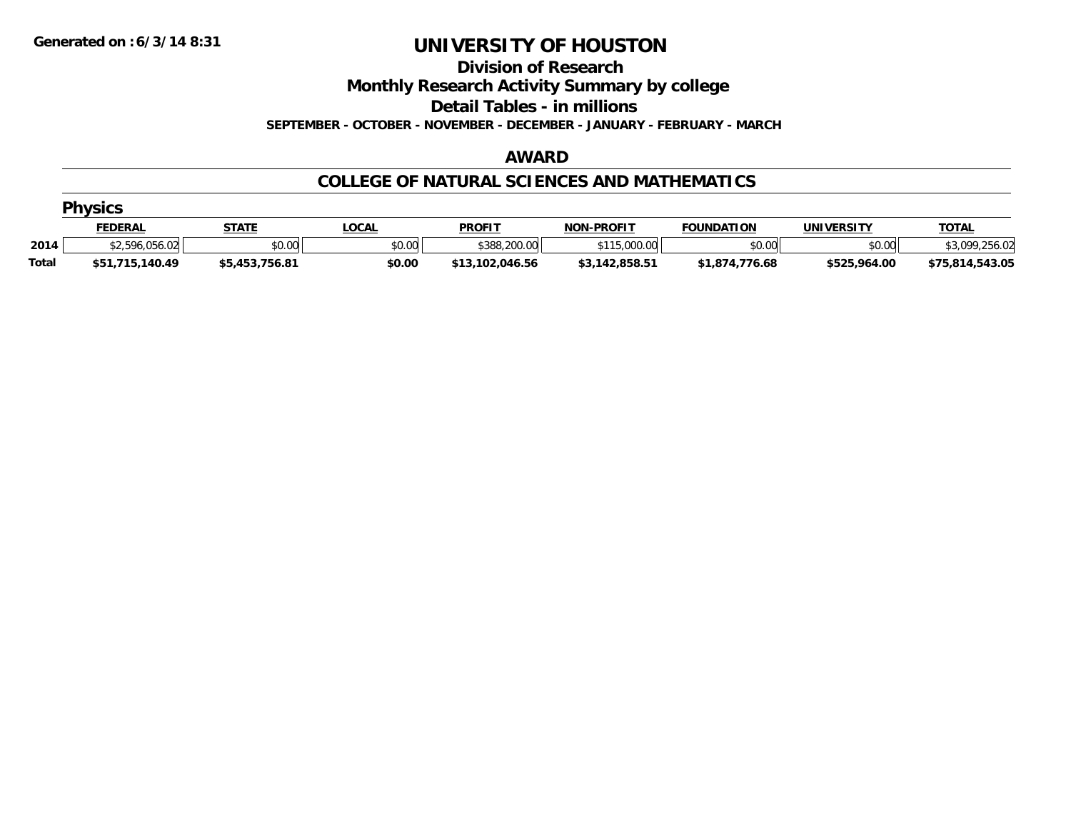**Generated on :6/3/14 8:31**

# UNIVERSITY OF HOUSTON

## Division of Research

## Monthly Research Activity Summary by college

## Detail Tables - in millions

**SEPTEMBER - OCTOBER - NOVEMBER - DECEMBER - JANUARY - FEBRUARY - MARCH**

## AWARD

## COLLEGE OF NATURAL SCIENCES AND MATHEMATICS

### Physics

| | FEDERAL | STATE | LOCAL | PROFIT | NON-PROFIT | FOUNDATION | UNIVERSITY | TOTAL |
|---|---|---|---|---|---|---|---|---|
| 2014 | $2,596,056.02 | $0.00 | $0.00 | $388,200.00 | $115,000.00 | $0.00 | $0.00 | $3,099,256.02 |
| **Total** | **$51,715,140.49** | **$5,453,756.81** | **$0.00** | **$13,102,046.56** | **$3,142,858.51** | **$1,874,776.68** | **$525,964.00** | **$75,814,543.05** |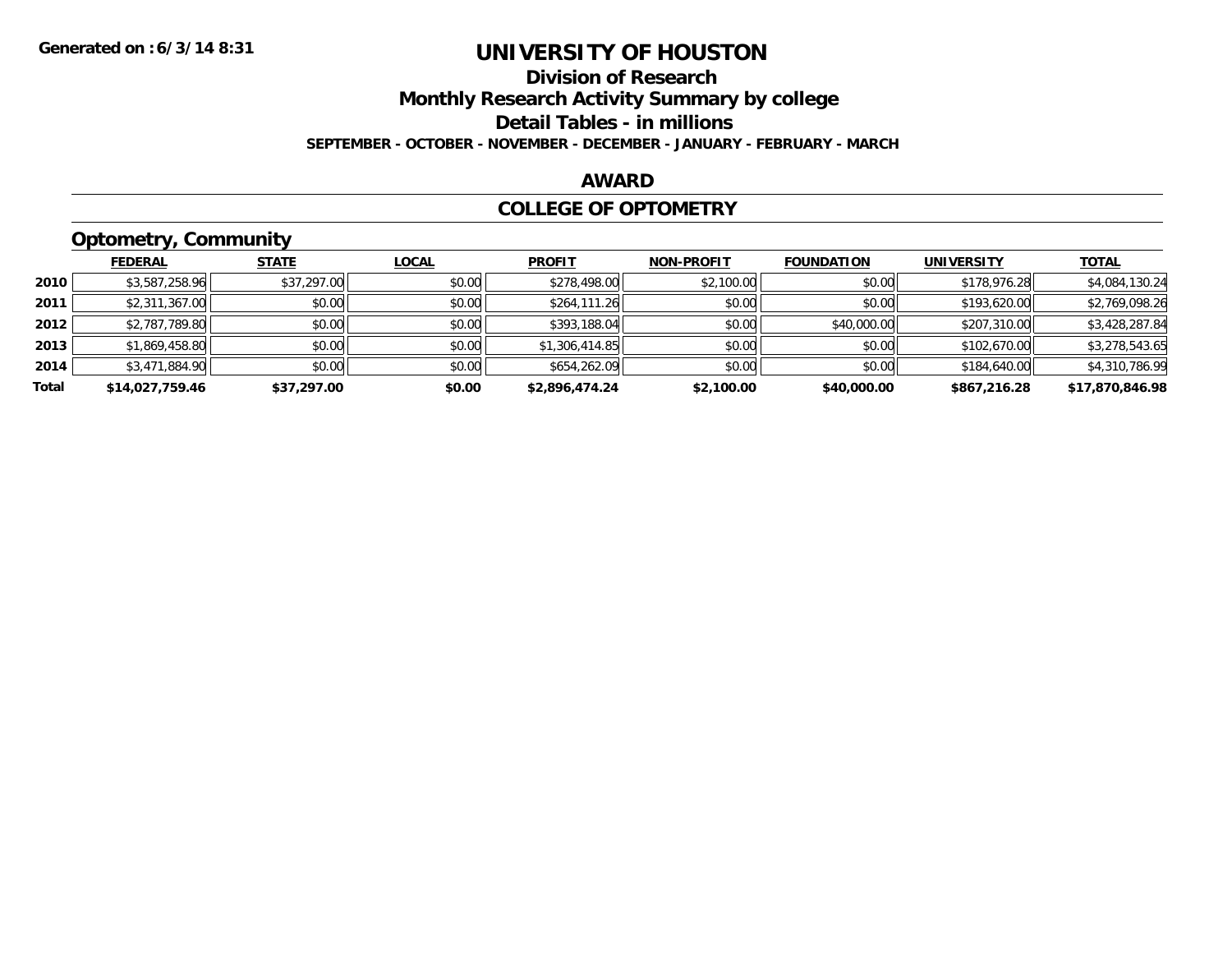**Generated on :6/3/14 8:31**

# UNIVERSITY OF HOUSTON

## Division of Research

## Monthly Research Activity Summary by college

## Detail Tables - in millions

**SEPTEMBER - OCTOBER - NOVEMBER - DECEMBER - JANUARY - FEBRUARY - MARCH**

## AWARD

## COLLEGE OF OPTOMETRY

### Optometry, Community

| | FEDERAL | STATE | LOCAL | PROFIT | NON-PROFIT | FOUNDATION | UNIVERSITY | TOTAL |
|---|---|---|---|---|---|---|---|---|
| 2010 | $3,587,258.96 | $37,297.00 | $0.00 | $278,498.00 | $2,100.00 | $0.00 | $178,976.28 | $4,084,130.24 |
| 2011 | $2,311,367.00 | $0.00 | $0.00 | $264,111.26 | $0.00 | $0.00 | $193,620.00 | $2,769,098.26 |
| 2012 | $2,787,789.80 | $0.00 | $0.00 | $393,188.04 | $0.00 | $40,000.00 | $207,310.00 | $3,428,287.84 |
| 2013 | $1,869,458.80 | $0.00 | $0.00 | $1,306,414.85 | $0.00 | $0.00 | $102,670.00 | $3,278,543.65 |
| 2014 | $3,471,884.90 | $0.00 | $0.00 | $654,262.09 | $0.00 | $0.00 | $184,640.00 | $4,310,786.99 |
| **Total** | **$14,027,759.46** | **$37,297.00** | **$0.00** | **$2,896,474.24** | **$2,100.00** | **$40,000.00** | **$867,216.28** | **$17,870,846.98** |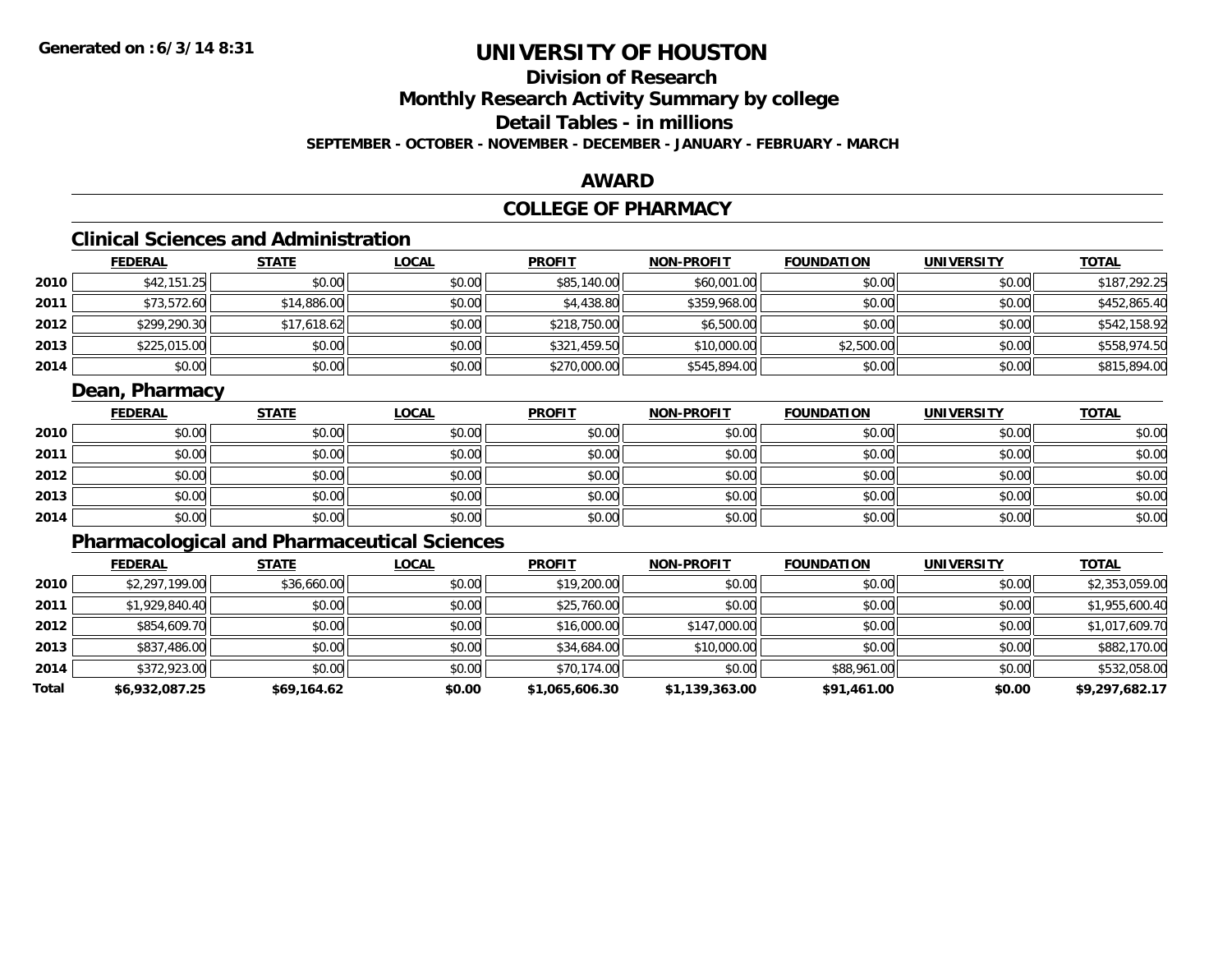**Generated on :6/3/14 8:31**

# UNIVERSITY OF HOUSTON

## Division of Research

## Monthly Research Activity Summary by college

## Detail Tables - in millions

**SEPTEMBER - OCTOBER - NOVEMBER - DECEMBER - JANUARY - FEBRUARY - MARCH**

## AWARD

## COLLEGE OF PHARMACY

### Clinical Sciences and Administration

| | FEDERAL | STATE | LOCAL | PROFIT | NON-PROFIT | FOUNDATION | UNIVERSITY | TOTAL |
|---|---|---|---|---|---|---|---|---|
| 2010 | $42,151.25 | $0.00 | $0.00 | $85,140.00 | $60,001.00 | $0.00 | $0.00 | $187,292.25 |
| 2011 | $73,572.60 | $14,886.00 | $0.00 | $4,438.80 | $359,968.00 | $0.00 | $0.00 | $452,865.40 |
| 2012 | $299,290.30 | $17,618.62 | $0.00 | $218,750.00 | $6,500.00 | $0.00 | $0.00 | $542,158.92 |
| 2013 | $225,015.00 | $0.00 | $0.00 | $321,459.50 | $10,000.00 | $2,500.00 | $0.00 | $558,974.50 |
| 2014 | $0.00 | $0.00 | $0.00 | $270,000.00 | $545,894.00 | $0.00 | $0.00 | $815,894.00 |

### Dean, Pharmacy

| | FEDERAL | STATE | LOCAL | PROFIT | NON-PROFIT | FOUNDATION | UNIVERSITY | TOTAL |
|---|---|---|---|---|---|---|---|---|
| 2010 | $0.00 | $0.00 | $0.00 | $0.00 | $0.00 | $0.00 | $0.00 | $0.00 |
| 2011 | $0.00 | $0.00 | $0.00 | $0.00 | $0.00 | $0.00 | $0.00 | $0.00 |
| 2012 | $0.00 | $0.00 | $0.00 | $0.00 | $0.00 | $0.00 | $0.00 | $0.00 |
| 2013 | $0.00 | $0.00 | $0.00 | $0.00 | $0.00 | $0.00 | $0.00 | $0.00 |
| 2014 | $0.00 | $0.00 | $0.00 | $0.00 | $0.00 | $0.00 | $0.00 | $0.00 |

### Pharmacological and Pharmaceutical Sciences

| | FEDERAL | STATE | LOCAL | PROFIT | NON-PROFIT | FOUNDATION | UNIVERSITY | TOTAL |
|---|---|---|---|---|---|---|---|---|
| 2010 | $2,297,199.00 | $36,660.00 | $0.00 | $19,200.00 | $0.00 | $0.00 | $0.00 | $2,353,059.00 |
| 2011 | $1,929,840.40 | $0.00 | $0.00 | $25,760.00 | $0.00 | $0.00 | $0.00 | $1,955,600.40 |
| 2012 | $854,609.70 | $0.00 | $0.00 | $16,000.00 | $147,000.00 | $0.00 | $0.00 | $1,017,609.70 |
| 2013 | $837,486.00 | $0.00 | $0.00 | $34,684.00 | $10,000.00 | $0.00 | $0.00 | $882,170.00 |
| 2014 | $372,923.00 | $0.00 | $0.00 | $70,174.00 | $0.00 | $88,961.00 | $0.00 | $532,058.00 |
| **Total** | **$6,932,087.25** | **$69,164.62** | **$0.00** | **$1,065,606.30** | **$1,139,363.00** | **$91,461.00** | **$0.00** | **$9,297,682.17** |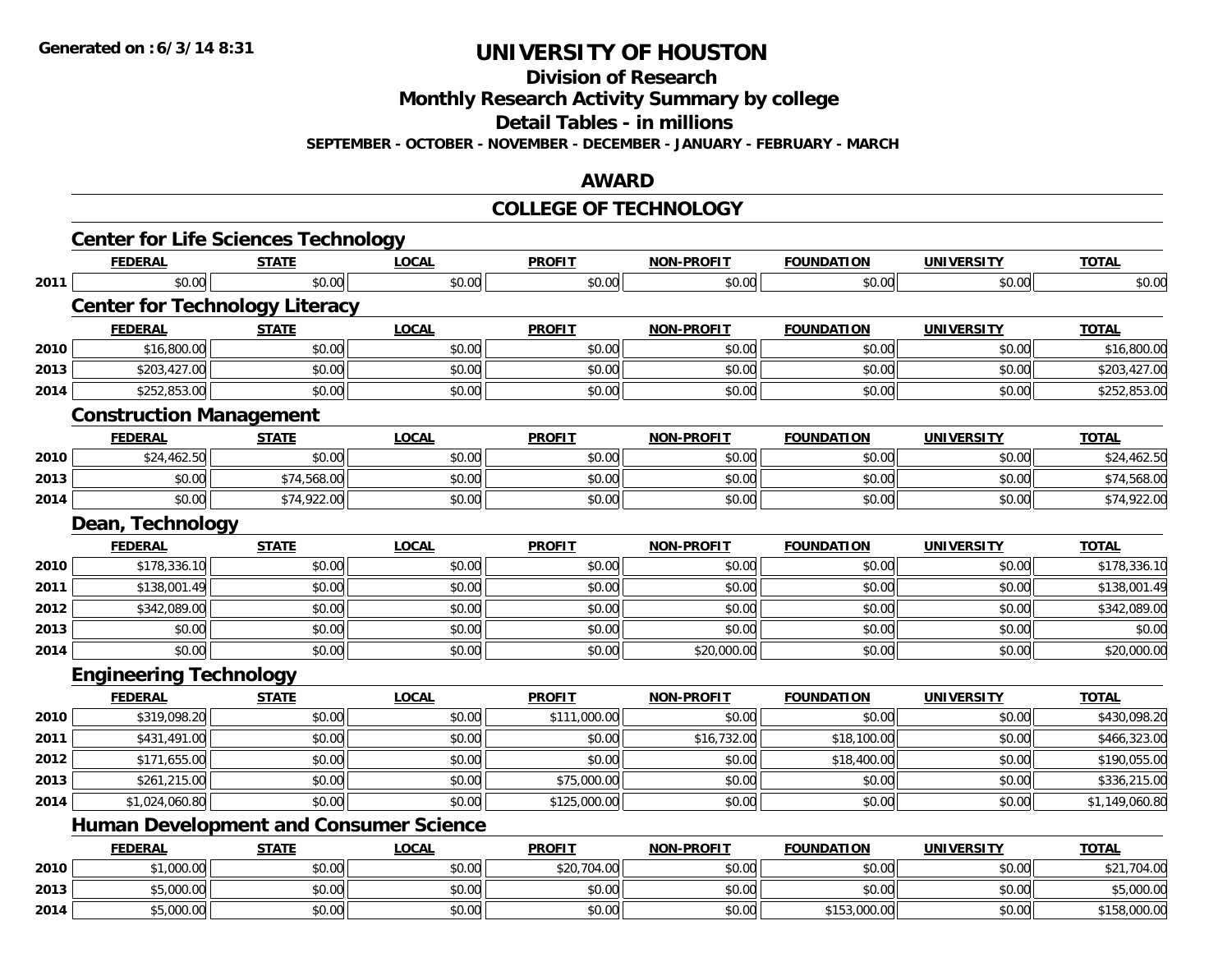**Generated on : 6/3/14 8:31**

# UNIVERSITY OF HOUSTON

## Division of Research

## Monthly Research Activity Summary by college

## Detail Tables - in millions

**SEPTEMBER - OCTOBER - NOVEMBER - DECEMBER - JANUARY - FEBRUARY - MARCH**

## AWARD

## COLLEGE OF TECHNOLOGY

### Center for Life Sciences Technology

| | FEDERAL | STATE | LOCAL | PROFIT | NON-PROFIT | FOUNDATION | UNIVERSITY | TOTAL |
|---|---|---|---|---|---|---|---|---|
| 2011 | $0.00 | $0.00 | $0.00 | $0.00 | $0.00 | $0.00 | $0.00 | $0.00 |

### Center for Technology Literacy

| | FEDERAL | STATE | LOCAL | PROFIT | NON-PROFIT | FOUNDATION | UNIVERSITY | TOTAL |
|---|---|---|---|---|---|---|---|---|
| 2010 | $16,800.00 | $0.00 | $0.00 | $0.00 | $0.00 | $0.00 | $0.00 | $16,800.00 |
| 2013 | $203,427.00 | $0.00 | $0.00 | $0.00 | $0.00 | $0.00 | $0.00 | $203,427.00 |
| 2014 | $252,853.00 | $0.00 | $0.00 | $0.00 | $0.00 | $0.00 | $0.00 | $252,853.00 |

### Construction Management

| | FEDERAL | STATE | LOCAL | PROFIT | NON-PROFIT | FOUNDATION | UNIVERSITY | TOTAL |
|---|---|---|---|---|---|---|---|---|
| 2010 | $24,462.50 | $0.00 | $0.00 | $0.00 | $0.00 | $0.00 | $0.00 | $24,462.50 |
| 2013 | $0.00 | $74,568.00 | $0.00 | $0.00 | $0.00 | $0.00 | $0.00 | $74,568.00 |
| 2014 | $0.00 | $74,922.00 | $0.00 | $0.00 | $0.00 | $0.00 | $0.00 | $74,922.00 |

### Dean, Technology

| | FEDERAL | STATE | LOCAL | PROFIT | NON-PROFIT | FOUNDATION | UNIVERSITY | TOTAL |
|---|---|---|---|---|---|---|---|---|
| 2010 | $178,336.10 | $0.00 | $0.00 | $0.00 | $0.00 | $0.00 | $0.00 | $178,336.10 |
| 2011 | $138,001.49 | $0.00 | $0.00 | $0.00 | $0.00 | $0.00 | $0.00 | $138,001.49 |
| 2012 | $342,089.00 | $0.00 | $0.00 | $0.00 | $0.00 | $0.00 | $0.00 | $342,089.00 |
| 2013 | $0.00 | $0.00 | $0.00 | $0.00 | $0.00 | $0.00 | $0.00 | $0.00 |
| 2014 | $0.00 | $0.00 | $0.00 | $0.00 | $20,000.00 | $0.00 | $0.00 | $20,000.00 |

### Engineering Technology

| | FEDERAL | STATE | LOCAL | PROFIT | NON-PROFIT | FOUNDATION | UNIVERSITY | TOTAL |
|---|---|---|---|---|---|---|---|---|
| 2010 | $319,098.20 | $0.00 | $0.00 | $111,000.00 | $0.00 | $0.00 | $0.00 | $430,098.20 |
| 2011 | $431,491.00 | $0.00 | $0.00 | $0.00 | $16,732.00 | $18,100.00 | $0.00 | $466,323.00 |
| 2012 | $171,655.00 | $0.00 | $0.00 | $0.00 | $0.00 | $18,400.00 | $0.00 | $190,055.00 |
| 2013 | $261,215.00 | $0.00 | $0.00 | $75,000.00 | $0.00 | $0.00 | $0.00 | $336,215.00 |
| 2014 | $1,024,060.80 | $0.00 | $0.00 | $125,000.00 | $0.00 | $0.00 | $0.00 | $1,149,060.80 |

### Human Development and Consumer Science

| | FEDERAL | STATE | LOCAL | PROFIT | NON-PROFIT | FOUNDATION | UNIVERSITY | TOTAL |
|---|---|---|---|---|---|---|---|---|
| 2010 | $1,000.00 | $0.00 | $0.00 | $20,704.00 | $0.00 | $0.00 | $0.00 | $21,704.00 |
| 2013 | $5,000.00 | $0.00 | $0.00 | $0.00 | $0.00 | $0.00 | $0.00 | $5,000.00 |
| 2014 | $5,000.00 | $0.00 | $0.00 | $0.00 | $0.00 | $153,000.00 | $0.00 | $158,000.00 |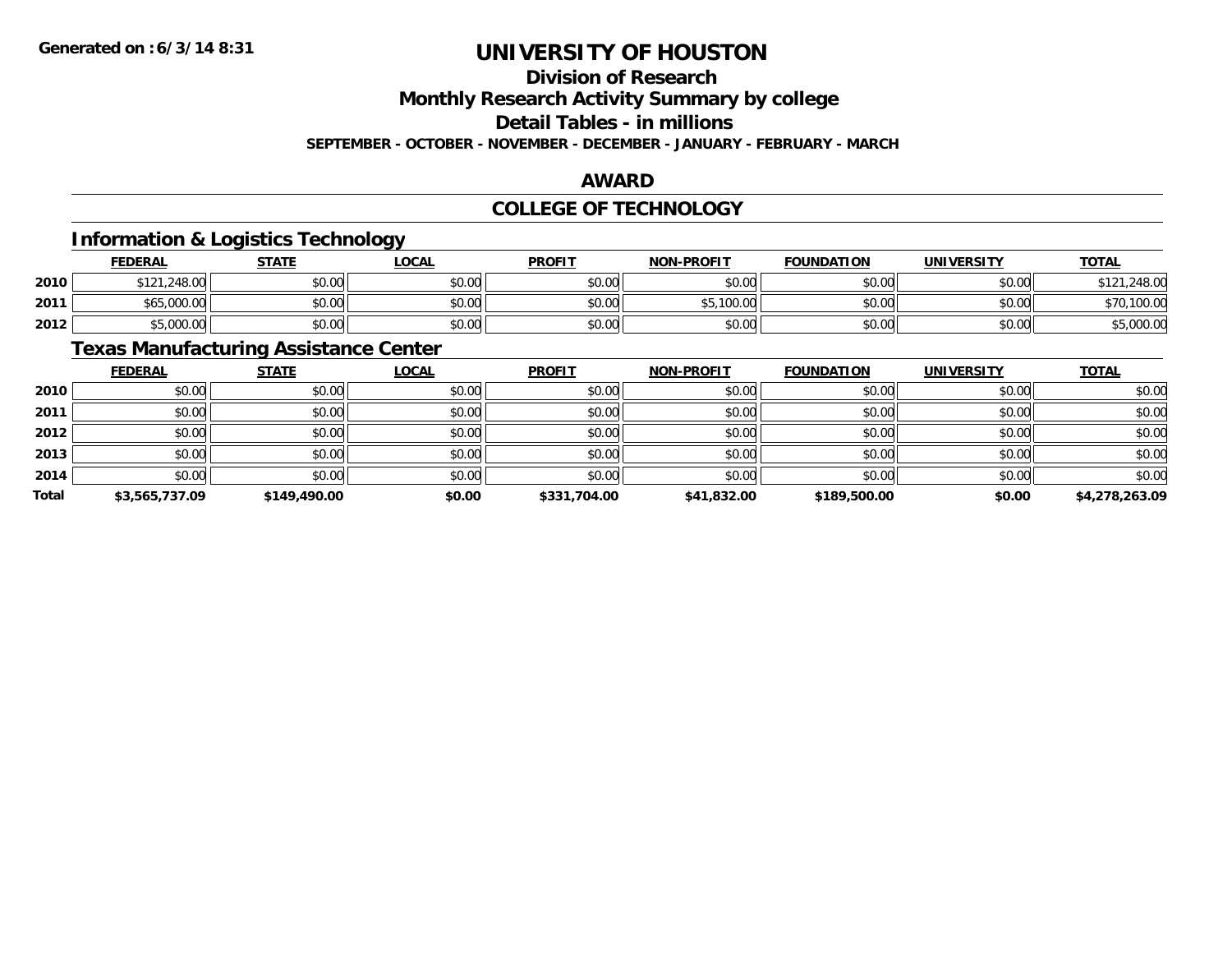**Generated on :6/3/14 8:31**

# UNIVERSITY OF HOUSTON

## Division of Research

## Monthly Research Activity Summary by college

## Detail Tables - in millions

**SEPTEMBER - OCTOBER - NOVEMBER - DECEMBER - JANUARY - FEBRUARY - MARCH**

## AWARD

## COLLEGE OF TECHNOLOGY

### Information & Logistics Technology

| | FEDERAL | STATE | LOCAL | PROFIT | NON-PROFIT | FOUNDATION | UNIVERSITY | TOTAL |
|---|---|---|---|---|---|---|---|---|
| 2010 | $121,248.00 | $0.00 | $0.00 | $0.00 | $0.00 | $0.00 | $0.00 | $121,248.00 |
| 2011 | $65,000.00 | $0.00 | $0.00 | $0.00 | $5,100.00 | $0.00 | $0.00 | $70,100.00 |
| 2012 | $5,000.00 | $0.00 | $0.00 | $0.00 | $0.00 | $0.00 | $0.00 | $5,000.00 |

### Texas Manufacturing Assistance Center

| | FEDERAL | STATE | LOCAL | PROFIT | NON-PROFIT | FOUNDATION | UNIVERSITY | TOTAL |
|---|---|---|---|---|---|---|---|---|
| 2010 | $0.00 | $0.00 | $0.00 | $0.00 | $0.00 | $0.00 | $0.00 | $0.00 |
| 2011 | $0.00 | $0.00 | $0.00 | $0.00 | $0.00 | $0.00 | $0.00 | $0.00 |
| 2012 | $0.00 | $0.00 | $0.00 | $0.00 | $0.00 | $0.00 | $0.00 | $0.00 |
| 2013 | $0.00 | $0.00 | $0.00 | $0.00 | $0.00 | $0.00 | $0.00 | $0.00 |
| 2014 | $0.00 | $0.00 | $0.00 | $0.00 | $0.00 | $0.00 | $0.00 | $0.00 |
| **Total** | **$3,565,737.09** | **$149,490.00** | **$0.00** | **$331,704.00** | **$41,832.00** | **$189,500.00** | **$0.00** | **$4,278,263.09** |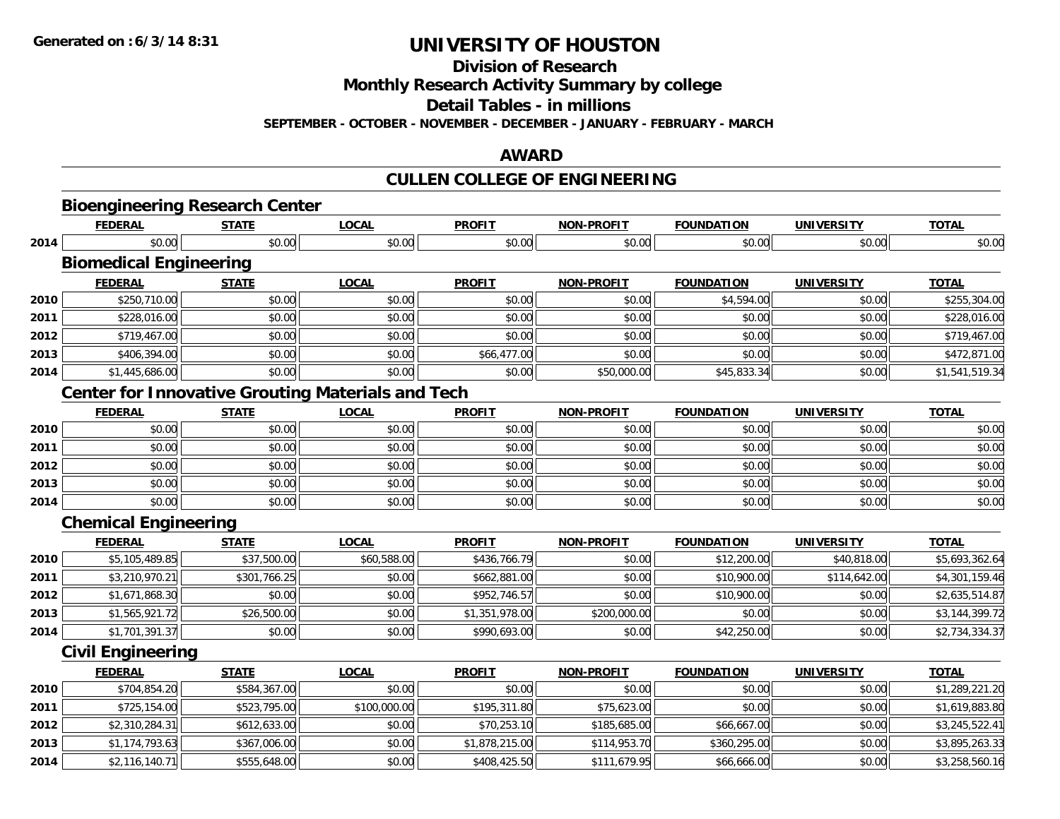# UNIVERSITY OF HOUSTON

## Division of Research

## Monthly Research Activity Summary by college

## Detail Tables - in millions

**SEPTEMBER - OCTOBER - NOVEMBER - DECEMBER - JANUARY - FEBRUARY - MARCH**

## AWARD

## CULLEN COLLEGE OF ENGINEERING

### Bioengineering Research Center

| | FEDERAL | STATE | LOCAL | PROFIT | NON-PROFIT | FOUNDATION | UNIVERSITY | TOTAL |
|---|---|---|---|---|---|---|---|---|
| 2014 | $0.00 | $0.00 | $0.00 | $0.00 | $0.00 | $0.00 | $0.00 | $0.00 |

### Biomedical Engineering

| | FEDERAL | STATE | LOCAL | PROFIT | NON-PROFIT | FOUNDATION | UNIVERSITY | TOTAL |
|---|---|---|---|---|---|---|---|---|
| 2010 | $250,710.00 | $0.00 | $0.00 | $0.00 | $0.00 | $4,594.00 | $0.00 | $255,304.00 |
| 2011 | $228,016.00 | $0.00 | $0.00 | $0.00 | $0.00 | $0.00 | $0.00 | $228,016.00 |
| 2012 | $719,467.00 | $0.00 | $0.00 | $0.00 | $0.00 | $0.00 | $0.00 | $719,467.00 |
| 2013 | $406,394.00 | $0.00 | $0.00 | $66,477.00 | $0.00 | $0.00 | $0.00 | $472,871.00 |
| 2014 | $1,445,686.00 | $0.00 | $0.00 | $0.00 | $50,000.00 | $45,833.34 | $0.00 | $1,541,519.34 |

### Center for Innovative Grouting Materials and Tech

| | FEDERAL | STATE | LOCAL | PROFIT | NON-PROFIT | FOUNDATION | UNIVERSITY | TOTAL |
|---|---|---|---|---|---|---|---|---|
| 2010 | $0.00 | $0.00 | $0.00 | $0.00 | $0.00 | $0.00 | $0.00 | $0.00 |
| 2011 | $0.00 | $0.00 | $0.00 | $0.00 | $0.00 | $0.00 | $0.00 | $0.00 |
| 2012 | $0.00 | $0.00 | $0.00 | $0.00 | $0.00 | $0.00 | $0.00 | $0.00 |
| 2013 | $0.00 | $0.00 | $0.00 | $0.00 | $0.00 | $0.00 | $0.00 | $0.00 |
| 2014 | $0.00 | $0.00 | $0.00 | $0.00 | $0.00 | $0.00 | $0.00 | $0.00 |

### Chemical Engineering

| | FEDERAL | STATE | LOCAL | PROFIT | NON-PROFIT | FOUNDATION | UNIVERSITY | TOTAL |
|---|---|---|---|---|---|---|---|---|
| 2010 | $5,105,489.85 | $37,500.00 | $60,588.00 | $436,766.79 | $0.00 | $12,200.00 | $40,818.00 | $5,693,362.64 |
| 2011 | $3,210,970.21 | $301,766.25 | $0.00 | $662,881.00 | $0.00 | $10,900.00 | $114,642.00 | $4,301,159.46 |
| 2012 | $1,671,868.30 | $0.00 | $0.00 | $952,746.57 | $0.00 | $10,900.00 | $0.00 | $2,635,514.87 |
| 2013 | $1,565,921.72 | $26,500.00 | $0.00 | $1,351,978.00 | $200,000.00 | $0.00 | $0.00 | $3,144,399.72 |
| 2014 | $1,701,391.37 | $0.00 | $0.00 | $990,693.00 | $0.00 | $42,250.00 | $0.00 | $2,734,334.37 |

### Civil Engineering

| | FEDERAL | STATE | LOCAL | PROFIT | NON-PROFIT | FOUNDATION | UNIVERSITY | TOTAL |
|---|---|---|---|---|---|---|---|---|
| 2010 | $704,854.20 | $584,367.00 | $0.00 | $0.00 | $0.00 | $0.00 | $0.00 | $1,289,221.20 |
| 2011 | $725,154.00 | $523,795.00 | $100,000.00 | $195,311.80 | $75,623.00 | $0.00 | $0.00 | $1,619,883.80 |
| 2012 | $2,310,284.31 | $612,633.00 | $0.00 | $70,253.10 | $185,685.00 | $66,667.00 | $0.00 | $3,245,522.41 |
| 2013 | $1,174,793.63 | $367,006.00 | $0.00 | $1,878,215.00 | $114,953.70 | $360,295.00 | $0.00 | $3,895,263.33 |
| 2014 | $2,116,140.71 | $555,648.00 | $0.00 | $408,425.50 | $111,679.95 | $66,666.00 | $0.00 | $3,258,560.16 |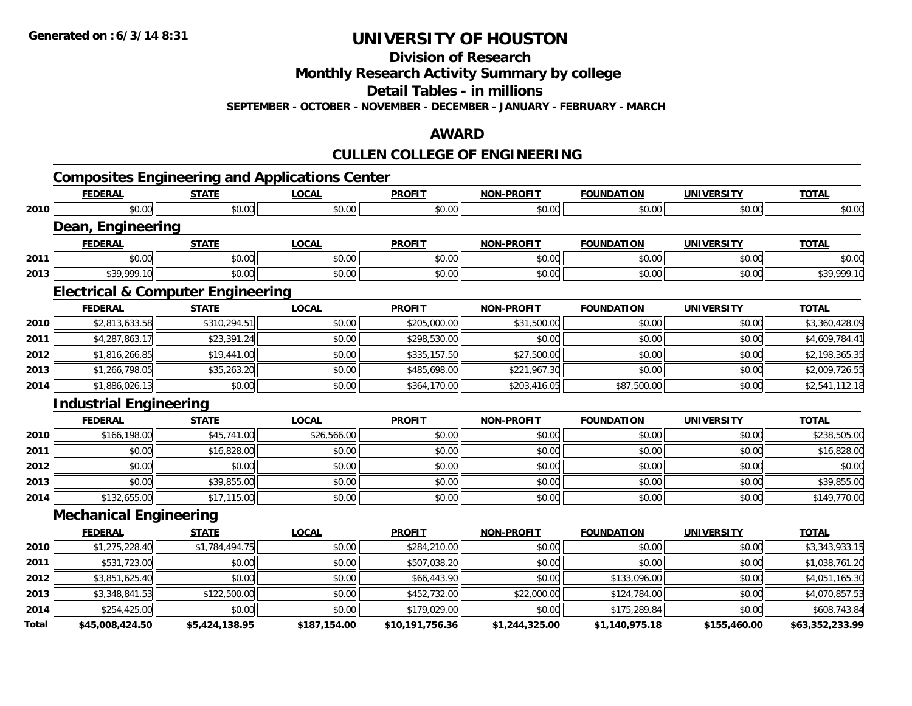Generated on :6/3/14 8:31

# UNIVERSITY OF HOUSTON

## Division of Research

## Monthly Research Activity Summary by college

## Detail Tables - in millions

**SEPTEMBER - OCTOBER - NOVEMBER - DECEMBER - JANUARY - FEBRUARY - MARCH**

## AWARD

## CULLEN COLLEGE OF ENGINEERING

### Composites Engineering and Applications Center

| | FEDERAL | STATE | LOCAL | PROFIT | NON-PROFIT | FOUNDATION | UNIVERSITY | TOTAL |
|---|---|---|---|---|---|---|---|---|
| 2010 | $0.00 | $0.00 | $0.00 | $0.00 | $0.00 | $0.00 | $0.00 | $0.00 |

### Dean, Engineering

| | FEDERAL | STATE | LOCAL | PROFIT | NON-PROFIT | FOUNDATION | UNIVERSITY | TOTAL |
|---|---|---|---|---|---|---|---|---|
| 2011 | $0.00 | $0.00 | $0.00 | $0.00 | $0.00 | $0.00 | $0.00 | $0.00 |
| 2013 | $39,999.10 | $0.00 | $0.00 | $0.00 | $0.00 | $0.00 | $0.00 | $39,999.10 |

### Electrical & Computer Engineering

| | FEDERAL | STATE | LOCAL | PROFIT | NON-PROFIT | FOUNDATION | UNIVERSITY | TOTAL |
|---|---|---|---|---|---|---|---|---|
| 2010 | $2,813,633.58 | $310,294.51 | $0.00 | $205,000.00 | $31,500.00 | $0.00 | $0.00 | $3,360,428.09 |
| 2011 | $4,287,863.17 | $23,391.24 | $0.00 | $298,530.00 | $0.00 | $0.00 | $0.00 | $4,609,784.41 |
| 2012 | $1,816,266.85 | $19,441.00 | $0.00 | $335,157.50 | $27,500.00 | $0.00 | $0.00 | $2,198,365.35 |
| 2013 | $1,266,798.05 | $35,263.20 | $0.00 | $485,698.00 | $221,967.30 | $0.00 | $0.00 | $2,009,726.55 |
| 2014 | $1,886,026.13 | $0.00 | $0.00 | $364,170.00 | $203,416.05 | $87,500.00 | $0.00 | $2,541,112.18 |

### Industrial Engineering

| | FEDERAL | STATE | LOCAL | PROFIT | NON-PROFIT | FOUNDATION | UNIVERSITY | TOTAL |
|---|---|---|---|---|---|---|---|---|
| 2010 | $166,198.00 | $45,741.00 | $26,566.00 | $0.00 | $0.00 | $0.00 | $0.00 | $238,505.00 |
| 2011 | $0.00 | $16,828.00 | $0.00 | $0.00 | $0.00 | $0.00 | $0.00 | $16,828.00 |
| 2012 | $0.00 | $0.00 | $0.00 | $0.00 | $0.00 | $0.00 | $0.00 | $0.00 |
| 2013 | $0.00 | $39,855.00 | $0.00 | $0.00 | $0.00 | $0.00 | $0.00 | $39,855.00 |
| 2014 | $132,655.00 | $17,115.00 | $0.00 | $0.00 | $0.00 | $0.00 | $0.00 | $149,770.00 |

### Mechanical Engineering

| | FEDERAL | STATE | LOCAL | PROFIT | NON-PROFIT | FOUNDATION | UNIVERSITY | TOTAL |
|---|---|---|---|---|---|---|---|---|
| 2010 | $1,275,228.40 | $1,784,494.75 | $0.00 | $284,210.00 | $0.00 | $0.00 | $0.00 | $3,343,933.15 |
| 2011 | $531,723.00 | $0.00 | $0.00 | $507,038.20 | $0.00 | $0.00 | $0.00 | $1,038,761.20 |
| 2012 | $3,851,625.40 | $0.00 | $0.00 | $66,443.90 | $0.00 | $133,096.00 | $0.00 | $4,051,165.30 |
| 2013 | $3,348,841.53 | $122,500.00 | $0.00 | $452,732.00 | $22,000.00 | $124,784.00 | $0.00 | $4,070,857.53 |
| 2014 | $254,425.00 | $0.00 | $0.00 | $179,029.00 | $0.00 | $175,289.84 | $0.00 | $608,743.84 |
| **Total** | **$45,008,424.50** | **$5,424,138.95** | **$187,154.00** | **$10,191,756.36** | **$1,244,325.00** | **$1,140,975.18** | **$155,460.00** | **$63,352,233.99** |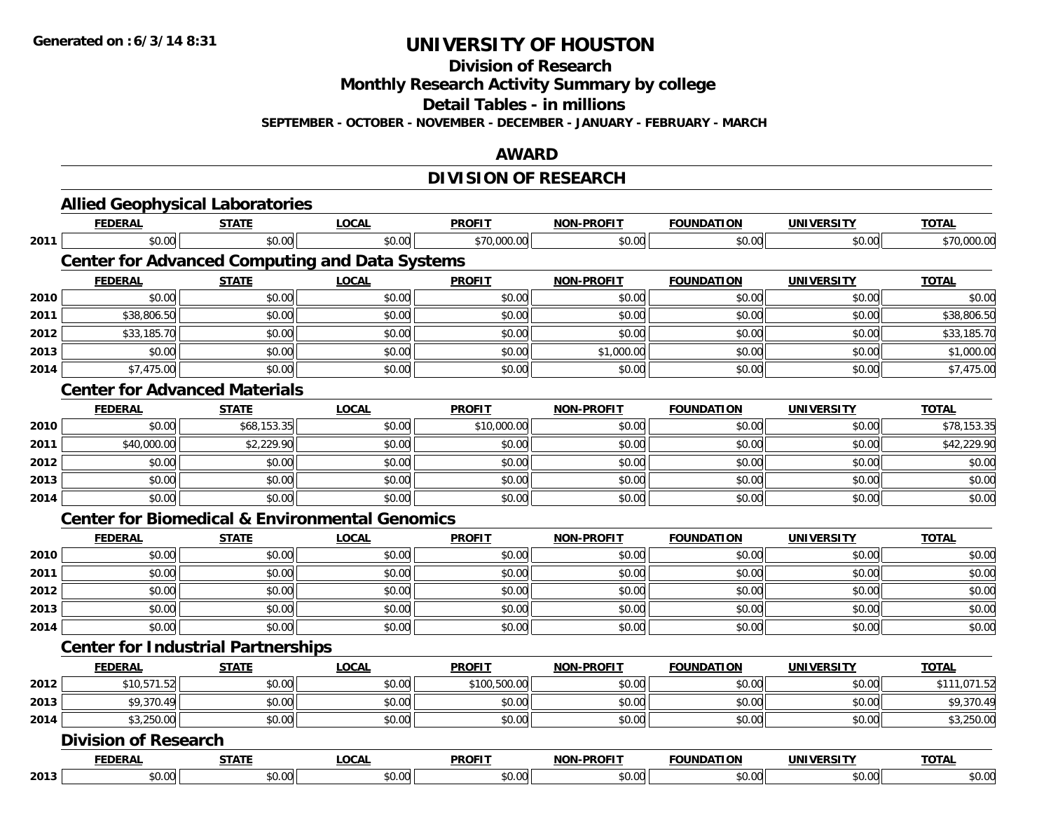**Generated on :6/3/14 8:31**

# UNIVERSITY OF HOUSTON

## Division of Research
## Monthly Research Activity Summary by college
## Detail Tables - in millions

**SEPTEMBER - OCTOBER - NOVEMBER - DECEMBER - JANUARY - FEBRUARY - MARCH**

## AWARD

## DIVISION OF RESEARCH

### Allied Geophysical Laboratories

| | FEDERAL | STATE | LOCAL | PROFIT | NON-PROFIT | FOUNDATION | UNIVERSITY | TOTAL |
|---|---|---|---|---|---|---|---|---|
| 2011 | $0.00 | $0.00 | $0.00 | $70,000.00 | $0.00 | $0.00 | $0.00 | $70,000.00 |

### Center for Advanced Computing and Data Systems

| | FEDERAL | STATE | LOCAL | PROFIT | NON-PROFIT | FOUNDATION | UNIVERSITY | TOTAL |
|---|---|---|---|---|---|---|---|---|
| 2010 | $0.00 | $0.00 | $0.00 | $0.00 | $0.00 | $0.00 | $0.00 | $0.00 |
| 2011 | $38,806.50 | $0.00 | $0.00 | $0.00 | $0.00 | $0.00 | $0.00 | $38,806.50 |
| 2012 | $33,185.70 | $0.00 | $0.00 | $0.00 | $0.00 | $0.00 | $0.00 | $33,185.70 |
| 2013 | $0.00 | $0.00 | $0.00 | $0.00 | $1,000.00 | $0.00 | $0.00 | $1,000.00 |
| 2014 | $7,475.00 | $0.00 | $0.00 | $0.00 | $0.00 | $0.00 | $0.00 | $7,475.00 |

### Center for Advanced Materials

| | FEDERAL | STATE | LOCAL | PROFIT | NON-PROFIT | FOUNDATION | UNIVERSITY | TOTAL |
|---|---|---|---|---|---|---|---|---|
| 2010 | $0.00 | $68,153.35 | $0.00 | $10,000.00 | $0.00 | $0.00 | $0.00 | $78,153.35 |
| 2011 | $40,000.00 | $2,229.90 | $0.00 | $0.00 | $0.00 | $0.00 | $0.00 | $42,229.90 |
| 2012 | $0.00 | $0.00 | $0.00 | $0.00 | $0.00 | $0.00 | $0.00 | $0.00 |
| 2013 | $0.00 | $0.00 | $0.00 | $0.00 | $0.00 | $0.00 | $0.00 | $0.00 |
| 2014 | $0.00 | $0.00 | $0.00 | $0.00 | $0.00 | $0.00 | $0.00 | $0.00 |

### Center for Biomedical & Environmental Genomics

| | FEDERAL | STATE | LOCAL | PROFIT | NON-PROFIT | FOUNDATION | UNIVERSITY | TOTAL |
|---|---|---|---|---|---|---|---|---|
| 2010 | $0.00 | $0.00 | $0.00 | $0.00 | $0.00 | $0.00 | $0.00 | $0.00 |
| 2011 | $0.00 | $0.00 | $0.00 | $0.00 | $0.00 | $0.00 | $0.00 | $0.00 |
| 2012 | $0.00 | $0.00 | $0.00 | $0.00 | $0.00 | $0.00 | $0.00 | $0.00 |
| 2013 | $0.00 | $0.00 | $0.00 | $0.00 | $0.00 | $0.00 | $0.00 | $0.00 |
| 2014 | $0.00 | $0.00 | $0.00 | $0.00 | $0.00 | $0.00 | $0.00 | $0.00 |

### Center for Industrial Partnerships

| | FEDERAL | STATE | LOCAL | PROFIT | NON-PROFIT | FOUNDATION | UNIVERSITY | TOTAL |
|---|---|---|---|---|---|---|---|---|
| 2012 | $10,571.52 | $0.00 | $0.00 | $100,500.00 | $0.00 | $0.00 | $0.00 | $111,071.52 |
| 2013 | $9,370.49 | $0.00 | $0.00 | $0.00 | $0.00 | $0.00 | $0.00 | $9,370.49 |
| 2014 | $3,250.00 | $0.00 | $0.00 | $0.00 | $0.00 | $0.00 | $0.00 | $3,250.00 |

### Division of Research

| | FEDERAL | STATE | LOCAL | PROFIT | NON-PROFIT | FOUNDATION | UNIVERSITY | TOTAL |
|---|---|---|---|---|---|---|---|---|
| 2013 | $0.00 | $0.00 | $0.00 | $0.00 | $0.00 | $0.00 | $0.00 | $0.00 |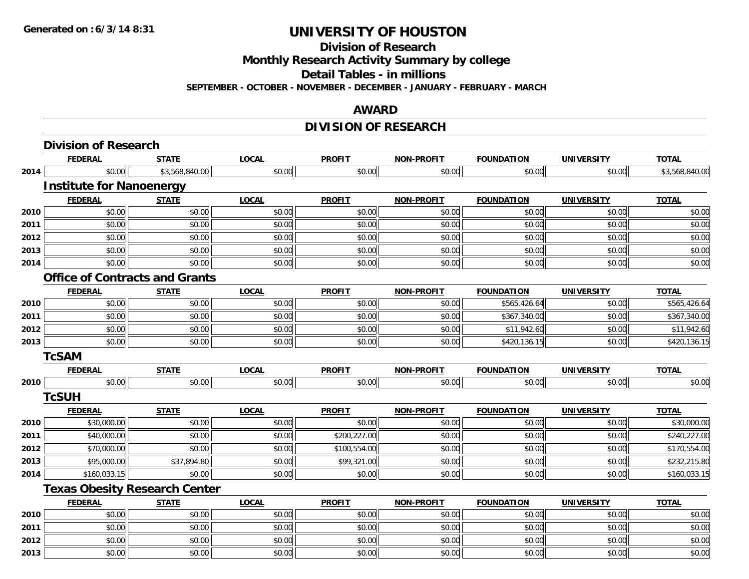# UNIVERSITY OF HOUSTON

## Division of Research

## Monthly Research Activity Summary by college

## Detail Tables - in millions

**SEPTEMBER - OCTOBER - NOVEMBER - DECEMBER - JANUARY - FEBRUARY - MARCH**

## AWARD

## DIVISION OF RESEARCH

### Division of Research

| | FEDERAL | STATE | LOCAL | PROFIT | NON-PROFIT | FOUNDATION | UNIVERSITY | TOTAL |
|---|---|---|---|---|---|---|---|---|
| 2014 | $0.00 | $3,568,840.00 | $0.00 | $0.00 | $0.00 | $0.00 | $0.00 | $3,568,840.00 |

### Institute for Nanoenergy

| | FEDERAL | STATE | LOCAL | PROFIT | NON-PROFIT | FOUNDATION | UNIVERSITY | TOTAL |
|---|---|---|---|---|---|---|---|---|
| 2010 | $0.00 | $0.00 | $0.00 | $0.00 | $0.00 | $0.00 | $0.00 | $0.00 |
| 2011 | $0.00 | $0.00 | $0.00 | $0.00 | $0.00 | $0.00 | $0.00 | $0.00 |
| 2012 | $0.00 | $0.00 | $0.00 | $0.00 | $0.00 | $0.00 | $0.00 | $0.00 |
| 2013 | $0.00 | $0.00 | $0.00 | $0.00 | $0.00 | $0.00 | $0.00 | $0.00 |
| 2014 | $0.00 | $0.00 | $0.00 | $0.00 | $0.00 | $0.00 | $0.00 | $0.00 |

### Office of Contracts and Grants

| | FEDERAL | STATE | LOCAL | PROFIT | NON-PROFIT | FOUNDATION | UNIVERSITY | TOTAL |
|---|---|---|---|---|---|---|---|---|
| 2010 | $0.00 | $0.00 | $0.00 | $0.00 | $0.00 | $565,426.64 | $0.00 | $565,426.64 |
| 2011 | $0.00 | $0.00 | $0.00 | $0.00 | $0.00 | $367,340.00 | $0.00 | $367,340.00 |
| 2012 | $0.00 | $0.00 | $0.00 | $0.00 | $0.00 | $11,942.60 | $0.00 | $11,942.60 |
| 2013 | $0.00 | $0.00 | $0.00 | $0.00 | $0.00 | $420,136.15 | $0.00 | $420,136.15 |

### TcSAM

| | FEDERAL | STATE | LOCAL | PROFIT | NON-PROFIT | FOUNDATION | UNIVERSITY | TOTAL |
|---|---|---|---|---|---|---|---|---|
| 2010 | $0.00 | $0.00 | $0.00 | $0.00 | $0.00 | $0.00 | $0.00 | $0.00 |

### TcSUH

| | FEDERAL | STATE | LOCAL | PROFIT | NON-PROFIT | FOUNDATION | UNIVERSITY | TOTAL |
|---|---|---|---|---|---|---|---|---|
| 2010 | $30,000.00 | $0.00 | $0.00 | $0.00 | $0.00 | $0.00 | $0.00 | $30,000.00 |
| 2011 | $40,000.00 | $0.00 | $0.00 | $200,227.00 | $0.00 | $0.00 | $0.00 | $240,227.00 |
| 2012 | $70,000.00 | $0.00 | $0.00 | $100,554.00 | $0.00 | $0.00 | $0.00 | $170,554.00 |
| 2013 | $95,000.00 | $37,894.80 | $0.00 | $99,321.00 | $0.00 | $0.00 | $0.00 | $232,215.80 |
| 2014 | $160,033.15 | $0.00 | $0.00 | $0.00 | $0.00 | $0.00 | $0.00 | $160,033.15 |

### Texas Obesity Research Center

| | FEDERAL | STATE | LOCAL | PROFIT | NON-PROFIT | FOUNDATION | UNIVERSITY | TOTAL |
|---|---|---|---|---|---|---|---|---|
| 2010 | $0.00 | $0.00 | $0.00 | $0.00 | $0.00 | $0.00 | $0.00 | $0.00 |
| 2011 | $0.00 | $0.00 | $0.00 | $0.00 | $0.00 | $0.00 | $0.00 | $0.00 |
| 2012 | $0.00 | $0.00 | $0.00 | $0.00 | $0.00 | $0.00 | $0.00 | $0.00 |
| 2013 | $0.00 | $0.00 | $0.00 | $0.00 | $0.00 | $0.00 | $0.00 | $0.00 |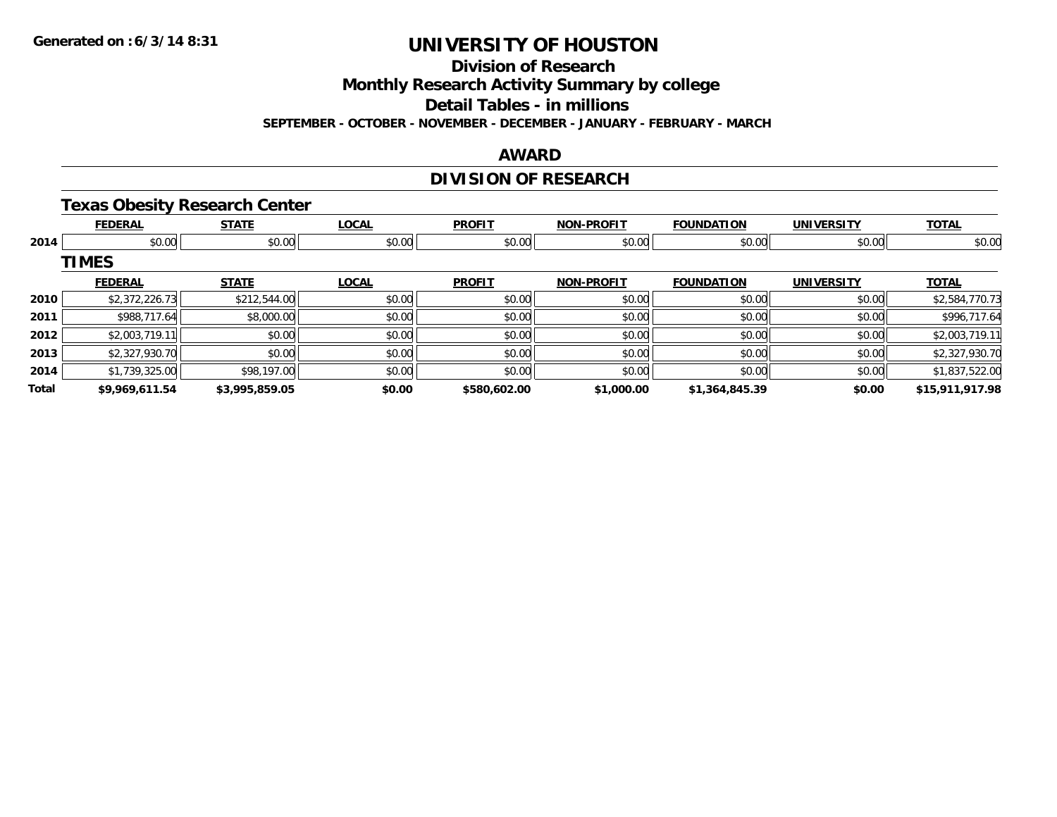# UNIVERSITY OF HOUSTON

## Division of Research

## Monthly Research Activity Summary by college

## Detail Tables - in millions

**SEPTEMBER - OCTOBER - NOVEMBER - DECEMBER - JANUARY - FEBRUARY - MARCH**

## AWARD

## DIVISION OF RESEARCH

### Texas Obesity Research Center

| | FEDERAL | STATE | LOCAL | PROFIT | NON-PROFIT | FOUNDATION | UNIVERSITY | TOTAL |
|---|---|---|---|---|---|---|---|---|
| 2014 | $0.00 | $0.00 | $0.00 | $0.00 | $0.00 | $0.00 | $0.00 | $0.00 |

### TIMES

| | FEDERAL | STATE | LOCAL | PROFIT | NON-PROFIT | FOUNDATION | UNIVERSITY | TOTAL |
|---|---|---|---|---|---|---|---|---|
| 2010 | $2,372,226.73 | $212,544.00 | $0.00 | $0.00 | $0.00 | $0.00 | $0.00 | $2,584,770.73 |
| 2011 | $988,717.64 | $8,000.00 | $0.00 | $0.00 | $0.00 | $0.00 | $0.00 | $996,717.64 |
| 2012 | $2,003,719.11 | $0.00 | $0.00 | $0.00 | $0.00 | $0.00 | $0.00 | $2,003,719.11 |
| 2013 | $2,327,930.70 | $0.00 | $0.00 | $0.00 | $0.00 | $0.00 | $0.00 | $2,327,930.70 |
| 2014 | $1,739,325.00 | $98,197.00 | $0.00 | $0.00 | $0.00 | $0.00 | $0.00 | $1,837,522.00 |
| **Total** | **$9,969,611.54** | **$3,995,859.05** | **$0.00** | **$580,602.00** | **$1,000.00** | **$1,364,845.39** | **$0.00** | **$15,911,917.98** |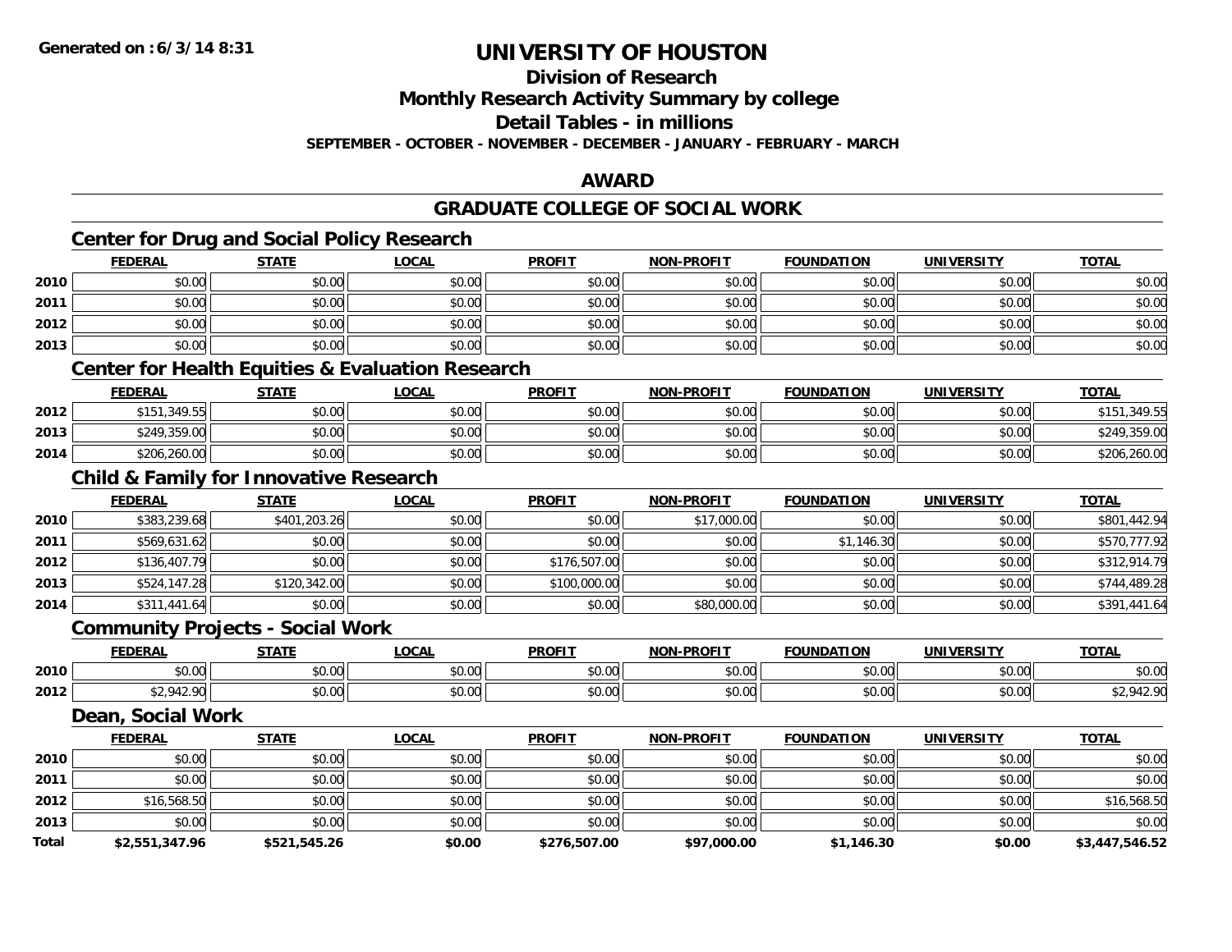# UNIVERSITY OF HOUSTON

## Division of Research

## Monthly Research Activity Summary by college

## Detail Tables - in millions

**SEPTEMBER - OCTOBER - NOVEMBER - DECEMBER - JANUARY - FEBRUARY - MARCH**

## AWARD

## GRADUATE COLLEGE OF SOCIAL WORK

### Center for Drug and Social Policy Research

| | FEDERAL | STATE | LOCAL | PROFIT | NON-PROFIT | FOUNDATION | UNIVERSITY | TOTAL |
|---|---|---|---|---|---|---|---|---|
| 2010 | $0.00 | $0.00 | $0.00 | $0.00 | $0.00 | $0.00 | $0.00 | $0.00 |
| 2011 | $0.00 | $0.00 | $0.00 | $0.00 | $0.00 | $0.00 | $0.00 | $0.00 |
| 2012 | $0.00 | $0.00 | $0.00 | $0.00 | $0.00 | $0.00 | $0.00 | $0.00 |
| 2013 | $0.00 | $0.00 | $0.00 | $0.00 | $0.00 | $0.00 | $0.00 | $0.00 |

### Center for Health Equities & Evaluation Research

| | FEDERAL | STATE | LOCAL | PROFIT | NON-PROFIT | FOUNDATION | UNIVERSITY | TOTAL |
|---|---|---|---|---|---|---|---|---|
| 2012 | $151,349.55 | $0.00 | $0.00 | $0.00 | $0.00 | $0.00 | $0.00 | $151,349.55 |
| 2013 | $249,359.00 | $0.00 | $0.00 | $0.00 | $0.00 | $0.00 | $0.00 | $249,359.00 |
| 2014 | $206,260.00 | $0.00 | $0.00 | $0.00 | $0.00 | $0.00 | $0.00 | $206,260.00 |

### Child & Family for Innovative Research

| | FEDERAL | STATE | LOCAL | PROFIT | NON-PROFIT | FOUNDATION | UNIVERSITY | TOTAL |
|---|---|---|---|---|---|---|---|---|
| 2010 | $383,239.68 | $401,203.26 | $0.00 | $0.00 | $17,000.00 | $0.00 | $0.00 | $801,442.94 |
| 2011 | $569,631.62 | $0.00 | $0.00 | $0.00 | $0.00 | $1,146.30 | $0.00 | $570,777.92 |
| 2012 | $136,407.79 | $0.00 | $0.00 | $176,507.00 | $0.00 | $0.00 | $0.00 | $312,914.79 |
| 2013 | $524,147.28 | $120,342.00 | $0.00 | $100,000.00 | $0.00 | $0.00 | $0.00 | $744,489.28 |
| 2014 | $311,441.64 | $0.00 | $0.00 | $0.00 | $80,000.00 | $0.00 | $0.00 | $391,441.64 |

### Community Projects - Social Work

| | FEDERAL | STATE | LOCAL | PROFIT | NON-PROFIT | FOUNDATION | UNIVERSITY | TOTAL |
|---|---|---|---|---|---|---|---|---|
| 2010 | $0.00 | $0.00 | $0.00 | $0.00 | $0.00 | $0.00 | $0.00 | $0.00 |
| 2012 | $2,942.90 | $0.00 | $0.00 | $0.00 | $0.00 | $0.00 | $0.00 | $2,942.90 |

### Dean, Social Work

| | FEDERAL | STATE | LOCAL | PROFIT | NON-PROFIT | FOUNDATION | UNIVERSITY | TOTAL |
|---|---|---|---|---|---|---|---|---|
| 2010 | $0.00 | $0.00 | $0.00 | $0.00 | $0.00 | $0.00 | $0.00 | $0.00 |
| 2011 | $0.00 | $0.00 | $0.00 | $0.00 | $0.00 | $0.00 | $0.00 | $0.00 |
| 2012 | $16,568.50 | $0.00 | $0.00 | $0.00 | $0.00 | $0.00 | $0.00 | $16,568.50 |
| 2013 | $0.00 | $0.00 | $0.00 | $0.00 | $0.00 | $0.00 | $0.00 | $0.00 |
| **Total** | **$2,551,347.96** | **$521,545.26** | **$0.00** | **$276,507.00** | **$97,000.00** | **$1,146.30** | **$0.00** | **$3,447,546.52** |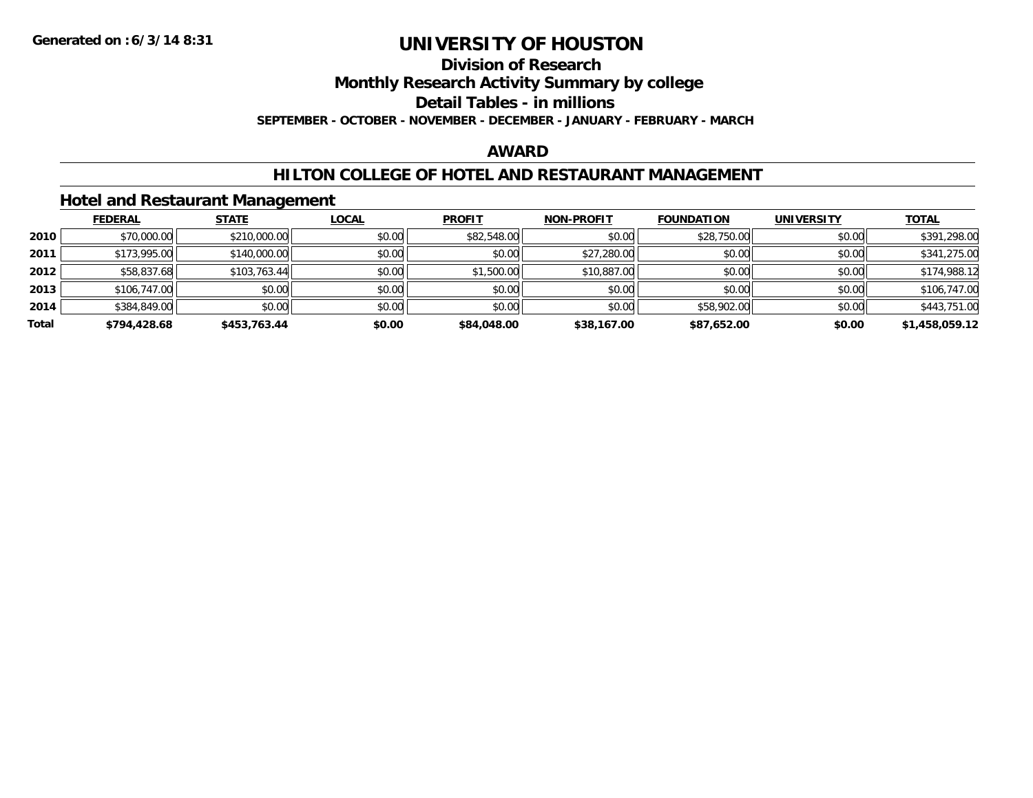Generated on :6/3/14 8:31

# UNIVERSITY OF HOUSTON

## Division of Research

## Monthly Research Activity Summary by college

## Detail Tables - in millions

**SEPTEMBER - OCTOBER - NOVEMBER - DECEMBER - JANUARY - FEBRUARY - MARCH**

## AWARD

## HILTON COLLEGE OF HOTEL AND RESTAURANT MANAGEMENT

### Hotel and Restaurant Management

| | FEDERAL | STATE | LOCAL | PROFIT | NON-PROFIT | FOUNDATION | UNIVERSITY | TOTAL |
|---|---|---|---|---|---|---|---|---|
| **2010** | $70,000.00 | $210,000.00 | $0.00 | $82,548.00 | $0.00 | $28,750.00 | $0.00 | $391,298.00 |
| **2011** | $173,995.00 | $140,000.00 | $0.00 | $0.00 | $27,280.00 | $0.00 | $0.00 | $341,275.00 |
| **2012** | $58,837.68 | $103,763.44 | $0.00 | $1,500.00 | $10,887.00 | $0.00 | $0.00 | $174,988.12 |
| **2013** | $106,747.00 | $0.00 | $0.00 | $0.00 | $0.00 | $0.00 | $0.00 | $106,747.00 |
| **2014** | $384,849.00 | $0.00 | $0.00 | $0.00 | $0.00 | $58,902.00 | $0.00 | $443,751.00 |
| **Total** | **$794,428.68** | **$453,763.44** | **$0.00** | **$84,048.00** | **$38,167.00** | **$87,652.00** | **$0.00** | **$1,458,059.12** |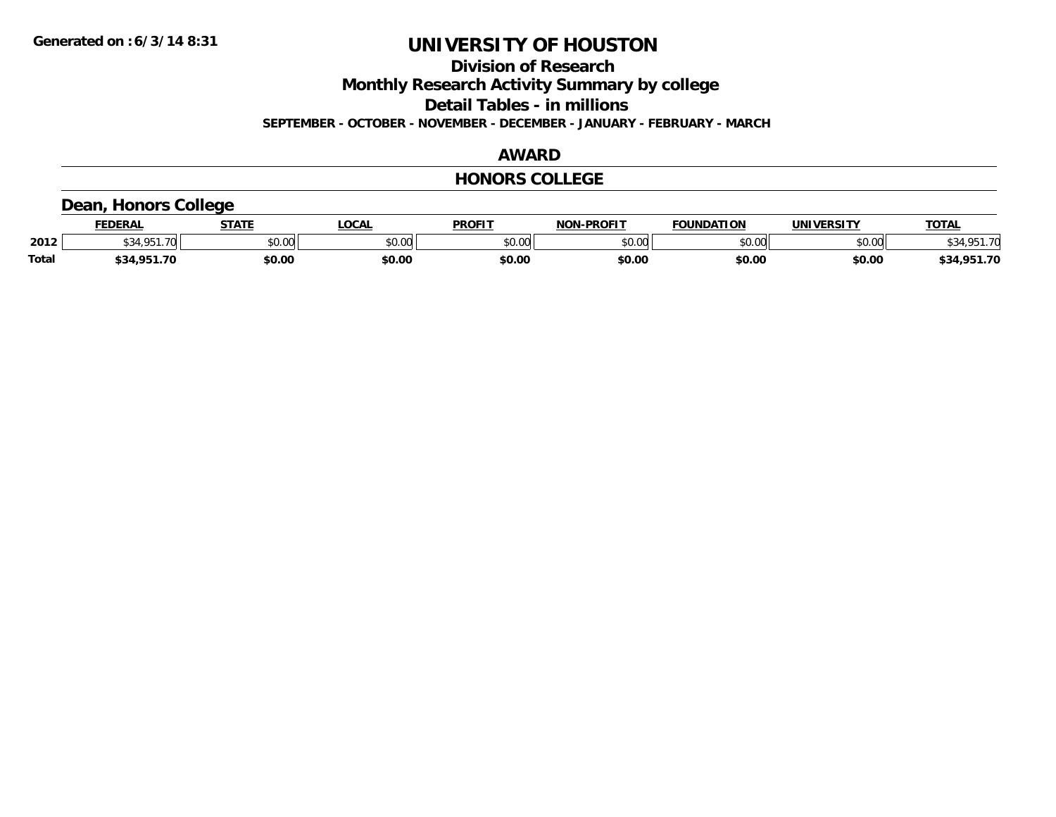**Generated on :6/3/14 8:31**

# UNIVERSITY OF HOUSTON

## Division of Research

## Monthly Research Activity Summary by college

## Detail Tables - in millions

**SEPTEMBER - OCTOBER - NOVEMBER - DECEMBER - JANUARY - FEBRUARY - MARCH**

## AWARD

## HONORS COLLEGE

### Dean, Honors College

| | FEDERAL | STATE | LOCAL | PROFIT | NON-PROFIT | FOUNDATION | UNIVERSITY | TOTAL |
|---|---|---|---|---|---|---|---|---|
| 2012 | $34,951.70 | $0.00 | $0.00 | $0.00 | $0.00 | $0.00 | $0.00 | $34,951.70 |
| **Total** | **$34,951.70** | **$0.00** | **$0.00** | **$0.00** | **$0.00** | **$0.00** | **$0.00** | **$34,951.70** |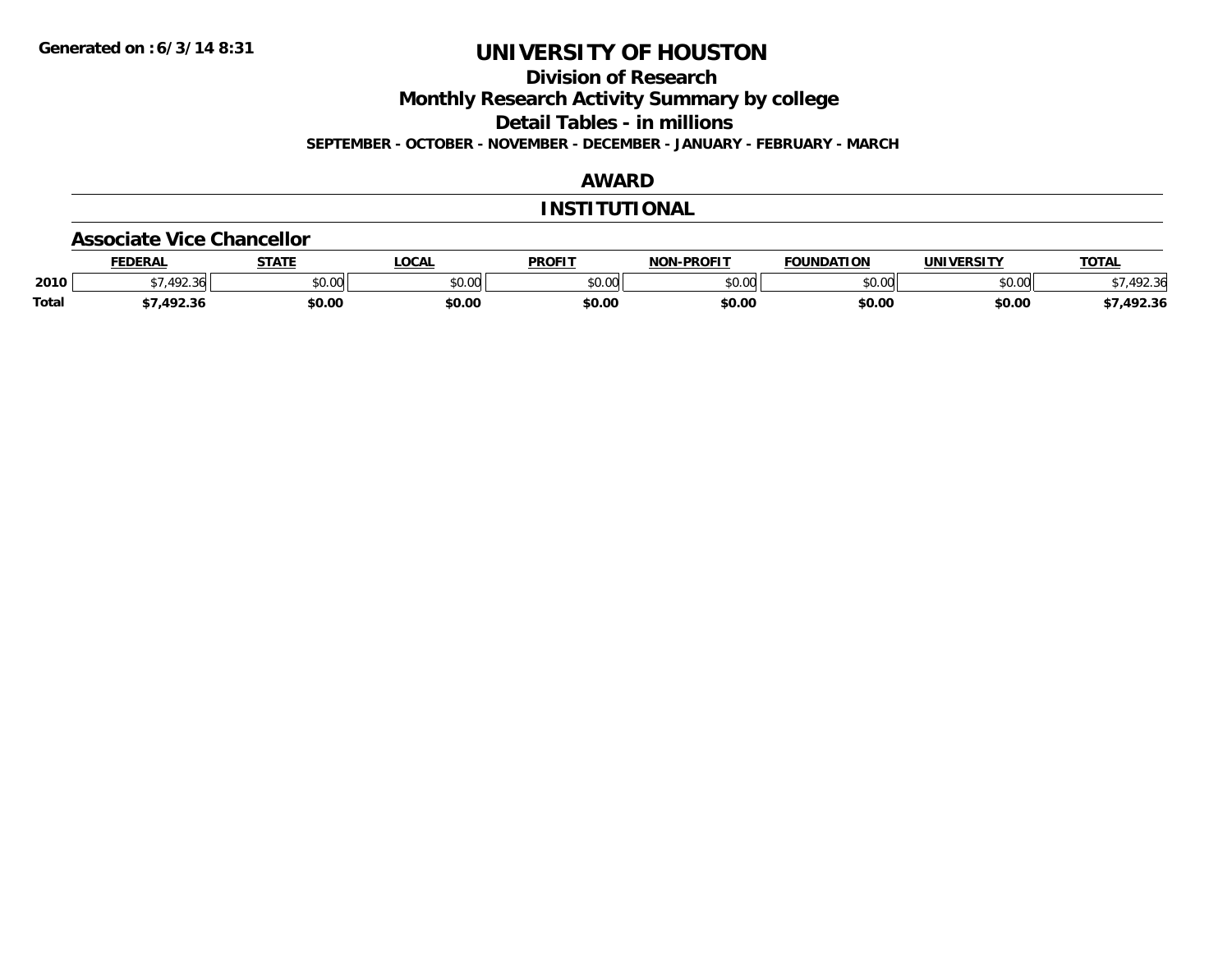Generated on :6/3/14 8:31

# UNIVERSITY OF HOUSTON

## Division of Research

## Monthly Research Activity Summary by college

## Detail Tables - in millions

**SEPTEMBER - OCTOBER - NOVEMBER - DECEMBER - JANUARY - FEBRUARY - MARCH**

## AWARD

## INSTITUTIONAL

### Associate Vice Chancellor

| | FEDERAL | STATE | LOCAL | PROFIT | NON-PROFIT | FOUNDATION | UNIVERSITY | TOTAL |
|---|---|---|---|---|---|---|---|---|
| **2010** | $7,492.36 | $0.00 | $0.00 | $0.00 | $0.00 | $0.00 | $0.00 | $7,492.36 |
| **Total** | **$7,492.36** | **$0.00** | **$0.00** | **$0.00** | **$0.00** | **$0.00** | **$0.00** | **$7,492.36** |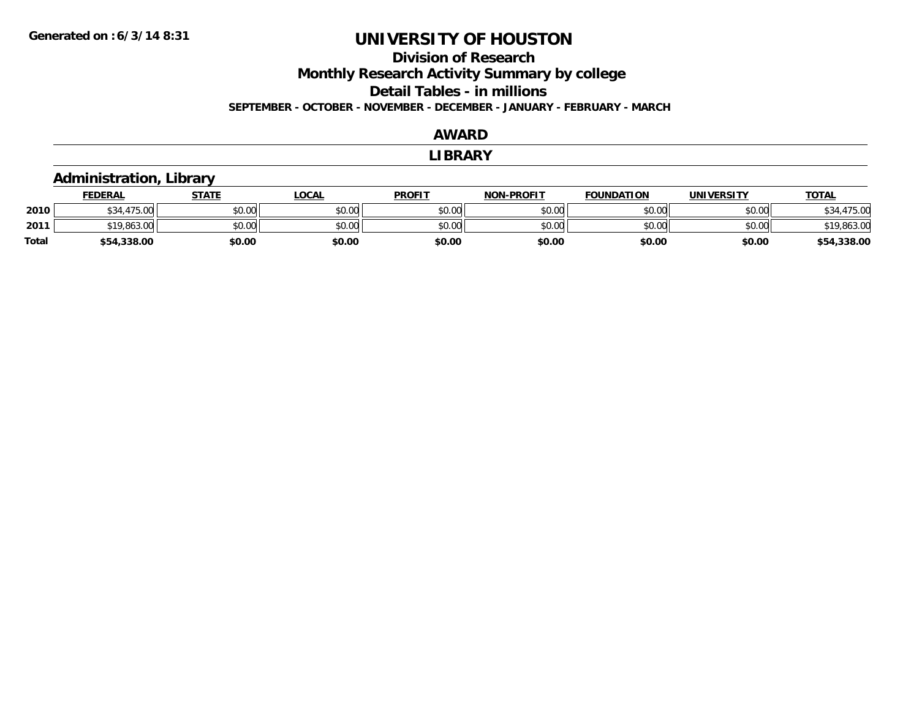Generated on :6/3/14 8:31

# UNIVERSITY OF HOUSTON

## Division of Research

## Monthly Research Activity Summary by college

## Detail Tables - in millions

**SEPTEMBER - OCTOBER - NOVEMBER - DECEMBER - JANUARY - FEBRUARY - MARCH**

## AWARD

## LIBRARY

### Administration, Library

| | FEDERAL | STATE | LOCAL | PROFIT | NON-PROFIT | FOUNDATION | UNIVERSITY | TOTAL |
|---|---|---|---|---|---|---|---|---|
| **2010** | $34,475.00 | $0.00 | $0.00 | $0.00 | $0.00 | $0.00 | $0.00 | $34,475.00 |
| **2011** | $19,863.00 | $0.00 | $0.00 | $0.00 | $0.00 | $0.00 | $0.00 | $19,863.00 |
| **Total** | **$54,338.00** | **$0.00** | **$0.00** | **$0.00** | **$0.00** | **$0.00** | **$0.00** | **$54,338.00** |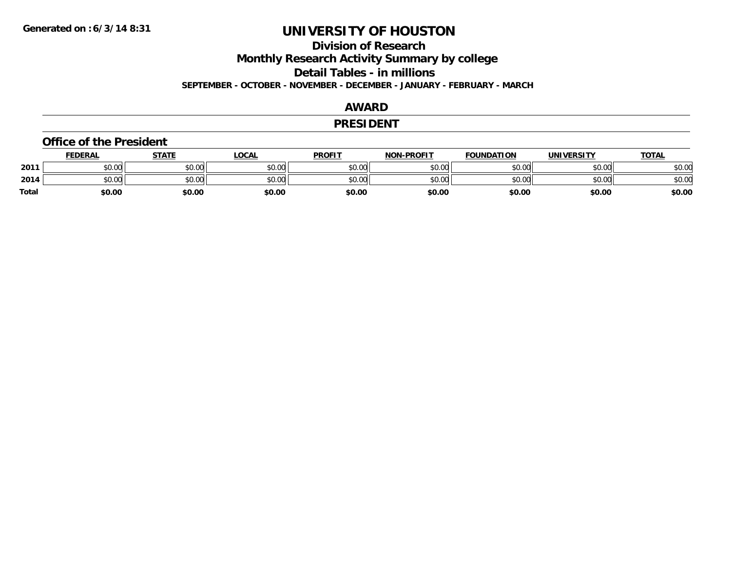**Generated on :6/3/14 8:31**

# UNIVERSITY OF HOUSTON

## Division of Research

## Monthly Research Activity Summary by college

## Detail Tables - in millions

**SEPTEMBER - OCTOBER - NOVEMBER - DECEMBER - JANUARY - FEBRUARY - MARCH**

## AWARD

## PRESIDENT

### Office of the President

| | FEDERAL | STATE | LOCAL | PROFIT | NON-PROFIT | FOUNDATION | UNIVERSITY | TOTAL |
|---|---|---|---|---|---|---|---|---|
| **2011** | $0.00 | $0.00 | $0.00 | $0.00 | $0.00 | $0.00 | $0.00 | $0.00 |
| **2014** | $0.00 | $0.00 | $0.00 | $0.00 | $0.00 | $0.00 | $0.00 | $0.00 |
| **Total** | **$0.00** | **$0.00** | **$0.00** | **$0.00** | **$0.00** | **$0.00** | **$0.00** | **$0.00** |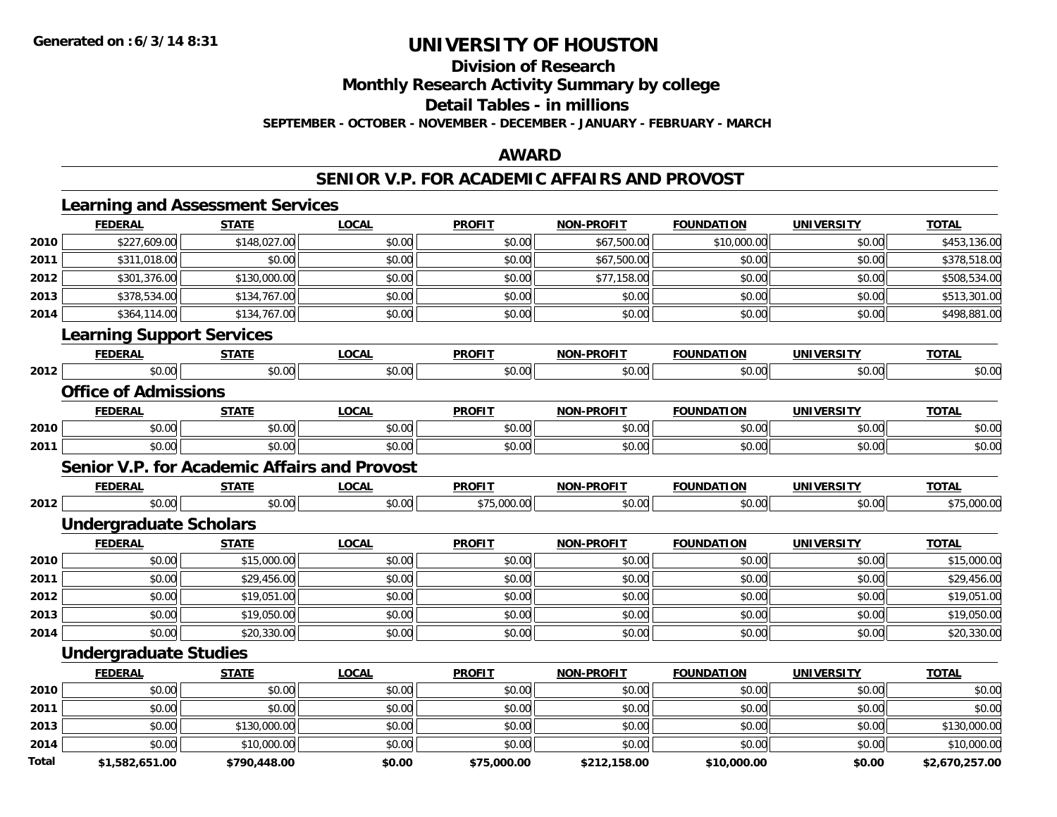**Generated on :6/3/14 8:31**

# UNIVERSITY OF HOUSTON

## Division of Research

## Monthly Research Activity Summary by college

## Detail Tables - in millions

**SEPTEMBER - OCTOBER - NOVEMBER - DECEMBER - JANUARY - FEBRUARY - MARCH**

## AWARD

## SENIOR V.P. FOR ACADEMIC AFFAIRS AND PROVOST

### Learning and Assessment Services

| | FEDERAL | STATE | LOCAL | PROFIT | NON-PROFIT | FOUNDATION | UNIVERSITY | TOTAL |
|---|---|---|---|---|---|---|---|---|
| 2010 | $227,609.00 | $148,027.00 | $0.00 | $0.00 | $67,500.00 | $10,000.00 | $0.00 | $453,136.00 |
| 2011 | $311,018.00 | $0.00 | $0.00 | $0.00 | $67,500.00 | $0.00 | $0.00 | $378,518.00 |
| 2012 | $301,376.00 | $130,000.00 | $0.00 | $0.00 | $77,158.00 | $0.00 | $0.00 | $508,534.00 |
| 2013 | $378,534.00 | $134,767.00 | $0.00 | $0.00 | $0.00 | $0.00 | $0.00 | $513,301.00 |
| 2014 | $364,114.00 | $134,767.00 | $0.00 | $0.00 | $0.00 | $0.00 | $0.00 | $498,881.00 |

### Learning Support Services

| | FEDERAL | STATE | LOCAL | PROFIT | NON-PROFIT | FOUNDATION | UNIVERSITY | TOTAL |
|---|---|---|---|---|---|---|---|---|
| 2012 | $0.00 | $0.00 | $0.00 | $0.00 | $0.00 | $0.00 | $0.00 | $0.00 |

### Office of Admissions

| | FEDERAL | STATE | LOCAL | PROFIT | NON-PROFIT | FOUNDATION | UNIVERSITY | TOTAL |
|---|---|---|---|---|---|---|---|---|
| 2010 | $0.00 | $0.00 | $0.00 | $0.00 | $0.00 | $0.00 | $0.00 | $0.00 |
| 2011 | $0.00 | $0.00 | $0.00 | $0.00 | $0.00 | $0.00 | $0.00 | $0.00 |

### Senior V.P. for Academic Affairs and Provost

| | FEDERAL | STATE | LOCAL | PROFIT | NON-PROFIT | FOUNDATION | UNIVERSITY | TOTAL |
|---|---|---|---|---|---|---|---|---|
| 2012 | $0.00 | $0.00 | $0.00 | $75,000.00 | $0.00 | $0.00 | $0.00 | $75,000.00 |

### Undergraduate Scholars

| | FEDERAL | STATE | LOCAL | PROFIT | NON-PROFIT | FOUNDATION | UNIVERSITY | TOTAL |
|---|---|---|---|---|---|---|---|---|
| 2010 | $0.00 | $15,000.00 | $0.00 | $0.00 | $0.00 | $0.00 | $0.00 | $15,000.00 |
| 2011 | $0.00 | $29,456.00 | $0.00 | $0.00 | $0.00 | $0.00 | $0.00 | $29,456.00 |
| 2012 | $0.00 | $19,051.00 | $0.00 | $0.00 | $0.00 | $0.00 | $0.00 | $19,051.00 |
| 2013 | $0.00 | $19,050.00 | $0.00 | $0.00 | $0.00 | $0.00 | $0.00 | $19,050.00 |
| 2014 | $0.00 | $20,330.00 | $0.00 | $0.00 | $0.00 | $0.00 | $0.00 | $20,330.00 |

### Undergraduate Studies

| | FEDERAL | STATE | LOCAL | PROFIT | NON-PROFIT | FOUNDATION | UNIVERSITY | TOTAL |
|---|---|---|---|---|---|---|---|---|
| 2010 | $0.00 | $0.00 | $0.00 | $0.00 | $0.00 | $0.00 | $0.00 | $0.00 |
| 2011 | $0.00 | $0.00 | $0.00 | $0.00 | $0.00 | $0.00 | $0.00 | $0.00 |
| 2013 | $0.00 | $130,000.00 | $0.00 | $0.00 | $0.00 | $0.00 | $0.00 | $130,000.00 |
| 2014 | $0.00 | $10,000.00 | $0.00 | $0.00 | $0.00 | $0.00 | $0.00 | $10,000.00 |
| **Total** | **$1,582,651.00** | **$790,448.00** | **$0.00** | **$75,000.00** | **$212,158.00** | **$10,000.00** | **$0.00** | **$2,670,257.00** |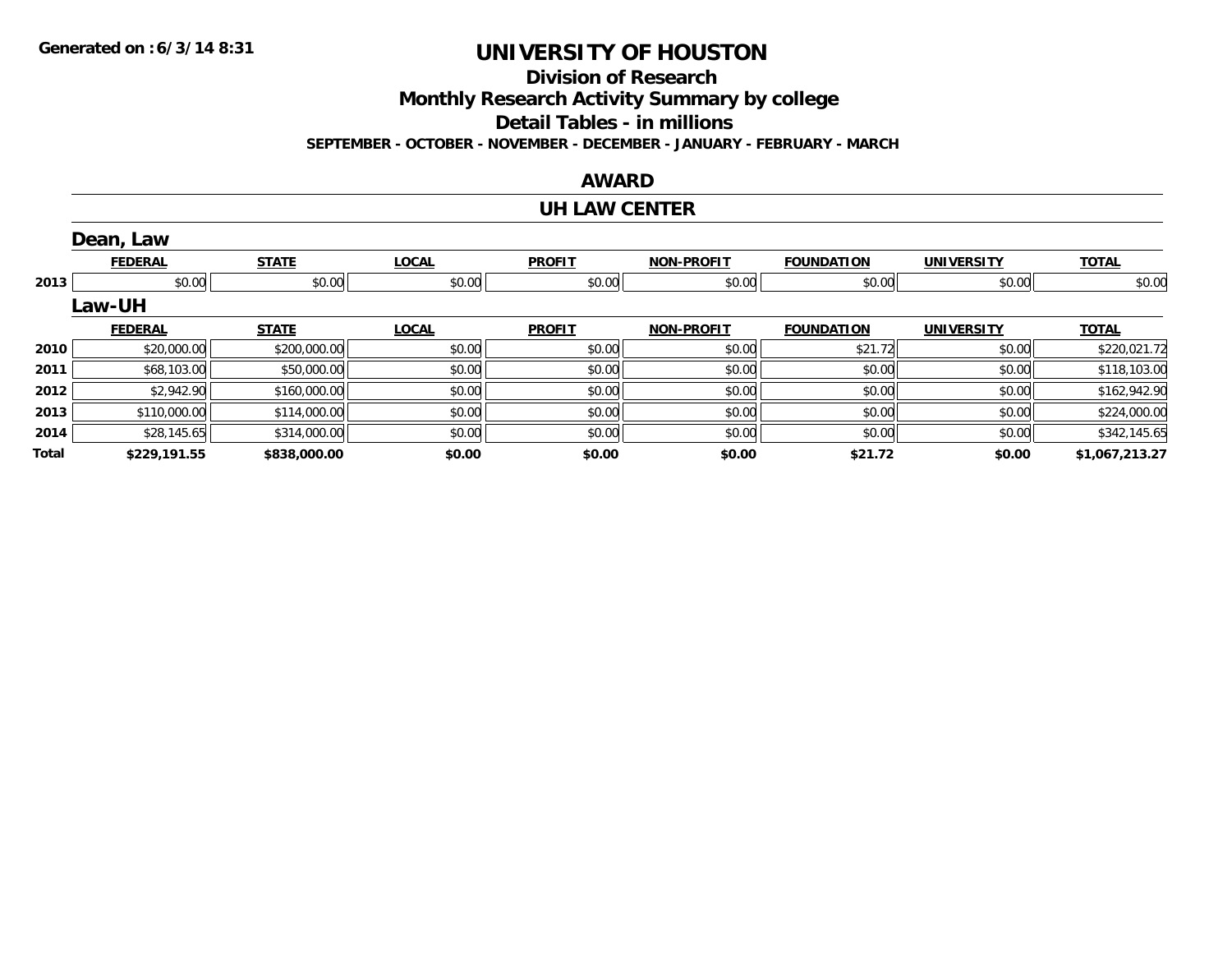**Generated on : 6/3/14 8:31**

# UNIVERSITY OF HOUSTON

## Division of Research

## Monthly Research Activity Summary by college

## Detail Tables - in millions

**SEPTEMBER - OCTOBER - NOVEMBER - DECEMBER - JANUARY - FEBRUARY - MARCH**

## AWARD

## UH LAW CENTER

### Dean, Law

| | FEDERAL | STATE | LOCAL | PROFIT | NON-PROFIT | FOUNDATION | UNIVERSITY | TOTAL |
|---|---|---|---|---|---|---|---|---|
| 2013 | $0.00 | $0.00 | $0.00 | $0.00 | $0.00 | $0.00 | $0.00 | $0.00 |

### Law-UH

| | FEDERAL | STATE | LOCAL | PROFIT | NON-PROFIT | FOUNDATION | UNIVERSITY | TOTAL |
|---|---|---|---|---|---|---|---|---|
| 2010 | $20,000.00 | $200,000.00 | $0.00 | $0.00 | $0.00 | $21.72 | $0.00 | $220,021.72 |
| 2011 | $68,103.00 | $50,000.00 | $0.00 | $0.00 | $0.00 | $0.00 | $0.00 | $118,103.00 |
| 2012 | $2,942.90 | $160,000.00 | $0.00 | $0.00 | $0.00 | $0.00 | $0.00 | $162,942.90 |
| 2013 | $110,000.00 | $114,000.00 | $0.00 | $0.00 | $0.00 | $0.00 | $0.00 | $224,000.00 |
| 2014 | $28,145.65 | $314,000.00 | $0.00 | $0.00 | $0.00 | $0.00 | $0.00 | $342,145.65 |
| **Total** | **$229,191.55** | **$838,000.00** | **$0.00** | **$0.00** | **$0.00** | **$21.72** | **$0.00** | **$1,067,213.27** |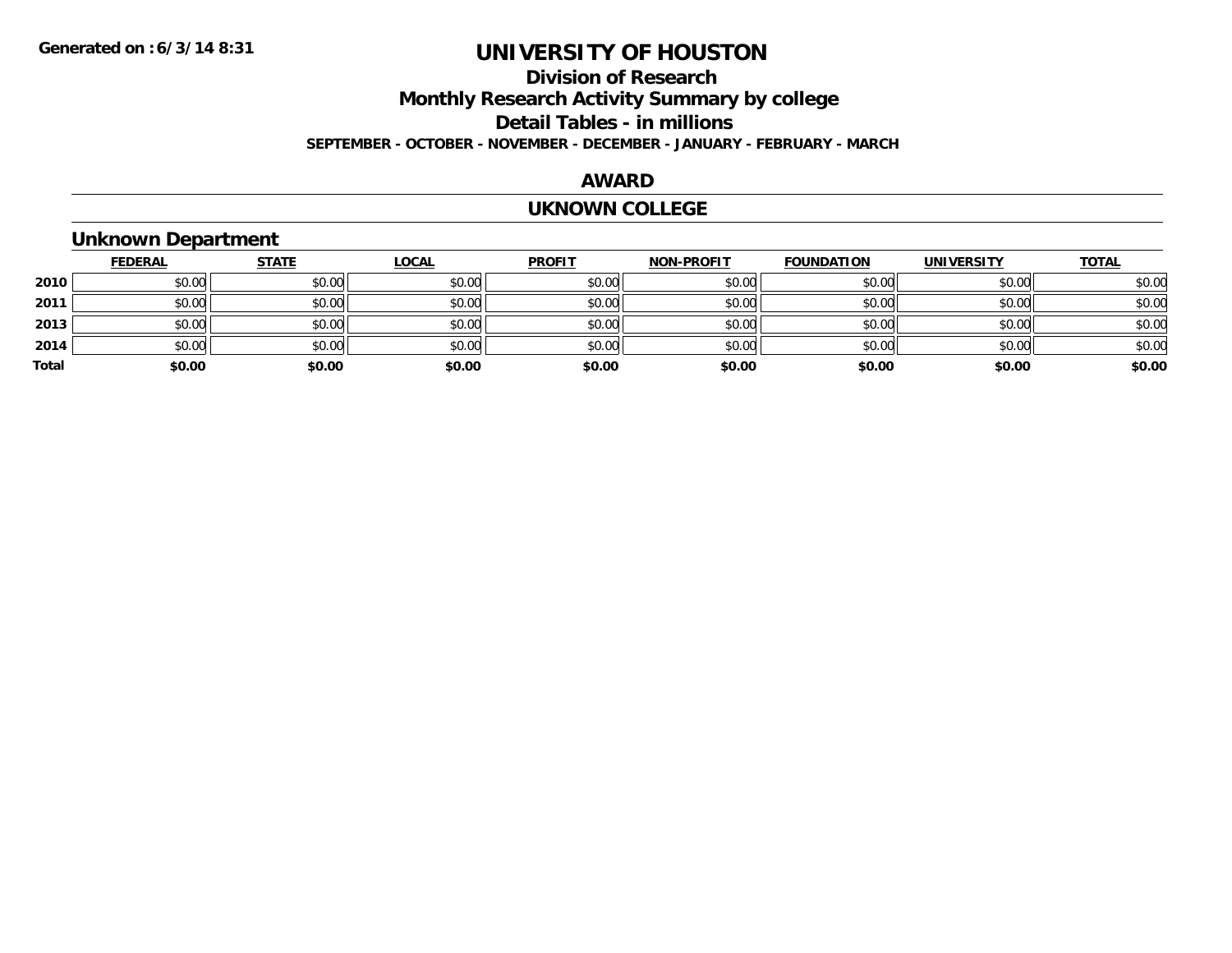Generated on :6/3/14 8:31

# UNIVERSITY OF HOUSTON

## Division of Research

## Monthly Research Activity Summary by college

## Detail Tables - in millions

**SEPTEMBER - OCTOBER - NOVEMBER - DECEMBER - JANUARY - FEBRUARY - MARCH**

## AWARD

## UKNOWN COLLEGE

### Unknown Department

| | FEDERAL | STATE | LOCAL | PROFIT | NON-PROFIT | FOUNDATION | UNIVERSITY | TOTAL |
|---|---|---|---|---|---|---|---|---|
| **2010** | $0.00 | $0.00 | $0.00 | $0.00 | $0.00 | $0.00 | $0.00 | $0.00 |
| **2011** | $0.00 | $0.00 | $0.00 | $0.00 | $0.00 | $0.00 | $0.00 | $0.00 |
| **2013** | $0.00 | $0.00 | $0.00 | $0.00 | $0.00 | $0.00 | $0.00 | $0.00 |
| **2014** | $0.00 | $0.00 | $0.00 | $0.00 | $0.00 | $0.00 | $0.00 | $0.00 |
| **Total** | **$0.00** | **$0.00** | **$0.00** | **$0.00** | **$0.00** | **$0.00** | **$0.00** | **$0.00** |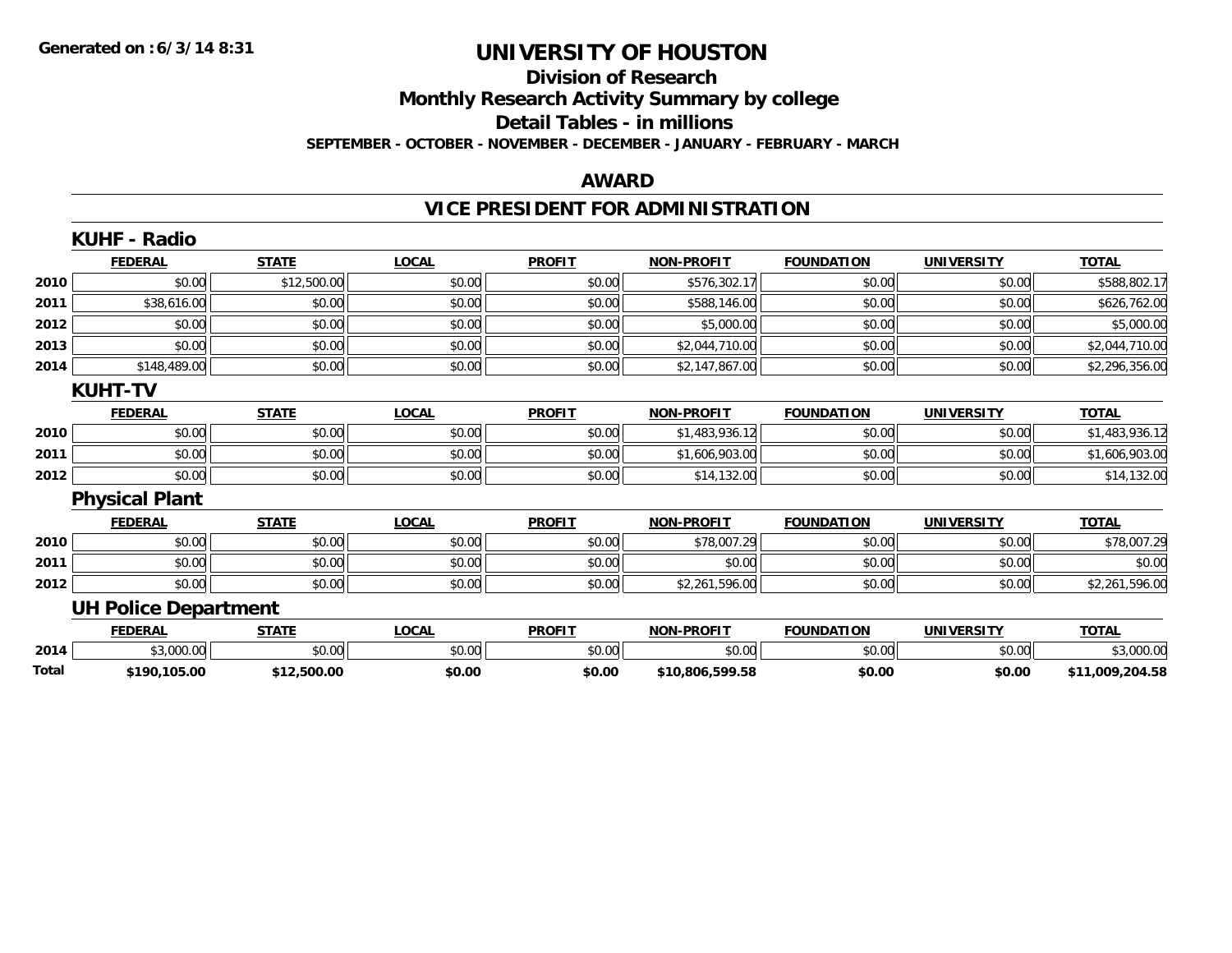# UNIVERSITY OF HOUSTON

## Division of Research

## Monthly Research Activity Summary by college

## Detail Tables - in millions

**SEPTEMBER - OCTOBER - NOVEMBER - DECEMBER - JANUARY - FEBRUARY - MARCH**

## AWARD

## VICE PRESIDENT FOR ADMINISTRATION

### KUHF - Radio

| | FEDERAL | STATE | LOCAL | PROFIT | NON-PROFIT | FOUNDATION | UNIVERSITY | TOTAL |
|---|---|---|---|---|---|---|---|---|
| 2010 | $0.00 | $12,500.00 | $0.00 | $0.00 | $576,302.17 | $0.00 | $0.00 | $588,802.17 |
| 2011 | $38,616.00 | $0.00 | $0.00 | $0.00 | $588,146.00 | $0.00 | $0.00 | $626,762.00 |
| 2012 | $0.00 | $0.00 | $0.00 | $0.00 | $5,000.00 | $0.00 | $0.00 | $5,000.00 |
| 2013 | $0.00 | $0.00 | $0.00 | $0.00 | $2,044,710.00 | $0.00 | $0.00 | $2,044,710.00 |
| 2014 | $148,489.00 | $0.00 | $0.00 | $0.00 | $2,147,867.00 | $0.00 | $0.00 | $2,296,356.00 |

### KUHT-TV

| | FEDERAL | STATE | LOCAL | PROFIT | NON-PROFIT | FOUNDATION | UNIVERSITY | TOTAL |
|---|---|---|---|---|---|---|---|---|
| 2010 | $0.00 | $0.00 | $0.00 | $0.00 | $1,483,936.12 | $0.00 | $0.00 | $1,483,936.12 |
| 2011 | $0.00 | $0.00 | $0.00 | $0.00 | $1,606,903.00 | $0.00 | $0.00 | $1,606,903.00 |
| 2012 | $0.00 | $0.00 | $0.00 | $0.00 | $14,132.00 | $0.00 | $0.00 | $14,132.00 |

### Physical Plant

| | FEDERAL | STATE | LOCAL | PROFIT | NON-PROFIT | FOUNDATION | UNIVERSITY | TOTAL |
|---|---|---|---|---|---|---|---|---|
| 2010 | $0.00 | $0.00 | $0.00 | $0.00 | $78,007.29 | $0.00 | $0.00 | $78,007.29 |
| 2011 | $0.00 | $0.00 | $0.00 | $0.00 | $0.00 | $0.00 | $0.00 | $0.00 |
| 2012 | $0.00 | $0.00 | $0.00 | $0.00 | $2,261,596.00 | $0.00 | $0.00 | $2,261,596.00 |

### UH Police Department

| | FEDERAL | STATE | LOCAL | PROFIT | NON-PROFIT | FOUNDATION | UNIVERSITY | TOTAL |
|---|---|---|---|---|---|---|---|---|
| 2014 | $3,000.00 | $0.00 | $0.00 | $0.00 | $0.00 | $0.00 | $0.00 | $3,000.00 |
| **Total** | **$190,105.00** | **$12,500.00** | **$0.00** | **$0.00** | **$10,806,599.58** | **$0.00** | **$0.00** | **$11,009,204.58** |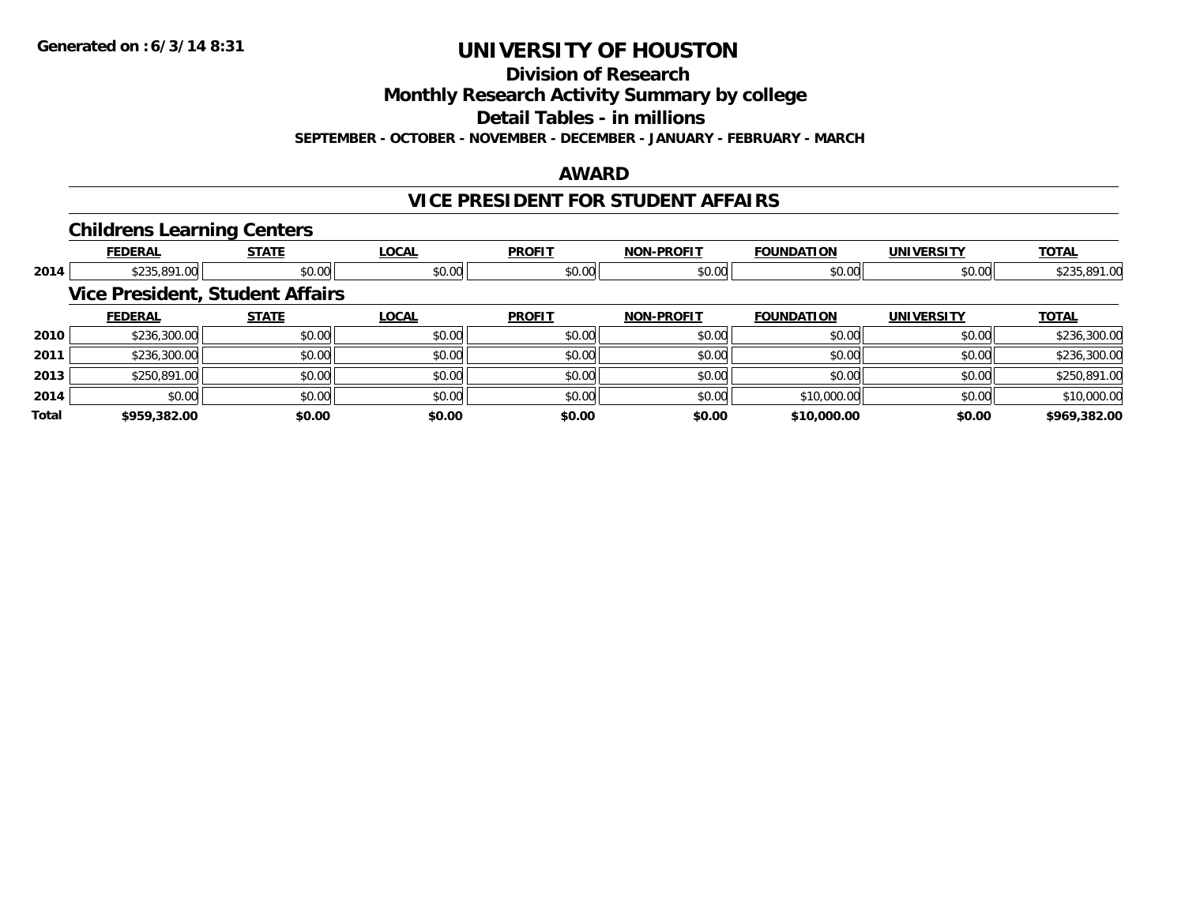# UNIVERSITY OF HOUSTON

## Division of Research

## Monthly Research Activity Summary by college

## Detail Tables - in millions

**SEPTEMBER - OCTOBER - NOVEMBER - DECEMBER - JANUARY - FEBRUARY - MARCH**

## AWARD

## VICE PRESIDENT FOR STUDENT AFFAIRS

### Childrens Learning Centers

| | FEDERAL | STATE | LOCAL | PROFIT | NON-PROFIT | FOUNDATION | UNIVERSITY | TOTAL |
|---|---|---|---|---|---|---|---|---|
| 2014 | $235,891.00 | $0.00 | $0.00 | $0.00 | $0.00 | $0.00 | $0.00 | $235,891.00 |

### Vice President, Student Affairs

| | FEDERAL | STATE | LOCAL | PROFIT | NON-PROFIT | FOUNDATION | UNIVERSITY | TOTAL |
|---|---|---|---|---|---|---|---|---|
| 2010 | $236,300.00 | $0.00 | $0.00 | $0.00 | $0.00 | $0.00 | $0.00 | $236,300.00 |
| 2011 | $236,300.00 | $0.00 | $0.00 | $0.00 | $0.00 | $0.00 | $0.00 | $236,300.00 |
| 2013 | $250,891.00 | $0.00 | $0.00 | $0.00 | $0.00 | $0.00 | $0.00 | $250,891.00 |
| 2014 | $0.00 | $0.00 | $0.00 | $0.00 | $0.00 | $10,000.00 | $0.00 | $10,000.00 |
| **Total** | **$959,382.00** | **$0.00** | **$0.00** | **$0.00** | **$0.00** | **$10,000.00** | **$0.00** | **$969,382.00** |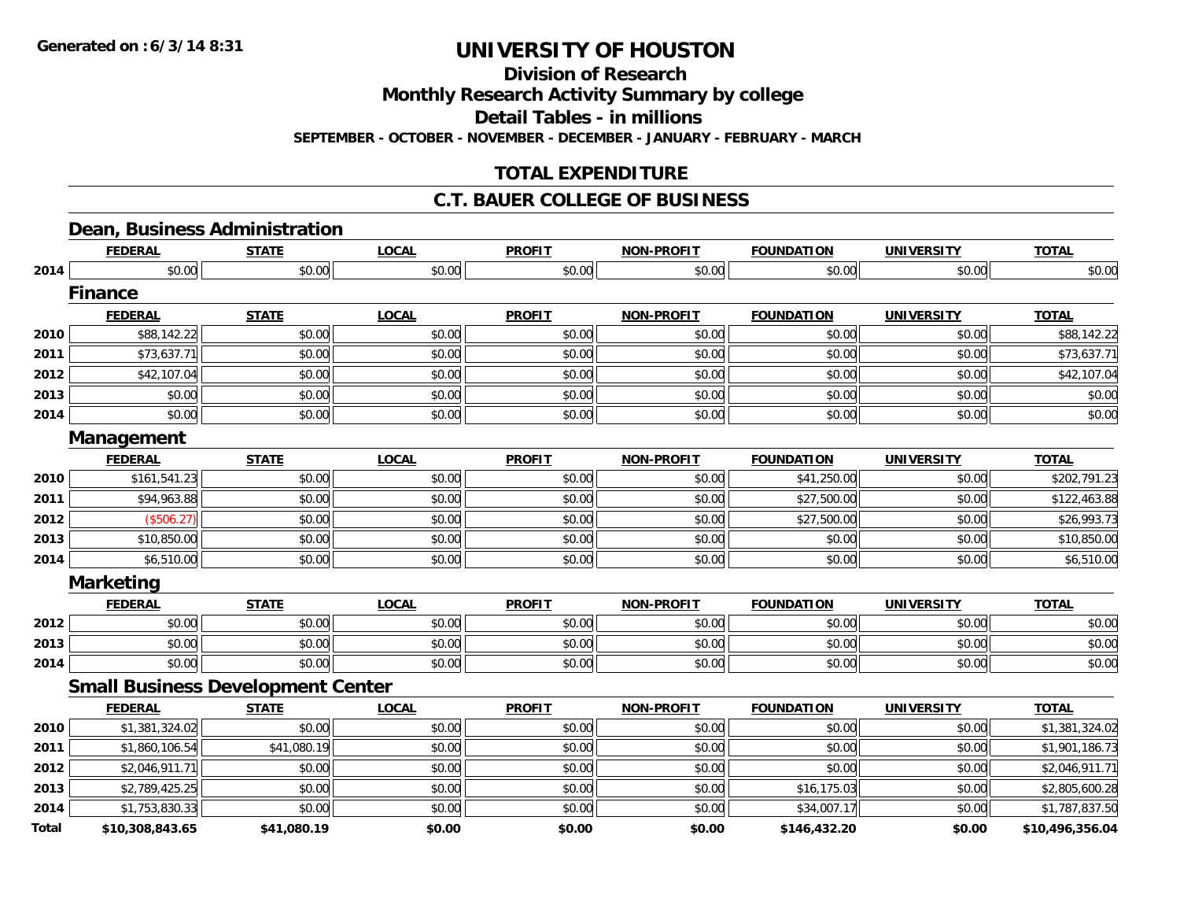# UNIVERSITY OF HOUSTON

## Division of Research

## Monthly Research Activity Summary by college

## Detail Tables - in millions

**SEPTEMBER - OCTOBER - NOVEMBER - DECEMBER - JANUARY - FEBRUARY - MARCH**

## TOTAL EXPENDITURE

## C.T. BAUER COLLEGE OF BUSINESS

### Dean, Business Administration

| | FEDERAL | STATE | LOCAL | PROFIT | NON-PROFIT | FOUNDATION | UNIVERSITY | TOTAL |
|---|---|---|---|---|---|---|---|---|
| 2014 | $0.00 | $0.00 | $0.00 | $0.00 | $0.00 | $0.00 | $0.00 | $0.00 |

### Finance

| | FEDERAL | STATE | LOCAL | PROFIT | NON-PROFIT | FOUNDATION | UNIVERSITY | TOTAL |
|---|---|---|---|---|---|---|---|---|
| 2010 | $88,142.22 | $0.00 | $0.00 | $0.00 | $0.00 | $0.00 | $0.00 | $88,142.22 |
| 2011 | $73,637.71 | $0.00 | $0.00 | $0.00 | $0.00 | $0.00 | $0.00 | $73,637.71 |
| 2012 | $42,107.04 | $0.00 | $0.00 | $0.00 | $0.00 | $0.00 | $0.00 | $42,107.04 |
| 2013 | $0.00 | $0.00 | $0.00 | $0.00 | $0.00 | $0.00 | $0.00 | $0.00 |
| 2014 | $0.00 | $0.00 | $0.00 | $0.00 | $0.00 | $0.00 | $0.00 | $0.00 |

### Management

| | FEDERAL | STATE | LOCAL | PROFIT | NON-PROFIT | FOUNDATION | UNIVERSITY | TOTAL |
|---|---|---|---|---|---|---|---|---|
| 2010 | $161,541.23 | $0.00 | $0.00 | $0.00 | $0.00 | $41,250.00 | $0.00 | $202,791.23 |
| 2011 | $94,963.88 | $0.00 | $0.00 | $0.00 | $0.00 | $27,500.00 | $0.00 | $122,463.88 |
| 2012 | ($506.27) | $0.00 | $0.00 | $0.00 | $0.00 | $27,500.00 | $0.00 | $26,993.73 |
| 2013 | $10,850.00 | $0.00 | $0.00 | $0.00 | $0.00 | $0.00 | $0.00 | $10,850.00 |
| 2014 | $6,510.00 | $0.00 | $0.00 | $0.00 | $0.00 | $0.00 | $0.00 | $6,510.00 |

### Marketing

| | FEDERAL | STATE | LOCAL | PROFIT | NON-PROFIT | FOUNDATION | UNIVERSITY | TOTAL |
|---|---|---|---|---|---|---|---|---|
| 2012 | $0.00 | $0.00 | $0.00 | $0.00 | $0.00 | $0.00 | $0.00 | $0.00 |
| 2013 | $0.00 | $0.00 | $0.00 | $0.00 | $0.00 | $0.00 | $0.00 | $0.00 |
| 2014 | $0.00 | $0.00 | $0.00 | $0.00 | $0.00 | $0.00 | $0.00 | $0.00 |

### Small Business Development Center

| | FEDERAL | STATE | LOCAL | PROFIT | NON-PROFIT | FOUNDATION | UNIVERSITY | TOTAL |
|---|---|---|---|---|---|---|---|---|
| 2010 | $1,381,324.02 | $0.00 | $0.00 | $0.00 | $0.00 | $0.00 | $0.00 | $1,381,324.02 |
| 2011 | $1,860,106.54 | $41,080.19 | $0.00 | $0.00 | $0.00 | $0.00 | $0.00 | $1,901,186.73 |
| 2012 | $2,046,911.71 | $0.00 | $0.00 | $0.00 | $0.00 | $0.00 | $0.00 | $2,046,911.71 |
| 2013 | $2,789,425.25 | $0.00 | $0.00 | $0.00 | $0.00 | $16,175.03 | $0.00 | $2,805,600.28 |
| 2014 | $1,753,830.33 | $0.00 | $0.00 | $0.00 | $0.00 | $34,007.17 | $0.00 | $1,787,837.50 |
| **Total** | **$10,308,843.65** | **$41,080.19** | **$0.00** | **$0.00** | **$0.00** | **$146,432.20** | **$0.00** | **$10,496,356.04** |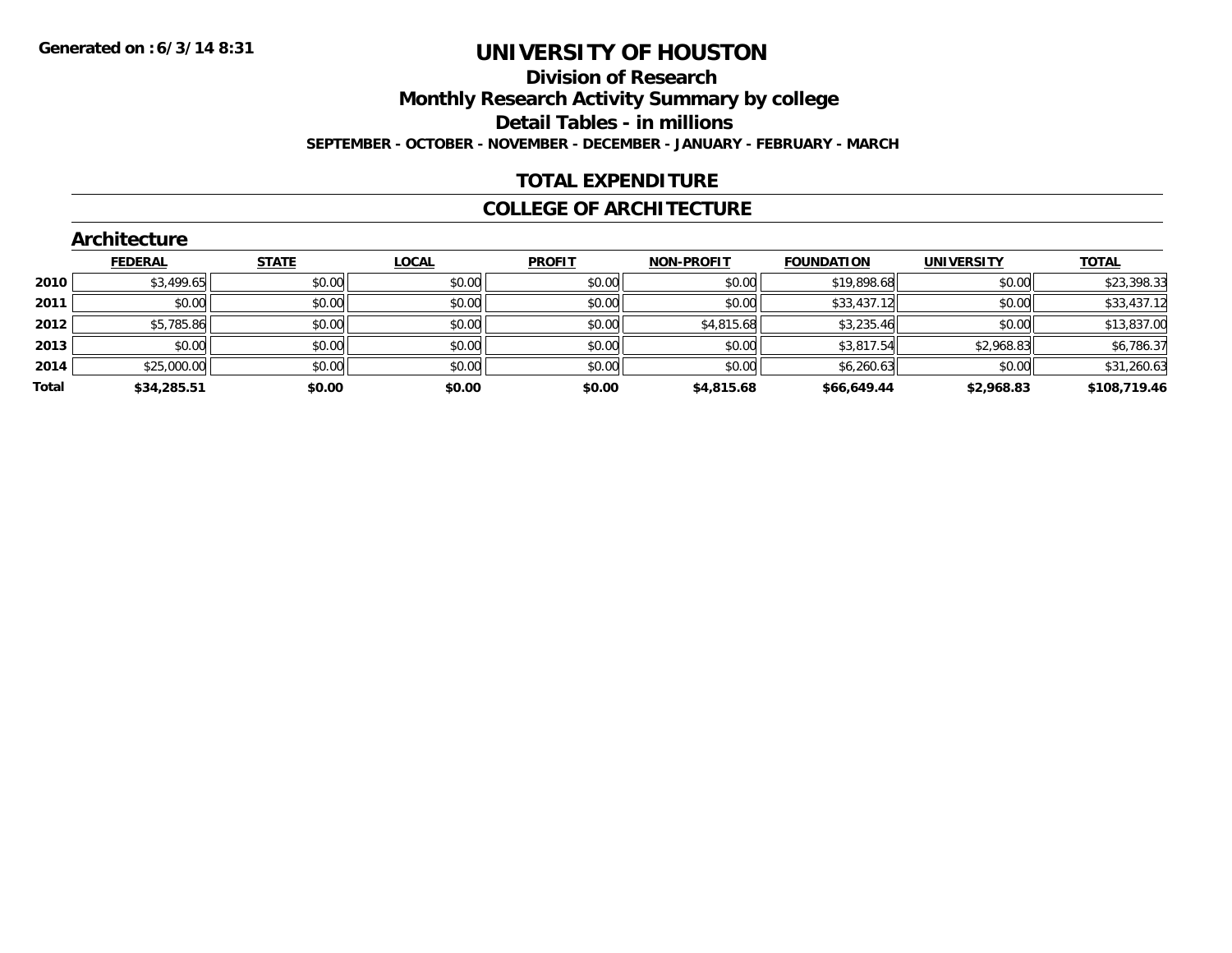Generated on :6/3/14 8:31

# UNIVERSITY OF HOUSTON

## Division of Research

## Monthly Research Activity Summary by college

## Detail Tables - in millions

**SEPTEMBER - OCTOBER - NOVEMBER - DECEMBER - JANUARY - FEBRUARY - MARCH**

## TOTAL EXPENDITURE

## COLLEGE OF ARCHITECTURE

### Architecture

| | FEDERAL | STATE | LOCAL | PROFIT | NON-PROFIT | FOUNDATION | UNIVERSITY | TOTAL |
|---|---|---|---|---|---|---|---|---|
| 2010 | $3,499.65 | $0.00 | $0.00 | $0.00 | $0.00 | $19,898.68 | $0.00 | $23,398.33 |
| 2011 | $0.00 | $0.00 | $0.00 | $0.00 | $0.00 | $33,437.12 | $0.00 | $33,437.12 |
| 2012 | $5,785.86 | $0.00 | $0.00 | $0.00 | $4,815.68 | $3,235.46 | $0.00 | $13,837.00 |
| 2013 | $0.00 | $0.00 | $0.00 | $0.00 | $0.00 | $3,817.54 | $2,968.83 | $6,786.37 |
| 2014 | $25,000.00 | $0.00 | $0.00 | $0.00 | $0.00 | $6,260.63 | $0.00 | $31,260.63 |
| **Total** | **$34,285.51** | **$0.00** | **$0.00** | **$0.00** | **$4,815.68** | **$66,649.44** | **$2,968.83** | **$108,719.46** |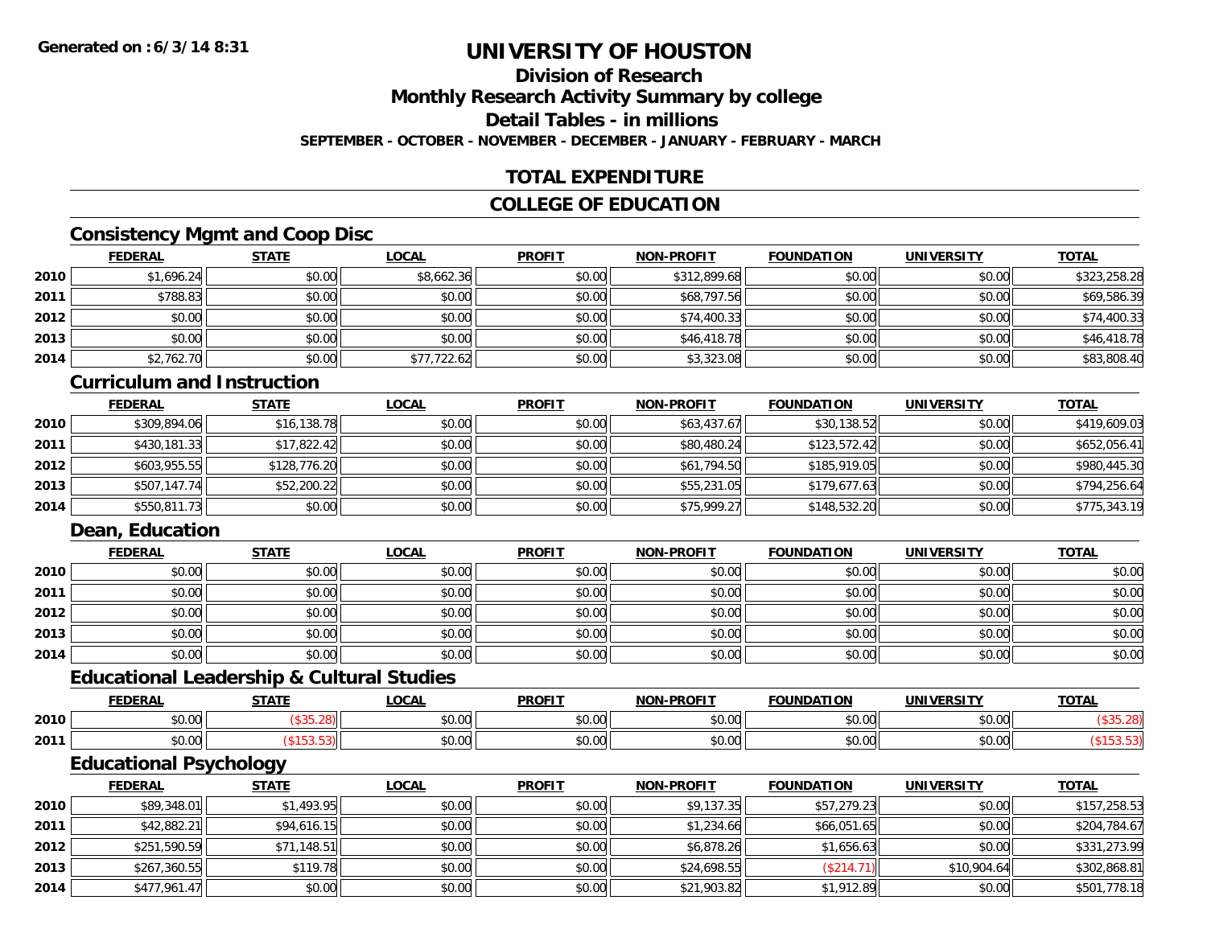**Generated on : 6/3/14 8:31**

# UNIVERSITY OF HOUSTON

## Division of Research

## Monthly Research Activity Summary by college

## Detail Tables - in millions

**SEPTEMBER - OCTOBER - NOVEMBER - DECEMBER - JANUARY - FEBRUARY - MARCH**

## TOTAL EXPENDITURE

## COLLEGE OF EDUCATION

### Consistency Mgmt and Coop Disc

| | FEDERAL | STATE | LOCAL | PROFIT | NON-PROFIT | FOUNDATION | UNIVERSITY | TOTAL |
|---|---|---|---|---|---|---|---|---|
| 2010 | $1,696.24 | $0.00 | $8,662.36 | $0.00 | $312,899.68 | $0.00 | $0.00 | $323,258.28 |
| 2011 | $788.83 | $0.00 | $0.00 | $0.00 | $68,797.56 | $0.00 | $0.00 | $69,586.39 |
| 2012 | $0.00 | $0.00 | $0.00 | $0.00 | $74,400.33 | $0.00 | $0.00 | $74,400.33 |
| 2013 | $0.00 | $0.00 | $0.00 | $0.00 | $46,418.78 | $0.00 | $0.00 | $46,418.78 |
| 2014 | $2,762.70 | $0.00 | $77,722.62 | $0.00 | $3,323.08 | $0.00 | $0.00 | $83,808.40 |

### Curriculum and Instruction

| | FEDERAL | STATE | LOCAL | PROFIT | NON-PROFIT | FOUNDATION | UNIVERSITY | TOTAL |
|---|---|---|---|---|---|---|---|---|
| 2010 | $309,894.06 | $16,138.78 | $0.00 | $0.00 | $63,437.67 | $30,138.52 | $0.00 | $419,609.03 |
| 2011 | $430,181.33 | $17,822.42 | $0.00 | $0.00 | $80,480.24 | $123,572.42 | $0.00 | $652,056.41 |
| 2012 | $603,955.55 | $128,776.20 | $0.00 | $0.00 | $61,794.50 | $185,919.05 | $0.00 | $980,445.30 |
| 2013 | $507,147.74 | $52,200.22 | $0.00 | $0.00 | $55,231.05 | $179,677.63 | $0.00 | $794,256.64 |
| 2014 | $550,811.73 | $0.00 | $0.00 | $0.00 | $75,999.27 | $148,532.20 | $0.00 | $775,343.19 |

### Dean, Education

| | FEDERAL | STATE | LOCAL | PROFIT | NON-PROFIT | FOUNDATION | UNIVERSITY | TOTAL |
|---|---|---|---|---|---|---|---|---|
| 2010 | $0.00 | $0.00 | $0.00 | $0.00 | $0.00 | $0.00 | $0.00 | $0.00 |
| 2011 | $0.00 | $0.00 | $0.00 | $0.00 | $0.00 | $0.00 | $0.00 | $0.00 |
| 2012 | $0.00 | $0.00 | $0.00 | $0.00 | $0.00 | $0.00 | $0.00 | $0.00 |
| 2013 | $0.00 | $0.00 | $0.00 | $0.00 | $0.00 | $0.00 | $0.00 | $0.00 |
| 2014 | $0.00 | $0.00 | $0.00 | $0.00 | $0.00 | $0.00 | $0.00 | $0.00 |

### Educational Leadership & Cultural Studies

| | FEDERAL | STATE | LOCAL | PROFIT | NON-PROFIT | FOUNDATION | UNIVERSITY | TOTAL |
|---|---|---|---|---|---|---|---|---|
| 2010 | $0.00 | ($35.28) | $0.00 | $0.00 | $0.00 | $0.00 | $0.00 | ($35.28) |
| 2011 | $0.00 | ($153.53) | $0.00 | $0.00 | $0.00 | $0.00 | $0.00 | ($153.53) |

### Educational Psychology

| | FEDERAL | STATE | LOCAL | PROFIT | NON-PROFIT | FOUNDATION | UNIVERSITY | TOTAL |
|---|---|---|---|---|---|---|---|---|
| 2010 | $89,348.01 | $1,493.95 | $0.00 | $0.00 | $9,137.35 | $57,279.23 | $0.00 | $157,258.53 |
| 2011 | $42,882.21 | $94,616.15 | $0.00 | $0.00 | $1,234.66 | $66,051.65 | $0.00 | $204,784.67 |
| 2012 | $251,590.59 | $71,148.51 | $0.00 | $0.00 | $6,878.26 | $1,656.63 | $0.00 | $331,273.99 |
| 2013 | $267,360.55 | $119.78 | $0.00 | $0.00 | $24,698.55 | ($214.71) | $10,904.64 | $302,868.81 |
| 2014 | $477,961.47 | $0.00 | $0.00 | $0.00 | $21,903.82 | $1,912.89 | $0.00 | $501,778.18 |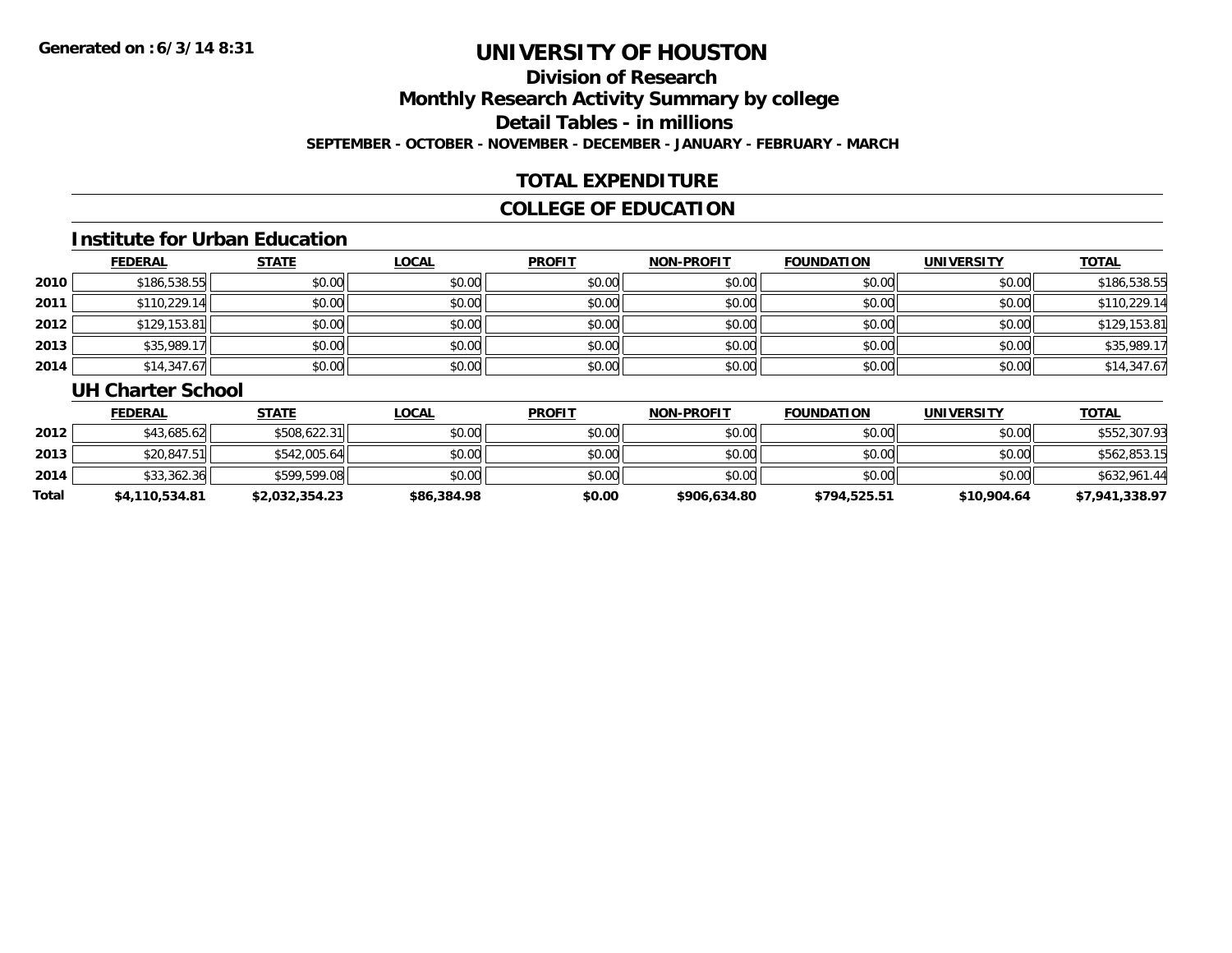**Generated on :6/3/14 8:31**

# UNIVERSITY OF HOUSTON

## Division of Research

## Monthly Research Activity Summary by college

## Detail Tables - in millions

**SEPTEMBER - OCTOBER - NOVEMBER - DECEMBER - JANUARY - FEBRUARY - MARCH**

## TOTAL EXPENDITURE

## COLLEGE OF EDUCATION

### Institute for Urban Education

| | FEDERAL | STATE | LOCAL | PROFIT | NON-PROFIT | FOUNDATION | UNIVERSITY | TOTAL |
|---|---|---|---|---|---|---|---|---|
| 2010 | $186,538.55 | $0.00 | $0.00 | $0.00 | $0.00 | $0.00 | $0.00 | $186,538.55 |
| 2011 | $110,229.14 | $0.00 | $0.00 | $0.00 | $0.00 | $0.00 | $0.00 | $110,229.14 |
| 2012 | $129,153.81 | $0.00 | $0.00 | $0.00 | $0.00 | $0.00 | $0.00 | $129,153.81 |
| 2013 | $35,989.17 | $0.00 | $0.00 | $0.00 | $0.00 | $0.00 | $0.00 | $35,989.17 |
| 2014 | $14,347.67 | $0.00 | $0.00 | $0.00 | $0.00 | $0.00 | $0.00 | $14,347.67 |

### UH Charter School

| | FEDERAL | STATE | LOCAL | PROFIT | NON-PROFIT | FOUNDATION | UNIVERSITY | TOTAL |
|---|---|---|---|---|---|---|---|---|
| 2012 | $43,685.62 | $508,622.31 | $0.00 | $0.00 | $0.00 | $0.00 | $0.00 | $552,307.93 |
| 2013 | $20,847.51 | $542,005.64 | $0.00 | $0.00 | $0.00 | $0.00 | $0.00 | $562,853.15 |
| 2014 | $33,362.36 | $599,599.08 | $0.00 | $0.00 | $0.00 | $0.00 | $0.00 | $632,961.44 |
| **Total** | **$4,110,534.81** | **$2,032,354.23** | **$86,384.98** | **$0.00** | **$906,634.80** | **$794,525.51** | **$10,904.64** | **$7,941,338.97** |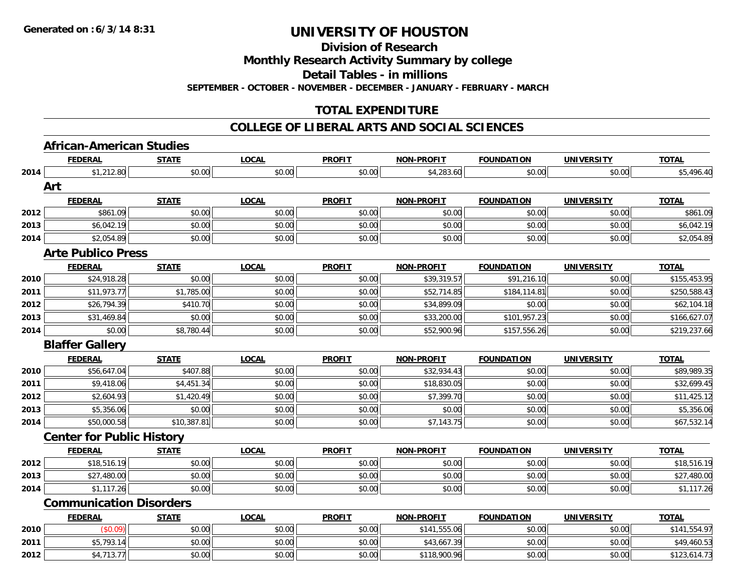**Generated on : 6/3/14 8:31**

# UNIVERSITY OF HOUSTON

## Division of Research

## Monthly Research Activity Summary by college

## Detail Tables - in millions

**SEPTEMBER - OCTOBER - NOVEMBER - DECEMBER - JANUARY - FEBRUARY - MARCH**

## TOTAL EXPENDITURE

## COLLEGE OF LIBERAL ARTS AND SOCIAL SCIENCES

### African-American Studies

| | FEDERAL | STATE | LOCAL | PROFIT | NON-PROFIT | FOUNDATION | UNIVERSITY | TOTAL |
|---|---|---|---|---|---|---|---|---|
| 2014 | $1,212.80 | $0.00 | $0.00 | $0.00 | $4,283.60 | $0.00 | $0.00 | $5,496.40 |

### Art

| | FEDERAL | STATE | LOCAL | PROFIT | NON-PROFIT | FOUNDATION | UNIVERSITY | TOTAL |
|---|---|---|---|---|---|---|---|---|
| 2012 | $861.09 | $0.00 | $0.00 | $0.00 | $0.00 | $0.00 | $0.00 | $861.09 |
| 2013 | $6,042.19 | $0.00 | $0.00 | $0.00 | $0.00 | $0.00 | $0.00 | $6,042.19 |
| 2014 | $2,054.89 | $0.00 | $0.00 | $0.00 | $0.00 | $0.00 | $0.00 | $2,054.89 |

### Arte Publico Press

| | FEDERAL | STATE | LOCAL | PROFIT | NON-PROFIT | FOUNDATION | UNIVERSITY | TOTAL |
|---|---|---|---|---|---|---|---|---|
| 2010 | $24,918.28 | $0.00 | $0.00 | $0.00 | $39,319.57 | $91,216.10 | $0.00 | $155,453.95 |
| 2011 | $11,973.77 | $1,785.00 | $0.00 | $0.00 | $52,714.85 | $184,114.81 | $0.00 | $250,588.43 |
| 2012 | $26,794.39 | $410.70 | $0.00 | $0.00 | $34,899.09 | $0.00 | $0.00 | $62,104.18 |
| 2013 | $31,469.84 | $0.00 | $0.00 | $0.00 | $33,200.00 | $101,957.23 | $0.00 | $166,627.07 |
| 2014 | $0.00 | $8,780.44 | $0.00 | $0.00 | $52,900.96 | $157,556.26 | $0.00 | $219,237.66 |

### Blaffer Gallery

| | FEDERAL | STATE | LOCAL | PROFIT | NON-PROFIT | FOUNDATION | UNIVERSITY | TOTAL |
|---|---|---|---|---|---|---|---|---|
| 2010 | $56,647.04 | $407.88 | $0.00 | $0.00 | $32,934.43 | $0.00 | $0.00 | $89,989.35 |
| 2011 | $9,418.06 | $4,451.34 | $0.00 | $0.00 | $18,830.05 | $0.00 | $0.00 | $32,699.45 |
| 2012 | $2,604.93 | $1,420.49 | $0.00 | $0.00 | $7,399.70 | $0.00 | $0.00 | $11,425.12 |
| 2013 | $5,356.06 | $0.00 | $0.00 | $0.00 | $0.00 | $0.00 | $0.00 | $5,356.06 |
| 2014 | $50,000.58 | $10,387.81 | $0.00 | $0.00 | $7,143.75 | $0.00 | $0.00 | $67,532.14 |

### Center for Public History

| | FEDERAL | STATE | LOCAL | PROFIT | NON-PROFIT | FOUNDATION | UNIVERSITY | TOTAL |
|---|---|---|---|---|---|---|---|---|
| 2012 | $18,516.19 | $0.00 | $0.00 | $0.00 | $0.00 | $0.00 | $0.00 | $18,516.19 |
| 2013 | $27,480.00 | $0.00 | $0.00 | $0.00 | $0.00 | $0.00 | $0.00 | $27,480.00 |
| 2014 | $1,117.26 | $0.00 | $0.00 | $0.00 | $0.00 | $0.00 | $0.00 | $1,117.26 |

### Communication Disorders

| | FEDERAL | STATE | LOCAL | PROFIT | NON-PROFIT | FOUNDATION | UNIVERSITY | TOTAL |
|---|---|---|---|---|---|---|---|---|
| 2010 | ($0.09) | $0.00 | $0.00 | $0.00 | $141,555.06 | $0.00 | $0.00 | $141,554.97 |
| 2011 | $5,793.14 | $0.00 | $0.00 | $0.00 | $43,667.39 | $0.00 | $0.00 | $49,460.53 |
| 2012 | $4,713.77 | $0.00 | $0.00 | $0.00 | $118,900.96 | $0.00 | $0.00 | $123,614.73 |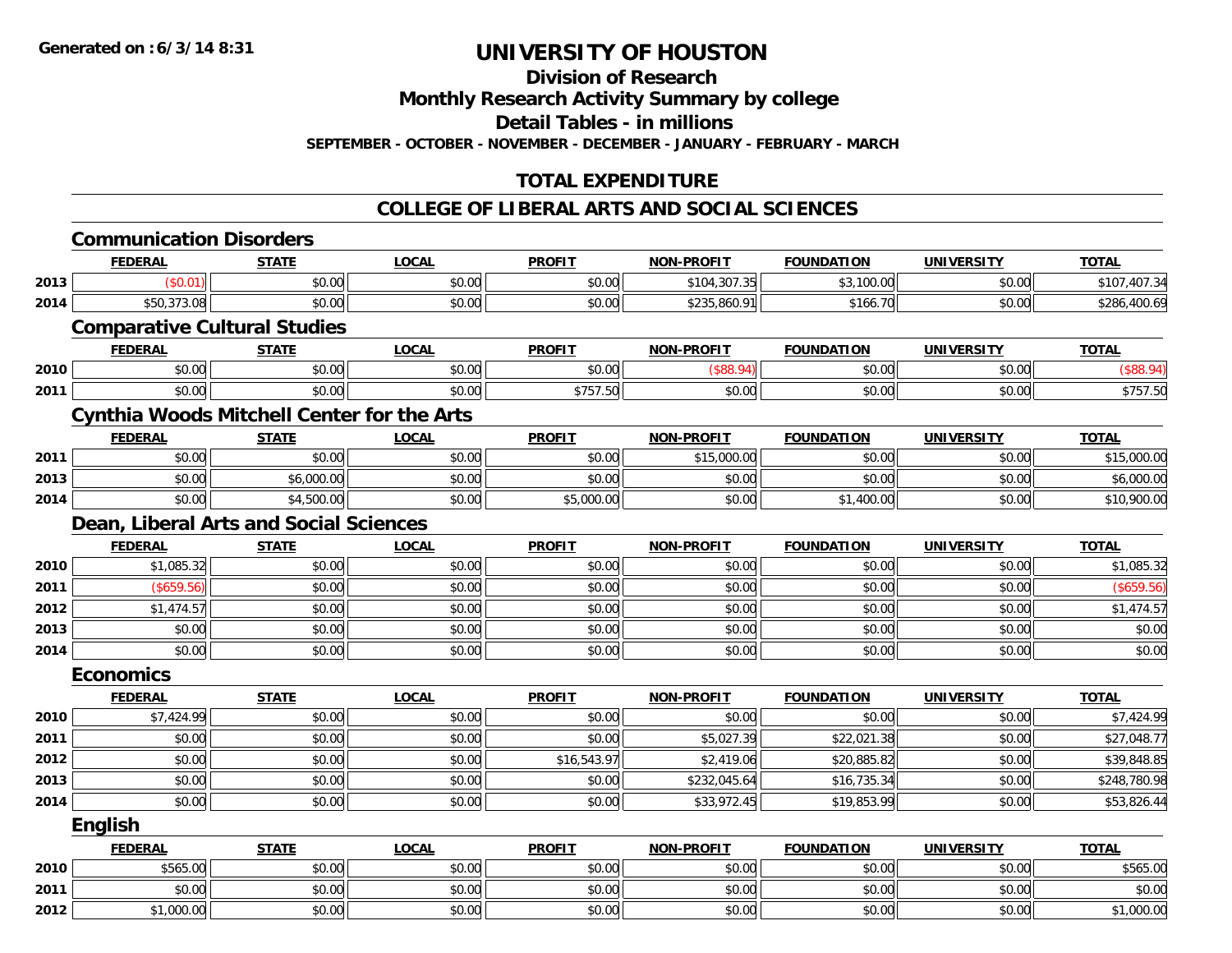# UNIVERSITY OF HOUSTON

## Division of Research

## Monthly Research Activity Summary by college

## Detail Tables - in millions

**SEPTEMBER - OCTOBER - NOVEMBER - DECEMBER - JANUARY - FEBRUARY - MARCH**

## TOTAL EXPENDITURE

## COLLEGE OF LIBERAL ARTS AND SOCIAL SCIENCES

### Communication Disorders

| | FEDERAL | STATE | LOCAL | PROFIT | NON-PROFIT | FOUNDATION | UNIVERSITY | TOTAL |
|---|---|---|---|---|---|---|---|---|
| 2013 | ($0.01) | $0.00 | $0.00 | $0.00 | $104,307.35 | $3,100.00 | $0.00 | $107,407.34 |
| 2014 | $50,373.08 | $0.00 | $0.00 | $0.00 | $235,860.91 | $166.70 | $0.00 | $286,400.69 |

### Comparative Cultural Studies

| | FEDERAL | STATE | LOCAL | PROFIT | NON-PROFIT | FOUNDATION | UNIVERSITY | TOTAL |
|---|---|---|---|---|---|---|---|---|
| 2010 | $0.00 | $0.00 | $0.00 | $0.00 | ($88.94) | $0.00 | $0.00 | ($88.94) |
| 2011 | $0.00 | $0.00 | $0.00 | $757.50 | $0.00 | $0.00 | $0.00 | $757.50 |

### Cynthia Woods Mitchell Center for the Arts

| | FEDERAL | STATE | LOCAL | PROFIT | NON-PROFIT | FOUNDATION | UNIVERSITY | TOTAL |
|---|---|---|---|---|---|---|---|---|
| 2011 | $0.00 | $0.00 | $0.00 | $0.00 | $15,000.00 | $0.00 | $0.00 | $15,000.00 |
| 2013 | $0.00 | $6,000.00 | $0.00 | $0.00 | $0.00 | $0.00 | $0.00 | $6,000.00 |
| 2014 | $0.00 | $4,500.00 | $0.00 | $5,000.00 | $0.00 | $1,400.00 | $0.00 | $10,900.00 |

### Dean, Liberal Arts and Social Sciences

| | FEDERAL | STATE | LOCAL | PROFIT | NON-PROFIT | FOUNDATION | UNIVERSITY | TOTAL |
|---|---|---|---|---|---|---|---|---|
| 2010 | $1,085.32 | $0.00 | $0.00 | $0.00 | $0.00 | $0.00 | $0.00 | $1,085.32 |
| 2011 | ($659.56) | $0.00 | $0.00 | $0.00 | $0.00 | $0.00 | $0.00 | ($659.56) |
| 2012 | $1,474.57 | $0.00 | $0.00 | $0.00 | $0.00 | $0.00 | $0.00 | $1,474.57 |
| 2013 | $0.00 | $0.00 | $0.00 | $0.00 | $0.00 | $0.00 | $0.00 | $0.00 |
| 2014 | $0.00 | $0.00 | $0.00 | $0.00 | $0.00 | $0.00 | $0.00 | $0.00 |

### Economics

| | FEDERAL | STATE | LOCAL | PROFIT | NON-PROFIT | FOUNDATION | UNIVERSITY | TOTAL |
|---|---|---|---|---|---|---|---|---|
| 2010 | $7,424.99 | $0.00 | $0.00 | $0.00 | $0.00 | $0.00 | $0.00 | $7,424.99 |
| 2011 | $0.00 | $0.00 | $0.00 | $0.00 | $5,027.39 | $22,021.38 | $0.00 | $27,048.77 |
| 2012 | $0.00 | $0.00 | $0.00 | $16,543.97 | $2,419.06 | $20,885.82 | $0.00 | $39,848.85 |
| 2013 | $0.00 | $0.00 | $0.00 | $0.00 | $232,045.64 | $16,735.34 | $0.00 | $248,780.98 |
| 2014 | $0.00 | $0.00 | $0.00 | $0.00 | $33,972.45 | $19,853.99 | $0.00 | $53,826.44 |

### English

| | FEDERAL | STATE | LOCAL | PROFIT | NON-PROFIT | FOUNDATION | UNIVERSITY | TOTAL |
|---|---|---|---|---|---|---|---|---|
| 2010 | $565.00 | $0.00 | $0.00 | $0.00 | $0.00 | $0.00 | $0.00 | $565.00 |
| 2011 | $0.00 | $0.00 | $0.00 | $0.00 | $0.00 | $0.00 | $0.00 | $0.00 |
| 2012 | $1,000.00 | $0.00 | $0.00 | $0.00 | $0.00 | $0.00 | $0.00 | $1,000.00 |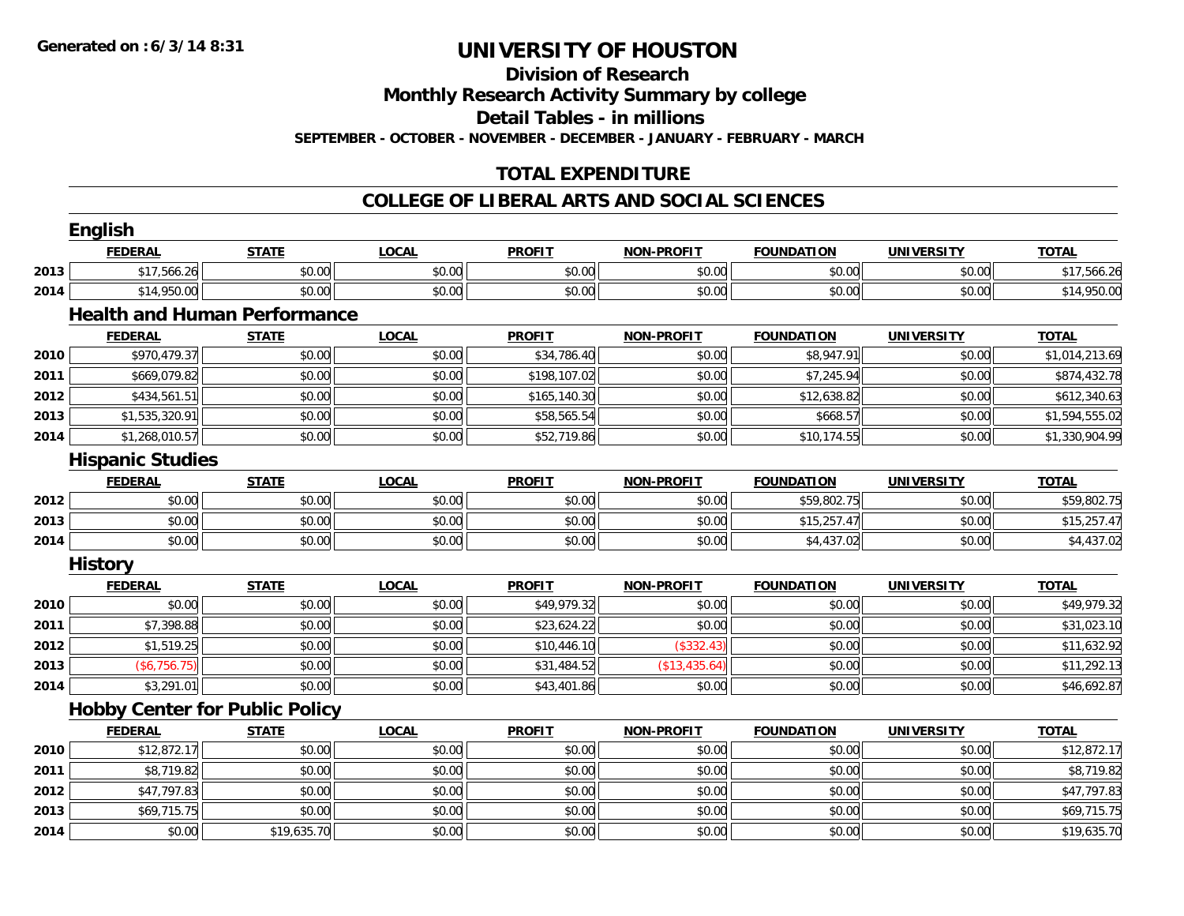**Generated on : 6/3/14 8:31**

# UNIVERSITY OF HOUSTON

## Division of Research

## Monthly Research Activity Summary by college

## Detail Tables - in millions

**SEPTEMBER - OCTOBER - NOVEMBER - DECEMBER - JANUARY - FEBRUARY - MARCH**

## TOTAL EXPENDITURE

## COLLEGE OF LIBERAL ARTS AND SOCIAL SCIENCES

### English

| | FEDERAL | STATE | LOCAL | PROFIT | NON-PROFIT | FOUNDATION | UNIVERSITY | TOTAL |
|---|---|---|---|---|---|---|---|---|
| 2013 | $17,566.26 | $0.00 | $0.00 | $0.00 | $0.00 | $0.00 | $0.00 | $17,566.26 |
| 2014 | $14,950.00 | $0.00 | $0.00 | $0.00 | $0.00 | $0.00 | $0.00 | $14,950.00 |

### Health and Human Performance

| | FEDERAL | STATE | LOCAL | PROFIT | NON-PROFIT | FOUNDATION | UNIVERSITY | TOTAL |
|---|---|---|---|---|---|---|---|---|
| 2010 | $970,479.37 | $0.00 | $0.00 | $34,786.40 | $0.00 | $8,947.91 | $0.00 | $1,014,213.69 |
| 2011 | $669,079.82 | $0.00 | $0.00 | $198,107.02 | $0.00 | $7,245.94 | $0.00 | $874,432.78 |
| 2012 | $434,561.51 | $0.00 | $0.00 | $165,140.30 | $0.00 | $12,638.82 | $0.00 | $612,340.63 |
| 2013 | $1,535,320.91 | $0.00 | $0.00 | $58,565.54 | $0.00 | $668.57 | $0.00 | $1,594,555.02 |
| 2014 | $1,268,010.57 | $0.00 | $0.00 | $52,719.86 | $0.00 | $10,174.55 | $0.00 | $1,330,904.99 |

### Hispanic Studies

| | FEDERAL | STATE | LOCAL | PROFIT | NON-PROFIT | FOUNDATION | UNIVERSITY | TOTAL |
|---|---|---|---|---|---|---|---|---|
| 2012 | $0.00 | $0.00 | $0.00 | $0.00 | $0.00 | $59,802.75 | $0.00 | $59,802.75 |
| 2013 | $0.00 | $0.00 | $0.00 | $0.00 | $0.00 | $15,257.47 | $0.00 | $15,257.47 |
| 2014 | $0.00 | $0.00 | $0.00 | $0.00 | $0.00 | $4,437.02 | $0.00 | $4,437.02 |

### History

| | FEDERAL | STATE | LOCAL | PROFIT | NON-PROFIT | FOUNDATION | UNIVERSITY | TOTAL |
|---|---|---|---|---|---|---|---|---|
| 2010 | $0.00 | $0.00 | $0.00 | $49,979.32 | $0.00 | $0.00 | $0.00 | $49,979.32 |
| 2011 | $7,398.88 | $0.00 | $0.00 | $23,624.22 | $0.00 | $0.00 | $0.00 | $31,023.10 |
| 2012 | $1,519.25 | $0.00 | $0.00 | $10,446.10 | ($332.43) | $0.00 | $0.00 | $11,632.92 |
| 2013 | ($6,756.75) | $0.00 | $0.00 | $31,484.52 | ($13,435.64) | $0.00 | $0.00 | $11,292.13 |
| 2014 | $3,291.01 | $0.00 | $0.00 | $43,401.86 | $0.00 | $0.00 | $0.00 | $46,692.87 |

### Hobby Center for Public Policy

| | FEDERAL | STATE | LOCAL | PROFIT | NON-PROFIT | FOUNDATION | UNIVERSITY | TOTAL |
|---|---|---|---|---|---|---|---|---|
| 2010 | $12,872.17 | $0.00 | $0.00 | $0.00 | $0.00 | $0.00 | $0.00 | $12,872.17 |
| 2011 | $8,719.82 | $0.00 | $0.00 | $0.00 | $0.00 | $0.00 | $0.00 | $8,719.82 |
| 2012 | $47,797.83 | $0.00 | $0.00 | $0.00 | $0.00 | $0.00 | $0.00 | $47,797.83 |
| 2013 | $69,715.75 | $0.00 | $0.00 | $0.00 | $0.00 | $0.00 | $0.00 | $69,715.75 |
| 2014 | $0.00 | $19,635.70 | $0.00 | $0.00 | $0.00 | $0.00 | $0.00 | $19,635.70 |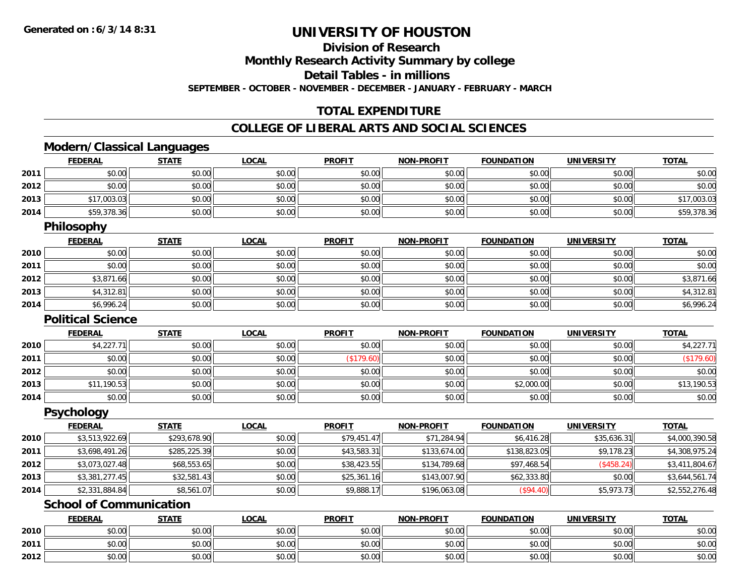**Generated on : 6/3/14 8:31**

# UNIVERSITY OF HOUSTON

## Division of Research

## Monthly Research Activity Summary by college

## Detail Tables - in millions

**SEPTEMBER - OCTOBER - NOVEMBER - DECEMBER - JANUARY - FEBRUARY - MARCH**

## TOTAL EXPENDITURE

## COLLEGE OF LIBERAL ARTS AND SOCIAL SCIENCES

### Modern/Classical Languages

| | FEDERAL | STATE | LOCAL | PROFIT | NON-PROFIT | FOUNDATION | UNIVERSITY | TOTAL |
|---|---|---|---|---|---|---|---|---|
| 2011 | $0.00 | $0.00 | $0.00 | $0.00 | $0.00 | $0.00 | $0.00 | $0.00 |
| 2012 | $0.00 | $0.00 | $0.00 | $0.00 | $0.00 | $0.00 | $0.00 | $0.00 |
| 2013 | $17,003.03 | $0.00 | $0.00 | $0.00 | $0.00 | $0.00 | $0.00 | $17,003.03 |
| 2014 | $59,378.36 | $0.00 | $0.00 | $0.00 | $0.00 | $0.00 | $0.00 | $59,378.36 |

### Philosophy

| | FEDERAL | STATE | LOCAL | PROFIT | NON-PROFIT | FOUNDATION | UNIVERSITY | TOTAL |
|---|---|---|---|---|---|---|---|---|
| 2010 | $0.00 | $0.00 | $0.00 | $0.00 | $0.00 | $0.00 | $0.00 | $0.00 |
| 2011 | $0.00 | $0.00 | $0.00 | $0.00 | $0.00 | $0.00 | $0.00 | $0.00 |
| 2012 | $3,871.66 | $0.00 | $0.00 | $0.00 | $0.00 | $0.00 | $0.00 | $3,871.66 |
| 2013 | $4,312.81 | $0.00 | $0.00 | $0.00 | $0.00 | $0.00 | $0.00 | $4,312.81 |
| 2014 | $6,996.24 | $0.00 | $0.00 | $0.00 | $0.00 | $0.00 | $0.00 | $6,996.24 |

### Political Science

| | FEDERAL | STATE | LOCAL | PROFIT | NON-PROFIT | FOUNDATION | UNIVERSITY | TOTAL |
|---|---|---|---|---|---|---|---|---|
| 2010 | $4,227.71 | $0.00 | $0.00 | $0.00 | $0.00 | $0.00 | $0.00 | $4,227.71 |
| 2011 | $0.00 | $0.00 | $0.00 | ($179.60) | $0.00 | $0.00 | $0.00 | ($179.60) |
| 2012 | $0.00 | $0.00 | $0.00 | $0.00 | $0.00 | $0.00 | $0.00 | $0.00 |
| 2013 | $11,190.53 | $0.00 | $0.00 | $0.00 | $0.00 | $2,000.00 | $0.00 | $13,190.53 |
| 2014 | $0.00 | $0.00 | $0.00 | $0.00 | $0.00 | $0.00 | $0.00 | $0.00 |

### Psychology

| | FEDERAL | STATE | LOCAL | PROFIT | NON-PROFIT | FOUNDATION | UNIVERSITY | TOTAL |
|---|---|---|---|---|---|---|---|---|
| 2010 | $3,513,922.69 | $293,678.90 | $0.00 | $79,451.47 | $71,284.94 | $6,416.28 | $35,636.31 | $4,000,390.58 |
| 2011 | $3,698,491.26 | $285,225.39 | $0.00 | $43,583.31 | $133,674.00 | $138,823.05 | $9,178.23 | $4,308,975.24 |
| 2012 | $3,073,027.48 | $68,553.65 | $0.00 | $38,423.55 | $134,789.68 | $97,468.54 | ($458.24) | $3,411,804.67 |
| 2013 | $3,381,277.45 | $32,581.43 | $0.00 | $25,361.16 | $143,007.90 | $62,333.80 | $0.00 | $3,644,561.74 |
| 2014 | $2,331,884.84 | $8,561.07 | $0.00 | $9,888.17 | $196,063.08 | ($94.40) | $5,973.73 | $2,552,276.48 |

### School of Communication

| | FEDERAL | STATE | LOCAL | PROFIT | NON-PROFIT | FOUNDATION | UNIVERSITY | TOTAL |
|---|---|---|---|---|---|---|---|---|
| 2010 | $0.00 | $0.00 | $0.00 | $0.00 | $0.00 | $0.00 | $0.00 | $0.00 |
| 2011 | $0.00 | $0.00 | $0.00 | $0.00 | $0.00 | $0.00 | $0.00 | $0.00 |
| 2012 | $0.00 | $0.00 | $0.00 | $0.00 | $0.00 | $0.00 | $0.00 | $0.00 |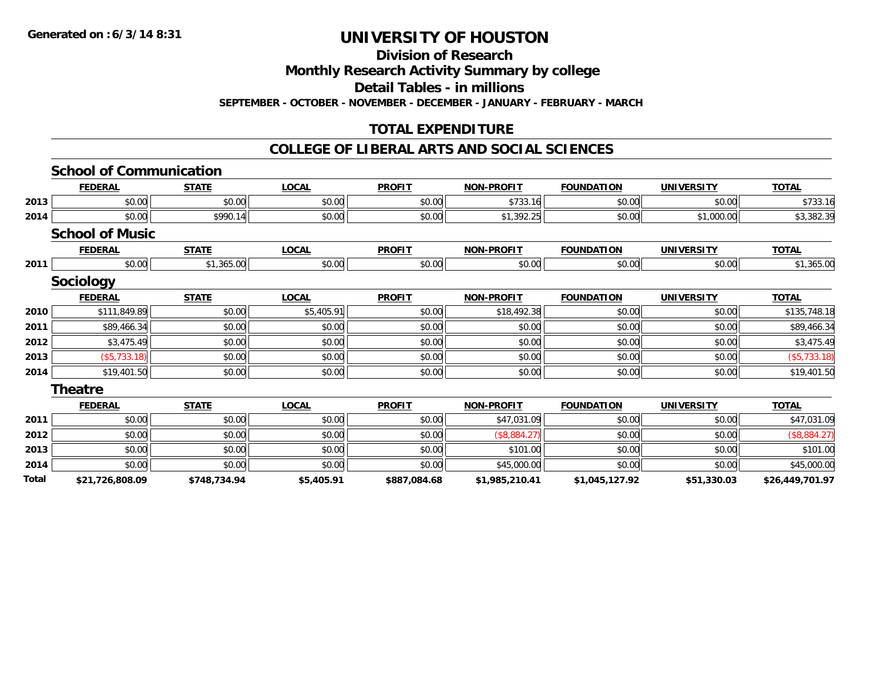Generated on :6/3/14 8:31

# UNIVERSITY OF HOUSTON

## Division of Research

## Monthly Research Activity Summary by college

## Detail Tables - in millions

**SEPTEMBER - OCTOBER - NOVEMBER - DECEMBER - JANUARY - FEBRUARY - MARCH**

## TOTAL EXPENDITURE

## COLLEGE OF LIBERAL ARTS AND SOCIAL SCIENCES

### School of Communication

| | FEDERAL | STATE | LOCAL | PROFIT | NON-PROFIT | FOUNDATION | UNIVERSITY | TOTAL |
|---|---|---|---|---|---|---|---|---|
| 2013 | $0.00 | $0.00 | $0.00 | $0.00 | $733.16 | $0.00 | $0.00 | $733.16 |
| 2014 | $0.00 | $990.14 | $0.00 | $0.00 | $1,392.25 | $0.00 | $1,000.00 | $3,382.39 |

### School of Music

| | FEDERAL | STATE | LOCAL | PROFIT | NON-PROFIT | FOUNDATION | UNIVERSITY | TOTAL |
|---|---|---|---|---|---|---|---|---|
| 2011 | $0.00 | $1,365.00 | $0.00 | $0.00 | $0.00 | $0.00 | $0.00 | $1,365.00 |

### Sociology

| | FEDERAL | STATE | LOCAL | PROFIT | NON-PROFIT | FOUNDATION | UNIVERSITY | TOTAL |
|---|---|---|---|---|---|---|---|---|
| 2010 | $111,849.89 | $0.00 | $5,405.91 | $0.00 | $18,492.38 | $0.00 | $0.00 | $135,748.18 |
| 2011 | $89,466.34 | $0.00 | $0.00 | $0.00 | $0.00 | $0.00 | $0.00 | $89,466.34 |
| 2012 | $3,475.49 | $0.00 | $0.00 | $0.00 | $0.00 | $0.00 | $0.00 | $3,475.49 |
| 2013 | ($5,733.18) | $0.00 | $0.00 | $0.00 | $0.00 | $0.00 | $0.00 | ($5,733.18) |
| 2014 | $19,401.50 | $0.00 | $0.00 | $0.00 | $0.00 | $0.00 | $0.00 | $19,401.50 |

### Theatre

| | FEDERAL | STATE | LOCAL | PROFIT | NON-PROFIT | FOUNDATION | UNIVERSITY | TOTAL |
|---|---|---|---|---|---|---|---|---|
| 2011 | $0.00 | $0.00 | $0.00 | $0.00 | $47,031.09 | $0.00 | $0.00 | $47,031.09 |
| 2012 | $0.00 | $0.00 | $0.00 | $0.00 | ($8,884.27) | $0.00 | $0.00 | ($8,884.27) |
| 2013 | $0.00 | $0.00 | $0.00 | $0.00 | $101.00 | $0.00 | $0.00 | $101.00 |
| 2014 | $0.00 | $0.00 | $0.00 | $0.00 | $45,000.00 | $0.00 | $0.00 | $45,000.00 |
| **Total** | **$21,726,808.09** | **$748,734.94** | **$5,405.91** | **$887,084.68** | **$1,985,210.41** | **$1,045,127.92** | **$51,330.03** | **$26,449,701.97** |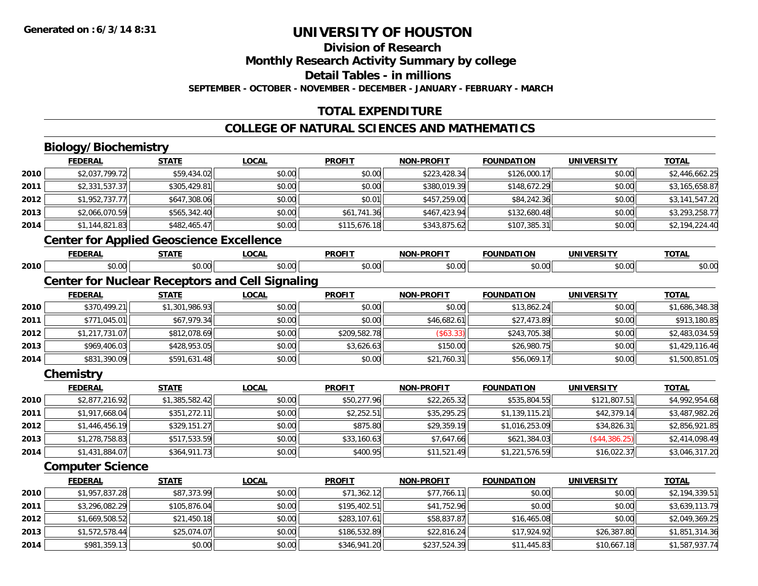# UNIVERSITY OF HOUSTON

## Division of Research

## Monthly Research Activity Summary by college

## Detail Tables - in millions

**SEPTEMBER - OCTOBER - NOVEMBER - DECEMBER - JANUARY - FEBRUARY - MARCH**

## TOTAL EXPENDITURE

## COLLEGE OF NATURAL SCIENCES AND MATHEMATICS

### Biology/Biochemistry

| | FEDERAL | STATE | LOCAL | PROFIT | NON-PROFIT | FOUNDATION | UNIVERSITY | TOTAL |
|---|---|---|---|---|---|---|---|---|
| 2010 | $2,037,799.72 | $59,434.02 | $0.00 | $0.00 | $223,428.34 | $126,000.17 | $0.00 | $2,446,662.25 |
| 2011 | $2,331,537.37 | $305,429.81 | $0.00 | $0.00 | $380,019.39 | $148,672.29 | $0.00 | $3,165,658.87 |
| 2012 | $1,952,737.77 | $647,308.06 | $0.00 | $0.01 | $457,259.00 | $84,242.36 | $0.00 | $3,141,547.20 |
| 2013 | $2,066,070.59 | $565,342.40 | $0.00 | $61,741.36 | $467,423.94 | $132,680.48 | $0.00 | $3,293,258.77 |
| 2014 | $1,144,821.83 | $482,465.47 | $0.00 | $115,676.18 | $343,875.62 | $107,385.31 | $0.00 | $2,194,224.40 |

### Center for Applied Geoscience Excellence

| | FEDERAL | STATE | LOCAL | PROFIT | NON-PROFIT | FOUNDATION | UNIVERSITY | TOTAL |
|---|---|---|---|---|---|---|---|---|
| 2010 | $0.00 | $0.00 | $0.00 | $0.00 | $0.00 | $0.00 | $0.00 | $0.00 |

### Center for Nuclear Receptors and Cell Signaling

| | FEDERAL | STATE | LOCAL | PROFIT | NON-PROFIT | FOUNDATION | UNIVERSITY | TOTAL |
|---|---|---|---|---|---|---|---|---|
| 2010 | $370,499.21 | $1,301,986.93 | $0.00 | $0.00 | $0.00 | $13,862.24 | $0.00 | $1,686,348.38 |
| 2011 | $771,045.01 | $67,979.34 | $0.00 | $0.00 | $46,682.61 | $27,473.89 | $0.00 | $913,180.85 |
| 2012 | $1,217,731.07 | $812,078.69 | $0.00 | $209,582.78 | ($63.33) | $243,705.38 | $0.00 | $2,483,034.59 |
| 2013 | $969,406.03 | $428,953.05 | $0.00 | $3,626.63 | $150.00 | $26,980.75 | $0.00 | $1,429,116.46 |
| 2014 | $831,390.09 | $591,631.48 | $0.00 | $0.00 | $21,760.31 | $56,069.17 | $0.00 | $1,500,851.05 |

### Chemistry

| | FEDERAL | STATE | LOCAL | PROFIT | NON-PROFIT | FOUNDATION | UNIVERSITY | TOTAL |
|---|---|---|---|---|---|---|---|---|
| 2010 | $2,877,216.92 | $1,385,582.42 | $0.00 | $50,277.96 | $22,265.32 | $535,804.55 | $121,807.51 | $4,992,954.68 |
| 2011 | $1,917,668.04 | $351,272.11 | $0.00 | $2,252.51 | $35,295.25 | $1,139,115.21 | $42,379.14 | $3,487,982.26 |
| 2012 | $1,446,456.19 | $329,151.27 | $0.00 | $875.80 | $29,359.19 | $1,016,253.09 | $34,826.31 | $2,856,921.85 |
| 2013 | $1,278,758.83 | $517,533.59 | $0.00 | $33,160.63 | $7,647.66 | $621,384.03 | ($44,386.25) | $2,414,098.49 |
| 2014 | $1,431,884.07 | $364,911.73 | $0.00 | $400.95 | $11,521.49 | $1,221,576.59 | $16,022.37 | $3,046,317.20 |

### Computer Science

| | FEDERAL | STATE | LOCAL | PROFIT | NON-PROFIT | FOUNDATION | UNIVERSITY | TOTAL |
|---|---|---|---|---|---|---|---|---|
| 2010 | $1,957,837.28 | $87,373.99 | $0.00 | $71,362.12 | $77,766.11 | $0.00 | $0.00 | $2,194,339.51 |
| 2011 | $3,296,082.29 | $105,876.04 | $0.00 | $195,402.51 | $41,752.96 | $0.00 | $0.00 | $3,639,113.79 |
| 2012 | $1,669,508.52 | $21,450.18 | $0.00 | $283,107.61 | $58,837.87 | $16,465.08 | $0.00 | $2,049,369.25 |
| 2013 | $1,572,578.44 | $25,074.07 | $0.00 | $186,532.89 | $22,816.24 | $17,924.92 | $26,387.80 | $1,851,314.36 |
| 2014 | $981,359.13 | $0.00 | $0.00 | $346,941.20 | $237,524.39 | $11,445.83 | $10,667.18 | $1,587,937.74 |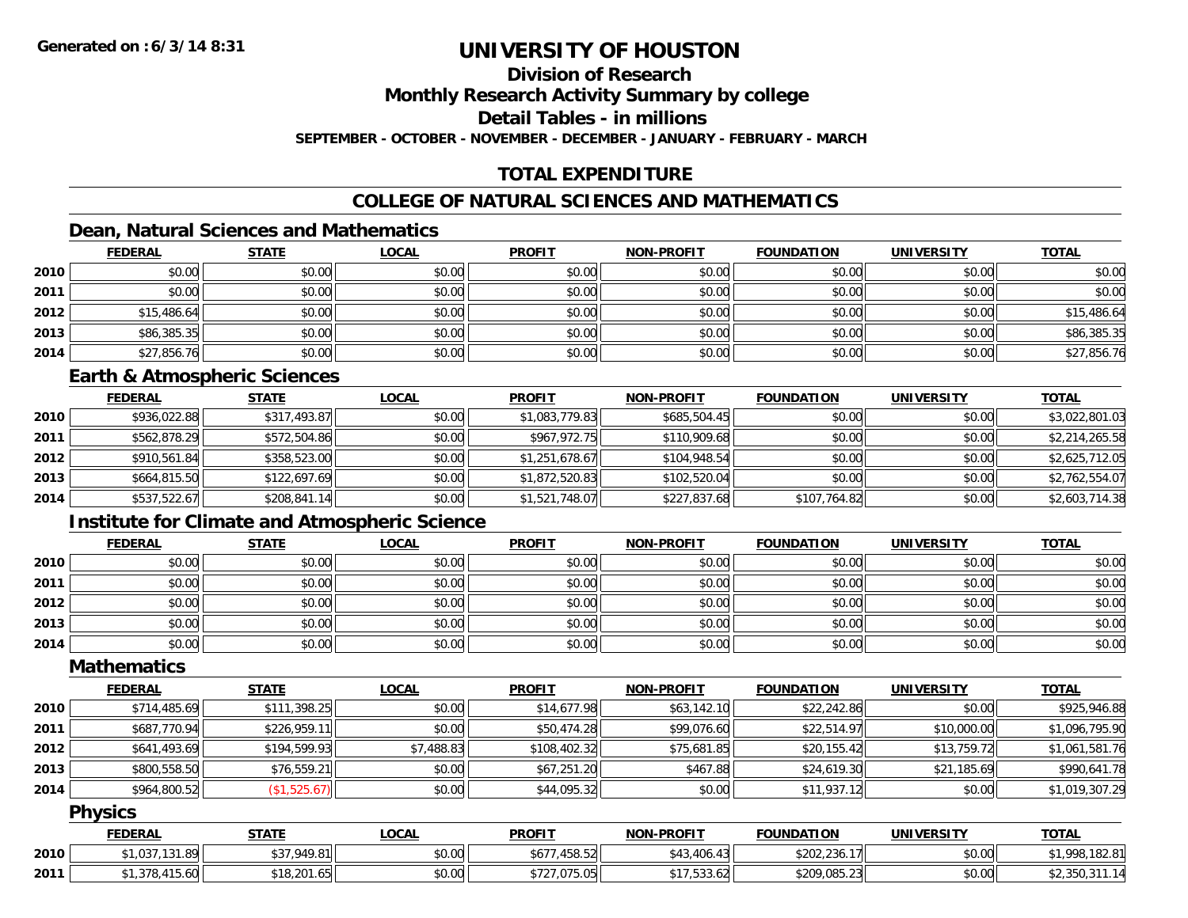**Generated on : 6/3/14 8:31**

# UNIVERSITY OF HOUSTON

## Division of Research

## Monthly Research Activity Summary by college

## Detail Tables - in millions

**SEPTEMBER - OCTOBER - NOVEMBER - DECEMBER - JANUARY - FEBRUARY - MARCH**

## TOTAL EXPENDITURE

## COLLEGE OF NATURAL SCIENCES AND MATHEMATICS

### Dean, Natural Sciences and Mathematics

| | FEDERAL | STATE | LOCAL | PROFIT | NON-PROFIT | FOUNDATION | UNIVERSITY | TOTAL |
|---|---|---|---|---|---|---|---|---|
| 2010 | $0.00 | $0.00 | $0.00 | $0.00 | $0.00 | $0.00 | $0.00 | $0.00 |
| 2011 | $0.00 | $0.00 | $0.00 | $0.00 | $0.00 | $0.00 | $0.00 | $0.00 |
| 2012 | $15,486.64 | $0.00 | $0.00 | $0.00 | $0.00 | $0.00 | $0.00 | $15,486.64 |
| 2013 | $86,385.35 | $0.00 | $0.00 | $0.00 | $0.00 | $0.00 | $0.00 | $86,385.35 |
| 2014 | $27,856.76 | $0.00 | $0.00 | $0.00 | $0.00 | $0.00 | $0.00 | $27,856.76 |

### Earth & Atmospheric Sciences

| | FEDERAL | STATE | LOCAL | PROFIT | NON-PROFIT | FOUNDATION | UNIVERSITY | TOTAL |
|---|---|---|---|---|---|---|---|---|
| 2010 | $936,022.88 | $317,493.87 | $0.00 | $1,083,779.83 | $685,504.45 | $0.00 | $0.00 | $3,022,801.03 |
| 2011 | $562,878.29 | $572,504.86 | $0.00 | $967,972.75 | $110,909.68 | $0.00 | $0.00 | $2,214,265.58 |
| 2012 | $910,561.84 | $358,523.00 | $0.00 | $1,251,678.67 | $104,948.54 | $0.00 | $0.00 | $2,625,712.05 |
| 2013 | $664,815.50 | $122,697.69 | $0.00 | $1,872,520.83 | $102,520.04 | $0.00 | $0.00 | $2,762,554.07 |
| 2014 | $537,522.67 | $208,841.14 | $0.00 | $1,521,748.07 | $227,837.68 | $107,764.82 | $0.00 | $2,603,714.38 |

### Institute for Climate and Atmospheric Science

| | FEDERAL | STATE | LOCAL | PROFIT | NON-PROFIT | FOUNDATION | UNIVERSITY | TOTAL |
|---|---|---|---|---|---|---|---|---|
| 2010 | $0.00 | $0.00 | $0.00 | $0.00 | $0.00 | $0.00 | $0.00 | $0.00 |
| 2011 | $0.00 | $0.00 | $0.00 | $0.00 | $0.00 | $0.00 | $0.00 | $0.00 |
| 2012 | $0.00 | $0.00 | $0.00 | $0.00 | $0.00 | $0.00 | $0.00 | $0.00 |
| 2013 | $0.00 | $0.00 | $0.00 | $0.00 | $0.00 | $0.00 | $0.00 | $0.00 |
| 2014 | $0.00 | $0.00 | $0.00 | $0.00 | $0.00 | $0.00 | $0.00 | $0.00 |

### Mathematics

| | FEDERAL | STATE | LOCAL | PROFIT | NON-PROFIT | FOUNDATION | UNIVERSITY | TOTAL |
|---|---|---|---|---|---|---|---|---|
| 2010 | $714,485.69 | $111,398.25 | $0.00 | $14,677.98 | $63,142.10 | $22,242.86 | $0.00 | $925,946.88 |
| 2011 | $687,770.94 | $226,959.11 | $0.00 | $50,474.28 | $99,076.60 | $22,514.97 | $10,000.00 | $1,096,795.90 |
| 2012 | $641,493.69 | $194,599.93 | $7,488.83 | $108,402.32 | $75,681.85 | $20,155.42 | $13,759.72 | $1,061,581.76 |
| 2013 | $800,558.50 | $76,559.21 | $0.00 | $67,251.20 | $467.88 | $24,619.30 | $21,185.69 | $990,641.78 |
| 2014 | $964,800.52 | ($1,525.67) | $0.00 | $44,095.32 | $0.00 | $11,937.12 | $0.00 | $1,019,307.29 |

### Physics

| | FEDERAL | STATE | LOCAL | PROFIT | NON-PROFIT | FOUNDATION | UNIVERSITY | TOTAL |
|---|---|---|---|---|---|---|---|---|
| 2010 | $1,037,131.89 | $37,949.81 | $0.00 | $677,458.52 | $43,406.43 | $202,236.17 | $0.00 | $1,998,182.81 |
| 2011 | $1,378,415.60 | $18,201.65 | $0.00 | $727,075.05 | $17,533.62 | $209,085.23 | $0.00 | $2,350,311.14 |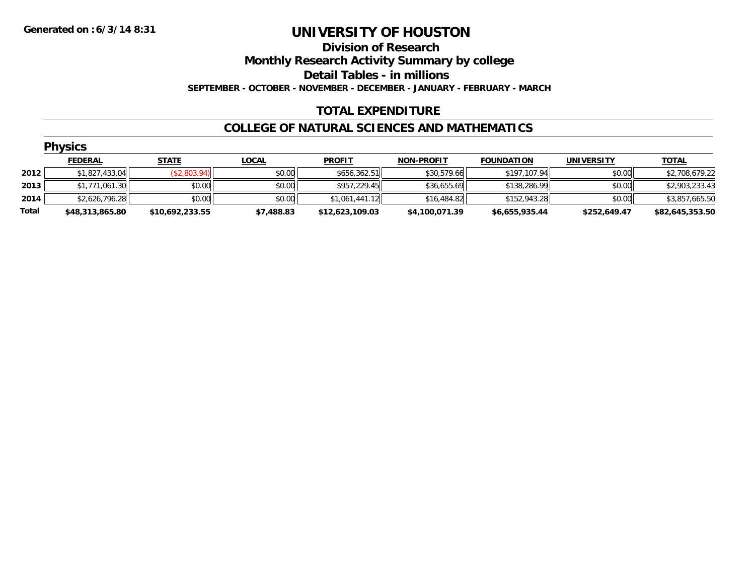Generated on :6/3/14 8:31

# UNIVERSITY OF HOUSTON

## Division of Research

## Monthly Research Activity Summary by college

## Detail Tables - in millions

**SEPTEMBER - OCTOBER - NOVEMBER - DECEMBER - JANUARY - FEBRUARY - MARCH**

## TOTAL EXPENDITURE

## COLLEGE OF NATURAL SCIENCES AND MATHEMATICS

### Physics

| | FEDERAL | STATE | LOCAL | PROFIT | NON-PROFIT | FOUNDATION | UNIVERSITY | TOTAL |
|---|---|---|---|---|---|---|---|---|
| 2012 | $1,827,433.04 | ($2,803.94) | $0.00 | $656,362.51 | $30,579.66 | $197,107.94 | $0.00 | $2,708,679.22 |
| 2013 | $1,771,061.30 | $0.00 | $0.00 | $957,229.45 | $36,655.69 | $138,286.99 | $0.00 | $2,903,233.43 |
| 2014 | $2,626,796.28 | $0.00 | $0.00 | $1,061,441.12 | $16,484.82 | $152,943.28 | $0.00 | $3,857,665.50 |
| **Total** | **$48,313,865.80** | **$10,692,233.55** | **$7,488.83** | **$12,623,109.03** | **$4,100,071.39** | **$6,655,935.44** | **$252,649.47** | **$82,645,353.50** |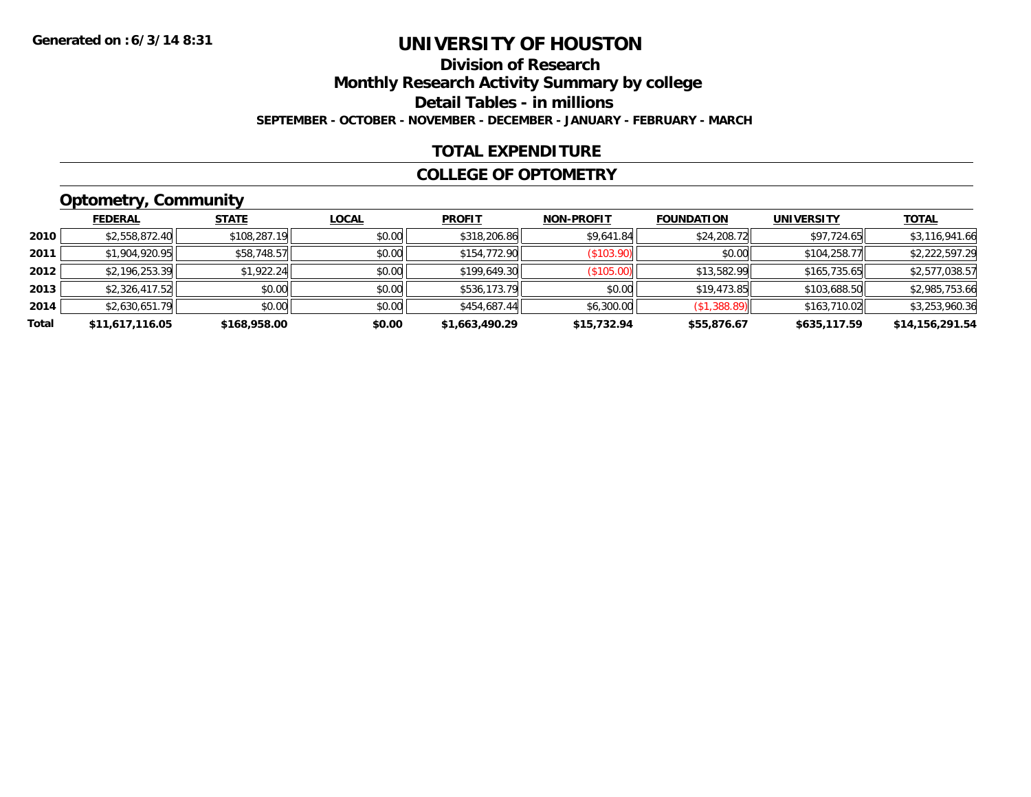Generated on :6/3/14 8:31

# UNIVERSITY OF HOUSTON

## Division of Research

## Monthly Research Activity Summary by college

## Detail Tables - in millions

**SEPTEMBER - OCTOBER - NOVEMBER - DECEMBER - JANUARY - FEBRUARY - MARCH**

## TOTAL EXPENDITURE

## COLLEGE OF OPTOMETRY

### Optometry, Community

| | FEDERAL | STATE | LOCAL | PROFIT | NON-PROFIT | FOUNDATION | UNIVERSITY | TOTAL |
|---|---|---|---|---|---|---|---|---|
| **2010** | $2,558,872.40 | $108,287.19 | $0.00 | $318,206.86 | $9,641.84 | $24,208.72 | $97,724.65 | $3,116,941.66 |
| **2011** | $1,904,920.95 | $58,748.57 | $0.00 | $154,772.90 | ($103.90) | $0.00 | $104,258.77 | $2,222,597.29 |
| **2012** | $2,196,253.39 | $1,922.24 | $0.00 | $199,649.30 | ($105.00) | $13,582.99 | $165,735.65 | $2,577,038.57 |
| **2013** | $2,326,417.52 | $0.00 | $0.00 | $536,173.79 | $0.00 | $19,473.85 | $103,688.50 | $2,985,753.66 |
| **2014** | $2,630,651.79 | $0.00 | $0.00 | $454,687.44 | $6,300.00 | ($1,388.89) | $163,710.02 | $3,253,960.36 |
| **Total** | **$11,617,116.05** | **$168,958.00** | **$0.00** | **$1,663,490.29** | **$15,732.94** | **$55,876.67** | **$635,117.59** | **$14,156,291.54** |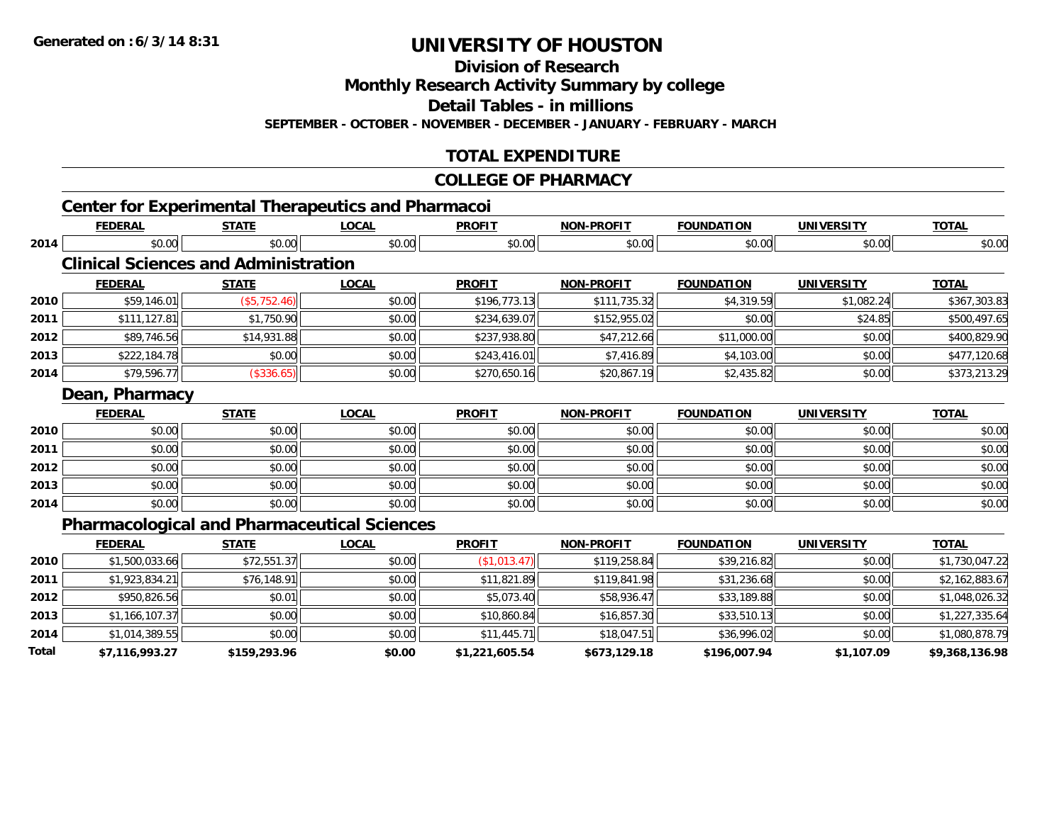# UNIVERSITY OF HOUSTON

## Division of Research

## Monthly Research Activity Summary by college

## Detail Tables - in millions

**SEPTEMBER - OCTOBER - NOVEMBER - DECEMBER - JANUARY - FEBRUARY - MARCH**

## TOTAL EXPENDITURE

## COLLEGE OF PHARMACY

### Center for Experimental Therapeutics and Pharmacoi

| | FEDERAL | STATE | LOCAL | PROFIT | NON-PROFIT | FOUNDATION | UNIVERSITY | TOTAL |
|---|---|---|---|---|---|---|---|---|
| 2014 | $0.00 | $0.00 | $0.00 | $0.00 | $0.00 | $0.00 | $0.00 | $0.00 |

### Clinical Sciences and Administration

| | FEDERAL | STATE | LOCAL | PROFIT | NON-PROFIT | FOUNDATION | UNIVERSITY | TOTAL |
|---|---|---|---|---|---|---|---|---|
| 2010 | $59,146.01 | ($5,752.46) | $0.00 | $196,773.13 | $111,735.32 | $4,319.59 | $1,082.24 | $367,303.83 |
| 2011 | $111,127.81 | $1,750.90 | $0.00 | $234,639.07 | $152,955.02 | $0.00 | $24.85 | $500,497.65 |
| 2012 | $89,746.56 | $14,931.88 | $0.00 | $237,938.80 | $47,212.66 | $11,000.00 | $0.00 | $400,829.90 |
| 2013 | $222,184.78 | $0.00 | $0.00 | $243,416.01 | $7,416.89 | $4,103.00 | $0.00 | $477,120.68 |
| 2014 | $79,596.77 | ($336.65) | $0.00 | $270,650.16 | $20,867.19 | $2,435.82 | $0.00 | $373,213.29 |

### Dean, Pharmacy

| | FEDERAL | STATE | LOCAL | PROFIT | NON-PROFIT | FOUNDATION | UNIVERSITY | TOTAL |
|---|---|---|---|---|---|---|---|---|
| 2010 | $0.00 | $0.00 | $0.00 | $0.00 | $0.00 | $0.00 | $0.00 | $0.00 |
| 2011 | $0.00 | $0.00 | $0.00 | $0.00 | $0.00 | $0.00 | $0.00 | $0.00 |
| 2012 | $0.00 | $0.00 | $0.00 | $0.00 | $0.00 | $0.00 | $0.00 | $0.00 |
| 2013 | $0.00 | $0.00 | $0.00 | $0.00 | $0.00 | $0.00 | $0.00 | $0.00 |
| 2014 | $0.00 | $0.00 | $0.00 | $0.00 | $0.00 | $0.00 | $0.00 | $0.00 |

### Pharmacological and Pharmaceutical Sciences

| | FEDERAL | STATE | LOCAL | PROFIT | NON-PROFIT | FOUNDATION | UNIVERSITY | TOTAL |
|---|---|---|---|---|---|---|---|---|
| 2010 | $1,500,033.66 | $72,551.37 | $0.00 | ($1,013.47) | $119,258.84 | $39,216.82 | $0.00 | $1,730,047.22 |
| 2011 | $1,923,834.21 | $76,148.91 | $0.00 | $11,821.89 | $119,841.98 | $31,236.68 | $0.00 | $2,162,883.67 |
| 2012 | $950,826.56 | $0.01 | $0.00 | $5,073.40 | $58,936.47 | $33,189.88 | $0.00 | $1,048,026.32 |
| 2013 | $1,166,107.37 | $0.00 | $0.00 | $10,860.84 | $16,857.30 | $33,510.13 | $0.00 | $1,227,335.64 |
| 2014 | $1,014,389.55 | $0.00 | $0.00 | $11,445.71 | $18,047.51 | $36,996.02 | $0.00 | $1,080,878.79 |
| **Total** | **$7,116,993.27** | **$159,293.96** | **$0.00** | **$1,221,605.54** | **$673,129.18** | **$196,007.94** | **$1,107.09** | **$9,368,136.98** |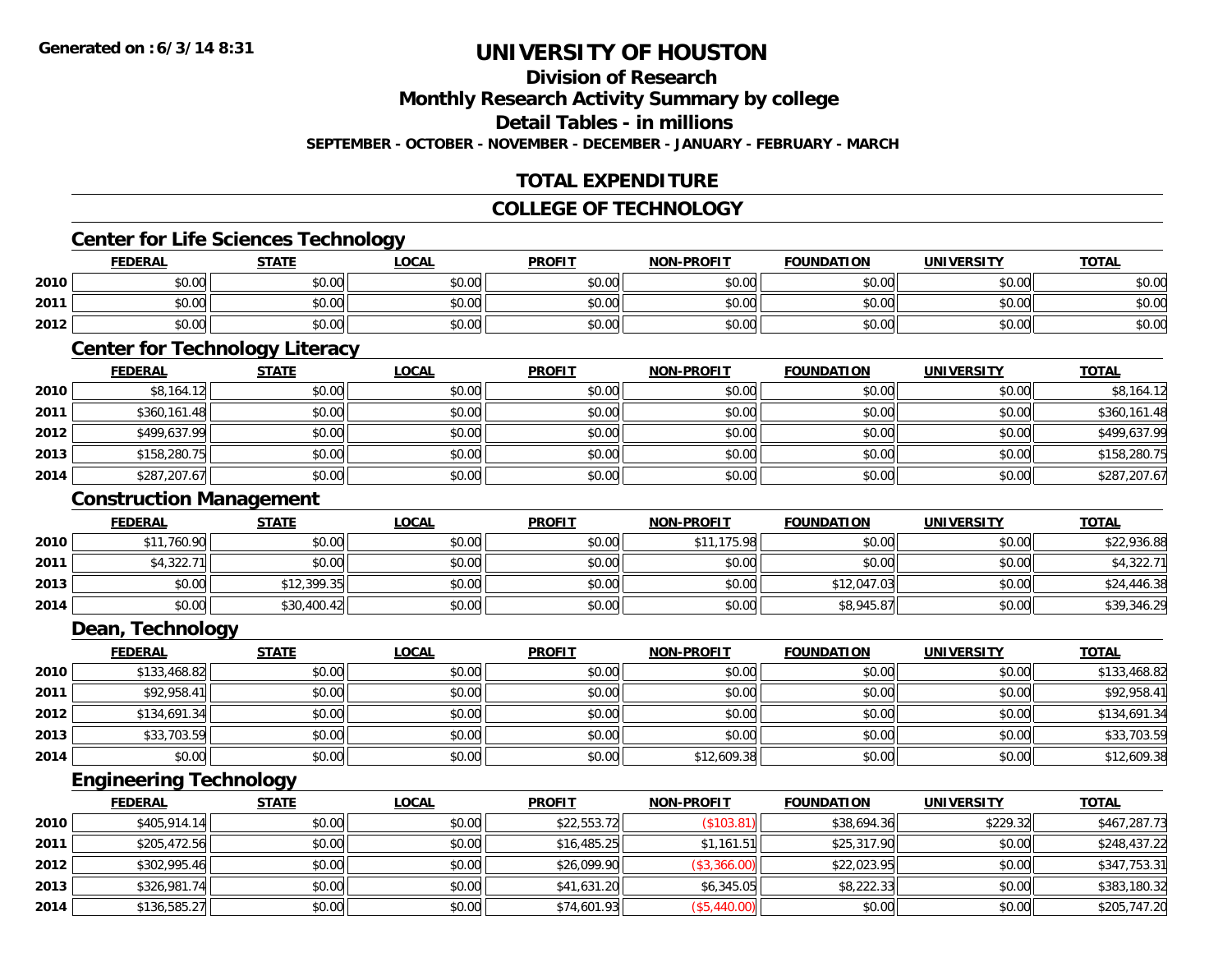Generated on :6/3/14 8:31

# UNIVERSITY OF HOUSTON

## Division of Research

## Monthly Research Activity Summary by college

## Detail Tables - in millions

**SEPTEMBER - OCTOBER - NOVEMBER - DECEMBER - JANUARY - FEBRUARY - MARCH**

## TOTAL EXPENDITURE

## COLLEGE OF TECHNOLOGY

### Center for Life Sciences Technology

| | FEDERAL | STATE | LOCAL | PROFIT | NON-PROFIT | FOUNDATION | UNIVERSITY | TOTAL |
|---|---|---|---|---|---|---|---|---|
| 2010 | $0.00 | $0.00 | $0.00 | $0.00 | $0.00 | $0.00 | $0.00 | $0.00 |
| 2011 | $0.00 | $0.00 | $0.00 | $0.00 | $0.00 | $0.00 | $0.00 | $0.00 |
| 2012 | $0.00 | $0.00 | $0.00 | $0.00 | $0.00 | $0.00 | $0.00 | $0.00 |

### Center for Technology Literacy

| | FEDERAL | STATE | LOCAL | PROFIT | NON-PROFIT | FOUNDATION | UNIVERSITY | TOTAL |
|---|---|---|---|---|---|---|---|---|
| 2010 | $8,164.12 | $0.00 | $0.00 | $0.00 | $0.00 | $0.00 | $0.00 | $8,164.12 |
| 2011 | $360,161.48 | $0.00 | $0.00 | $0.00 | $0.00 | $0.00 | $0.00 | $360,161.48 |
| 2012 | $499,637.99 | $0.00 | $0.00 | $0.00 | $0.00 | $0.00 | $0.00 | $499,637.99 |
| 2013 | $158,280.75 | $0.00 | $0.00 | $0.00 | $0.00 | $0.00 | $0.00 | $158,280.75 |
| 2014 | $287,207.67 | $0.00 | $0.00 | $0.00 | $0.00 | $0.00 | $0.00 | $287,207.67 |

### Construction Management

| | FEDERAL | STATE | LOCAL | PROFIT | NON-PROFIT | FOUNDATION | UNIVERSITY | TOTAL |
|---|---|---|---|---|---|---|---|---|
| 2010 | $11,760.90 | $0.00 | $0.00 | $0.00 | $11,175.98 | $0.00 | $0.00 | $22,936.88 |
| 2011 | $4,322.71 | $0.00 | $0.00 | $0.00 | $0.00 | $0.00 | $0.00 | $4,322.71 |
| 2013 | $0.00 | $12,399.35 | $0.00 | $0.00 | $0.00 | $12,047.03 | $0.00 | $24,446.38 |
| 2014 | $0.00 | $30,400.42 | $0.00 | $0.00 | $0.00 | $8,945.87 | $0.00 | $39,346.29 |

### Dean, Technology

| | FEDERAL | STATE | LOCAL | PROFIT | NON-PROFIT | FOUNDATION | UNIVERSITY | TOTAL |
|---|---|---|---|---|---|---|---|---|
| 2010 | $133,468.82 | $0.00 | $0.00 | $0.00 | $0.00 | $0.00 | $0.00 | $133,468.82 |
| 2011 | $92,958.41 | $0.00 | $0.00 | $0.00 | $0.00 | $0.00 | $0.00 | $92,958.41 |
| 2012 | $134,691.34 | $0.00 | $0.00 | $0.00 | $0.00 | $0.00 | $0.00 | $134,691.34 |
| 2013 | $33,703.59 | $0.00 | $0.00 | $0.00 | $0.00 | $0.00 | $0.00 | $33,703.59 |
| 2014 | $0.00 | $0.00 | $0.00 | $0.00 | $12,609.38 | $0.00 | $0.00 | $12,609.38 |

### Engineering Technology

| | FEDERAL | STATE | LOCAL | PROFIT | NON-PROFIT | FOUNDATION | UNIVERSITY | TOTAL |
|---|---|---|---|---|---|---|---|---|
| 2010 | $405,914.14 | $0.00 | $0.00 | $22,553.72 | ($103.81) | $38,694.36 | $229.32 | $467,287.73 |
| 2011 | $205,472.56 | $0.00 | $0.00 | $16,485.25 | $1,161.51 | $25,317.90 | $0.00 | $248,437.22 |
| 2012 | $302,995.46 | $0.00 | $0.00 | $26,099.90 | ($3,366.00) | $22,023.95 | $0.00 | $347,753.31 |
| 2013 | $326,981.74 | $0.00 | $0.00 | $41,631.20 | $6,345.05 | $8,222.33 | $0.00 | $383,180.32 |
| 2014 | $136,585.27 | $0.00 | $0.00 | $74,601.93 | ($5,440.00) | $0.00 | $0.00 | $205,747.20 |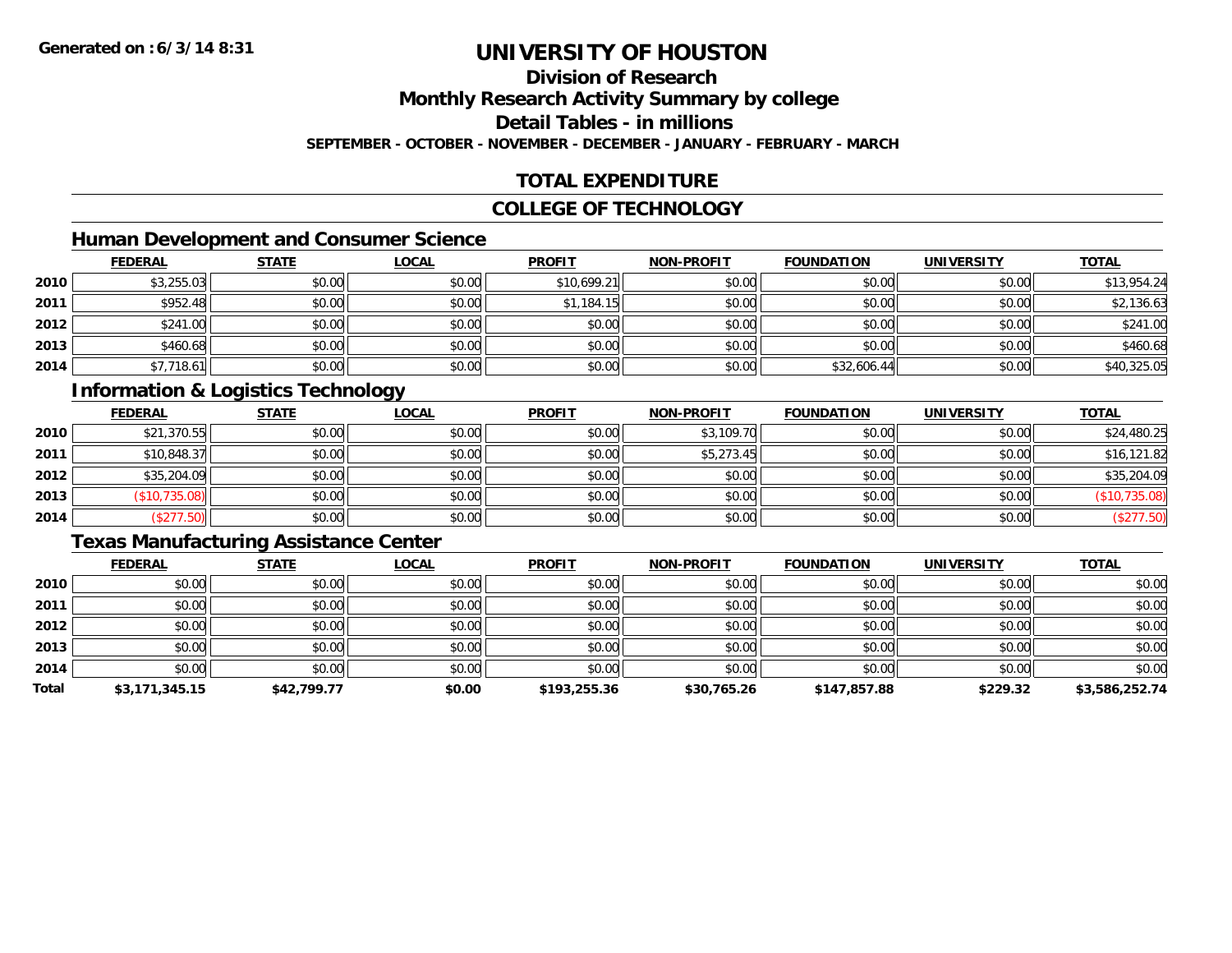**Generated on :6/3/14 8:31**

# UNIVERSITY OF HOUSTON

## Division of Research

## Monthly Research Activity Summary by college

## Detail Tables - in millions

**SEPTEMBER - OCTOBER - NOVEMBER - DECEMBER - JANUARY - FEBRUARY - MARCH**

## TOTAL EXPENDITURE

## COLLEGE OF TECHNOLOGY

### Human Development and Consumer Science

| | FEDERAL | STATE | LOCAL | PROFIT | NON-PROFIT | FOUNDATION | UNIVERSITY | TOTAL |
|---|---|---|---|---|---|---|---|---|
| 2010 | $3,255.03 | $0.00 | $0.00 | $10,699.21 | $0.00 | $0.00 | $0.00 | $13,954.24 |
| 2011 | $952.48 | $0.00 | $0.00 | $1,184.15 | $0.00 | $0.00 | $0.00 | $2,136.63 |
| 2012 | $241.00 | $0.00 | $0.00 | $0.00 | $0.00 | $0.00 | $0.00 | $241.00 |
| 2013 | $460.68 | $0.00 | $0.00 | $0.00 | $0.00 | $0.00 | $0.00 | $460.68 |
| 2014 | $7,718.61 | $0.00 | $0.00 | $0.00 | $0.00 | $32,606.44 | $0.00 | $40,325.05 |

### Information & Logistics Technology

| | FEDERAL | STATE | LOCAL | PROFIT | NON-PROFIT | FOUNDATION | UNIVERSITY | TOTAL |
|---|---|---|---|---|---|---|---|---|
| 2010 | $21,370.55 | $0.00 | $0.00 | $0.00 | $3,109.70 | $0.00 | $0.00 | $24,480.25 |
| 2011 | $10,848.37 | $0.00 | $0.00 | $0.00 | $5,273.45 | $0.00 | $0.00 | $16,121.82 |
| 2012 | $35,204.09 | $0.00 | $0.00 | $0.00 | $0.00 | $0.00 | $0.00 | $35,204.09 |
| 2013 | ($10,735.08) | $0.00 | $0.00 | $0.00 | $0.00 | $0.00 | $0.00 | ($10,735.08) |
| 2014 | ($277.50) | $0.00 | $0.00 | $0.00 | $0.00 | $0.00 | $0.00 | ($277.50) |

### Texas Manufacturing Assistance Center

| | FEDERAL | STATE | LOCAL | PROFIT | NON-PROFIT | FOUNDATION | UNIVERSITY | TOTAL |
|---|---|---|---|---|---|---|---|---|
| 2010 | $0.00 | $0.00 | $0.00 | $0.00 | $0.00 | $0.00 | $0.00 | $0.00 |
| 2011 | $0.00 | $0.00 | $0.00 | $0.00 | $0.00 | $0.00 | $0.00 | $0.00 |
| 2012 | $0.00 | $0.00 | $0.00 | $0.00 | $0.00 | $0.00 | $0.00 | $0.00 |
| 2013 | $0.00 | $0.00 | $0.00 | $0.00 | $0.00 | $0.00 | $0.00 | $0.00 |
| 2014 | $0.00 | $0.00 | $0.00 | $0.00 | $0.00 | $0.00 | $0.00 | $0.00 |
| **Total** | **$3,171,345.15** | **$42,799.77** | **$0.00** | **$193,255.36** | **$30,765.26** | **$147,857.88** | **$229.32** | **$3,586,252.74** |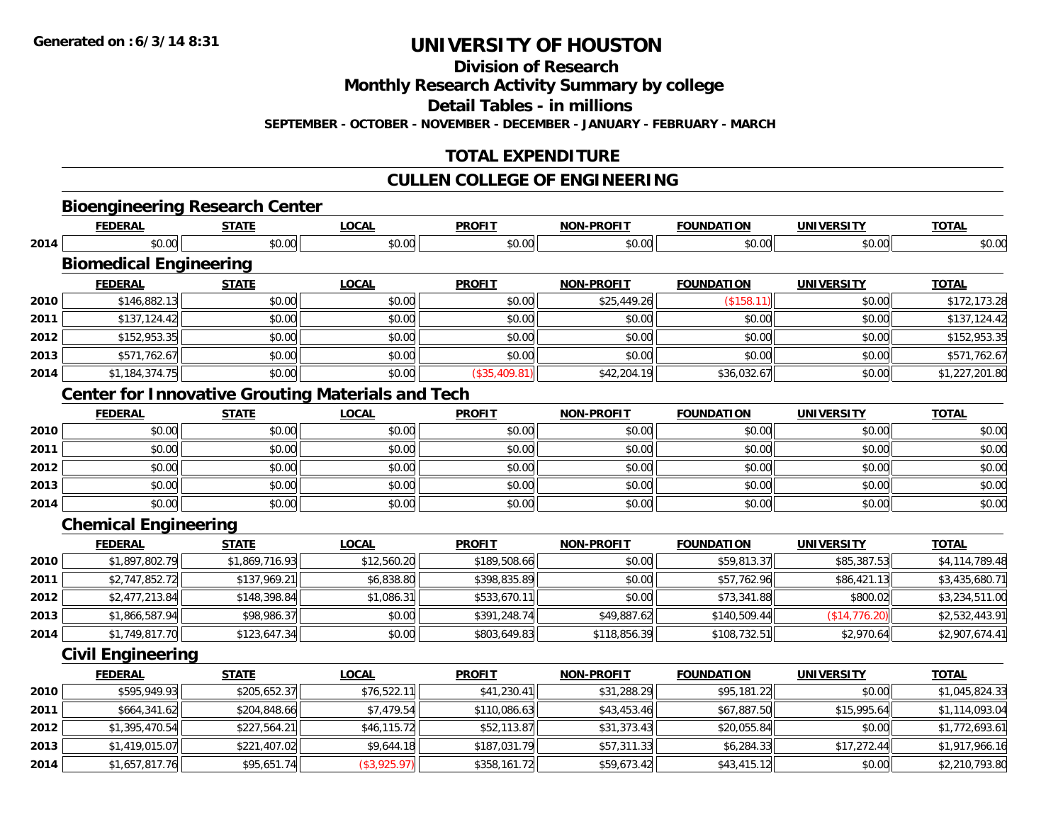**Generated on : 6/3/14 8:31**

# UNIVERSITY OF HOUSTON

## Division of Research

## Monthly Research Activity Summary by college

## Detail Tables - in millions

**SEPTEMBER - OCTOBER - NOVEMBER - DECEMBER - JANUARY - FEBRUARY - MARCH**

## TOTAL EXPENDITURE

## CULLEN COLLEGE OF ENGINEERING

### Bioengineering Research Center

| | FEDERAL | STATE | LOCAL | PROFIT | NON-PROFIT | FOUNDATION | UNIVERSITY | TOTAL |
|---|---|---|---|---|---|---|---|---|
| 2014 | $0.00 | $0.00 | $0.00 | $0.00 | $0.00 | $0.00 | $0.00 | $0.00 |

### Biomedical Engineering

| | FEDERAL | STATE | LOCAL | PROFIT | NON-PROFIT | FOUNDATION | UNIVERSITY | TOTAL |
|---|---|---|---|---|---|---|---|---|
| 2010 | $146,882.13 | $0.00 | $0.00 | $0.00 | $25,449.26 | ($158.11) | $0.00 | $172,173.28 |
| 2011 | $137,124.42 | $0.00 | $0.00 | $0.00 | $0.00 | $0.00 | $0.00 | $137,124.42 |
| 2012 | $152,953.35 | $0.00 | $0.00 | $0.00 | $0.00 | $0.00 | $0.00 | $152,953.35 |
| 2013 | $571,762.67 | $0.00 | $0.00 | $0.00 | $0.00 | $0.00 | $0.00 | $571,762.67 |
| 2014 | $1,184,374.75 | $0.00 | $0.00 | ($35,409.81) | $42,204.19 | $36,032.67 | $0.00 | $1,227,201.80 |

### Center for Innovative Grouting Materials and Tech

| | FEDERAL | STATE | LOCAL | PROFIT | NON-PROFIT | FOUNDATION | UNIVERSITY | TOTAL |
|---|---|---|---|---|---|---|---|---|
| 2010 | $0.00 | $0.00 | $0.00 | $0.00 | $0.00 | $0.00 | $0.00 | $0.00 |
| 2011 | $0.00 | $0.00 | $0.00 | $0.00 | $0.00 | $0.00 | $0.00 | $0.00 |
| 2012 | $0.00 | $0.00 | $0.00 | $0.00 | $0.00 | $0.00 | $0.00 | $0.00 |
| 2013 | $0.00 | $0.00 | $0.00 | $0.00 | $0.00 | $0.00 | $0.00 | $0.00 |
| 2014 | $0.00 | $0.00 | $0.00 | $0.00 | $0.00 | $0.00 | $0.00 | $0.00 |

### Chemical Engineering

| | FEDERAL | STATE | LOCAL | PROFIT | NON-PROFIT | FOUNDATION | UNIVERSITY | TOTAL |
|---|---|---|---|---|---|---|---|---|
| 2010 | $1,897,802.79 | $1,869,716.93 | $12,560.20 | $189,508.66 | $0.00 | $59,813.37 | $85,387.53 | $4,114,789.48 |
| 2011 | $2,747,852.72 | $137,969.21 | $6,838.80 | $398,835.89 | $0.00 | $57,762.96 | $86,421.13 | $3,435,680.71 |
| 2012 | $2,477,213.84 | $148,398.84 | $1,086.31 | $533,670.11 | $0.00 | $73,341.88 | $800.02 | $3,234,511.00 |
| 2013 | $1,866,587.94 | $98,986.37 | $0.00 | $391,248.74 | $49,887.62 | $140,509.44 | ($14,776.20) | $2,532,443.91 |
| 2014 | $1,749,817.70 | $123,647.34 | $0.00 | $803,649.83 | $118,856.39 | $108,732.51 | $2,970.64 | $2,907,674.41 |

### Civil Engineering

| | FEDERAL | STATE | LOCAL | PROFIT | NON-PROFIT | FOUNDATION | UNIVERSITY | TOTAL |
|---|---|---|---|---|---|---|---|---|
| 2010 | $595,949.93 | $205,652.37 | $76,522.11 | $41,230.41 | $31,288.29 | $95,181.22 | $0.00 | $1,045,824.33 |
| 2011 | $664,341.62 | $204,848.66 | $7,479.54 | $110,086.63 | $43,453.46 | $67,887.50 | $15,995.64 | $1,114,093.04 |
| 2012 | $1,395,470.54 | $227,564.21 | $46,115.72 | $52,113.87 | $31,373.43 | $20,055.84 | $0.00 | $1,772,693.61 |
| 2013 | $1,419,015.07 | $221,407.02 | $9,644.18 | $187,031.79 | $57,311.33 | $6,284.33 | $17,272.44 | $1,917,966.16 |
| 2014 | $1,657,817.76 | $95,651.74 | ($3,925.97) | $358,161.72 | $59,673.42 | $43,415.12 | $0.00 | $2,210,793.80 |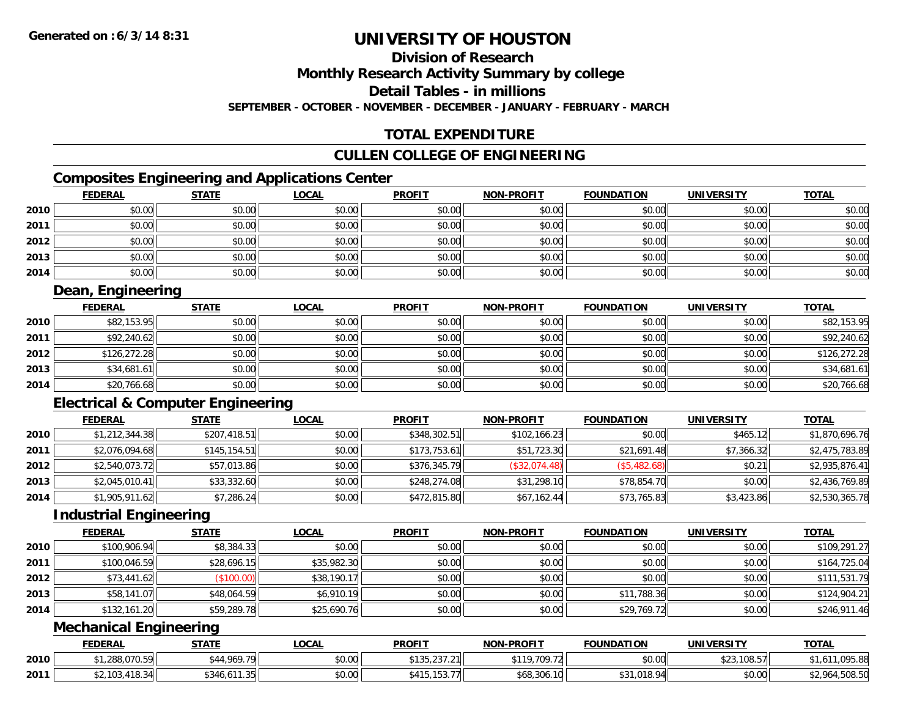**Generated on :6/3/14 8:31**

# UNIVERSITY OF HOUSTON

## Division of Research

## Monthly Research Activity Summary by college

## Detail Tables - in millions

**SEPTEMBER - OCTOBER - NOVEMBER - DECEMBER - JANUARY - FEBRUARY - MARCH**

## TOTAL EXPENDITURE

## CULLEN COLLEGE OF ENGINEERING

### Composites Engineering and Applications Center

| | FEDERAL | STATE | LOCAL | PROFIT | NON-PROFIT | FOUNDATION | UNIVERSITY | TOTAL |
|---|---|---|---|---|---|---|---|---|
| 2010 | $0.00 | $0.00 | $0.00 | $0.00 | $0.00 | $0.00 | $0.00 | $0.00 |
| 2011 | $0.00 | $0.00 | $0.00 | $0.00 | $0.00 | $0.00 | $0.00 | $0.00 |
| 2012 | $0.00 | $0.00 | $0.00 | $0.00 | $0.00 | $0.00 | $0.00 | $0.00 |
| 2013 | $0.00 | $0.00 | $0.00 | $0.00 | $0.00 | $0.00 | $0.00 | $0.00 |
| 2014 | $0.00 | $0.00 | $0.00 | $0.00 | $0.00 | $0.00 | $0.00 | $0.00 |

### Dean, Engineering

| | FEDERAL | STATE | LOCAL | PROFIT | NON-PROFIT | FOUNDATION | UNIVERSITY | TOTAL |
|---|---|---|---|---|---|---|---|---|
| 2010 | $82,153.95 | $0.00 | $0.00 | $0.00 | $0.00 | $0.00 | $0.00 | $82,153.95 |
| 2011 | $92,240.62 | $0.00 | $0.00 | $0.00 | $0.00 | $0.00 | $0.00 | $92,240.62 |
| 2012 | $126,272.28 | $0.00 | $0.00 | $0.00 | $0.00 | $0.00 | $0.00 | $126,272.28 |
| 2013 | $34,681.61 | $0.00 | $0.00 | $0.00 | $0.00 | $0.00 | $0.00 | $34,681.61 |
| 2014 | $20,766.68 | $0.00 | $0.00 | $0.00 | $0.00 | $0.00 | $0.00 | $20,766.68 |

### Electrical & Computer Engineering

| | FEDERAL | STATE | LOCAL | PROFIT | NON-PROFIT | FOUNDATION | UNIVERSITY | TOTAL |
|---|---|---|---|---|---|---|---|---|
| 2010 | $1,212,344.38 | $207,418.51 | $0.00 | $348,302.51 | $102,166.23 | $0.00 | $465.12 | $1,870,696.76 |
| 2011 | $2,076,094.68 | $145,154.51 | $0.00 | $173,753.61 | $51,723.30 | $21,691.48 | $7,366.32 | $2,475,783.89 |
| 2012 | $2,540,073.72 | $57,013.86 | $0.00 | $376,345.79 | ($32,074.48) | ($5,482.68) | $0.21 | $2,935,876.41 |
| 2013 | $2,045,010.41 | $33,332.60 | $0.00 | $248,274.08 | $31,298.10 | $78,854.70 | $0.00 | $2,436,769.89 |
| 2014 | $1,905,911.62 | $7,286.24 | $0.00 | $472,815.80 | $67,162.44 | $73,765.83 | $3,423.86 | $2,530,365.78 |

### Industrial Engineering

| | FEDERAL | STATE | LOCAL | PROFIT | NON-PROFIT | FOUNDATION | UNIVERSITY | TOTAL |
|---|---|---|---|---|---|---|---|---|
| 2010 | $100,906.94 | $8,384.33 | $0.00 | $0.00 | $0.00 | $0.00 | $0.00 | $109,291.27 |
| 2011 | $100,046.59 | $28,696.15 | $35,982.30 | $0.00 | $0.00 | $0.00 | $0.00 | $164,725.04 |
| 2012 | $73,441.62 | ($100.00) | $38,190.17 | $0.00 | $0.00 | $0.00 | $0.00 | $111,531.79 |
| 2013 | $58,141.07 | $48,064.59 | $6,910.19 | $0.00 | $0.00 | $11,788.36 | $0.00 | $124,904.21 |
| 2014 | $132,161.20 | $59,289.78 | $25,690.76 | $0.00 | $0.00 | $29,769.72 | $0.00 | $246,911.46 |

### Mechanical Engineering

| | FEDERAL | STATE | LOCAL | PROFIT | NON-PROFIT | FOUNDATION | UNIVERSITY | TOTAL |
|---|---|---|---|---|---|---|---|---|
| 2010 | $1,288,070.59 | $44,969.79 | $0.00 | $135,237.21 | $119,709.72 | $0.00 | $23,108.57 | $1,611,095.88 |
| 2011 | $2,103,418.34 | $346,611.35 | $0.00 | $415,153.77 | $68,306.10 | $31,018.94 | $0.00 | $2,964,508.50 |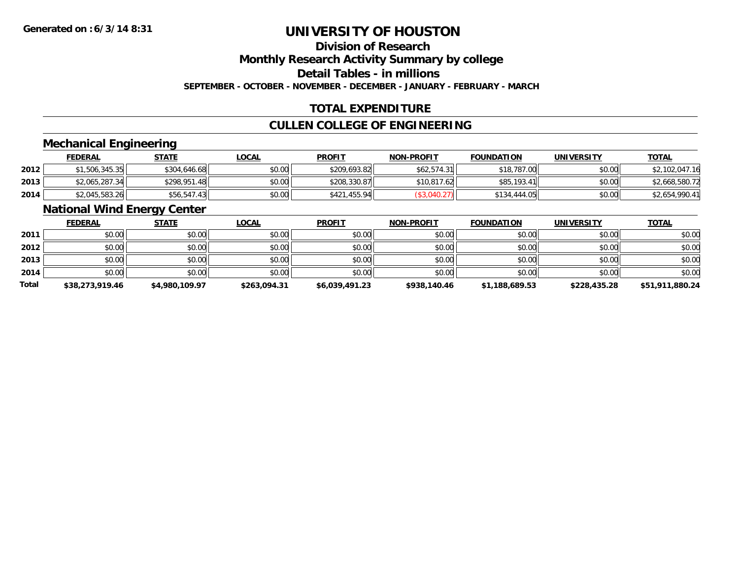**Generated on :6/3/14 8:31**

# UNIVERSITY OF HOUSTON

## Division of Research

## Monthly Research Activity Summary by college

## Detail Tables - in millions

**SEPTEMBER - OCTOBER - NOVEMBER - DECEMBER - JANUARY - FEBRUARY - MARCH**

## TOTAL EXPENDITURE

## CULLEN COLLEGE OF ENGINEERING

### Mechanical Engineering

| | FEDERAL | STATE | LOCAL | PROFIT | NON-PROFIT | FOUNDATION | UNIVERSITY | TOTAL |
|---|---|---|---|---|---|---|---|---|
| 2012 | $1,506,345.35 | $304,646.68 | $0.00 | $209,693.82 | $62,574.31 | $18,787.00 | $0.00 | $2,102,047.16 |
| 2013 | $2,065,287.34 | $298,951.48 | $0.00 | $208,330.87 | $10,817.62 | $85,193.41 | $0.00 | $2,668,580.72 |
| 2014 | $2,045,583.26 | $56,547.43 | $0.00 | $421,455.94 | ($3,040.27) | $134,444.05 | $0.00 | $2,654,990.41 |

### National Wind Energy Center

| | FEDERAL | STATE | LOCAL | PROFIT | NON-PROFIT | FOUNDATION | UNIVERSITY | TOTAL |
|---|---|---|---|---|---|---|---|---|
| 2011 | $0.00 | $0.00 | $0.00 | $0.00 | $0.00 | $0.00 | $0.00 | $0.00 |
| 2012 | $0.00 | $0.00 | $0.00 | $0.00 | $0.00 | $0.00 | $0.00 | $0.00 |
| 2013 | $0.00 | $0.00 | $0.00 | $0.00 | $0.00 | $0.00 | $0.00 | $0.00 |
| 2014 | $0.00 | $0.00 | $0.00 | $0.00 | $0.00 | $0.00 | $0.00 | $0.00 |
| **Total** | **$38,273,919.46** | **$4,980,109.97** | **$263,094.31** | **$6,039,491.23** | **$938,140.46** | **$1,188,689.53** | **$228,435.28** | **$51,911,880.24** |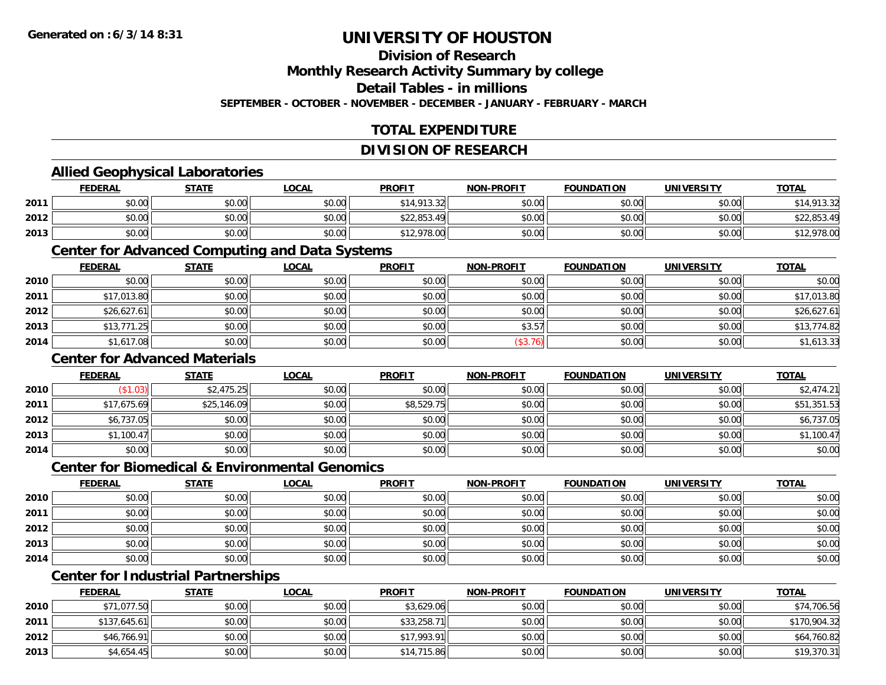# UNIVERSITY OF HOUSTON

## Division of Research

## Monthly Research Activity Summary by college

## Detail Tables - in millions

**SEPTEMBER - OCTOBER - NOVEMBER - DECEMBER - JANUARY - FEBRUARY - MARCH**

## TOTAL EXPENDITURE

## DIVISION OF RESEARCH

### Allied Geophysical Laboratories

| | FEDERAL | STATE | LOCAL | PROFIT | NON-PROFIT | FOUNDATION | UNIVERSITY | TOTAL |
|---|---|---|---|---|---|---|---|---|
| 2011 | $0.00 | $0.00 | $0.00 | $14,913.32 | $0.00 | $0.00 | $0.00 | $14,913.32 |
| 2012 | $0.00 | $0.00 | $0.00 | $22,853.49 | $0.00 | $0.00 | $0.00 | $22,853.49 |
| 2013 | $0.00 | $0.00 | $0.00 | $12,978.00 | $0.00 | $0.00 | $0.00 | $12,978.00 |

### Center for Advanced Computing and Data Systems

| | FEDERAL | STATE | LOCAL | PROFIT | NON-PROFIT | FOUNDATION | UNIVERSITY | TOTAL |
|---|---|---|---|---|---|---|---|---|
| 2010 | $0.00 | $0.00 | $0.00 | $0.00 | $0.00 | $0.00 | $0.00 | $0.00 |
| 2011 | $17,013.80 | $0.00 | $0.00 | $0.00 | $0.00 | $0.00 | $0.00 | $17,013.80 |
| 2012 | $26,627.61 | $0.00 | $0.00 | $0.00 | $0.00 | $0.00 | $0.00 | $26,627.61 |
| 2013 | $13,771.25 | $0.00 | $0.00 | $0.00 | $3.57 | $0.00 | $0.00 | $13,774.82 |
| 2014 | $1,617.08 | $0.00 | $0.00 | $0.00 | ($3.76) | $0.00 | $0.00 | $1,613.33 |

### Center for Advanced Materials

| | FEDERAL | STATE | LOCAL | PROFIT | NON-PROFIT | FOUNDATION | UNIVERSITY | TOTAL |
|---|---|---|---|---|---|---|---|---|
| 2010 | ($1.03) | $2,475.25 | $0.00 | $0.00 | $0.00 | $0.00 | $0.00 | $2,474.21 |
| 2011 | $17,675.69 | $25,146.09 | $0.00 | $8,529.75 | $0.00 | $0.00 | $0.00 | $51,351.53 |
| 2012 | $6,737.05 | $0.00 | $0.00 | $0.00 | $0.00 | $0.00 | $0.00 | $6,737.05 |
| 2013 | $1,100.47 | $0.00 | $0.00 | $0.00 | $0.00 | $0.00 | $0.00 | $1,100.47 |
| 2014 | $0.00 | $0.00 | $0.00 | $0.00 | $0.00 | $0.00 | $0.00 | $0.00 |

### Center for Biomedical & Environmental Genomics

| | FEDERAL | STATE | LOCAL | PROFIT | NON-PROFIT | FOUNDATION | UNIVERSITY | TOTAL |
|---|---|---|---|---|---|---|---|---|
| 2010 | $0.00 | $0.00 | $0.00 | $0.00 | $0.00 | $0.00 | $0.00 | $0.00 |
| 2011 | $0.00 | $0.00 | $0.00 | $0.00 | $0.00 | $0.00 | $0.00 | $0.00 |
| 2012 | $0.00 | $0.00 | $0.00 | $0.00 | $0.00 | $0.00 | $0.00 | $0.00 |
| 2013 | $0.00 | $0.00 | $0.00 | $0.00 | $0.00 | $0.00 | $0.00 | $0.00 |
| 2014 | $0.00 | $0.00 | $0.00 | $0.00 | $0.00 | $0.00 | $0.00 | $0.00 |

### Center for Industrial Partnerships

| | FEDERAL | STATE | LOCAL | PROFIT | NON-PROFIT | FOUNDATION | UNIVERSITY | TOTAL |
|---|---|---|---|---|---|---|---|---|
| 2010 | $71,077.50 | $0.00 | $0.00 | $3,629.06 | $0.00 | $0.00 | $0.00 | $74,706.56 |
| 2011 | $137,645.61 | $0.00 | $0.00 | $33,258.71 | $0.00 | $0.00 | $0.00 | $170,904.32 |
| 2012 | $46,766.91 | $0.00 | $0.00 | $17,993.91 | $0.00 | $0.00 | $0.00 | $64,760.82 |
| 2013 | $4,654.45 | $0.00 | $0.00 | $14,715.86 | $0.00 | $0.00 | $0.00 | $19,370.31 |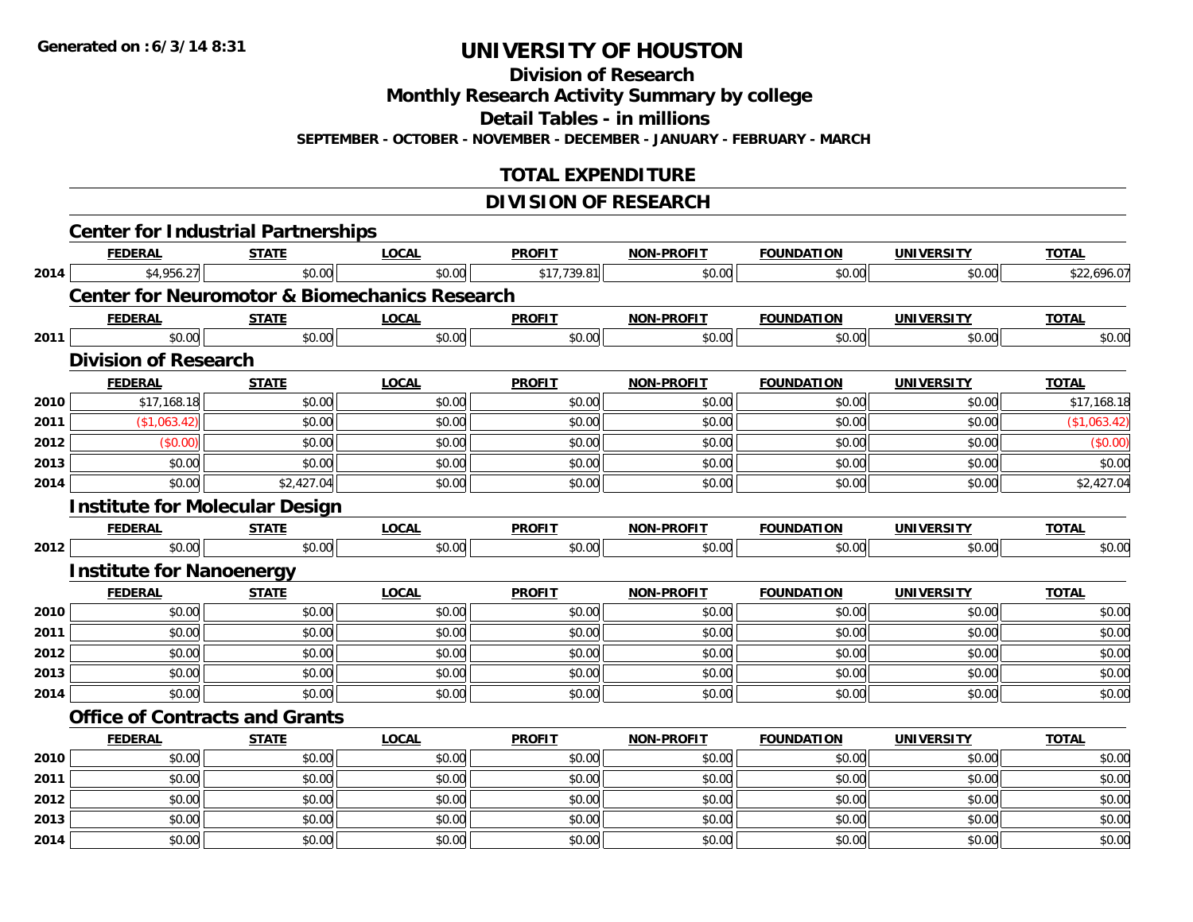# UNIVERSITY OF HOUSTON

## Division of Research

## Monthly Research Activity Summary by college

## Detail Tables - in millions

**SEPTEMBER - OCTOBER - NOVEMBER - DECEMBER - JANUARY - FEBRUARY - MARCH**

**Generated on : 6/3/14 8:31**

## TOTAL EXPENDITURE

## DIVISION OF RESEARCH

### Center for Industrial Partnerships

| | FEDERAL | STATE | LOCAL | PROFIT | NON-PROFIT | FOUNDATION | UNIVERSITY | TOTAL |
|---|---|---|---|---|---|---|---|---|
| 2014 | $4,956.27 | $0.00 | $0.00 | $17,739.81 | $0.00 | $0.00 | $0.00 | $22,696.07 |

### Center for Neuromotor & Biomechanics Research

| | FEDERAL | STATE | LOCAL | PROFIT | NON-PROFIT | FOUNDATION | UNIVERSITY | TOTAL |
|---|---|---|---|---|---|---|---|---|
| 2011 | $0.00 | $0.00 | $0.00 | $0.00 | $0.00 | $0.00 | $0.00 | $0.00 |

### Division of Research

| | FEDERAL | STATE | LOCAL | PROFIT | NON-PROFIT | FOUNDATION | UNIVERSITY | TOTAL |
|---|---|---|---|---|---|---|---|---|
| 2010 | $17,168.18 | $0.00 | $0.00 | $0.00 | $0.00 | $0.00 | $0.00 | $17,168.18 |
| 2011 | ($1,063.42) | $0.00 | $0.00 | $0.00 | $0.00 | $0.00 | $0.00 | ($1,063.42) |
| 2012 | ($0.00) | $0.00 | $0.00 | $0.00 | $0.00 | $0.00 | $0.00 | ($0.00) |
| 2013 | $0.00 | $0.00 | $0.00 | $0.00 | $0.00 | $0.00 | $0.00 | $0.00 |
| 2014 | $0.00 | $2,427.04 | $0.00 | $0.00 | $0.00 | $0.00 | $0.00 | $2,427.04 |

### Institute for Molecular Design

| | FEDERAL | STATE | LOCAL | PROFIT | NON-PROFIT | FOUNDATION | UNIVERSITY | TOTAL |
|---|---|---|---|---|---|---|---|---|
| 2012 | $0.00 | $0.00 | $0.00 | $0.00 | $0.00 | $0.00 | $0.00 | $0.00 |

### Institute for Nanoenergy

| | FEDERAL | STATE | LOCAL | PROFIT | NON-PROFIT | FOUNDATION | UNIVERSITY | TOTAL |
|---|---|---|---|---|---|---|---|---|
| 2010 | $0.00 | $0.00 | $0.00 | $0.00 | $0.00 | $0.00 | $0.00 | $0.00 |
| 2011 | $0.00 | $0.00 | $0.00 | $0.00 | $0.00 | $0.00 | $0.00 | $0.00 |
| 2012 | $0.00 | $0.00 | $0.00 | $0.00 | $0.00 | $0.00 | $0.00 | $0.00 |
| 2013 | $0.00 | $0.00 | $0.00 | $0.00 | $0.00 | $0.00 | $0.00 | $0.00 |
| 2014 | $0.00 | $0.00 | $0.00 | $0.00 | $0.00 | $0.00 | $0.00 | $0.00 |

### Office of Contracts and Grants

| | FEDERAL | STATE | LOCAL | PROFIT | NON-PROFIT | FOUNDATION | UNIVERSITY | TOTAL |
|---|---|---|---|---|---|---|---|---|
| 2010 | $0.00 | $0.00 | $0.00 | $0.00 | $0.00 | $0.00 | $0.00 | $0.00 |
| 2011 | $0.00 | $0.00 | $0.00 | $0.00 | $0.00 | $0.00 | $0.00 | $0.00 |
| 2012 | $0.00 | $0.00 | $0.00 | $0.00 | $0.00 | $0.00 | $0.00 | $0.00 |
| 2013 | $0.00 | $0.00 | $0.00 | $0.00 | $0.00 | $0.00 | $0.00 | $0.00 |
| 2014 | $0.00 | $0.00 | $0.00 | $0.00 | $0.00 | $0.00 | $0.00 | $0.00 |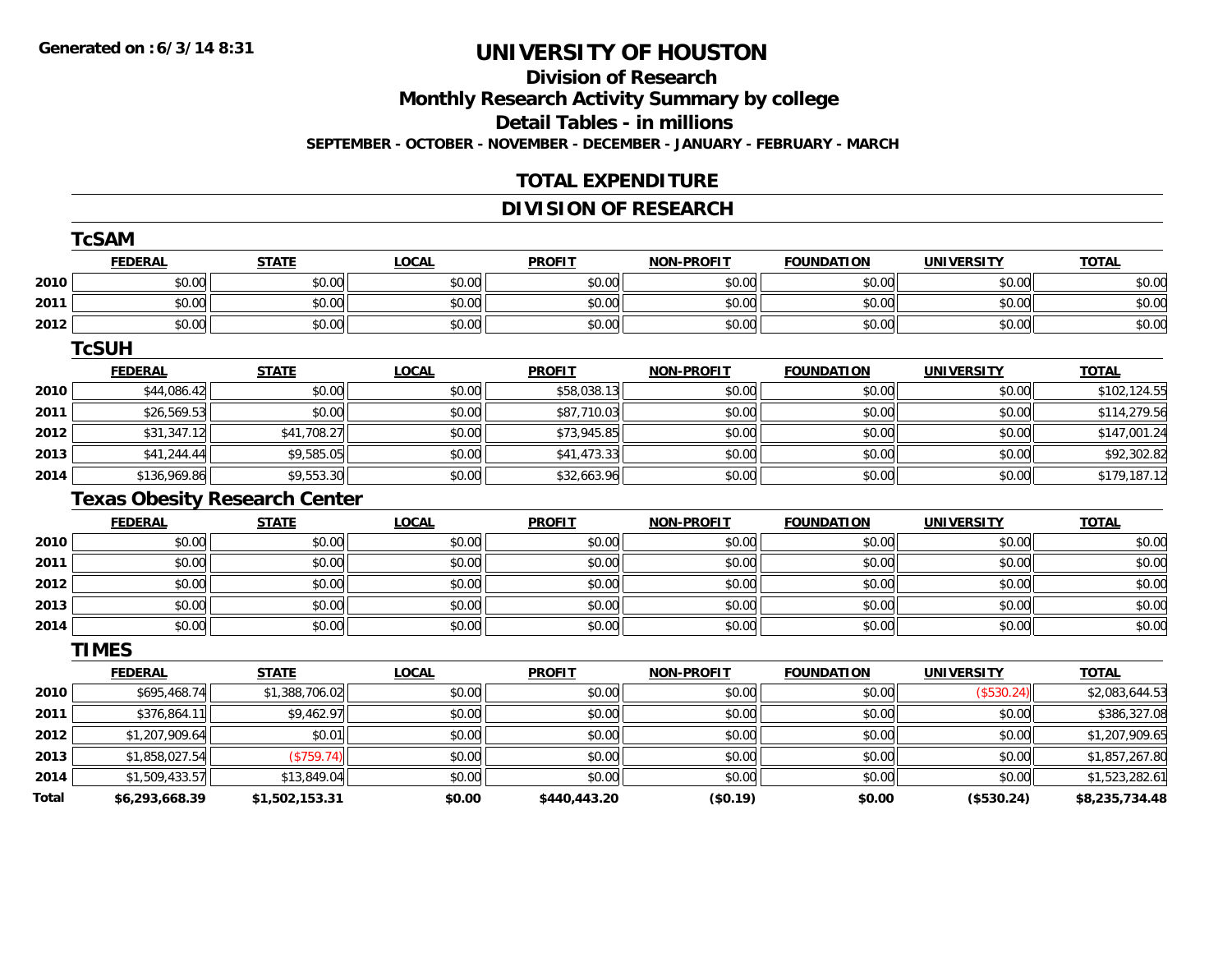**Generated on :6/3/14 8:31**

# UNIVERSITY OF HOUSTON

## Division of Research
## Monthly Research Activity Summary by college
## Detail Tables - in millions

**SEPTEMBER - OCTOBER - NOVEMBER - DECEMBER - JANUARY - FEBRUARY - MARCH**

## TOTAL EXPENDITURE

## DIVISION OF RESEARCH

### TcSAM

| | FEDERAL | STATE | LOCAL | PROFIT | NON-PROFIT | FOUNDATION | UNIVERSITY | TOTAL |
|---|---|---|---|---|---|---|---|---|
| 2010 | $0.00 | $0.00 | $0.00 | $0.00 | $0.00 | $0.00 | $0.00 | $0.00 |
| 2011 | $0.00 | $0.00 | $0.00 | $0.00 | $0.00 | $0.00 | $0.00 | $0.00 |
| 2012 | $0.00 | $0.00 | $0.00 | $0.00 | $0.00 | $0.00 | $0.00 | $0.00 |

### TcSUH

| | FEDERAL | STATE | LOCAL | PROFIT | NON-PROFIT | FOUNDATION | UNIVERSITY | TOTAL |
|---|---|---|---|---|---|---|---|---|
| 2010 | $44,086.42 | $0.00 | $0.00 | $58,038.13 | $0.00 | $0.00 | $0.00 | $102,124.55 |
| 2011 | $26,569.53 | $0.00 | $0.00 | $87,710.03 | $0.00 | $0.00 | $0.00 | $114,279.56 |
| 2012 | $31,347.12 | $41,708.27 | $0.00 | $73,945.85 | $0.00 | $0.00 | $0.00 | $147,001.24 |
| 2013 | $41,244.44 | $9,585.05 | $0.00 | $41,473.33 | $0.00 | $0.00 | $0.00 | $92,302.82 |
| 2014 | $136,969.86 | $9,553.30 | $0.00 | $32,663.96 | $0.00 | $0.00 | $0.00 | $179,187.12 |

### Texas Obesity Research Center

| | FEDERAL | STATE | LOCAL | PROFIT | NON-PROFIT | FOUNDATION | UNIVERSITY | TOTAL |
|---|---|---|---|---|---|---|---|---|
| 2010 | $0.00 | $0.00 | $0.00 | $0.00 | $0.00 | $0.00 | $0.00 | $0.00 |
| 2011 | $0.00 | $0.00 | $0.00 | $0.00 | $0.00 | $0.00 | $0.00 | $0.00 |
| 2012 | $0.00 | $0.00 | $0.00 | $0.00 | $0.00 | $0.00 | $0.00 | $0.00 |
| 2013 | $0.00 | $0.00 | $0.00 | $0.00 | $0.00 | $0.00 | $0.00 | $0.00 |
| 2014 | $0.00 | $0.00 | $0.00 | $0.00 | $0.00 | $0.00 | $0.00 | $0.00 |

### TIMES

| | FEDERAL | STATE | LOCAL | PROFIT | NON-PROFIT | FOUNDATION | UNIVERSITY | TOTAL |
|---|---|---|---|---|---|---|---|---|
| 2010 | $695,468.74 | $1,388,706.02 | $0.00 | $0.00 | $0.00 | $0.00 | ($530.24) | $2,083,644.53 |
| 2011 | $376,864.11 | $9,462.97 | $0.00 | $0.00 | $0.00 | $0.00 | $0.00 | $386,327.08 |
| 2012 | $1,207,909.64 | $0.01 | $0.00 | $0.00 | $0.00 | $0.00 | $0.00 | $1,207,909.65 |
| 2013 | $1,858,027.54 | ($759.74) | $0.00 | $0.00 | $0.00 | $0.00 | $0.00 | $1,857,267.80 |
| 2014 | $1,509,433.57 | $13,849.04 | $0.00 | $0.00 | $0.00 | $0.00 | $0.00 | $1,523,282.61 |
| **Total** | **$6,293,668.39** | **$1,502,153.31** | **$0.00** | **$440,443.20** | **($0.19)** | **$0.00** | **($530.24)** | **$8,235,734.48** |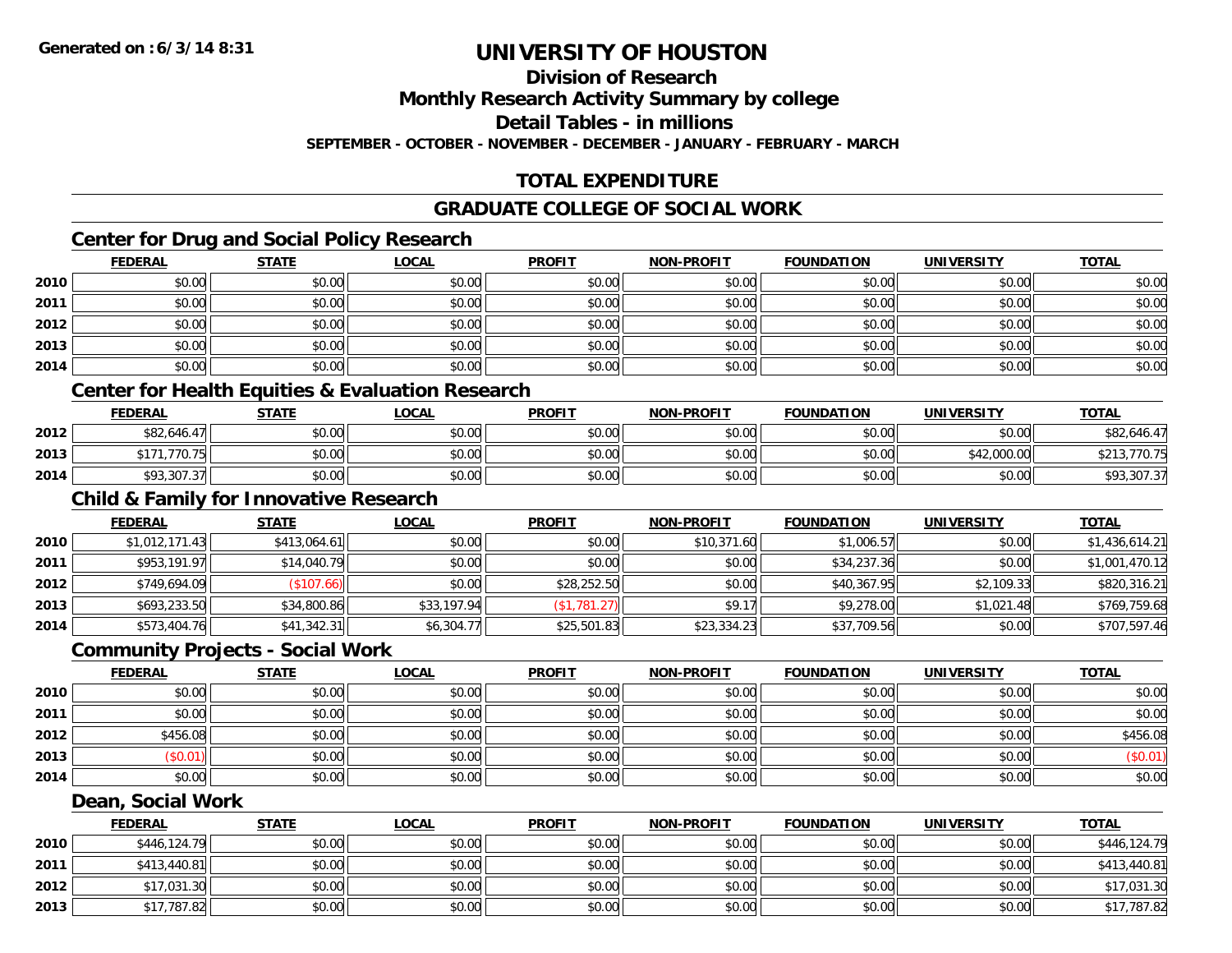# UNIVERSITY OF HOUSTON

## Division of Research

## Monthly Research Activity Summary by college

## Detail Tables - in millions

**SEPTEMBER - OCTOBER - NOVEMBER - DECEMBER - JANUARY - FEBRUARY - MARCH**

## TOTAL EXPENDITURE

## GRADUATE COLLEGE OF SOCIAL WORK

### Center for Drug and Social Policy Research

| | FEDERAL | STATE | LOCAL | PROFIT | NON-PROFIT | FOUNDATION | UNIVERSITY | TOTAL |
|---|---|---|---|---|---|---|---|---|
| 2010 | $0.00 | $0.00 | $0.00 | $0.00 | $0.00 | $0.00 | $0.00 | $0.00 |
| 2011 | $0.00 | $0.00 | $0.00 | $0.00 | $0.00 | $0.00 | $0.00 | $0.00 |
| 2012 | $0.00 | $0.00 | $0.00 | $0.00 | $0.00 | $0.00 | $0.00 | $0.00 |
| 2013 | $0.00 | $0.00 | $0.00 | $0.00 | $0.00 | $0.00 | $0.00 | $0.00 |
| 2014 | $0.00 | $0.00 | $0.00 | $0.00 | $0.00 | $0.00 | $0.00 | $0.00 |

### Center for Health Equities & Evaluation Research

| | FEDERAL | STATE | LOCAL | PROFIT | NON-PROFIT | FOUNDATION | UNIVERSITY | TOTAL |
|---|---|---|---|---|---|---|---|---|
| 2012 | $82,646.47 | $0.00 | $0.00 | $0.00 | $0.00 | $0.00 | $0.00 | $82,646.47 |
| 2013 | $171,770.75 | $0.00 | $0.00 | $0.00 | $0.00 | $0.00 | $42,000.00 | $213,770.75 |
| 2014 | $93,307.37 | $0.00 | $0.00 | $0.00 | $0.00 | $0.00 | $0.00 | $93,307.37 |

### Child & Family for Innovative Research

| | FEDERAL | STATE | LOCAL | PROFIT | NON-PROFIT | FOUNDATION | UNIVERSITY | TOTAL |
|---|---|---|---|---|---|---|---|---|
| 2010 | $1,012,171.43 | $413,064.61 | $0.00 | $0.00 | $10,371.60 | $1,006.57 | $0.00 | $1,436,614.21 |
| 2011 | $953,191.97 | $14,040.79 | $0.00 | $0.00 | $0.00 | $34,237.36 | $0.00 | $1,001,470.12 |
| 2012 | $749,694.09 | ($107.66) | $0.00 | $28,252.50 | $0.00 | $40,367.95 | $2,109.33 | $820,316.21 |
| 2013 | $693,233.50 | $34,800.86 | $33,197.94 | ($1,781.27) | $9.17 | $9,278.00 | $1,021.48 | $769,759.68 |
| 2014 | $573,404.76 | $41,342.31 | $6,304.77 | $25,501.83 | $23,334.23 | $37,709.56 | $0.00 | $707,597.46 |

### Community Projects - Social Work

| | FEDERAL | STATE | LOCAL | PROFIT | NON-PROFIT | FOUNDATION | UNIVERSITY | TOTAL |
|---|---|---|---|---|---|---|---|---|
| 2010 | $0.00 | $0.00 | $0.00 | $0.00 | $0.00 | $0.00 | $0.00 | $0.00 |
| 2011 | $0.00 | $0.00 | $0.00 | $0.00 | $0.00 | $0.00 | $0.00 | $0.00 |
| 2012 | $456.08 | $0.00 | $0.00 | $0.00 | $0.00 | $0.00 | $0.00 | $456.08 |
| 2013 | ($0.01) | $0.00 | $0.00 | $0.00 | $0.00 | $0.00 | $0.00 | ($0.01) |
| 2014 | $0.00 | $0.00 | $0.00 | $0.00 | $0.00 | $0.00 | $0.00 | $0.00 |

### Dean, Social Work

| | FEDERAL | STATE | LOCAL | PROFIT | NON-PROFIT | FOUNDATION | UNIVERSITY | TOTAL |
|---|---|---|---|---|---|---|---|---|
| 2010 | $446,124.79 | $0.00 | $0.00 | $0.00 | $0.00 | $0.00 | $0.00 | $446,124.79 |
| 2011 | $413,440.81 | $0.00 | $0.00 | $0.00 | $0.00 | $0.00 | $0.00 | $413,440.81 |
| 2012 | $17,031.30 | $0.00 | $0.00 | $0.00 | $0.00 | $0.00 | $0.00 | $17,031.30 |
| 2013 | $17,787.82 | $0.00 | $0.00 | $0.00 | $0.00 | $0.00 | $0.00 | $17,787.82 |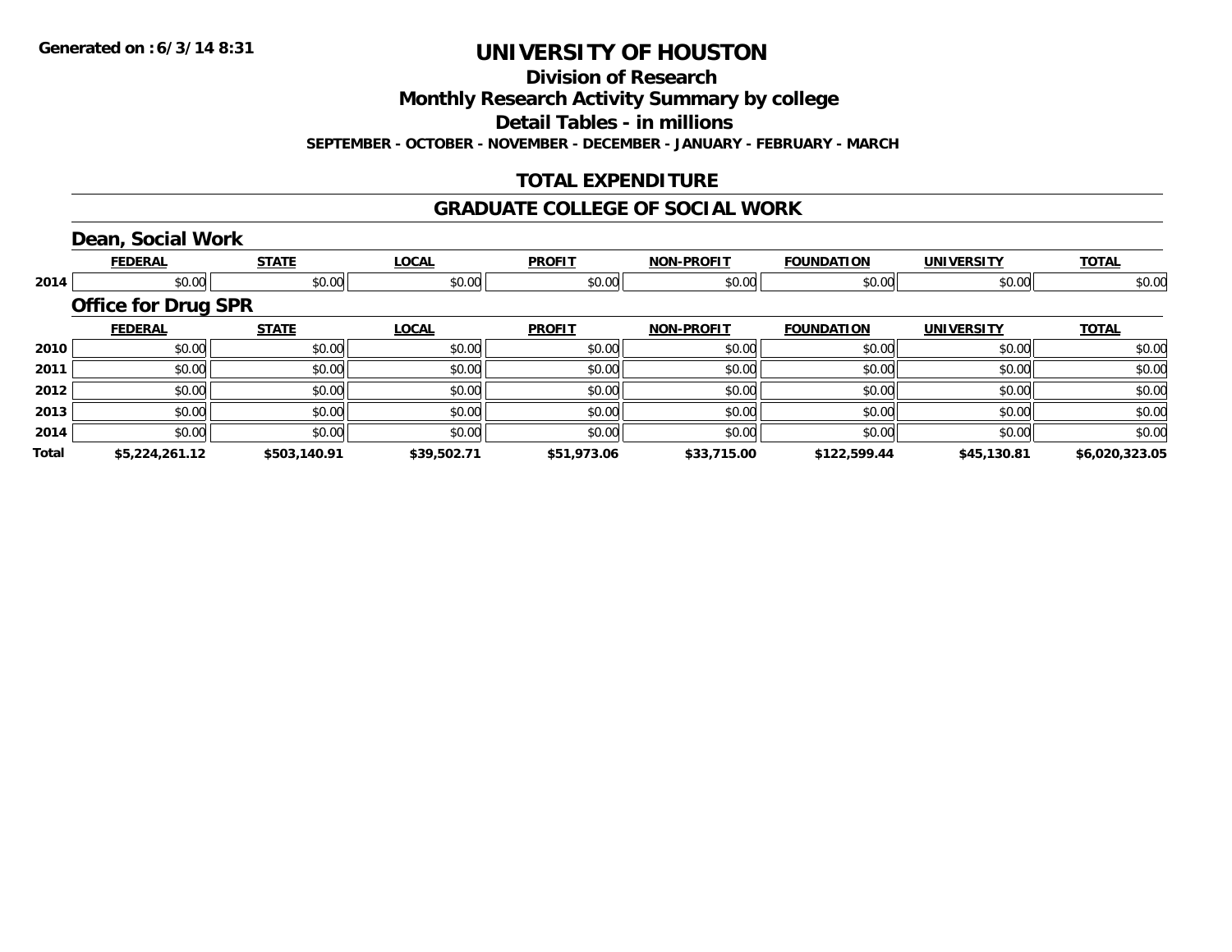Generated on :6/3/14 8:31

# UNIVERSITY OF HOUSTON

## Division of Research

## Monthly Research Activity Summary by college

## Detail Tables - in millions

**SEPTEMBER - OCTOBER - NOVEMBER - DECEMBER - JANUARY - FEBRUARY - MARCH**

## TOTAL EXPENDITURE

## GRADUATE COLLEGE OF SOCIAL WORK

### Dean, Social Work

| | FEDERAL | STATE | LOCAL | PROFIT | NON-PROFIT | FOUNDATION | UNIVERSITY | TOTAL |
|---|---|---|---|---|---|---|---|---|
| 2014 | $0.00 | $0.00 | $0.00 | $0.00 | $0.00 | $0.00 | $0.00 | $0.00 |

### Office for Drug SPR

| | FEDERAL | STATE | LOCAL | PROFIT | NON-PROFIT | FOUNDATION | UNIVERSITY | TOTAL |
|---|---|---|---|---|---|---|---|---|
| 2010 | $0.00 | $0.00 | $0.00 | $0.00 | $0.00 | $0.00 | $0.00 | $0.00 |
| 2011 | $0.00 | $0.00 | $0.00 | $0.00 | $0.00 | $0.00 | $0.00 | $0.00 |
| 2012 | $0.00 | $0.00 | $0.00 | $0.00 | $0.00 | $0.00 | $0.00 | $0.00 |
| 2013 | $0.00 | $0.00 | $0.00 | $0.00 | $0.00 | $0.00 | $0.00 | $0.00 |
| 2014 | $0.00 | $0.00 | $0.00 | $0.00 | $0.00 | $0.00 | $0.00 | $0.00 |
| **Total** | **$5,224,261.12** | **$503,140.91** | **$39,502.71** | **$51,973.06** | **$33,715.00** | **$122,599.44** | **$45,130.81** | **$6,020,323.05** |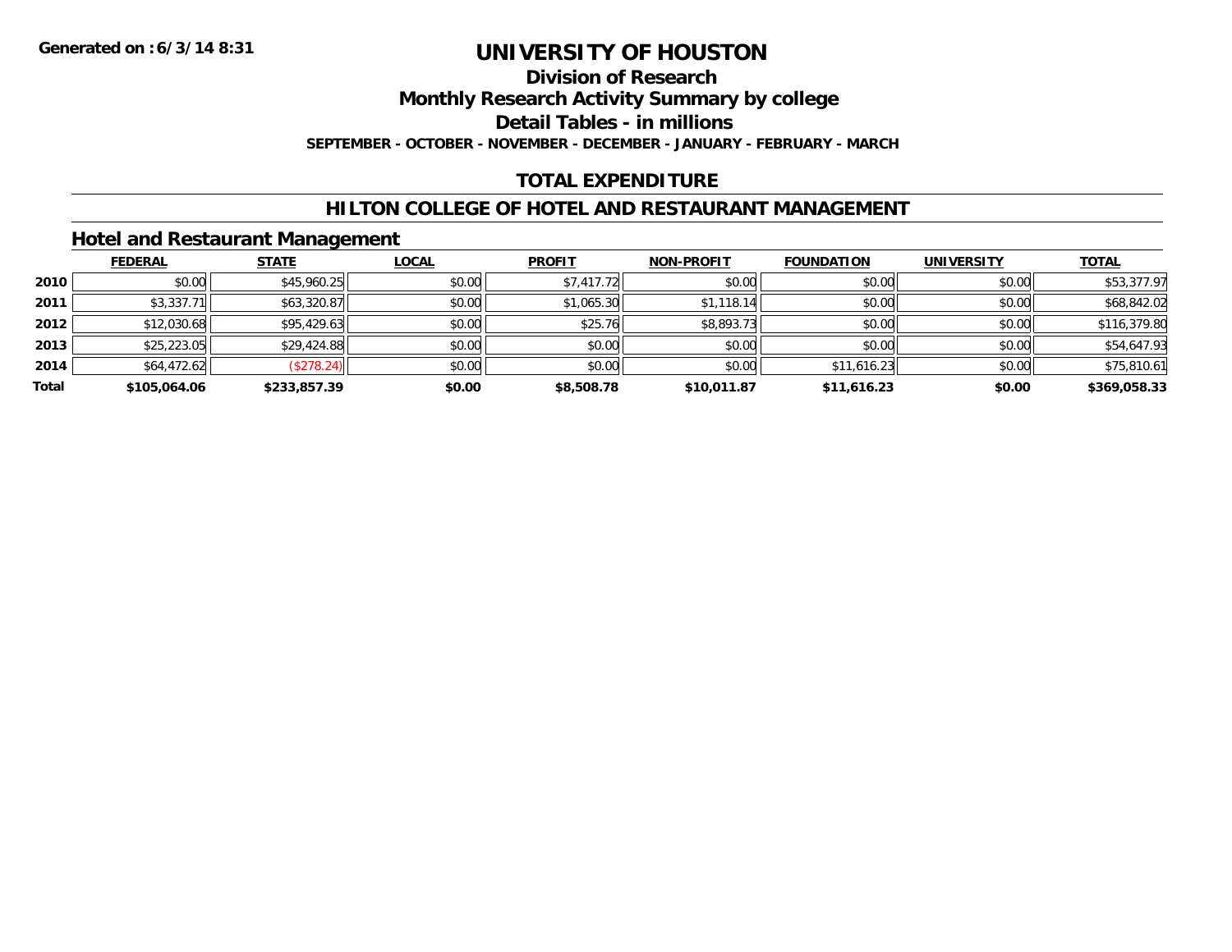Generated on : 6/3/14 8:31

# UNIVERSITY OF HOUSTON

## Division of Research

## Monthly Research Activity Summary by college

## Detail Tables - in millions

**SEPTEMBER - OCTOBER - NOVEMBER - DECEMBER - JANUARY - FEBRUARY - MARCH**

## TOTAL EXPENDITURE

## HILTON COLLEGE OF HOTEL AND RESTAURANT MANAGEMENT

### Hotel and Restaurant Management

| | FEDERAL | STATE | LOCAL | PROFIT | NON-PROFIT | FOUNDATION | UNIVERSITY | TOTAL |
|---|---|---|---|---|---|---|---|---|
| **2010** | $0.00 | $45,960.25 | $0.00 | $7,417.72 | $0.00 | $0.00 | $0.00 | $53,377.97 |
| **2011** | $3,337.71 | $63,320.87 | $0.00 | $1,065.30 | $1,118.14 | $0.00 | $0.00 | $68,842.02 |
| **2012** | $12,030.68 | $95,429.63 | $0.00 | $25.76 | $8,893.73 | $0.00 | $0.00 | $116,379.80 |
| **2013** | $25,223.05 | $29,424.88 | $0.00 | $0.00 | $0.00 | $0.00 | $0.00 | $54,647.93 |
| **2014** | $64,472.62 | ($278.24) | $0.00 | $0.00 | $0.00 | $11,616.23 | $0.00 | $75,810.61 |
| **Total** | **$105,064.06** | **$233,857.39** | **$0.00** | **$8,508.78** | **$10,011.87** | **$11,616.23** | **$0.00** | **$369,058.33** |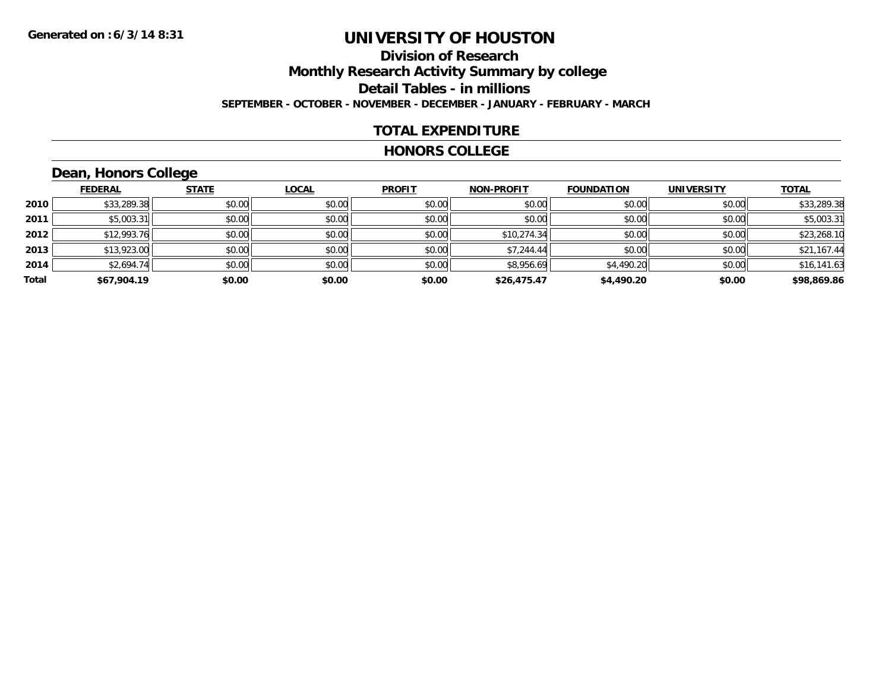Generated on :6/3/14 8:31

# UNIVERSITY OF HOUSTON

## Division of Research

## Monthly Research Activity Summary by college

## Detail Tables - in millions

**SEPTEMBER - OCTOBER - NOVEMBER - DECEMBER - JANUARY - FEBRUARY - MARCH**

### TOTAL EXPENDITURE

### HONORS COLLEGE

### Dean, Honors College

| | FEDERAL | STATE | LOCAL | PROFIT | NON-PROFIT | FOUNDATION | UNIVERSITY | TOTAL |
|---|---|---|---|---|---|---|---|---|
| 2010 | $33,289.38 | $0.00 | $0.00 | $0.00 | $0.00 | $0.00 | $0.00 | $33,289.38 |
| 2011 | $5,003.31 | $0.00 | $0.00 | $0.00 | $0.00 | $0.00 | $0.00 | $5,003.31 |
| 2012 | $12,993.76 | $0.00 | $0.00 | $0.00 | $10,274.34 | $0.00 | $0.00 | $23,268.10 |
| 2013 | $13,923.00 | $0.00 | $0.00 | $0.00 | $7,244.44 | $0.00 | $0.00 | $21,167.44 |
| 2014 | $2,694.74 | $0.00 | $0.00 | $0.00 | $8,956.69 | $4,490.20 | $0.00 | $16,141.63 |
| **Total** | **$67,904.19** | **$0.00** | **$0.00** | **$0.00** | **$26,475.47** | **$4,490.20** | **$0.00** | **$98,869.86** |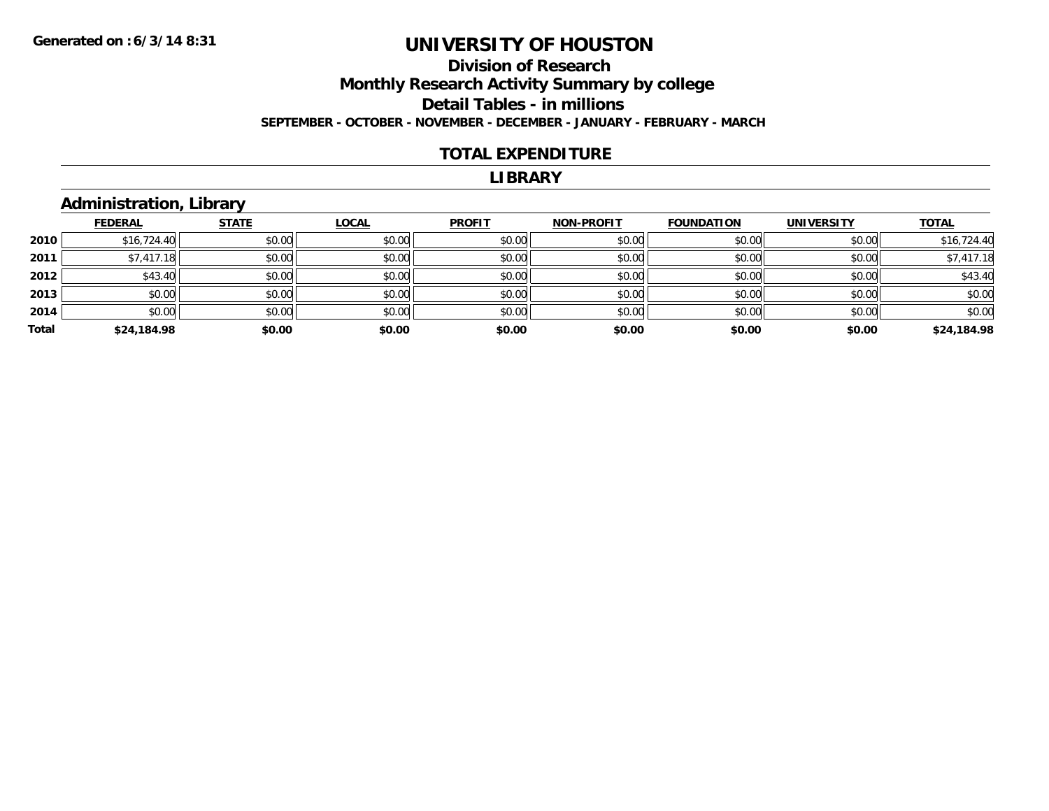Generated on :6/3/14 8:31

# UNIVERSITY OF HOUSTON

## Division of Research

## Monthly Research Activity Summary by college

## Detail Tables - in millions

**SEPTEMBER - OCTOBER - NOVEMBER - DECEMBER - JANUARY - FEBRUARY - MARCH**

### TOTAL EXPENDITURE

### LIBRARY

### Administration, Library

| | FEDERAL | STATE | LOCAL | PROFIT | NON-PROFIT | FOUNDATION | UNIVERSITY | TOTAL |
|---|---|---|---|---|---|---|---|---|
| 2010 | $16,724.40 | $0.00 | $0.00 | $0.00 | $0.00 | $0.00 | $0.00 | $16,724.40 |
| 2011 | $7,417.18 | $0.00 | $0.00 | $0.00 | $0.00 | $0.00 | $0.00 | $7,417.18 |
| 2012 | $43.40 | $0.00 | $0.00 | $0.00 | $0.00 | $0.00 | $0.00 | $43.40 |
| 2013 | $0.00 | $0.00 | $0.00 | $0.00 | $0.00 | $0.00 | $0.00 | $0.00 |
| 2014 | $0.00 | $0.00 | $0.00 | $0.00 | $0.00 | $0.00 | $0.00 | $0.00 |
| **Total** | **$24,184.98** | **$0.00** | **$0.00** | **$0.00** | **$0.00** | **$0.00** | **$0.00** | **$24,184.98** |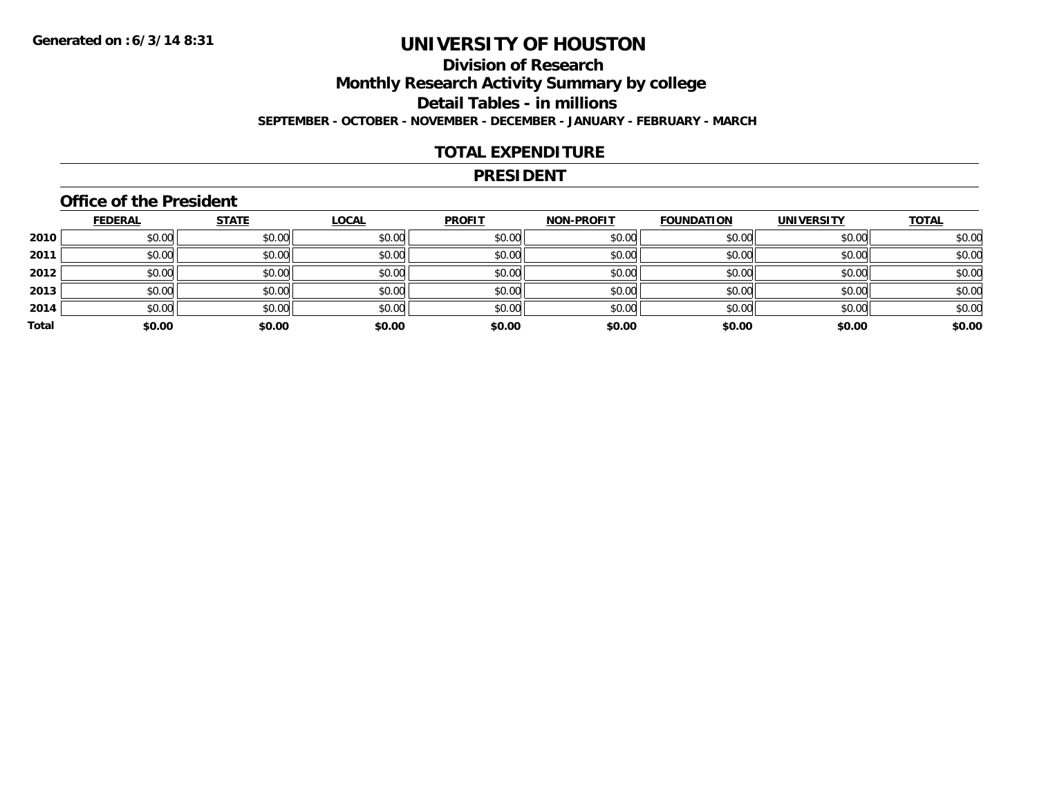Generated on :6/3/14 8:31

# UNIVERSITY OF HOUSTON

## Division of Research

## Monthly Research Activity Summary by college

## Detail Tables - in millions

**SEPTEMBER - OCTOBER - NOVEMBER - DECEMBER - JANUARY - FEBRUARY - MARCH**

## TOTAL EXPENDITURE

## PRESIDENT

### Office of the President

| | FEDERAL | STATE | LOCAL | PROFIT | NON-PROFIT | FOUNDATION | UNIVERSITY | TOTAL |
|---|---|---|---|---|---|---|---|---|
| 2010 | $0.00 | $0.00 | $0.00 | $0.00 | $0.00 | $0.00 | $0.00 | $0.00 |
| 2011 | $0.00 | $0.00 | $0.00 | $0.00 | $0.00 | $0.00 | $0.00 | $0.00 |
| 2012 | $0.00 | $0.00 | $0.00 | $0.00 | $0.00 | $0.00 | $0.00 | $0.00 |
| 2013 | $0.00 | $0.00 | $0.00 | $0.00 | $0.00 | $0.00 | $0.00 | $0.00 |
| 2014 | $0.00 | $0.00 | $0.00 | $0.00 | $0.00 | $0.00 | $0.00 | $0.00 |
| **Total** | **$0.00** | **$0.00** | **$0.00** | **$0.00** | **$0.00** | **$0.00** | **$0.00** | **$0.00** |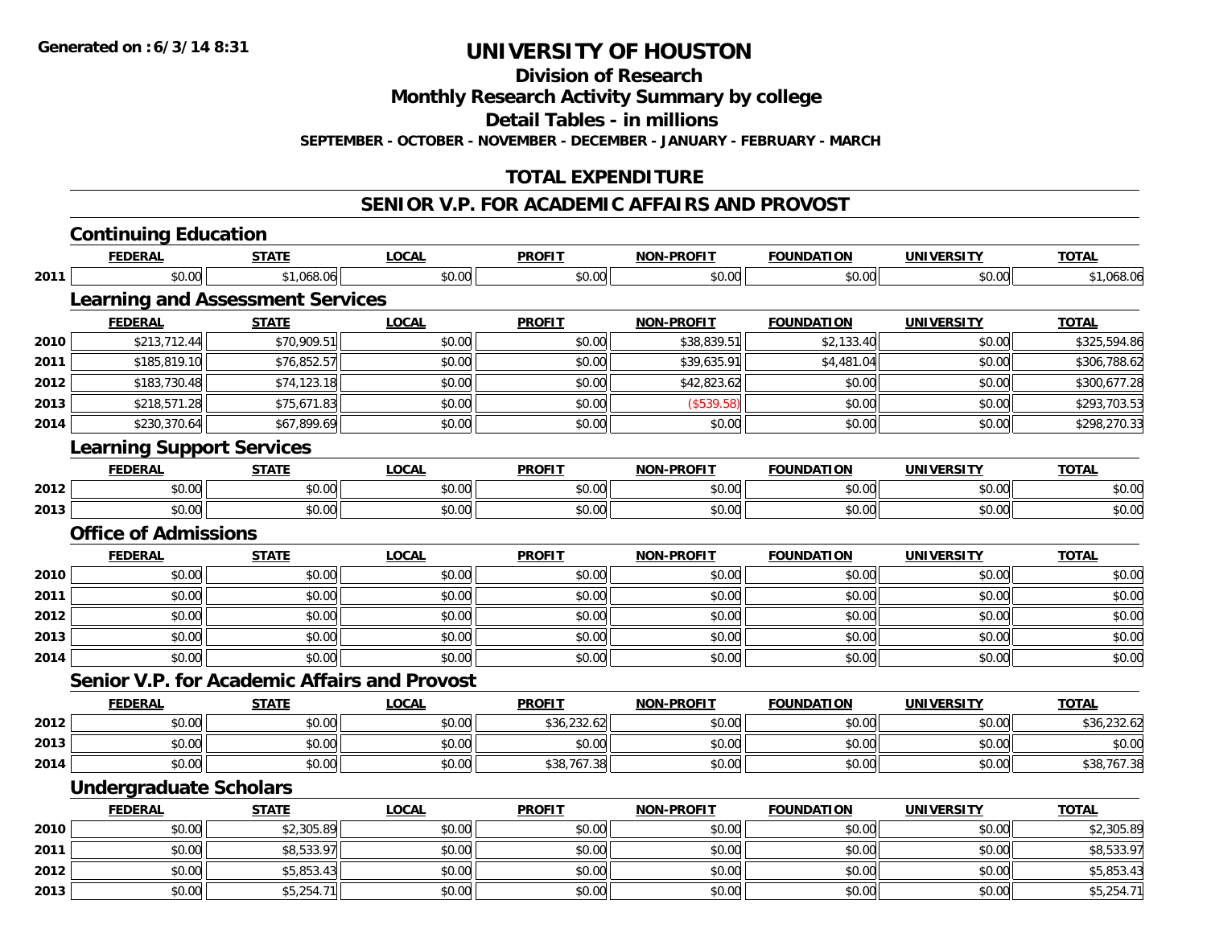**Generated on :6/3/14 8:31**

# UNIVERSITY OF HOUSTON

## Division of Research

## Monthly Research Activity Summary by college

## Detail Tables - in millions

**SEPTEMBER - OCTOBER - NOVEMBER - DECEMBER - JANUARY - FEBRUARY - MARCH**

## TOTAL EXPENDITURE

## SENIOR V.P. FOR ACADEMIC AFFAIRS AND PROVOST

### Continuing Education

| | FEDERAL | STATE | LOCAL | PROFIT | NON-PROFIT | FOUNDATION | UNIVERSITY | TOTAL |
|---|---|---|---|---|---|---|---|---|
| 2011 | $0.00 | $1,068.06 | $0.00 | $0.00 | $0.00 | $0.00 | $0.00 | $1,068.06 |

### Learning and Assessment Services

| | FEDERAL | STATE | LOCAL | PROFIT | NON-PROFIT | FOUNDATION | UNIVERSITY | TOTAL |
|---|---|---|---|---|---|---|---|---|
| 2010 | $213,712.44 | $70,909.51 | $0.00 | $0.00 | $38,839.51 | $2,133.40 | $0.00 | $325,594.86 |
| 2011 | $185,819.10 | $76,852.57 | $0.00 | $0.00 | $39,635.91 | $4,481.04 | $0.00 | $306,788.62 |
| 2012 | $183,730.48 | $74,123.18 | $0.00 | $0.00 | $42,823.62 | $0.00 | $0.00 | $300,677.28 |
| 2013 | $218,571.28 | $75,671.83 | $0.00 | $0.00 | ($539.58) | $0.00 | $0.00 | $293,703.53 |
| 2014 | $230,370.64 | $67,899.69 | $0.00 | $0.00 | $0.00 | $0.00 | $0.00 | $298,270.33 |

### Learning Support Services

| | FEDERAL | STATE | LOCAL | PROFIT | NON-PROFIT | FOUNDATION | UNIVERSITY | TOTAL |
|---|---|---|---|---|---|---|---|---|
| 2012 | $0.00 | $0.00 | $0.00 | $0.00 | $0.00 | $0.00 | $0.00 | $0.00 |
| 2013 | $0.00 | $0.00 | $0.00 | $0.00 | $0.00 | $0.00 | $0.00 | $0.00 |

### Office of Admissions

| | FEDERAL | STATE | LOCAL | PROFIT | NON-PROFIT | FOUNDATION | UNIVERSITY | TOTAL |
|---|---|---|---|---|---|---|---|---|
| 2010 | $0.00 | $0.00 | $0.00 | $0.00 | $0.00 | $0.00 | $0.00 | $0.00 |
| 2011 | $0.00 | $0.00 | $0.00 | $0.00 | $0.00 | $0.00 | $0.00 | $0.00 |
| 2012 | $0.00 | $0.00 | $0.00 | $0.00 | $0.00 | $0.00 | $0.00 | $0.00 |
| 2013 | $0.00 | $0.00 | $0.00 | $0.00 | $0.00 | $0.00 | $0.00 | $0.00 |
| 2014 | $0.00 | $0.00 | $0.00 | $0.00 | $0.00 | $0.00 | $0.00 | $0.00 |

### Senior V.P. for Academic Affairs and Provost

| | FEDERAL | STATE | LOCAL | PROFIT | NON-PROFIT | FOUNDATION | UNIVERSITY | TOTAL |
|---|---|---|---|---|---|---|---|---|
| 2012 | $0.00 | $0.00 | $0.00 | $36,232.62 | $0.00 | $0.00 | $0.00 | $36,232.62 |
| 2013 | $0.00 | $0.00 | $0.00 | $0.00 | $0.00 | $0.00 | $0.00 | $0.00 |
| 2014 | $0.00 | $0.00 | $0.00 | $38,767.38 | $0.00 | $0.00 | $0.00 | $38,767.38 |

### Undergraduate Scholars

| | FEDERAL | STATE | LOCAL | PROFIT | NON-PROFIT | FOUNDATION | UNIVERSITY | TOTAL |
|---|---|---|---|---|---|---|---|---|
| 2010 | $0.00 | $2,305.89 | $0.00 | $0.00 | $0.00 | $0.00 | $0.00 | $2,305.89 |
| 2011 | $0.00 | $8,533.97 | $0.00 | $0.00 | $0.00 | $0.00 | $0.00 | $8,533.97 |
| 2012 | $0.00 | $5,853.43 | $0.00 | $0.00 | $0.00 | $0.00 | $0.00 | $5,853.43 |
| 2013 | $0.00 | $5,254.71 | $0.00 | $0.00 | $0.00 | $0.00 | $0.00 | $5,254.71 |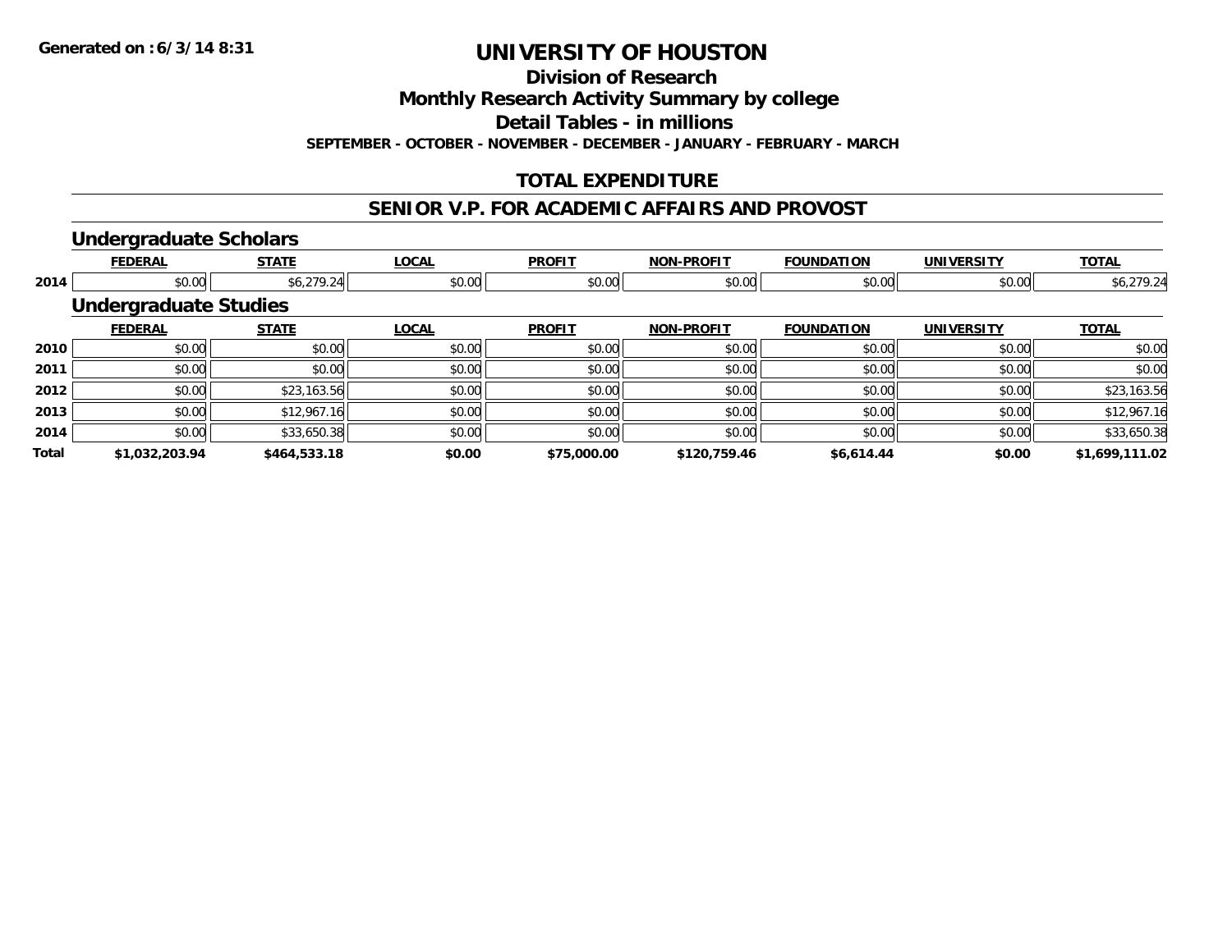# UNIVERSITY OF HOUSTON

## Division of Research

## Monthly Research Activity Summary by college

## Detail Tables - in millions

**SEPTEMBER - OCTOBER - NOVEMBER - DECEMBER - JANUARY - FEBRUARY - MARCH**

## TOTAL EXPENDITURE

## SENIOR V.P. FOR ACADEMIC AFFAIRS AND PROVOST

### Undergraduate Scholars

| | FEDERAL | STATE | LOCAL | PROFIT | NON-PROFIT | FOUNDATION | UNIVERSITY | TOTAL |
|---|---|---|---|---|---|---|---|---|
| 2014 | $0.00 | $6,279.24 | $0.00 | $0.00 | $0.00 | $0.00 | $0.00 | $6,279.24 |

### Undergraduate Studies

| | FEDERAL | STATE | LOCAL | PROFIT | NON-PROFIT | FOUNDATION | UNIVERSITY | TOTAL |
|---|---|---|---|---|---|---|---|---|
| 2010 | $0.00 | $0.00 | $0.00 | $0.00 | $0.00 | $0.00 | $0.00 | $0.00 |
| 2011 | $0.00 | $0.00 | $0.00 | $0.00 | $0.00 | $0.00 | $0.00 | $0.00 |
| 2012 | $0.00 | $23,163.56 | $0.00 | $0.00 | $0.00 | $0.00 | $0.00 | $23,163.56 |
| 2013 | $0.00 | $12,967.16 | $0.00 | $0.00 | $0.00 | $0.00 | $0.00 | $12,967.16 |
| 2014 | $0.00 | $33,650.38 | $0.00 | $0.00 | $0.00 | $0.00 | $0.00 | $33,650.38 |
| **Total** | **$1,032,203.94** | **$464,533.18** | **$0.00** | **$75,000.00** | **$120,759.46** | **$6,614.44** | **$0.00** | **$1,699,111.02** |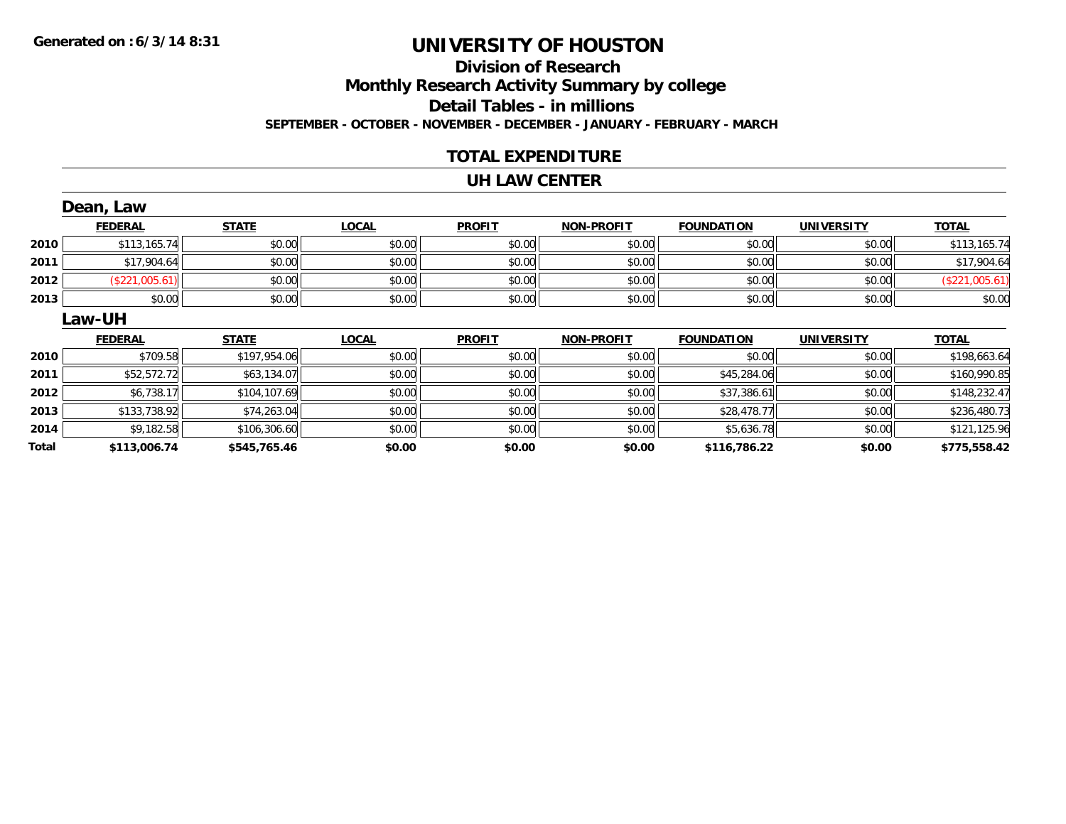**Generated on :6/3/14 8:31**

# UNIVERSITY OF HOUSTON

## Division of Research

## Monthly Research Activity Summary by college

## Detail Tables - in millions

**SEPTEMBER - OCTOBER - NOVEMBER - DECEMBER - JANUARY - FEBRUARY - MARCH**

## TOTAL EXPENDITURE

## UH LAW CENTER

### Dean, Law

| | FEDERAL | STATE | LOCAL | PROFIT | NON-PROFIT | FOUNDATION | UNIVERSITY | TOTAL |
|---|---|---|---|---|---|---|---|---|
| 2010 | $113,165.74 | $0.00 | $0.00 | $0.00 | $0.00 | $0.00 | $0.00 | $113,165.74 |
| 2011 | $17,904.64 | $0.00 | $0.00 | $0.00 | $0.00 | $0.00 | $0.00 | $17,904.64 |
| 2012 | ($221,005.61) | $0.00 | $0.00 | $0.00 | $0.00 | $0.00 | $0.00 | ($221,005.61) |
| 2013 | $0.00 | $0.00 | $0.00 | $0.00 | $0.00 | $0.00 | $0.00 | $0.00 |

### Law-UH

| | FEDERAL | STATE | LOCAL | PROFIT | NON-PROFIT | FOUNDATION | UNIVERSITY | TOTAL |
|---|---|---|---|---|---|---|---|---|
| 2010 | $709.58 | $197,954.06 | $0.00 | $0.00 | $0.00 | $0.00 | $0.00 | $198,663.64 |
| 2011 | $52,572.72 | $63,134.07 | $0.00 | $0.00 | $0.00 | $45,284.06 | $0.00 | $160,990.85 |
| 2012 | $6,738.17 | $104,107.69 | $0.00 | $0.00 | $0.00 | $37,386.61 | $0.00 | $148,232.47 |
| 2013 | $133,738.92 | $74,263.04 | $0.00 | $0.00 | $0.00 | $28,478.77 | $0.00 | $236,480.73 |
| 2014 | $9,182.58 | $106,306.60 | $0.00 | $0.00 | $0.00 | $5,636.78 | $0.00 | $121,125.96 |
| **Total** | **$113,006.74** | **$545,765.46** | **$0.00** | **$0.00** | **$0.00** | **$116,786.22** | **$0.00** | **$775,558.42** |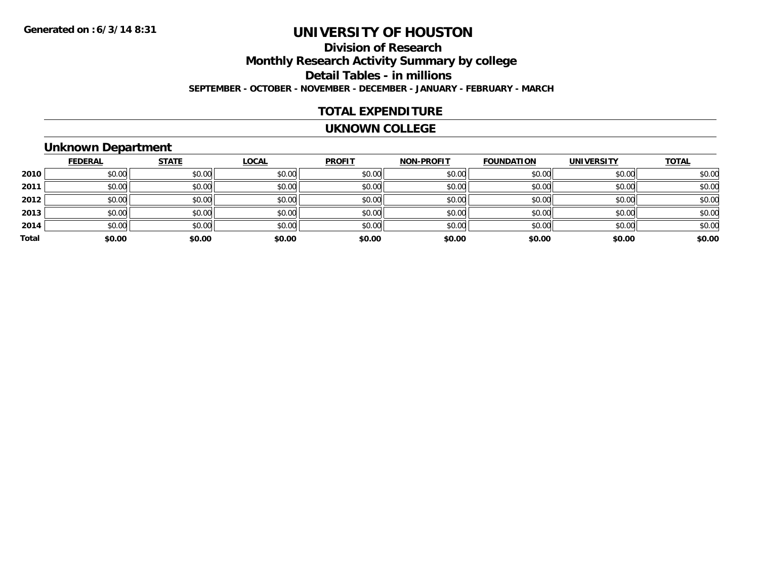**Generated on :6/3/14 8:31**

# UNIVERSITY OF HOUSTON

## Division of Research

## Monthly Research Activity Summary by college

## Detail Tables - in millions

**SEPTEMBER - OCTOBER - NOVEMBER - DECEMBER - JANUARY - FEBRUARY - MARCH**

## TOTAL EXPENDITURE

## UKNOWN COLLEGE

### Unknown Department

| | FEDERAL | STATE | LOCAL | PROFIT | NON-PROFIT | FOUNDATION | UNIVERSITY | TOTAL |
|---|---|---|---|---|---|---|---|---|
| 2010 | $0.00 | $0.00 | $0.00 | $0.00 | $0.00 | $0.00 | $0.00 | $0.00 |
| 2011 | $0.00 | $0.00 | $0.00 | $0.00 | $0.00 | $0.00 | $0.00 | $0.00 |
| 2012 | $0.00 | $0.00 | $0.00 | $0.00 | $0.00 | $0.00 | $0.00 | $0.00 |
| 2013 | $0.00 | $0.00 | $0.00 | $0.00 | $0.00 | $0.00 | $0.00 | $0.00 |
| 2014 | $0.00 | $0.00 | $0.00 | $0.00 | $0.00 | $0.00 | $0.00 | $0.00 |
| **Total** | **$0.00** | **$0.00** | **$0.00** | **$0.00** | **$0.00** | **$0.00** | **$0.00** | **$0.00** |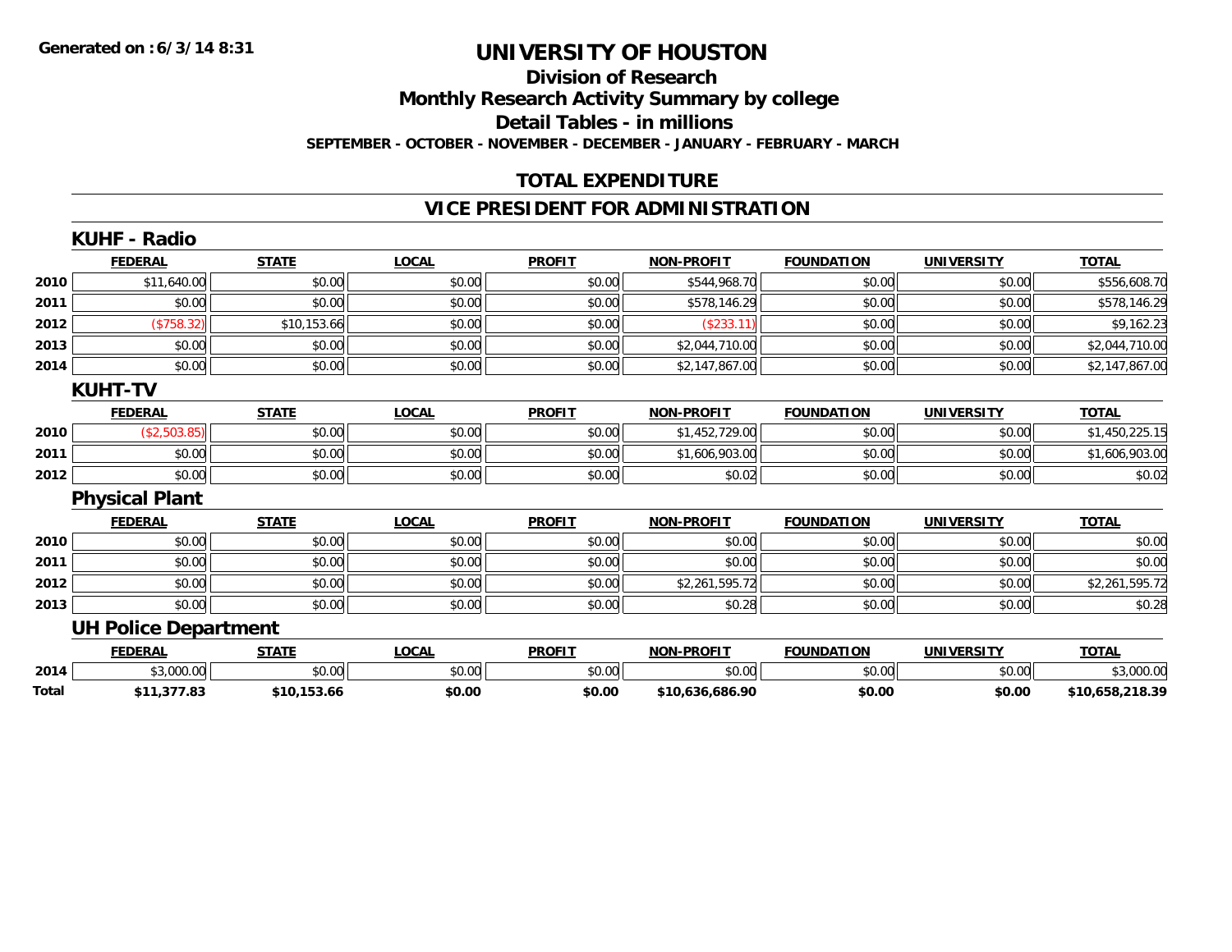Generated on :6/3/14 8:31

# UNIVERSITY OF HOUSTON

## Division of Research

## Monthly Research Activity Summary by college

## Detail Tables - in millions

**SEPTEMBER - OCTOBER - NOVEMBER - DECEMBER - JANUARY - FEBRUARY - MARCH**

## TOTAL EXPENDITURE

## VICE PRESIDENT FOR ADMINISTRATION

### KUHF - Radio

| | FEDERAL | STATE | LOCAL | PROFIT | NON-PROFIT | FOUNDATION | UNIVERSITY | TOTAL |
|---|---|---|---|---|---|---|---|---|
| 2010 | $11,640.00 | $0.00 | $0.00 | $0.00 | $544,968.70 | $0.00 | $0.00 | $556,608.70 |
| 2011 | $0.00 | $0.00 | $0.00 | $0.00 | $578,146.29 | $0.00 | $0.00 | $578,146.29 |
| 2012 | ($758.32) | $10,153.66 | $0.00 | $0.00 | ($233.11) | $0.00 | $0.00 | $9,162.23 |
| 2013 | $0.00 | $0.00 | $0.00 | $0.00 | $2,044,710.00 | $0.00 | $0.00 | $2,044,710.00 |
| 2014 | $0.00 | $0.00 | $0.00 | $0.00 | $2,147,867.00 | $0.00 | $0.00 | $2,147,867.00 |

### KUHT-TV

| | FEDERAL | STATE | LOCAL | PROFIT | NON-PROFIT | FOUNDATION | UNIVERSITY | TOTAL |
|---|---|---|---|---|---|---|---|---|
| 2010 | ($2,503.85) | $0.00 | $0.00 | $0.00 | $1,452,729.00 | $0.00 | $0.00 | $1,450,225.15 |
| 2011 | $0.00 | $0.00 | $0.00 | $0.00 | $1,606,903.00 | $0.00 | $0.00 | $1,606,903.00 |
| 2012 | $0.00 | $0.00 | $0.00 | $0.00 | $0.02 | $0.00 | $0.00 | $0.02 |

### Physical Plant

| | FEDERAL | STATE | LOCAL | PROFIT | NON-PROFIT | FOUNDATION | UNIVERSITY | TOTAL |
|---|---|---|---|---|---|---|---|---|
| 2010 | $0.00 | $0.00 | $0.00 | $0.00 | $0.00 | $0.00 | $0.00 | $0.00 |
| 2011 | $0.00 | $0.00 | $0.00 | $0.00 | $0.00 | $0.00 | $0.00 | $0.00 |
| 2012 | $0.00 | $0.00 | $0.00 | $0.00 | $2,261,595.72 | $0.00 | $0.00 | $2,261,595.72 |
| 2013 | $0.00 | $0.00 | $0.00 | $0.00 | $0.28 | $0.00 | $0.00 | $0.28 |

### UH Police Department

| | FEDERAL | STATE | LOCAL | PROFIT | NON-PROFIT | FOUNDATION | UNIVERSITY | TOTAL |
|---|---|---|---|---|---|---|---|---|
| 2014 | $3,000.00 | $0.00 | $0.00 | $0.00 | $0.00 | $0.00 | $0.00 | $3,000.00 |
| **Total** | **$11,377.83** | **$10,153.66** | **$0.00** | **$0.00** | **$10,636,686.90** | **$0.00** | **$0.00** | **$10,658,218.39** |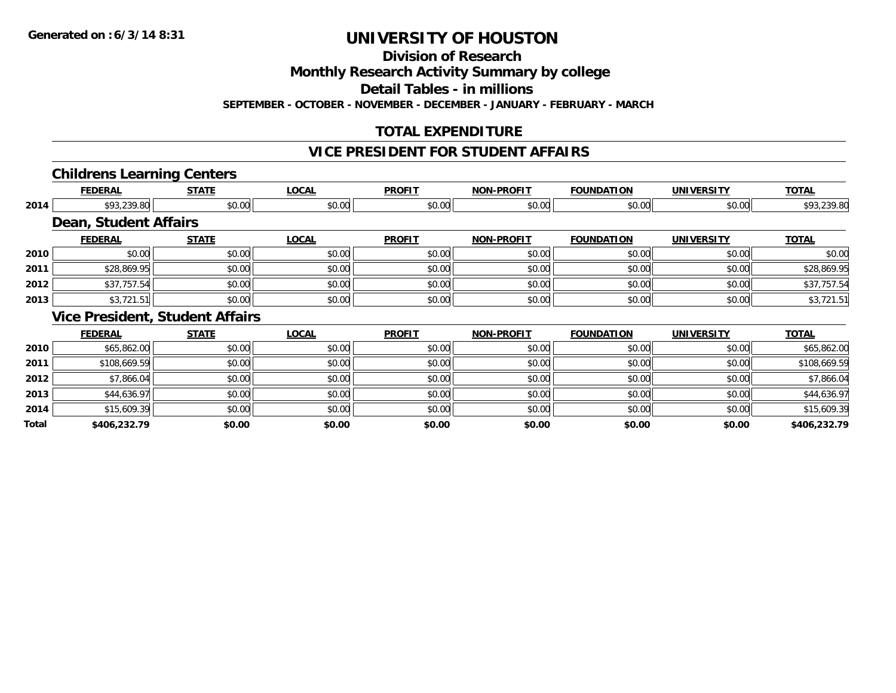**Generated on :6/3/14 8:31**

# UNIVERSITY OF HOUSTON

## Division of Research

## Monthly Research Activity Summary by college

## Detail Tables - in millions

**SEPTEMBER - OCTOBER - NOVEMBER - DECEMBER - JANUARY - FEBRUARY - MARCH**

## TOTAL EXPENDITURE

## VICE PRESIDENT FOR STUDENT AFFAIRS

### Childrens Learning Centers

| | FEDERAL | STATE | LOCAL | PROFIT | NON-PROFIT | FOUNDATION | UNIVERSITY | TOTAL |
|---|---|---|---|---|---|---|---|---|
| 2014 | $93,239.80 | $0.00 | $0.00 | $0.00 | $0.00 | $0.00 | $0.00 | $93,239.80 |

### Dean, Student Affairs

| | FEDERAL | STATE | LOCAL | PROFIT | NON-PROFIT | FOUNDATION | UNIVERSITY | TOTAL |
|---|---|---|---|---|---|---|---|---|
| 2010 | $0.00 | $0.00 | $0.00 | $0.00 | $0.00 | $0.00 | $0.00 | $0.00 |
| 2011 | $28,869.95 | $0.00 | $0.00 | $0.00 | $0.00 | $0.00 | $0.00 | $28,869.95 |
| 2012 | $37,757.54 | $0.00 | $0.00 | $0.00 | $0.00 | $0.00 | $0.00 | $37,757.54 |
| 2013 | $3,721.51 | $0.00 | $0.00 | $0.00 | $0.00 | $0.00 | $0.00 | $3,721.51 |

### Vice President, Student Affairs

| | FEDERAL | STATE | LOCAL | PROFIT | NON-PROFIT | FOUNDATION | UNIVERSITY | TOTAL |
|---|---|---|---|---|---|---|---|---|
| 2010 | $65,862.00 | $0.00 | $0.00 | $0.00 | $0.00 | $0.00 | $0.00 | $65,862.00 |
| 2011 | $108,669.59 | $0.00 | $0.00 | $0.00 | $0.00 | $0.00 | $0.00 | $108,669.59 |
| 2012 | $7,866.04 | $0.00 | $0.00 | $0.00 | $0.00 | $0.00 | $0.00 | $7,866.04 |
| 2013 | $44,636.97 | $0.00 | $0.00 | $0.00 | $0.00 | $0.00 | $0.00 | $44,636.97 |
| 2014 | $15,609.39 | $0.00 | $0.00 | $0.00 | $0.00 | $0.00 | $0.00 | $15,609.39 |
| **Total** | **$406,232.79** | **$0.00** | **$0.00** | **$0.00** | **$0.00** | **$0.00** | **$0.00** | **$406,232.79** |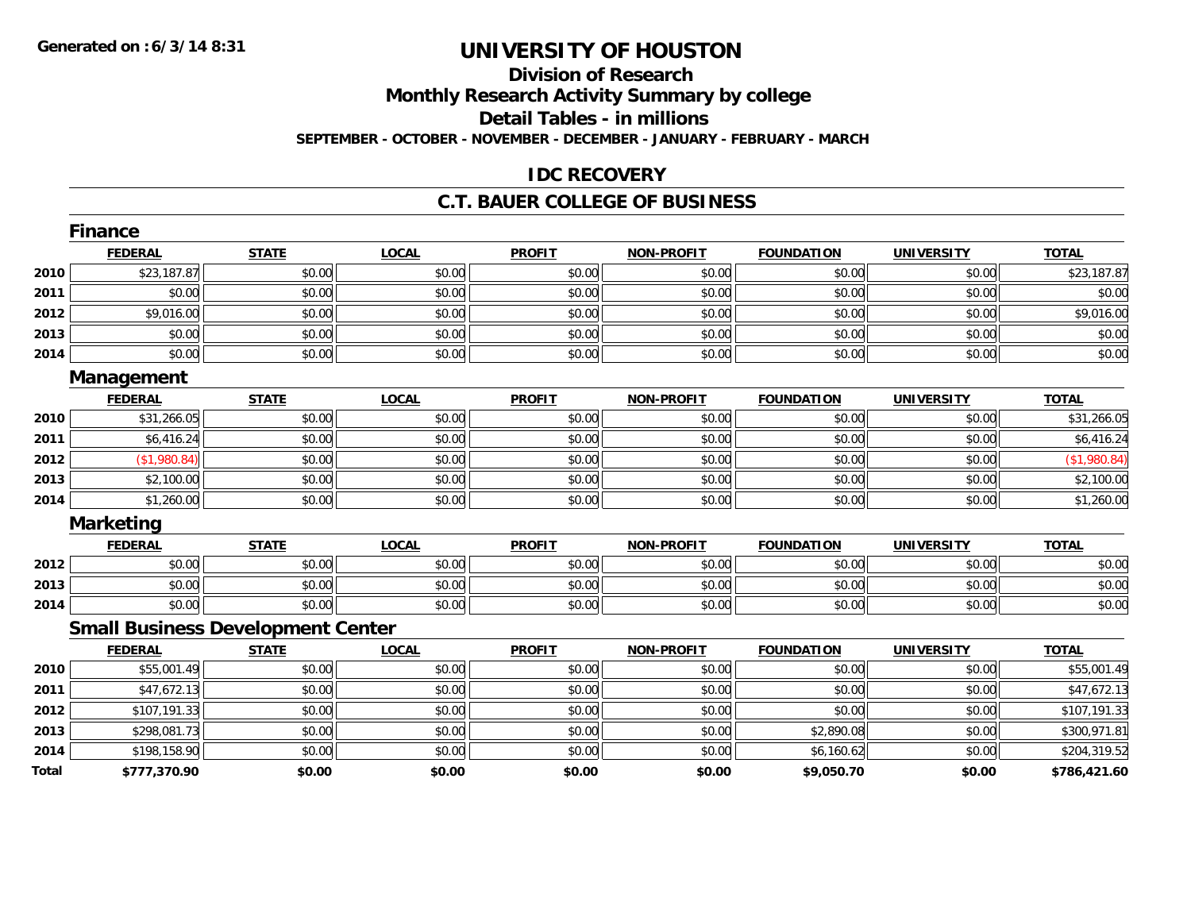# UNIVERSITY OF HOUSTON

## Division of Research

## Monthly Research Activity Summary by college

## Detail Tables - in millions

**SEPTEMBER - OCTOBER - NOVEMBER - DECEMBER - JANUARY - FEBRUARY - MARCH**

## IDC RECOVERY

## C.T. BAUER COLLEGE OF BUSINESS

### Finance

| | FEDERAL | STATE | LOCAL | PROFIT | NON-PROFIT | FOUNDATION | UNIVERSITY | TOTAL |
|---|---|---|---|---|---|---|---|---|
| 2010 | $23,187.87 | $0.00 | $0.00 | $0.00 | $0.00 | $0.00 | $0.00 | $23,187.87 |
| 2011 | $0.00 | $0.00 | $0.00 | $0.00 | $0.00 | $0.00 | $0.00 | $0.00 |
| 2012 | $9,016.00 | $0.00 | $0.00 | $0.00 | $0.00 | $0.00 | $0.00 | $9,016.00 |
| 2013 | $0.00 | $0.00 | $0.00 | $0.00 | $0.00 | $0.00 | $0.00 | $0.00 |
| 2014 | $0.00 | $0.00 | $0.00 | $0.00 | $0.00 | $0.00 | $0.00 | $0.00 |

### Management

| | FEDERAL | STATE | LOCAL | PROFIT | NON-PROFIT | FOUNDATION | UNIVERSITY | TOTAL |
|---|---|---|---|---|---|---|---|---|
| 2010 | $31,266.05 | $0.00 | $0.00 | $0.00 | $0.00 | $0.00 | $0.00 | $31,266.05 |
| 2011 | $6,416.24 | $0.00 | $0.00 | $0.00 | $0.00 | $0.00 | $0.00 | $6,416.24 |
| 2012 | ($1,980.84) | $0.00 | $0.00 | $0.00 | $0.00 | $0.00 | $0.00 | ($1,980.84) |
| 2013 | $2,100.00 | $0.00 | $0.00 | $0.00 | $0.00 | $0.00 | $0.00 | $2,100.00 |
| 2014 | $1,260.00 | $0.00 | $0.00 | $0.00 | $0.00 | $0.00 | $0.00 | $1,260.00 |

### Marketing

| | FEDERAL | STATE | LOCAL | PROFIT | NON-PROFIT | FOUNDATION | UNIVERSITY | TOTAL |
|---|---|---|---|---|---|---|---|---|
| 2012 | $0.00 | $0.00 | $0.00 | $0.00 | $0.00 | $0.00 | $0.00 | $0.00 |
| 2013 | $0.00 | $0.00 | $0.00 | $0.00 | $0.00 | $0.00 | $0.00 | $0.00 |
| 2014 | $0.00 | $0.00 | $0.00 | $0.00 | $0.00 | $0.00 | $0.00 | $0.00 |

### Small Business Development Center

| | FEDERAL | STATE | LOCAL | PROFIT | NON-PROFIT | FOUNDATION | UNIVERSITY | TOTAL |
|---|---|---|---|---|---|---|---|---|
| 2010 | $55,001.49 | $0.00 | $0.00 | $0.00 | $0.00 | $0.00 | $0.00 | $55,001.49 |
| 2011 | $47,672.13 | $0.00 | $0.00 | $0.00 | $0.00 | $0.00 | $0.00 | $47,672.13 |
| 2012 | $107,191.33 | $0.00 | $0.00 | $0.00 | $0.00 | $0.00 | $0.00 | $107,191.33 |
| 2013 | $298,081.73 | $0.00 | $0.00 | $0.00 | $0.00 | $2,890.08 | $0.00 | $300,971.81 |
| 2014 | $198,158.90 | $0.00 | $0.00 | $0.00 | $0.00 | $6,160.62 | $0.00 | $204,319.52 |
| **Total** | **$777,370.90** | **$0.00** | **$0.00** | **$0.00** | **$0.00** | **$9,050.70** | **$0.00** | **$786,421.60** |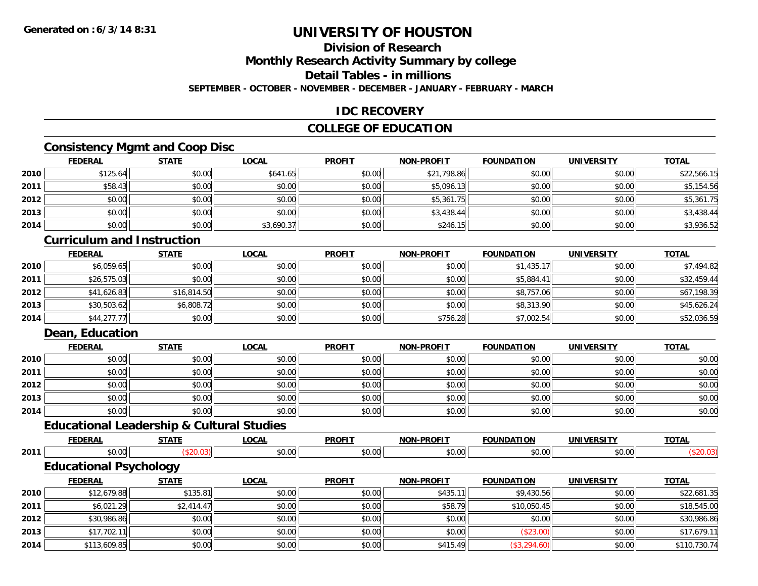# UNIVERSITY OF HOUSTON

## Division of Research

## Monthly Research Activity Summary by college

## Detail Tables - in millions

**SEPTEMBER - OCTOBER - NOVEMBER - DECEMBER - JANUARY - FEBRUARY - MARCH**

## IDC RECOVERY

## COLLEGE OF EDUCATION

### Consistency Mgmt and Coop Disc

| | FEDERAL | STATE | LOCAL | PROFIT | NON-PROFIT | FOUNDATION | UNIVERSITY | TOTAL |
|---|---|---|---|---|---|---|---|---|
| 2010 | $125.64 | $0.00 | $641.65 | $0.00 | $21,798.86 | $0.00 | $0.00 | $22,566.15 |
| 2011 | $58.43 | $0.00 | $0.00 | $0.00 | $5,096.13 | $0.00 | $0.00 | $5,154.56 |
| 2012 | $0.00 | $0.00 | $0.00 | $0.00 | $5,361.75 | $0.00 | $0.00 | $5,361.75 |
| 2013 | $0.00 | $0.00 | $0.00 | $0.00 | $3,438.44 | $0.00 | $0.00 | $3,438.44 |
| 2014 | $0.00 | $0.00 | $3,690.37 | $0.00 | $246.15 | $0.00 | $0.00 | $3,936.52 |

### Curriculum and Instruction

| | FEDERAL | STATE | LOCAL | PROFIT | NON-PROFIT | FOUNDATION | UNIVERSITY | TOTAL |
|---|---|---|---|---|---|---|---|---|
| 2010 | $6,059.65 | $0.00 | $0.00 | $0.00 | $0.00 | $1,435.17 | $0.00 | $7,494.82 |
| 2011 | $26,575.03 | $0.00 | $0.00 | $0.00 | $0.00 | $5,884.41 | $0.00 | $32,459.44 |
| 2012 | $41,626.83 | $16,814.50 | $0.00 | $0.00 | $0.00 | $8,757.06 | $0.00 | $67,198.39 |
| 2013 | $30,503.62 | $6,808.72 | $0.00 | $0.00 | $0.00 | $8,313.90 | $0.00 | $45,626.24 |
| 2014 | $44,277.77 | $0.00 | $0.00 | $0.00 | $756.28 | $7,002.54 | $0.00 | $52,036.59 |

### Dean, Education

| | FEDERAL | STATE | LOCAL | PROFIT | NON-PROFIT | FOUNDATION | UNIVERSITY | TOTAL |
|---|---|---|---|---|---|---|---|---|
| 2010 | $0.00 | $0.00 | $0.00 | $0.00 | $0.00 | $0.00 | $0.00 | $0.00 |
| 2011 | $0.00 | $0.00 | $0.00 | $0.00 | $0.00 | $0.00 | $0.00 | $0.00 |
| 2012 | $0.00 | $0.00 | $0.00 | $0.00 | $0.00 | $0.00 | $0.00 | $0.00 |
| 2013 | $0.00 | $0.00 | $0.00 | $0.00 | $0.00 | $0.00 | $0.00 | $0.00 |
| 2014 | $0.00 | $0.00 | $0.00 | $0.00 | $0.00 | $0.00 | $0.00 | $0.00 |

### Educational Leadership & Cultural Studies

| | FEDERAL | STATE | LOCAL | PROFIT | NON-PROFIT | FOUNDATION | UNIVERSITY | TOTAL |
|---|---|---|---|---|---|---|---|---|
| 2011 | $0.00 | ($20.03) | $0.00 | $0.00 | $0.00 | $0.00 | $0.00 | ($20.03) |

### Educational Psychology

| | FEDERAL | STATE | LOCAL | PROFIT | NON-PROFIT | FOUNDATION | UNIVERSITY | TOTAL |
|---|---|---|---|---|---|---|---|---|
| 2010 | $12,679.88 | $135.81 | $0.00 | $0.00 | $435.11 | $9,430.56 | $0.00 | $22,681.35 |
| 2011 | $6,021.29 | $2,414.47 | $0.00 | $0.00 | $58.79 | $10,050.45 | $0.00 | $18,545.00 |
| 2012 | $30,986.86 | $0.00 | $0.00 | $0.00 | $0.00 | $0.00 | $0.00 | $30,986.86 |
| 2013 | $17,702.11 | $0.00 | $0.00 | $0.00 | $0.00 | ($23.00) | $0.00 | $17,679.11 |
| 2014 | $113,609.85 | $0.00 | $0.00 | $0.00 | $415.49 | ($3,294.60) | $0.00 | $110,730.74 |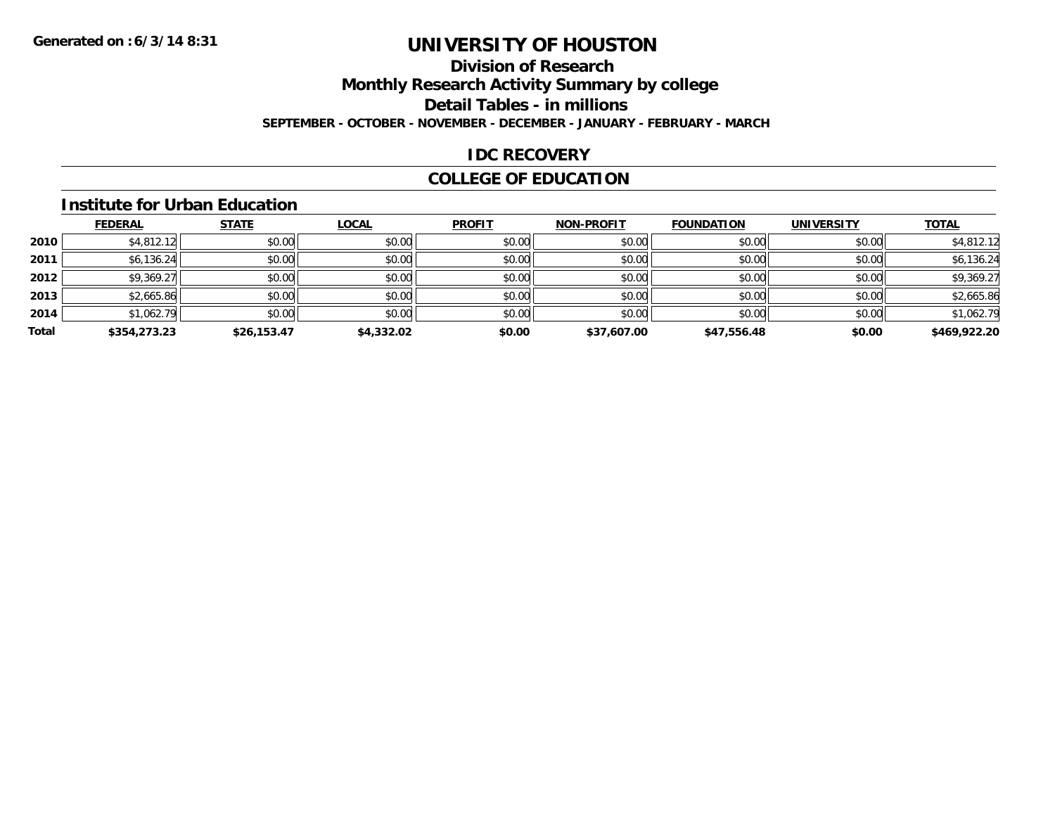# UNIVERSITY OF HOUSTON

## Division of Research

## Monthly Research Activity Summary by college

## Detail Tables - in millions

**SEPTEMBER - OCTOBER - NOVEMBER - DECEMBER - JANUARY - FEBRUARY - MARCH**

## IDC RECOVERY

## COLLEGE OF EDUCATION

### Institute for Urban Education

| | FEDERAL | STATE | LOCAL | PROFIT | NON-PROFIT | FOUNDATION | UNIVERSITY | TOTAL |
|---|---|---|---|---|---|---|---|---|
| 2010 | $4,812.12 | $0.00 | $0.00 | $0.00 | $0.00 | $0.00 | $0.00 | $4,812.12 |
| 2011 | $6,136.24 | $0.00 | $0.00 | $0.00 | $0.00 | $0.00 | $0.00 | $6,136.24 |
| 2012 | $9,369.27 | $0.00 | $0.00 | $0.00 | $0.00 | $0.00 | $0.00 | $9,369.27 |
| 2013 | $2,665.86 | $0.00 | $0.00 | $0.00 | $0.00 | $0.00 | $0.00 | $2,665.86 |
| 2014 | $1,062.79 | $0.00 | $0.00 | $0.00 | $0.00 | $0.00 | $0.00 | $1,062.79 |
| **Total** | **$354,273.23** | **$26,153.47** | **$4,332.02** | **$0.00** | **$37,607.00** | **$47,556.48** | **$0.00** | **$469,922.20** |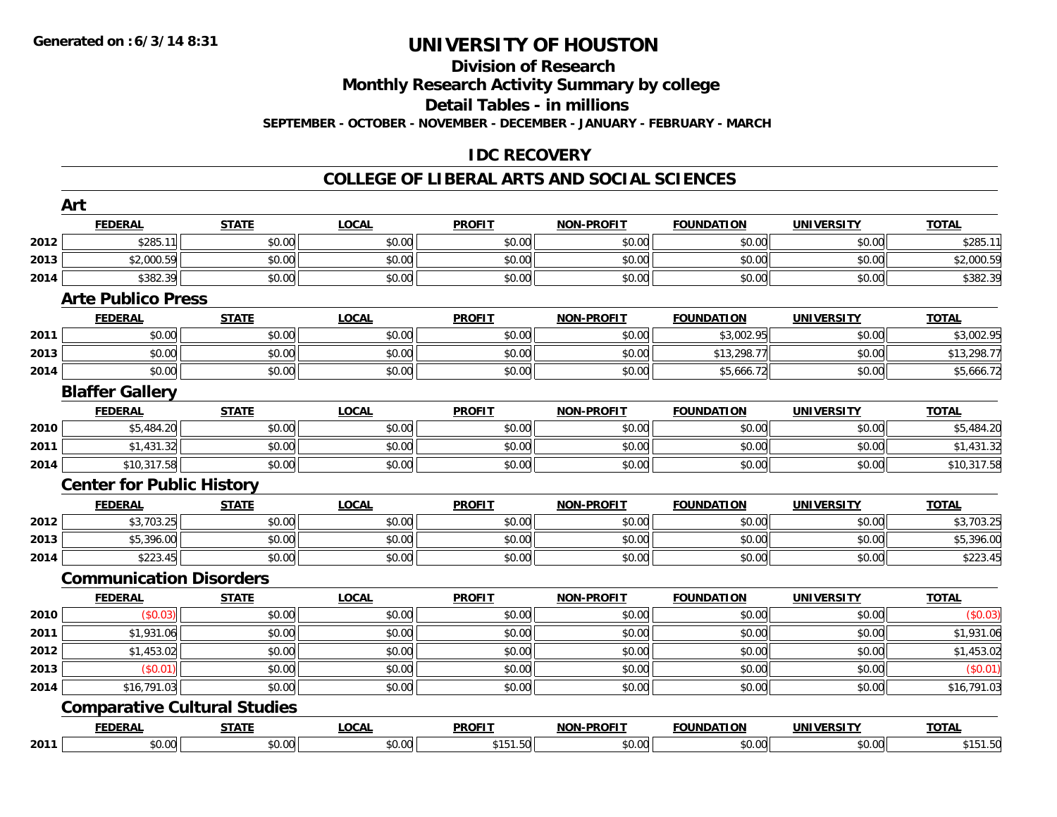# UNIVERSITY OF HOUSTON

## Division of Research

## Monthly Research Activity Summary by college

## Detail Tables - in millions

**SEPTEMBER - OCTOBER - NOVEMBER - DECEMBER - JANUARY - FEBRUARY - MARCH**

## IDC RECOVERY

## COLLEGE OF LIBERAL ARTS AND SOCIAL SCIENCES

### Art

| | FEDERAL | STATE | LOCAL | PROFIT | NON-PROFIT | FOUNDATION | UNIVERSITY | TOTAL |
|---|---|---|---|---|---|---|---|---|
| 2012 | $285.11 | $0.00 | $0.00 | $0.00 | $0.00 | $0.00 | $0.00 | $285.11 |
| 2013 | $2,000.59 | $0.00 | $0.00 | $0.00 | $0.00 | $0.00 | $0.00 | $2,000.59 |
| 2014 | $382.39 | $0.00 | $0.00 | $0.00 | $0.00 | $0.00 | $0.00 | $382.39 |

### Arte Publico Press

| | FEDERAL | STATE | LOCAL | PROFIT | NON-PROFIT | FOUNDATION | UNIVERSITY | TOTAL |
|---|---|---|---|---|---|---|---|---|
| 2011 | $0.00 | $0.00 | $0.00 | $0.00 | $0.00 | $3,002.95 | $0.00 | $3,002.95 |
| 2013 | $0.00 | $0.00 | $0.00 | $0.00 | $0.00 | $13,298.77 | $0.00 | $13,298.77 |
| 2014 | $0.00 | $0.00 | $0.00 | $0.00 | $0.00 | $5,666.72 | $0.00 | $5,666.72 |

### Blaffer Gallery

| | FEDERAL | STATE | LOCAL | PROFIT | NON-PROFIT | FOUNDATION | UNIVERSITY | TOTAL |
|---|---|---|---|---|---|---|---|---|
| 2010 | $5,484.20 | $0.00 | $0.00 | $0.00 | $0.00 | $0.00 | $0.00 | $5,484.20 |
| 2011 | $1,431.32 | $0.00 | $0.00 | $0.00 | $0.00 | $0.00 | $0.00 | $1,431.32 |
| 2014 | $10,317.58 | $0.00 | $0.00 | $0.00 | $0.00 | $0.00 | $0.00 | $10,317.58 |

### Center for Public History

| | FEDERAL | STATE | LOCAL | PROFIT | NON-PROFIT | FOUNDATION | UNIVERSITY | TOTAL |
|---|---|---|---|---|---|---|---|---|
| 2012 | $3,703.25 | $0.00 | $0.00 | $0.00 | $0.00 | $0.00 | $0.00 | $3,703.25 |
| 2013 | $5,396.00 | $0.00 | $0.00 | $0.00 | $0.00 | $0.00 | $0.00 | $5,396.00 |
| 2014 | $223.45 | $0.00 | $0.00 | $0.00 | $0.00 | $0.00 | $0.00 | $223.45 |

### Communication Disorders

| | FEDERAL | STATE | LOCAL | PROFIT | NON-PROFIT | FOUNDATION | UNIVERSITY | TOTAL |
|---|---|---|---|---|---|---|---|---|
| 2010 | ($0.03) | $0.00 | $0.00 | $0.00 | $0.00 | $0.00 | $0.00 | ($0.03) |
| 2011 | $1,931.06 | $0.00 | $0.00 | $0.00 | $0.00 | $0.00 | $0.00 | $1,931.06 |
| 2012 | $1,453.02 | $0.00 | $0.00 | $0.00 | $0.00 | $0.00 | $0.00 | $1,453.02 |
| 2013 | ($0.01) | $0.00 | $0.00 | $0.00 | $0.00 | $0.00 | $0.00 | ($0.01) |
| 2014 | $16,791.03 | $0.00 | $0.00 | $0.00 | $0.00 | $0.00 | $0.00 | $16,791.03 |

### Comparative Cultural Studies

| | FEDERAL | STATE | LOCAL | PROFIT | NON-PROFIT | FOUNDATION | UNIVERSITY | TOTAL |
|---|---|---|---|---|---|---|---|---|
| 2011 | $0.00 | $0.00 | $0.00 | $151.50 | $0.00 | $0.00 | $0.00 | $151.50 |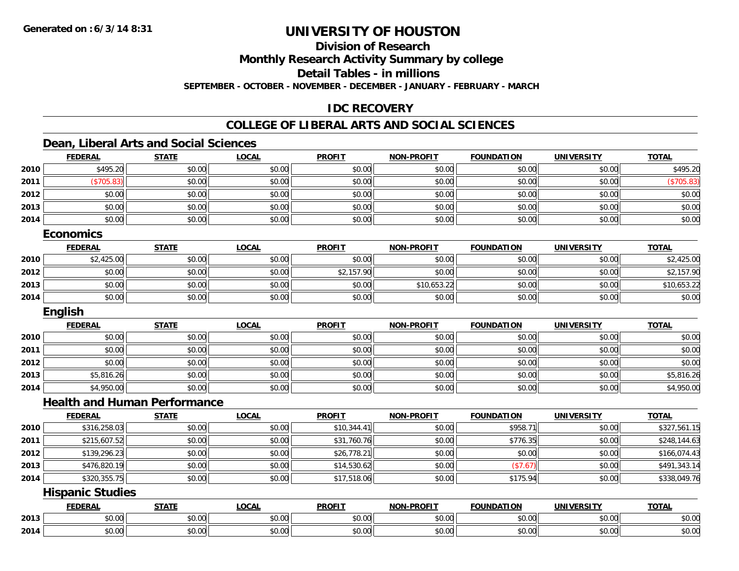# UNIVERSITY OF HOUSTON

## Division of Research

## Monthly Research Activity Summary by college

## Detail Tables - in millions

**SEPTEMBER - OCTOBER - NOVEMBER - DECEMBER - JANUARY - FEBRUARY - MARCH**

## IDC RECOVERY

## COLLEGE OF LIBERAL ARTS AND SOCIAL SCIENCES

### Dean, Liberal Arts and Social Sciences

| | FEDERAL | STATE | LOCAL | PROFIT | NON-PROFIT | FOUNDATION | UNIVERSITY | TOTAL |
|---|---|---|---|---|---|---|---|---|
| 2010 | $495.20 | $0.00 | $0.00 | $0.00 | $0.00 | $0.00 | $0.00 | $495.20 |
| 2011 | ($705.83) | $0.00 | $0.00 | $0.00 | $0.00 | $0.00 | $0.00 | ($705.83) |
| 2012 | $0.00 | $0.00 | $0.00 | $0.00 | $0.00 | $0.00 | $0.00 | $0.00 |
| 2013 | $0.00 | $0.00 | $0.00 | $0.00 | $0.00 | $0.00 | $0.00 | $0.00 |
| 2014 | $0.00 | $0.00 | $0.00 | $0.00 | $0.00 | $0.00 | $0.00 | $0.00 |

### Economics

| | FEDERAL | STATE | LOCAL | PROFIT | NON-PROFIT | FOUNDATION | UNIVERSITY | TOTAL |
|---|---|---|---|---|---|---|---|---|
| 2010 | $2,425.00 | $0.00 | $0.00 | $0.00 | $0.00 | $0.00 | $0.00 | $2,425.00 |
| 2012 | $0.00 | $0.00 | $0.00 | $2,157.90 | $0.00 | $0.00 | $0.00 | $2,157.90 |
| 2013 | $0.00 | $0.00 | $0.00 | $0.00 | $10,653.22 | $0.00 | $0.00 | $10,653.22 |
| 2014 | $0.00 | $0.00 | $0.00 | $0.00 | $0.00 | $0.00 | $0.00 | $0.00 |

### English

| | FEDERAL | STATE | LOCAL | PROFIT | NON-PROFIT | FOUNDATION | UNIVERSITY | TOTAL |
|---|---|---|---|---|---|---|---|---|
| 2010 | $0.00 | $0.00 | $0.00 | $0.00 | $0.00 | $0.00 | $0.00 | $0.00 |
| 2011 | $0.00 | $0.00 | $0.00 | $0.00 | $0.00 | $0.00 | $0.00 | $0.00 |
| 2012 | $0.00 | $0.00 | $0.00 | $0.00 | $0.00 | $0.00 | $0.00 | $0.00 |
| 2013 | $5,816.26 | $0.00 | $0.00 | $0.00 | $0.00 | $0.00 | $0.00 | $5,816.26 |
| 2014 | $4,950.00 | $0.00 | $0.00 | $0.00 | $0.00 | $0.00 | $0.00 | $4,950.00 |

### Health and Human Performance

| | FEDERAL | STATE | LOCAL | PROFIT | NON-PROFIT | FOUNDATION | UNIVERSITY | TOTAL |
|---|---|---|---|---|---|---|---|---|
| 2010 | $316,258.03 | $0.00 | $0.00 | $10,344.41 | $0.00 | $958.71 | $0.00 | $327,561.15 |
| 2011 | $215,607.52 | $0.00 | $0.00 | $31,760.76 | $0.00 | $776.35 | $0.00 | $248,144.63 |
| 2012 | $139,296.23 | $0.00 | $0.00 | $26,778.21 | $0.00 | $0.00 | $0.00 | $166,074.43 |
| 2013 | $476,820.19 | $0.00 | $0.00 | $14,530.62 | $0.00 | ($7.67) | $0.00 | $491,343.14 |
| 2014 | $320,355.75 | $0.00 | $0.00 | $17,518.06 | $0.00 | $175.94 | $0.00 | $338,049.76 |

### Hispanic Studies

| | FEDERAL | STATE | LOCAL | PROFIT | NON-PROFIT | FOUNDATION | UNIVERSITY | TOTAL |
|---|---|---|---|---|---|---|---|---|
| 2013 | $0.00 | $0.00 | $0.00 | $0.00 | $0.00 | $0.00 | $0.00 | $0.00 |
| 2014 | $0.00 | $0.00 | $0.00 | $0.00 | $0.00 | $0.00 | $0.00 | $0.00 |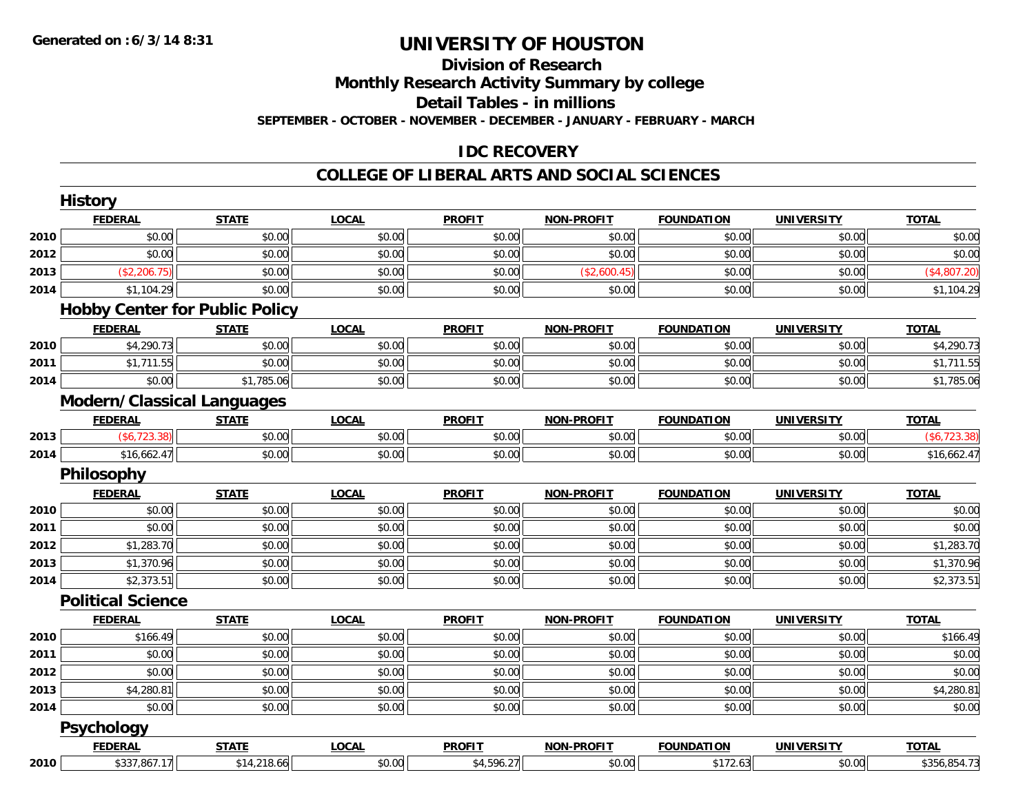# UNIVERSITY OF HOUSTON

## Division of Research

## Monthly Research Activity Summary by college

## Detail Tables - in millions

**SEPTEMBER - OCTOBER - NOVEMBER - DECEMBER - JANUARY - FEBRUARY - MARCH**

## IDC RECOVERY

## COLLEGE OF LIBERAL ARTS AND SOCIAL SCIENCES

### History

| | FEDERAL | STATE | LOCAL | PROFIT | NON-PROFIT | FOUNDATION | UNIVERSITY | TOTAL |
|---|---|---|---|---|---|---|---|---|
| 2010 | $0.00 | $0.00 | $0.00 | $0.00 | $0.00 | $0.00 | $0.00 | $0.00 |
| 2012 | $0.00 | $0.00 | $0.00 | $0.00 | $0.00 | $0.00 | $0.00 | $0.00 |
| 2013 | ($2,206.75) | $0.00 | $0.00 | $0.00 | ($2,600.45) | $0.00 | $0.00 | ($4,807.20) |
| 2014 | $1,104.29 | $0.00 | $0.00 | $0.00 | $0.00 | $0.00 | $0.00 | $1,104.29 |

### Hobby Center for Public Policy

| | FEDERAL | STATE | LOCAL | PROFIT | NON-PROFIT | FOUNDATION | UNIVERSITY | TOTAL |
|---|---|---|---|---|---|---|---|---|
| 2010 | $4,290.73 | $0.00 | $0.00 | $0.00 | $0.00 | $0.00 | $0.00 | $4,290.73 |
| 2011 | $1,711.55 | $0.00 | $0.00 | $0.00 | $0.00 | $0.00 | $0.00 | $1,711.55 |
| 2014 | $0.00 | $1,785.06 | $0.00 | $0.00 | $0.00 | $0.00 | $0.00 | $1,785.06 |

### Modern/Classical Languages

| | FEDERAL | STATE | LOCAL | PROFIT | NON-PROFIT | FOUNDATION | UNIVERSITY | TOTAL |
|---|---|---|---|---|---|---|---|---|
| 2013 | ($6,723.38) | $0.00 | $0.00 | $0.00 | $0.00 | $0.00 | $0.00 | ($6,723.38) |
| 2014 | $16,662.47 | $0.00 | $0.00 | $0.00 | $0.00 | $0.00 | $0.00 | $16,662.47 |

### Philosophy

| | FEDERAL | STATE | LOCAL | PROFIT | NON-PROFIT | FOUNDATION | UNIVERSITY | TOTAL |
|---|---|---|---|---|---|---|---|---|
| 2010 | $0.00 | $0.00 | $0.00 | $0.00 | $0.00 | $0.00 | $0.00 | $0.00 |
| 2011 | $0.00 | $0.00 | $0.00 | $0.00 | $0.00 | $0.00 | $0.00 | $0.00 |
| 2012 | $1,283.70 | $0.00 | $0.00 | $0.00 | $0.00 | $0.00 | $0.00 | $1,283.70 |
| 2013 | $1,370.96 | $0.00 | $0.00 | $0.00 | $0.00 | $0.00 | $0.00 | $1,370.96 |
| 2014 | $2,373.51 | $0.00 | $0.00 | $0.00 | $0.00 | $0.00 | $0.00 | $2,373.51 |

### Political Science

| | FEDERAL | STATE | LOCAL | PROFIT | NON-PROFIT | FOUNDATION | UNIVERSITY | TOTAL |
|---|---|---|---|---|---|---|---|---|
| 2010 | $166.49 | $0.00 | $0.00 | $0.00 | $0.00 | $0.00 | $0.00 | $166.49 |
| 2011 | $0.00 | $0.00 | $0.00 | $0.00 | $0.00 | $0.00 | $0.00 | $0.00 |
| 2012 | $0.00 | $0.00 | $0.00 | $0.00 | $0.00 | $0.00 | $0.00 | $0.00 |
| 2013 | $4,280.81 | $0.00 | $0.00 | $0.00 | $0.00 | $0.00 | $0.00 | $4,280.81 |
| 2014 | $0.00 | $0.00 | $0.00 | $0.00 | $0.00 | $0.00 | $0.00 | $0.00 |

### Psychology

| | FEDERAL | STATE | LOCAL | PROFIT | NON-PROFIT | FOUNDATION | UNIVERSITY | TOTAL |
|---|---|---|---|---|---|---|---|---|
| 2010 | $337,867.17 | $14,218.66 | $0.00 | $4,596.27 | $0.00 | $172.63 | $0.00 | $356,854.73 |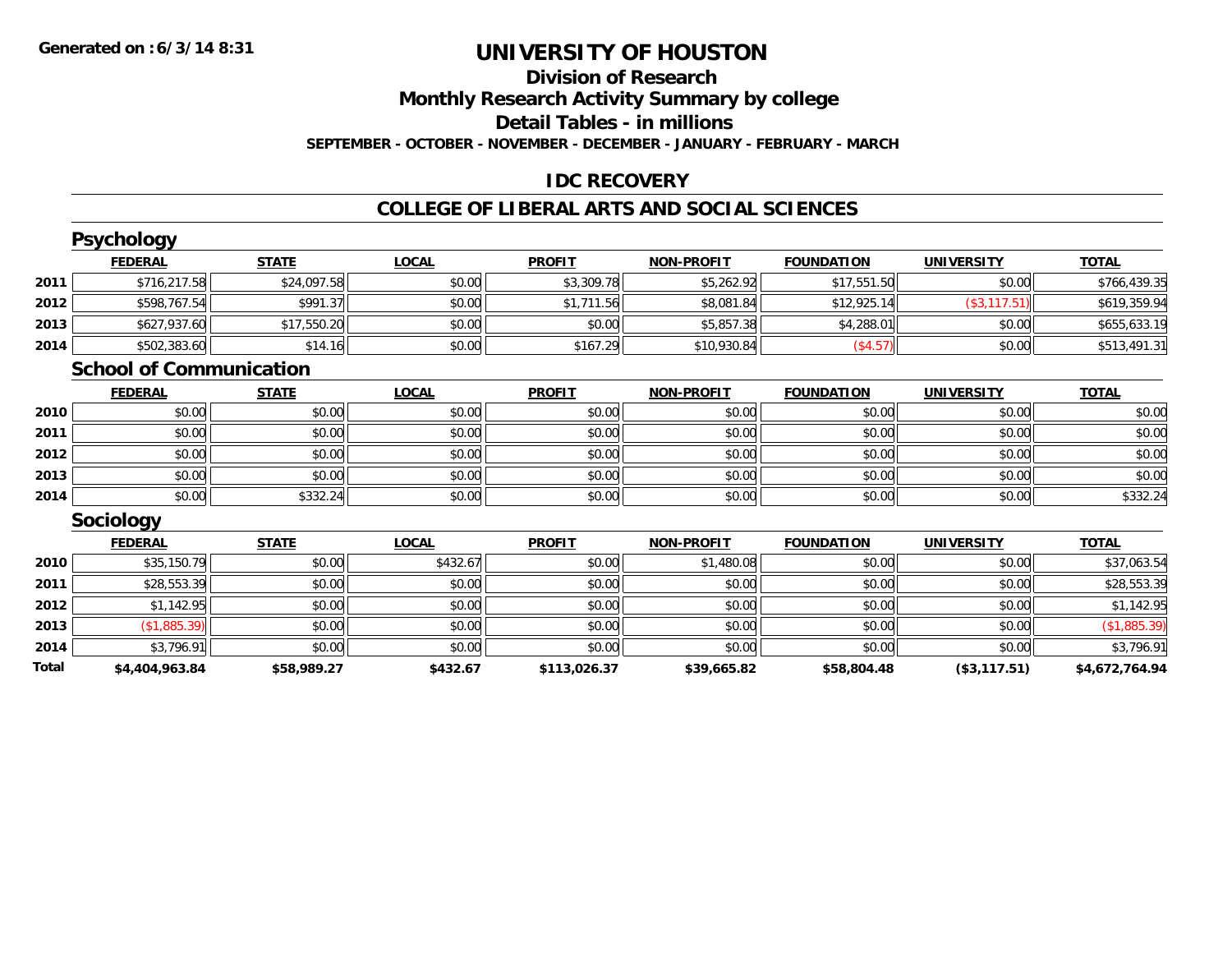**Generated on :6/3/14 8:31**

# UNIVERSITY OF HOUSTON

## Division of Research

## Monthly Research Activity Summary by college

## Detail Tables - in millions

**SEPTEMBER - OCTOBER - NOVEMBER - DECEMBER - JANUARY - FEBRUARY - MARCH**

## IDC RECOVERY

## COLLEGE OF LIBERAL ARTS AND SOCIAL SCIENCES

### Psychology

| | FEDERAL | STATE | LOCAL | PROFIT | NON-PROFIT | FOUNDATION | UNIVERSITY | TOTAL |
|---|---|---|---|---|---|---|---|---|
| 2011 | $716,217.58 | $24,097.58 | $0.00 | $3,309.78 | $5,262.92 | $17,551.50 | $0.00 | $766,439.35 |
| 2012 | $598,767.54 | $991.37 | $0.00 | $1,711.56 | $8,081.84 | $12,925.14 | ($3,117.51) | $619,359.94 |
| 2013 | $627,937.60 | $17,550.20 | $0.00 | $0.00 | $5,857.38 | $4,288.01 | $0.00 | $655,633.19 |
| 2014 | $502,383.60 | $14.16 | $0.00 | $167.29 | $10,930.84 | ($4.57) | $0.00 | $513,491.31 |

### School of Communication

| | FEDERAL | STATE | LOCAL | PROFIT | NON-PROFIT | FOUNDATION | UNIVERSITY | TOTAL |
|---|---|---|---|---|---|---|---|---|
| 2010 | $0.00 | $0.00 | $0.00 | $0.00 | $0.00 | $0.00 | $0.00 | $0.00 |
| 2011 | $0.00 | $0.00 | $0.00 | $0.00 | $0.00 | $0.00 | $0.00 | $0.00 |
| 2012 | $0.00 | $0.00 | $0.00 | $0.00 | $0.00 | $0.00 | $0.00 | $0.00 |
| 2013 | $0.00 | $0.00 | $0.00 | $0.00 | $0.00 | $0.00 | $0.00 | $0.00 |
| 2014 | $0.00 | $332.24 | $0.00 | $0.00 | $0.00 | $0.00 | $0.00 | $332.24 |

### Sociology

| | FEDERAL | STATE | LOCAL | PROFIT | NON-PROFIT | FOUNDATION | UNIVERSITY | TOTAL |
|---|---|---|---|---|---|---|---|---|
| 2010 | $35,150.79 | $0.00 | $432.67 | $0.00 | $1,480.08 | $0.00 | $0.00 | $37,063.54 |
| 2011 | $28,553.39 | $0.00 | $0.00 | $0.00 | $0.00 | $0.00 | $0.00 | $28,553.39 |
| 2012 | $1,142.95 | $0.00 | $0.00 | $0.00 | $0.00 | $0.00 | $0.00 | $1,142.95 |
| 2013 | ($1,885.39) | $0.00 | $0.00 | $0.00 | $0.00 | $0.00 | $0.00 | ($1,885.39) |
| 2014 | $3,796.91 | $0.00 | $0.00 | $0.00 | $0.00 | $0.00 | $0.00 | $3,796.91 |
| **Total** | **$4,404,963.84** | **$58,989.27** | **$432.67** | **$113,026.37** | **$39,665.82** | **$58,804.48** | **($3,117.51)** | **$4,672,764.94** |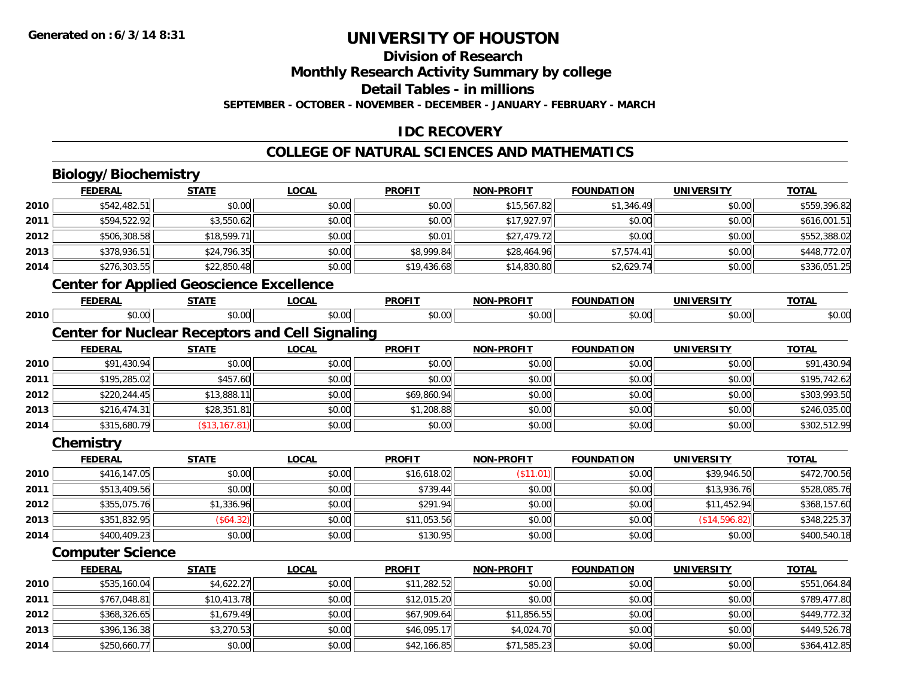Generated on :6/3/14 8:31

# UNIVERSITY OF HOUSTON

## Division of Research

## Monthly Research Activity Summary by college

## Detail Tables - in millions

**SEPTEMBER - OCTOBER - NOVEMBER - DECEMBER - JANUARY - FEBRUARY - MARCH**

## IDC RECOVERY

## COLLEGE OF NATURAL SCIENCES AND MATHEMATICS

### Biology/Biochemistry

| | FEDERAL | STATE | LOCAL | PROFIT | NON-PROFIT | FOUNDATION | UNIVERSITY | TOTAL |
|---|---|---|---|---|---|---|---|---|
| 2010 | $542,482.51 | $0.00 | $0.00 | $0.00 | $15,567.82 | $1,346.49 | $0.00 | $559,396.82 |
| 2011 | $594,522.92 | $3,550.62 | $0.00 | $0.00 | $17,927.97 | $0.00 | $0.00 | $616,001.51 |
| 2012 | $506,308.58 | $18,599.71 | $0.00 | $0.01 | $27,479.72 | $0.00 | $0.00 | $552,388.02 |
| 2013 | $378,936.51 | $24,796.35 | $0.00 | $8,999.84 | $28,464.96 | $7,574.41 | $0.00 | $448,772.07 |
| 2014 | $276,303.55 | $22,850.48 | $0.00 | $19,436.68 | $14,830.80 | $2,629.74 | $0.00 | $336,051.25 |

### Center for Applied Geoscience Excellence

| | FEDERAL | STATE | LOCAL | PROFIT | NON-PROFIT | FOUNDATION | UNIVERSITY | TOTAL |
|---|---|---|---|---|---|---|---|---|
| 2010 | $0.00 | $0.00 | $0.00 | $0.00 | $0.00 | $0.00 | $0.00 | $0.00 |

### Center for Nuclear Receptors and Cell Signaling

| | FEDERAL | STATE | LOCAL | PROFIT | NON-PROFIT | FOUNDATION | UNIVERSITY | TOTAL |
|---|---|---|---|---|---|---|---|---|
| 2010 | $91,430.94 | $0.00 | $0.00 | $0.00 | $0.00 | $0.00 | $0.00 | $91,430.94 |
| 2011 | $195,285.02 | $457.60 | $0.00 | $0.00 | $0.00 | $0.00 | $0.00 | $195,742.62 |
| 2012 | $220,244.45 | $13,888.11 | $0.00 | $69,860.94 | $0.00 | $0.00 | $0.00 | $303,993.50 |
| 2013 | $216,474.31 | $28,351.81 | $0.00 | $1,208.88 | $0.00 | $0.00 | $0.00 | $246,035.00 |
| 2014 | $315,680.79 | ($13,167.81) | $0.00 | $0.00 | $0.00 | $0.00 | $0.00 | $302,512.99 |

### Chemistry

| | FEDERAL | STATE | LOCAL | PROFIT | NON-PROFIT | FOUNDATION | UNIVERSITY | TOTAL |
|---|---|---|---|---|---|---|---|---|
| 2010 | $416,147.05 | $0.00 | $0.00 | $16,618.02 | ($11.01) | $0.00 | $39,946.50 | $472,700.56 |
| 2011 | $513,409.56 | $0.00 | $0.00 | $739.44 | $0.00 | $0.00 | $13,936.76 | $528,085.76 |
| 2012 | $355,075.76 | $1,336.96 | $0.00 | $291.94 | $0.00 | $0.00 | $11,452.94 | $368,157.60 |
| 2013 | $351,832.95 | ($64.32) | $0.00 | $11,053.56 | $0.00 | $0.00 | ($14,596.82) | $348,225.37 |
| 2014 | $400,409.23 | $0.00 | $0.00 | $130.95 | $0.00 | $0.00 | $0.00 | $400,540.18 |

### Computer Science

| | FEDERAL | STATE | LOCAL | PROFIT | NON-PROFIT | FOUNDATION | UNIVERSITY | TOTAL |
|---|---|---|---|---|---|---|---|---|
| 2010 | $535,160.04 | $4,622.27 | $0.00 | $11,282.52 | $0.00 | $0.00 | $0.00 | $551,064.84 |
| 2011 | $767,048.81 | $10,413.78 | $0.00 | $12,015.20 | $0.00 | $0.00 | $0.00 | $789,477.80 |
| 2012 | $368,326.65 | $1,679.49 | $0.00 | $67,909.64 | $11,856.55 | $0.00 | $0.00 | $449,772.32 |
| 2013 | $396,136.38 | $3,270.53 | $0.00 | $46,095.17 | $4,024.70 | $0.00 | $0.00 | $449,526.78 |
| 2014 | $250,660.77 | $0.00 | $0.00 | $42,166.85 | $71,585.23 | $0.00 | $0.00 | $364,412.85 |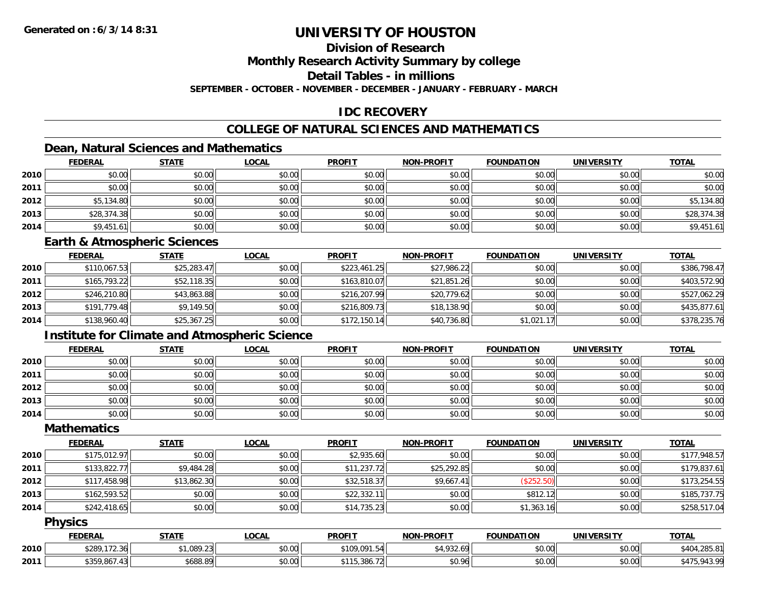# UNIVERSITY OF HOUSTON

## Division of Research

## Monthly Research Activity Summary by college

## Detail Tables - in millions

**SEPTEMBER - OCTOBER - NOVEMBER - DECEMBER - JANUARY - FEBRUARY - MARCH**

## IDC RECOVERY

## COLLEGE OF NATURAL SCIENCES AND MATHEMATICS

### Dean, Natural Sciences and Mathematics

| | FEDERAL | STATE | LOCAL | PROFIT | NON-PROFIT | FOUNDATION | UNIVERSITY | TOTAL |
|---|---|---|---|---|---|---|---|---|
| 2010 | $0.00 | $0.00 | $0.00 | $0.00 | $0.00 | $0.00 | $0.00 | $0.00 |
| 2011 | $0.00 | $0.00 | $0.00 | $0.00 | $0.00 | $0.00 | $0.00 | $0.00 |
| 2012 | $5,134.80 | $0.00 | $0.00 | $0.00 | $0.00 | $0.00 | $0.00 | $5,134.80 |
| 2013 | $28,374.38 | $0.00 | $0.00 | $0.00 | $0.00 | $0.00 | $0.00 | $28,374.38 |
| 2014 | $9,451.61 | $0.00 | $0.00 | $0.00 | $0.00 | $0.00 | $0.00 | $9,451.61 |

### Earth & Atmospheric Sciences

| | FEDERAL | STATE | LOCAL | PROFIT | NON-PROFIT | FOUNDATION | UNIVERSITY | TOTAL |
|---|---|---|---|---|---|---|---|---|
| 2010 | $110,067.53 | $25,283.47 | $0.00 | $223,461.25 | $27,986.22 | $0.00 | $0.00 | $386,798.47 |
| 2011 | $165,793.22 | $52,118.35 | $0.00 | $163,810.07 | $21,851.26 | $0.00 | $0.00 | $403,572.90 |
| 2012 | $246,210.80 | $43,863.88 | $0.00 | $216,207.99 | $20,779.62 | $0.00 | $0.00 | $527,062.29 |
| 2013 | $191,779.48 | $9,149.50 | $0.00 | $216,809.73 | $18,138.90 | $0.00 | $0.00 | $435,877.61 |
| 2014 | $138,960.40 | $25,367.25 | $0.00 | $172,150.14 | $40,736.80 | $1,021.17 | $0.00 | $378,235.76 |

### Institute for Climate and Atmospheric Science

| | FEDERAL | STATE | LOCAL | PROFIT | NON-PROFIT | FOUNDATION | UNIVERSITY | TOTAL |
|---|---|---|---|---|---|---|---|---|
| 2010 | $0.00 | $0.00 | $0.00 | $0.00 | $0.00 | $0.00 | $0.00 | $0.00 |
| 2011 | $0.00 | $0.00 | $0.00 | $0.00 | $0.00 | $0.00 | $0.00 | $0.00 |
| 2012 | $0.00 | $0.00 | $0.00 | $0.00 | $0.00 | $0.00 | $0.00 | $0.00 |
| 2013 | $0.00 | $0.00 | $0.00 | $0.00 | $0.00 | $0.00 | $0.00 | $0.00 |
| 2014 | $0.00 | $0.00 | $0.00 | $0.00 | $0.00 | $0.00 | $0.00 | $0.00 |

### Mathematics

| | FEDERAL | STATE | LOCAL | PROFIT | NON-PROFIT | FOUNDATION | UNIVERSITY | TOTAL |
|---|---|---|---|---|---|---|---|---|
| 2010 | $175,012.97 | $0.00 | $0.00 | $2,935.60 | $0.00 | $0.00 | $0.00 | $177,948.57 |
| 2011 | $133,822.77 | $9,484.28 | $0.00 | $11,237.72 | $25,292.85 | $0.00 | $0.00 | $179,837.61 |
| 2012 | $117,458.98 | $13,862.30 | $0.00 | $32,518.37 | $9,667.41 | ($252.50) | $0.00 | $173,254.55 |
| 2013 | $162,593.52 | $0.00 | $0.00 | $22,332.11 | $0.00 | $812.12 | $0.00 | $185,737.75 |
| 2014 | $242,418.65 | $0.00 | $0.00 | $14,735.23 | $0.00 | $1,363.16 | $0.00 | $258,517.04 |

### Physics

| | FEDERAL | STATE | LOCAL | PROFIT | NON-PROFIT | FOUNDATION | UNIVERSITY | TOTAL |
|---|---|---|---|---|---|---|---|---|
| 2010 | $289,172.36 | $1,089.23 | $0.00 | $109,091.54 | $4,932.69 | $0.00 | $0.00 | $404,285.81 |
| 2011 | $359,867.43 | $688.89 | $0.00 | $115,386.72 | $0.96 | $0.00 | $0.00 | $475,943.99 |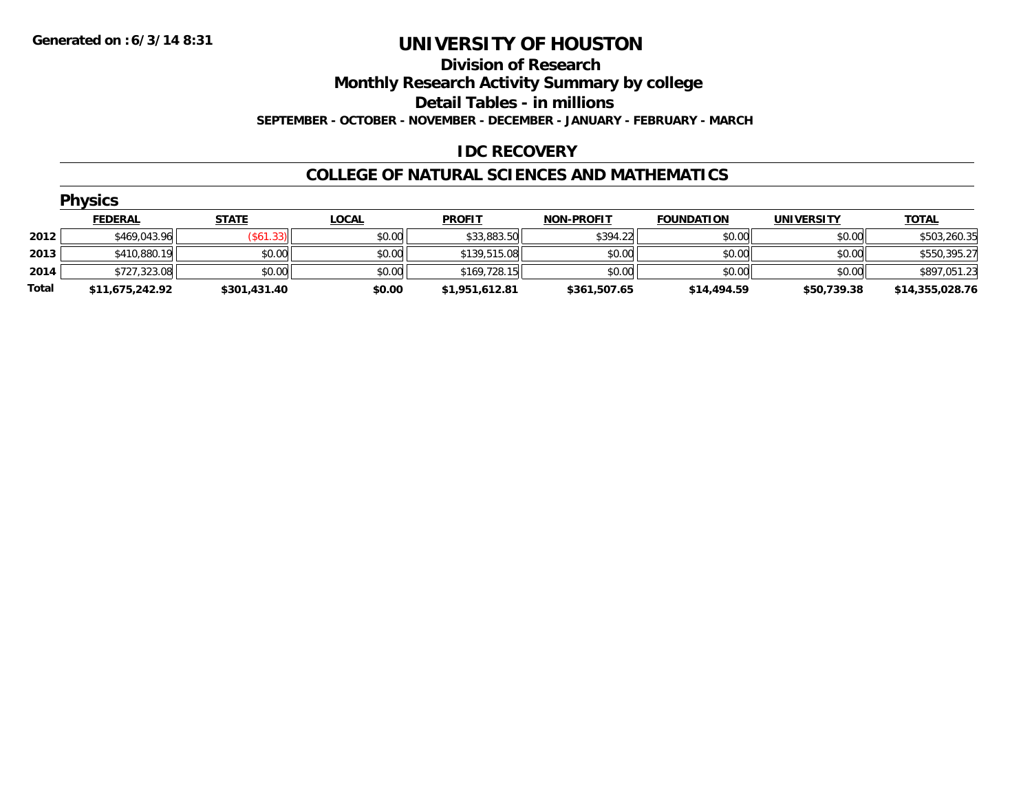**Generated on :6/3/14 8:31**

# UNIVERSITY OF HOUSTON

## Division of Research

## Monthly Research Activity Summary by college

## Detail Tables - in millions

**SEPTEMBER - OCTOBER - NOVEMBER - DECEMBER - JANUARY - FEBRUARY - MARCH**

### IDC RECOVERY

### COLLEGE OF NATURAL SCIENCES AND MATHEMATICS

#### Physics

| | FEDERAL | STATE | LOCAL | PROFIT | NON-PROFIT | FOUNDATION | UNIVERSITY | TOTAL |
|---|---|---|---|---|---|---|---|---|
| **2012** | $469,043.96 | ($61.33) | $0.00 | $33,883.50 | $394.22 | $0.00 | $0.00 | $503,260.35 |
| **2013** | $410,880.19 | $0.00 | $0.00 | $139,515.08 | $0.00 | $0.00 | $0.00 | $550,395.27 |
| **2014** | $727,323.08 | $0.00 | $0.00 | $169,728.15 | $0.00 | $0.00 | $0.00 | $897,051.23 |
| **Total** | **$11,675,242.92** | **$301,431.40** | **$0.00** | **$1,951,612.81** | **$361,507.65** | **$14,494.59** | **$50,739.38** | **$14,355,028.76** |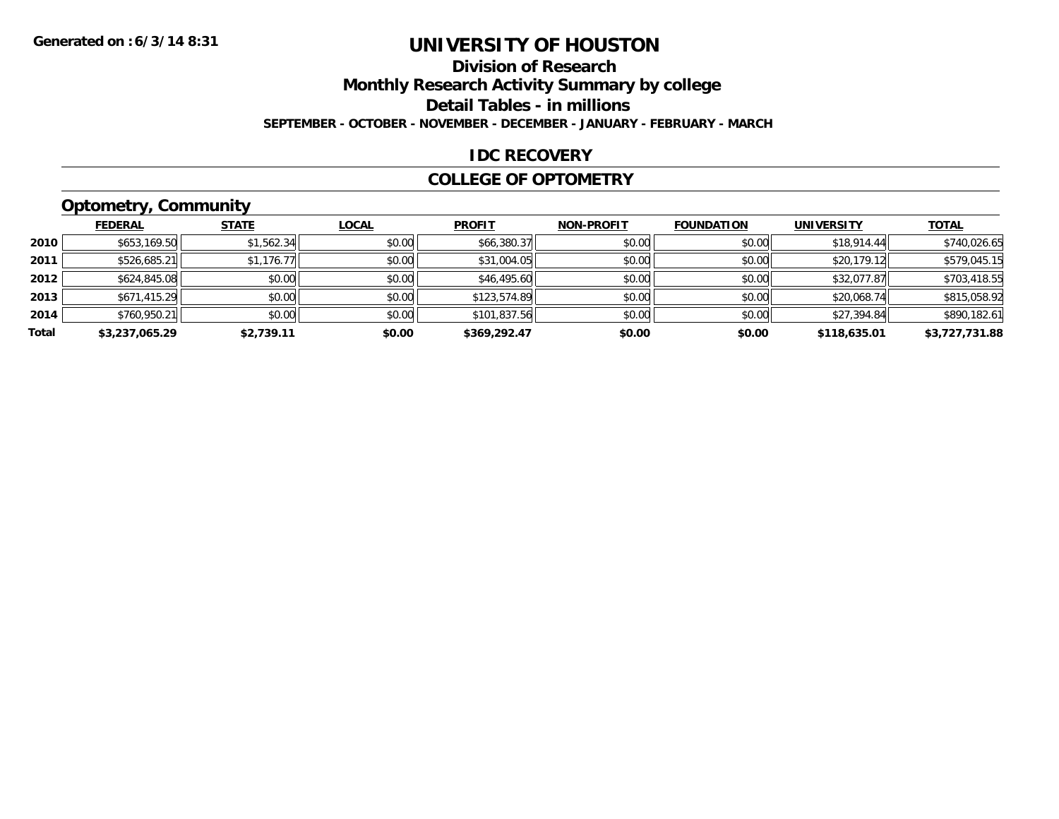Generated on :6/3/14 8:31

# UNIVERSITY OF HOUSTON

## Division of Research

## Monthly Research Activity Summary by college

## Detail Tables - in millions

**SEPTEMBER - OCTOBER - NOVEMBER - DECEMBER - JANUARY - FEBRUARY - MARCH**

## IDC RECOVERY

## COLLEGE OF OPTOMETRY

### Optometry, Community

| | FEDERAL | STATE | LOCAL | PROFIT | NON-PROFIT | FOUNDATION | UNIVERSITY | TOTAL |
|---|---|---|---|---|---|---|---|---|
| 2010 | $653,169.50 | $1,562.34 | $0.00 | $66,380.37 | $0.00 | $0.00 | $18,914.44 | $740,026.65 |
| 2011 | $526,685.21 | $1,176.77 | $0.00 | $31,004.05 | $0.00 | $0.00 | $20,179.12 | $579,045.15 |
| 2012 | $624,845.08 | $0.00 | $0.00 | $46,495.60 | $0.00 | $0.00 | $32,077.87 | $703,418.55 |
| 2013 | $671,415.29 | $0.00 | $0.00 | $123,574.89 | $0.00 | $0.00 | $20,068.74 | $815,058.92 |
| 2014 | $760,950.21 | $0.00 | $0.00 | $101,837.56 | $0.00 | $0.00 | $27,394.84 | $890,182.61 |
| **Total** | **$3,237,065.29** | **$2,739.11** | **$0.00** | **$369,292.47** | **$0.00** | **$0.00** | **$118,635.01** | **$3,727,731.88** |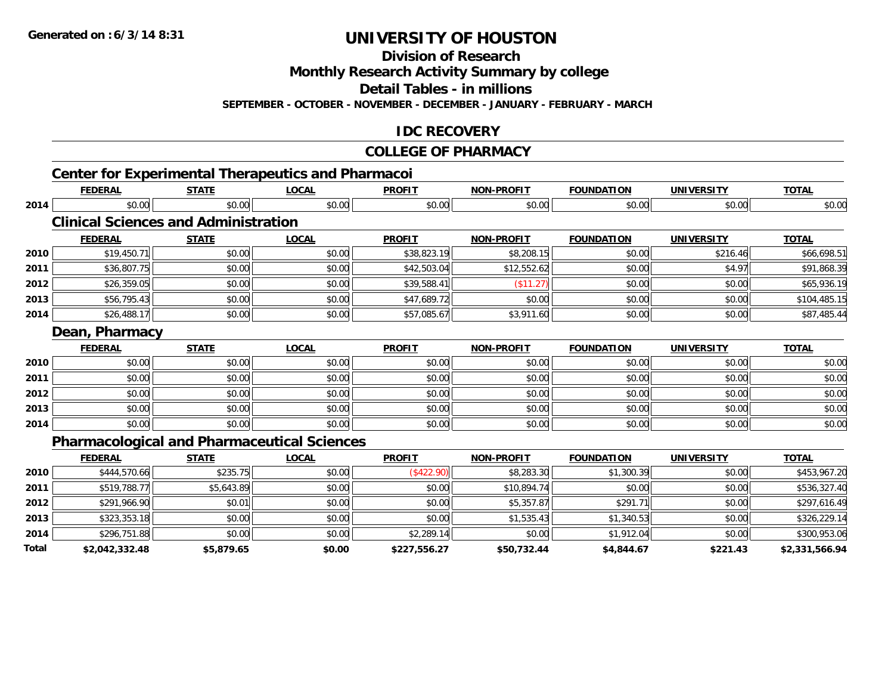# UNIVERSITY OF HOUSTON

## Division of Research

## Monthly Research Activity Summary by college

## Detail Tables - in millions

**SEPTEMBER - OCTOBER - NOVEMBER - DECEMBER - JANUARY - FEBRUARY - MARCH**

## IDC RECOVERY

## COLLEGE OF PHARMACY

### Center for Experimental Therapeutics and Pharmacoi

| | FEDERAL | STATE | LOCAL | PROFIT | NON-PROFIT | FOUNDATION | UNIVERSITY | TOTAL |
|---|---|---|---|---|---|---|---|---|
| 2014 | $0.00 | $0.00 | $0.00 | $0.00 | $0.00 | $0.00 | $0.00 | $0.00 |

### Clinical Sciences and Administration

| | FEDERAL | STATE | LOCAL | PROFIT | NON-PROFIT | FOUNDATION | UNIVERSITY | TOTAL |
|---|---|---|---|---|---|---|---|---|
| 2010 | $19,450.71 | $0.00 | $0.00 | $38,823.19 | $8,208.15 | $0.00 | $216.46 | $66,698.51 |
| 2011 | $36,807.75 | $0.00 | $0.00 | $42,503.04 | $12,552.62 | $0.00 | $4.97 | $91,868.39 |
| 2012 | $26,359.05 | $0.00 | $0.00 | $39,588.41 | ($11.27) | $0.00 | $0.00 | $65,936.19 |
| 2013 | $56,795.43 | $0.00 | $0.00 | $47,689.72 | $0.00 | $0.00 | $0.00 | $104,485.15 |
| 2014 | $26,488.17 | $0.00 | $0.00 | $57,085.67 | $3,911.60 | $0.00 | $0.00 | $87,485.44 |

### Dean, Pharmacy

| | FEDERAL | STATE | LOCAL | PROFIT | NON-PROFIT | FOUNDATION | UNIVERSITY | TOTAL |
|---|---|---|---|---|---|---|---|---|
| 2010 | $0.00 | $0.00 | $0.00 | $0.00 | $0.00 | $0.00 | $0.00 | $0.00 |
| 2011 | $0.00 | $0.00 | $0.00 | $0.00 | $0.00 | $0.00 | $0.00 | $0.00 |
| 2012 | $0.00 | $0.00 | $0.00 | $0.00 | $0.00 | $0.00 | $0.00 | $0.00 |
| 2013 | $0.00 | $0.00 | $0.00 | $0.00 | $0.00 | $0.00 | $0.00 | $0.00 |
| 2014 | $0.00 | $0.00 | $0.00 | $0.00 | $0.00 | $0.00 | $0.00 | $0.00 |

### Pharmacological and Pharmaceutical Sciences

| | FEDERAL | STATE | LOCAL | PROFIT | NON-PROFIT | FOUNDATION | UNIVERSITY | TOTAL |
|---|---|---|---|---|---|---|---|---|
| 2010 | $444,570.66 | $235.75 | $0.00 | ($422.90) | $8,283.30 | $1,300.39 | $0.00 | $453,967.20 |
| 2011 | $519,788.77 | $5,643.89 | $0.00 | $0.00 | $10,894.74 | $0.00 | $0.00 | $536,327.40 |
| 2012 | $291,966.90 | $0.01 | $0.00 | $0.00 | $5,357.87 | $291.71 | $0.00 | $297,616.49 |
| 2013 | $323,353.18 | $0.00 | $0.00 | $0.00 | $1,535.43 | $1,340.53 | $0.00 | $326,229.14 |
| 2014 | $296,751.88 | $0.00 | $0.00 | $2,289.14 | $0.00 | $1,912.04 | $0.00 | $300,953.06 |
| **Total** | **$2,042,332.48** | **$5,879.65** | **$0.00** | **$227,556.27** | **$50,732.44** | **$4,844.67** | **$221.43** | **$2,331,566.94** |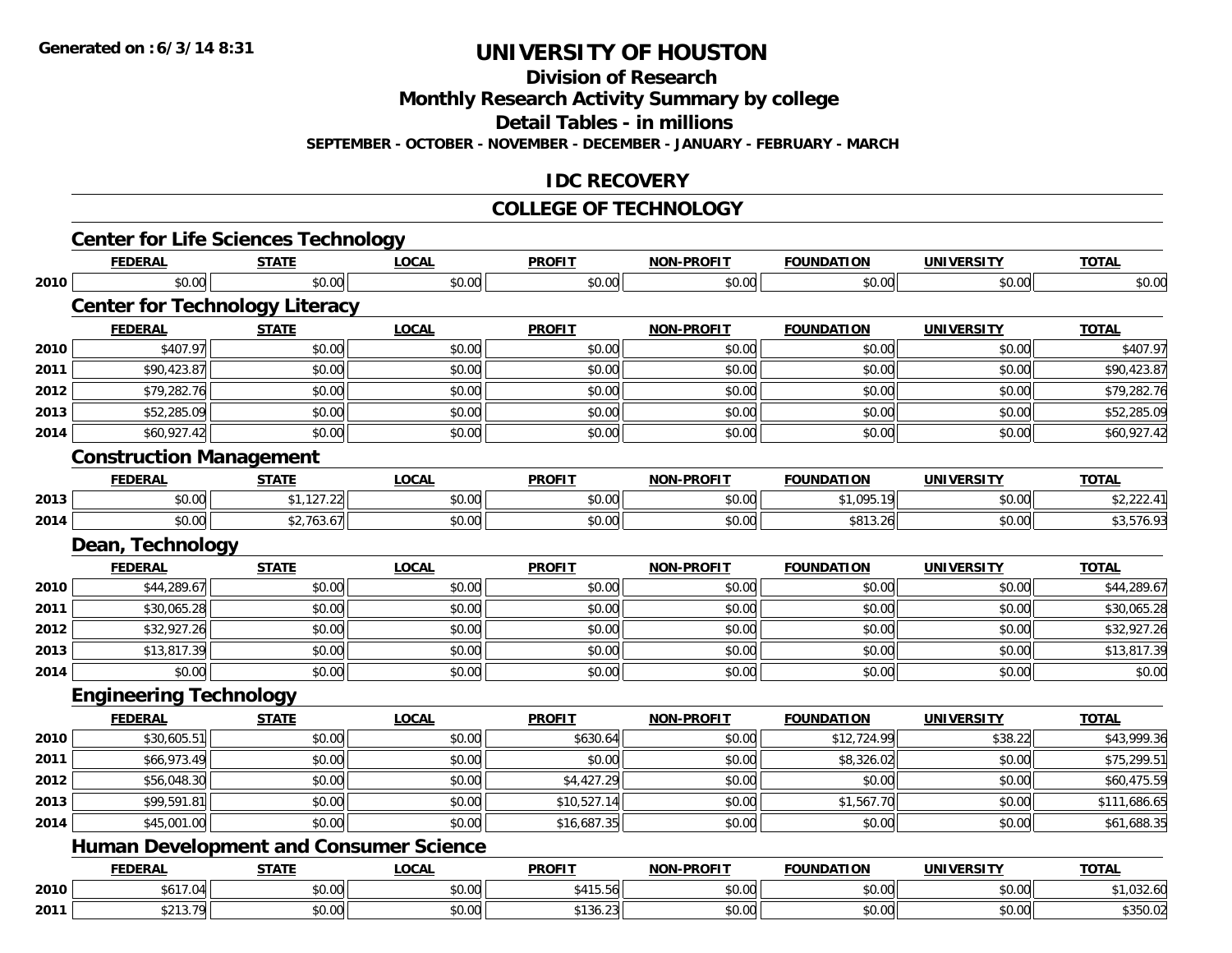**Generated on : 6/3/14 8:31**

# UNIVERSITY OF HOUSTON

## Division of Research

## Monthly Research Activity Summary by college

## Detail Tables - in millions

**SEPTEMBER - OCTOBER - NOVEMBER - DECEMBER - JANUARY - FEBRUARY - MARCH**

## IDC RECOVERY

## COLLEGE OF TECHNOLOGY

### Center for Life Sciences Technology

| | FEDERAL | STATE | LOCAL | PROFIT | NON-PROFIT | FOUNDATION | UNIVERSITY | TOTAL |
|---|---|---|---|---|---|---|---|---|
| 2010 | $0.00 | $0.00 | $0.00 | $0.00 | $0.00 | $0.00 | $0.00 | $0.00 |

### Center for Technology Literacy

| | FEDERAL | STATE | LOCAL | PROFIT | NON-PROFIT | FOUNDATION | UNIVERSITY | TOTAL |
|---|---|---|---|---|---|---|---|---|
| 2010 | $407.97 | $0.00 | $0.00 | $0.00 | $0.00 | $0.00 | $0.00 | $407.97 |
| 2011 | $90,423.87 | $0.00 | $0.00 | $0.00 | $0.00 | $0.00 | $0.00 | $90,423.87 |
| 2012 | $79,282.76 | $0.00 | $0.00 | $0.00 | $0.00 | $0.00 | $0.00 | $79,282.76 |
| 2013 | $52,285.09 | $0.00 | $0.00 | $0.00 | $0.00 | $0.00 | $0.00 | $52,285.09 |
| 2014 | $60,927.42 | $0.00 | $0.00 | $0.00 | $0.00 | $0.00 | $0.00 | $60,927.42 |

### Construction Management

| | FEDERAL | STATE | LOCAL | PROFIT | NON-PROFIT | FOUNDATION | UNIVERSITY | TOTAL |
|---|---|---|---|---|---|---|---|---|
| 2013 | $0.00 | $1,127.22 | $0.00 | $0.00 | $0.00 | $1,095.19 | $0.00 | $2,222.41 |
| 2014 | $0.00 | $2,763.67 | $0.00 | $0.00 | $0.00 | $813.26 | $0.00 | $3,576.93 |

### Dean, Technology

| | FEDERAL | STATE | LOCAL | PROFIT | NON-PROFIT | FOUNDATION | UNIVERSITY | TOTAL |
|---|---|---|---|---|---|---|---|---|
| 2010 | $44,289.67 | $0.00 | $0.00 | $0.00 | $0.00 | $0.00 | $0.00 | $44,289.67 |
| 2011 | $30,065.28 | $0.00 | $0.00 | $0.00 | $0.00 | $0.00 | $0.00 | $30,065.28 |
| 2012 | $32,927.26 | $0.00 | $0.00 | $0.00 | $0.00 | $0.00 | $0.00 | $32,927.26 |
| 2013 | $13,817.39 | $0.00 | $0.00 | $0.00 | $0.00 | $0.00 | $0.00 | $13,817.39 |
| 2014 | $0.00 | $0.00 | $0.00 | $0.00 | $0.00 | $0.00 | $0.00 | $0.00 |

### Engineering Technology

| | FEDERAL | STATE | LOCAL | PROFIT | NON-PROFIT | FOUNDATION | UNIVERSITY | TOTAL |
|---|---|---|---|---|---|---|---|---|
| 2010 | $30,605.51 | $0.00 | $0.00 | $630.64 | $0.00 | $12,724.99 | $38.22 | $43,999.36 |
| 2011 | $66,973.49 | $0.00 | $0.00 | $0.00 | $0.00 | $8,326.02 | $0.00 | $75,299.51 |
| 2012 | $56,048.30 | $0.00 | $0.00 | $4,427.29 | $0.00 | $0.00 | $0.00 | $60,475.59 |
| 2013 | $99,591.81 | $0.00 | $0.00 | $10,527.14 | $0.00 | $1,567.70 | $0.00 | $111,686.65 |
| 2014 | $45,001.00 | $0.00 | $0.00 | $16,687.35 | $0.00 | $0.00 | $0.00 | $61,688.35 |

### Human Development and Consumer Science

| | FEDERAL | STATE | LOCAL | PROFIT | NON-PROFIT | FOUNDATION | UNIVERSITY | TOTAL |
|---|---|---|---|---|---|---|---|---|
| 2010 | $617.04 | $0.00 | $0.00 | $415.56 | $0.00 | $0.00 | $0.00 | $1,032.60 |
| 2011 | $213.79 | $0.00 | $0.00 | $136.23 | $0.00 | $0.00 | $0.00 | $350.02 |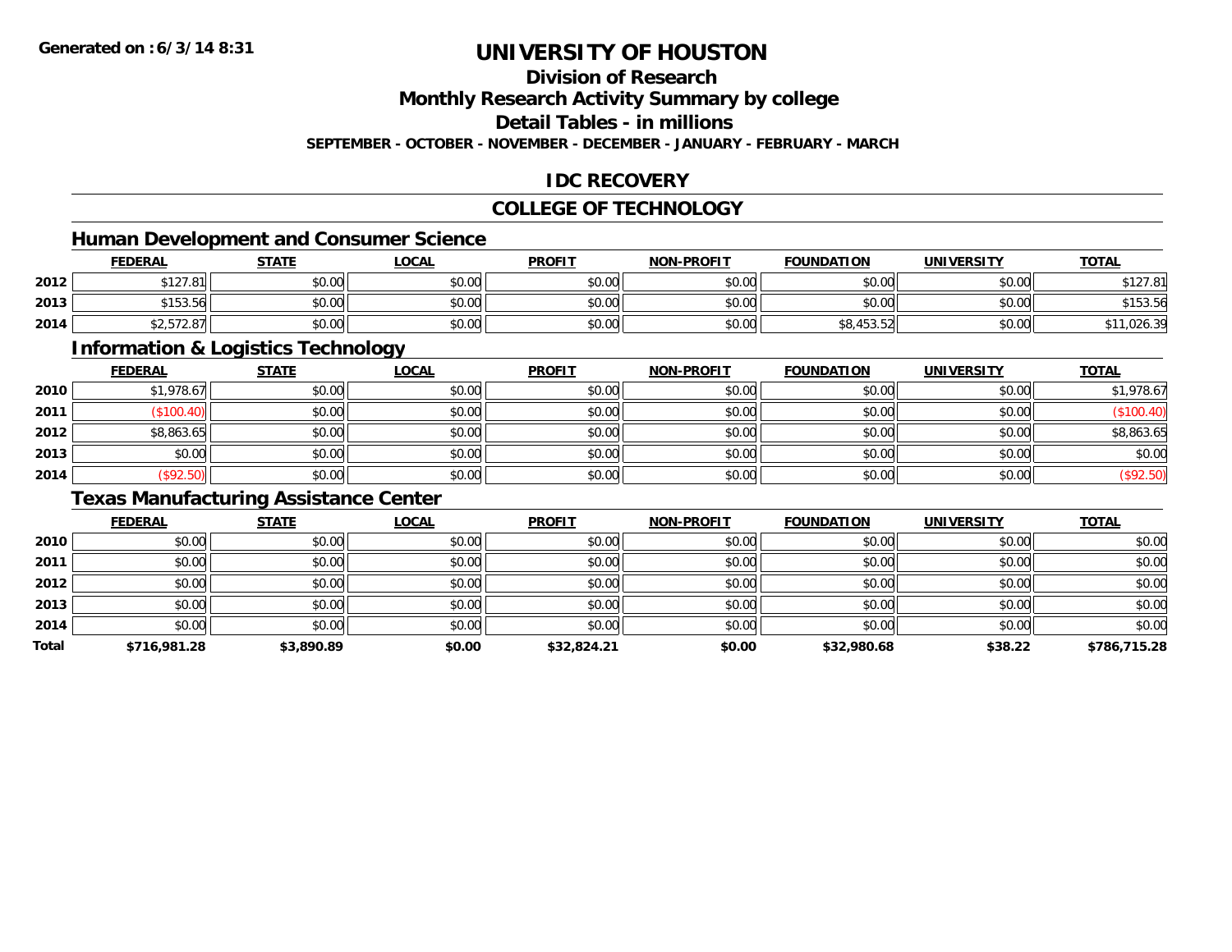# UNIVERSITY OF HOUSTON

## Division of Research

## Monthly Research Activity Summary by college

## Detail Tables - in millions

**SEPTEMBER - OCTOBER - NOVEMBER - DECEMBER - JANUARY - FEBRUARY - MARCH**

## IDC RECOVERY

## COLLEGE OF TECHNOLOGY

### Human Development and Consumer Science

| | FEDERAL | STATE | LOCAL | PROFIT | NON-PROFIT | FOUNDATION | UNIVERSITY | TOTAL |
|---|---|---|---|---|---|---|---|---|
| 2012 | $127.81 | $0.00 | $0.00 | $0.00 | $0.00 | $0.00 | $0.00 | $127.81 |
| 2013 | $153.56 | $0.00 | $0.00 | $0.00 | $0.00 | $0.00 | $0.00 | $153.56 |
| 2014 | $2,572.87 | $0.00 | $0.00 | $0.00 | $0.00 | $8,453.52 | $0.00 | $11,026.39 |

### Information & Logistics Technology

| | FEDERAL | STATE | LOCAL | PROFIT | NON-PROFIT | FOUNDATION | UNIVERSITY | TOTAL |
|---|---|---|---|---|---|---|---|---|
| 2010 | $1,978.67 | $0.00 | $0.00 | $0.00 | $0.00 | $0.00 | $0.00 | $1,978.67 |
| 2011 | ($100.40) | $0.00 | $0.00 | $0.00 | $0.00 | $0.00 | $0.00 | ($100.40) |
| 2012 | $8,863.65 | $0.00 | $0.00 | $0.00 | $0.00 | $0.00 | $0.00 | $8,863.65 |
| 2013 | $0.00 | $0.00 | $0.00 | $0.00 | $0.00 | $0.00 | $0.00 | $0.00 |
| 2014 | ($92.50) | $0.00 | $0.00 | $0.00 | $0.00 | $0.00 | $0.00 | ($92.50) |

### Texas Manufacturing Assistance Center

| | FEDERAL | STATE | LOCAL | PROFIT | NON-PROFIT | FOUNDATION | UNIVERSITY | TOTAL |
|---|---|---|---|---|---|---|---|---|
| 2010 | $0.00 | $0.00 | $0.00 | $0.00 | $0.00 | $0.00 | $0.00 | $0.00 |
| 2011 | $0.00 | $0.00 | $0.00 | $0.00 | $0.00 | $0.00 | $0.00 | $0.00 |
| 2012 | $0.00 | $0.00 | $0.00 | $0.00 | $0.00 | $0.00 | $0.00 | $0.00 |
| 2013 | $0.00 | $0.00 | $0.00 | $0.00 | $0.00 | $0.00 | $0.00 | $0.00 |
| 2014 | $0.00 | $0.00 | $0.00 | $0.00 | $0.00 | $0.00 | $0.00 | $0.00 |
| **Total** | **$716,981.28** | **$3,890.89** | **$0.00** | **$32,824.21** | **$0.00** | **$32,980.68** | **$38.22** | **$786,715.28** |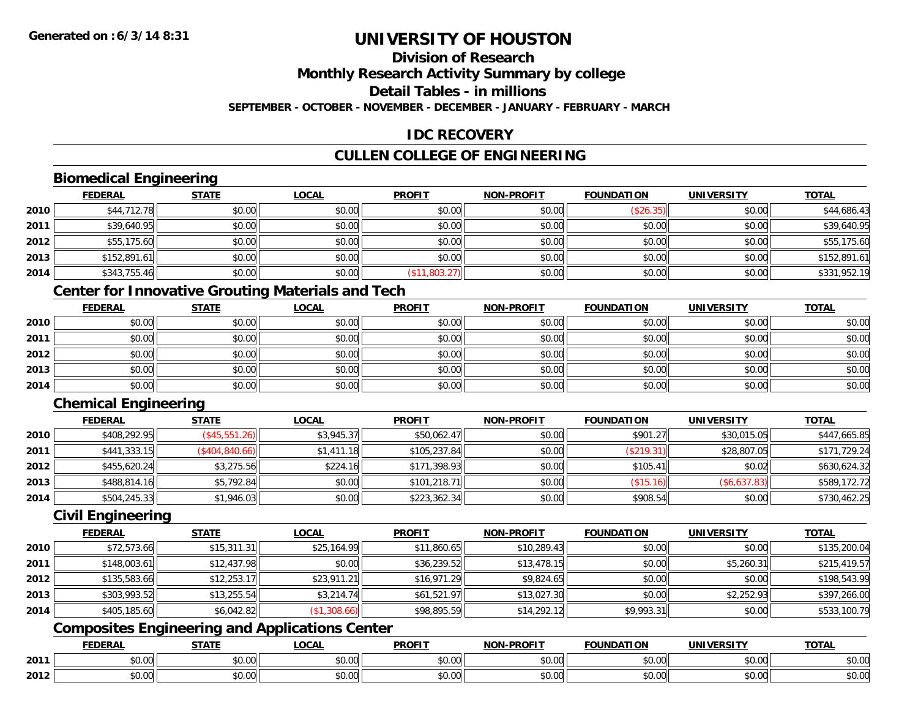Generated on :6/3/14 8:31

# UNIVERSITY OF HOUSTON

## Division of Research

## Monthly Research Activity Summary by college

## Detail Tables - in millions

**SEPTEMBER - OCTOBER - NOVEMBER - DECEMBER - JANUARY - FEBRUARY - MARCH**

## IDC RECOVERY

## CULLEN COLLEGE OF ENGINEERING

### Biomedical Engineering

| | FEDERAL | STATE | LOCAL | PROFIT | NON-PROFIT | FOUNDATION | UNIVERSITY | TOTAL |
|---|---|---|---|---|---|---|---|---|
| 2010 | $44,712.78 | $0.00 | $0.00 | $0.00 | $0.00 | ($26.35) | $0.00 | $44,686.43 |
| 2011 | $39,640.95 | $0.00 | $0.00 | $0.00 | $0.00 | $0.00 | $0.00 | $39,640.95 |
| 2012 | $55,175.60 | $0.00 | $0.00 | $0.00 | $0.00 | $0.00 | $0.00 | $55,175.60 |
| 2013 | $152,891.61 | $0.00 | $0.00 | $0.00 | $0.00 | $0.00 | $0.00 | $152,891.61 |
| 2014 | $343,755.46 | $0.00 | $0.00 | ($11,803.27) | $0.00 | $0.00 | $0.00 | $331,952.19 |

### Center for Innovative Grouting Materials and Tech

| | FEDERAL | STATE | LOCAL | PROFIT | NON-PROFIT | FOUNDATION | UNIVERSITY | TOTAL |
|---|---|---|---|---|---|---|---|---|
| 2010 | $0.00 | $0.00 | $0.00 | $0.00 | $0.00 | $0.00 | $0.00 | $0.00 |
| 2011 | $0.00 | $0.00 | $0.00 | $0.00 | $0.00 | $0.00 | $0.00 | $0.00 |
| 2012 | $0.00 | $0.00 | $0.00 | $0.00 | $0.00 | $0.00 | $0.00 | $0.00 |
| 2013 | $0.00 | $0.00 | $0.00 | $0.00 | $0.00 | $0.00 | $0.00 | $0.00 |
| 2014 | $0.00 | $0.00 | $0.00 | $0.00 | $0.00 | $0.00 | $0.00 | $0.00 |

### Chemical Engineering

| | FEDERAL | STATE | LOCAL | PROFIT | NON-PROFIT | FOUNDATION | UNIVERSITY | TOTAL |
|---|---|---|---|---|---|---|---|---|
| 2010 | $408,292.95 | ($45,551.26) | $3,945.37 | $50,062.47 | $0.00 | $901.27 | $30,015.05 | $447,665.85 |
| 2011 | $441,333.15 | ($404,840.66) | $1,411.18 | $105,237.84 | $0.00 | ($219.31) | $28,807.05 | $171,729.24 |
| 2012 | $455,620.24 | $3,275.56 | $224.16 | $171,398.93 | $0.00 | $105.41 | $0.02 | $630,624.32 |
| 2013 | $488,814.16 | $5,792.84 | $0.00 | $101,218.71 | $0.00 | ($15.16) | ($6,637.83) | $589,172.72 |
| 2014 | $504,245.33 | $1,946.03 | $0.00 | $223,362.34 | $0.00 | $908.54 | $0.00 | $730,462.25 |

### Civil Engineering

| | FEDERAL | STATE | LOCAL | PROFIT | NON-PROFIT | FOUNDATION | UNIVERSITY | TOTAL |
|---|---|---|---|---|---|---|---|---|
| 2010 | $72,573.66 | $15,311.31 | $25,164.99 | $11,860.65 | $10,289.43 | $0.00 | $0.00 | $135,200.04 |
| 2011 | $148,003.61 | $12,437.98 | $0.00 | $36,239.52 | $13,478.15 | $0.00 | $5,260.31 | $215,419.57 |
| 2012 | $135,583.66 | $12,253.17 | $23,911.21 | $16,971.29 | $9,824.65 | $0.00 | $0.00 | $198,543.99 |
| 2013 | $303,993.52 | $13,255.54 | $3,214.74 | $61,521.97 | $13,027.30 | $0.00 | $2,252.93 | $397,266.00 |
| 2014 | $405,185.60 | $6,042.82 | ($1,308.66) | $98,895.59 | $14,292.12 | $9,993.31 | $0.00 | $533,100.79 |

### Composites Engineering and Applications Center

| | FEDERAL | STATE | LOCAL | PROFIT | NON-PROFIT | FOUNDATION | UNIVERSITY | TOTAL |
|---|---|---|---|---|---|---|---|---|
| 2011 | $0.00 | $0.00 | $0.00 | $0.00 | $0.00 | $0.00 | $0.00 | $0.00 |
| 2012 | $0.00 | $0.00 | $0.00 | $0.00 | $0.00 | $0.00 | $0.00 | $0.00 |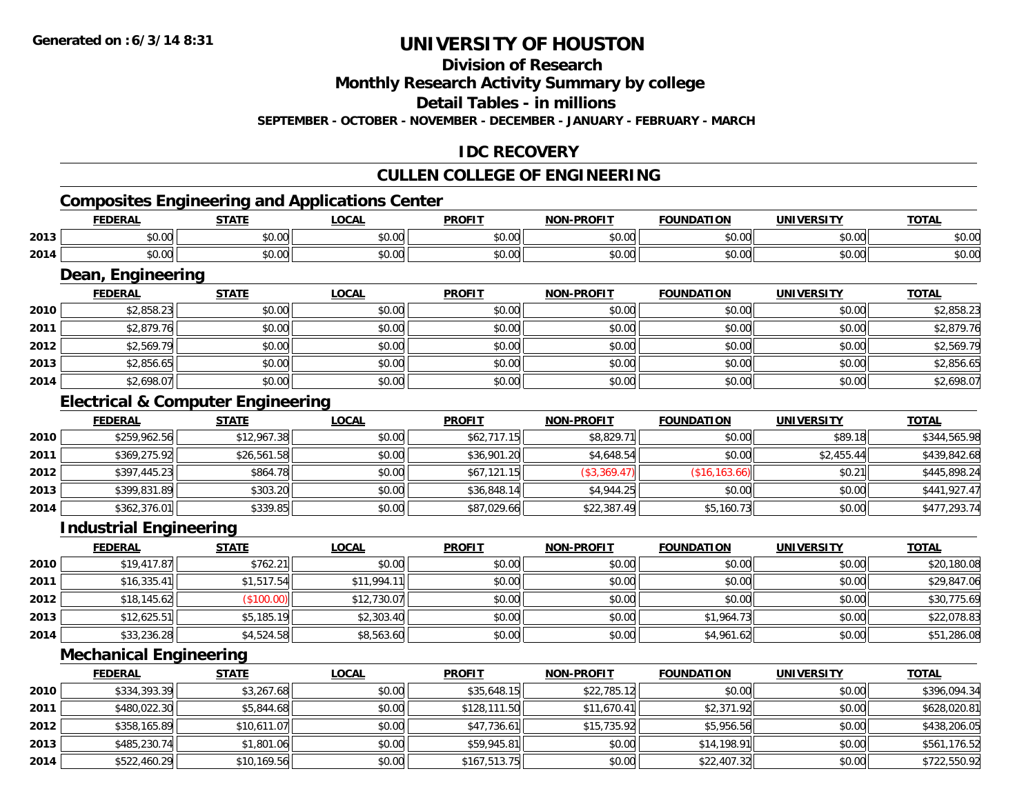**Generated on :6/3/14 8:31**

# UNIVERSITY OF HOUSTON

## Division of Research

## Monthly Research Activity Summary by college

## Detail Tables - in millions

**SEPTEMBER - OCTOBER - NOVEMBER - DECEMBER - JANUARY - FEBRUARY - MARCH**

## IDC RECOVERY

## CULLEN COLLEGE OF ENGINEERING

### Composites Engineering and Applications Center

| | FEDERAL | STATE | LOCAL | PROFIT | NON-PROFIT | FOUNDATION | UNIVERSITY | TOTAL |
|---|---|---|---|---|---|---|---|---|
| 2013 | $0.00 | $0.00 | $0.00 | $0.00 | $0.00 | $0.00 | $0.00 | $0.00 |
| 2014 | $0.00 | $0.00 | $0.00 | $0.00 | $0.00 | $0.00 | $0.00 | $0.00 |

### Dean, Engineering

| | FEDERAL | STATE | LOCAL | PROFIT | NON-PROFIT | FOUNDATION | UNIVERSITY | TOTAL |
|---|---|---|---|---|---|---|---|---|
| 2010 | $2,858.23 | $0.00 | $0.00 | $0.00 | $0.00 | $0.00 | $0.00 | $2,858.23 |
| 2011 | $2,879.76 | $0.00 | $0.00 | $0.00 | $0.00 | $0.00 | $0.00 | $2,879.76 |
| 2012 | $2,569.79 | $0.00 | $0.00 | $0.00 | $0.00 | $0.00 | $0.00 | $2,569.79 |
| 2013 | $2,856.65 | $0.00 | $0.00 | $0.00 | $0.00 | $0.00 | $0.00 | $2,856.65 |
| 2014 | $2,698.07 | $0.00 | $0.00 | $0.00 | $0.00 | $0.00 | $0.00 | $2,698.07 |

### Electrical & Computer Engineering

| | FEDERAL | STATE | LOCAL | PROFIT | NON-PROFIT | FOUNDATION | UNIVERSITY | TOTAL |
|---|---|---|---|---|---|---|---|---|
| 2010 | $259,962.56 | $12,967.38 | $0.00 | $62,717.15 | $8,829.71 | $0.00 | $89.18 | $344,565.98 |
| 2011 | $369,275.92 | $26,561.58 | $0.00 | $36,901.20 | $4,648.54 | $0.00 | $2,455.44 | $439,842.68 |
| 2012 | $397,445.23 | $864.78 | $0.00 | $67,121.15 | ($3,369.47) | ($16,163.66) | $0.21 | $445,898.24 |
| 2013 | $399,831.89 | $303.20 | $0.00 | $36,848.14 | $4,944.25 | $0.00 | $0.00 | $441,927.47 |
| 2014 | $362,376.01 | $339.85 | $0.00 | $87,029.66 | $22,387.49 | $5,160.73 | $0.00 | $477,293.74 |

### Industrial Engineering

| | FEDERAL | STATE | LOCAL | PROFIT | NON-PROFIT | FOUNDATION | UNIVERSITY | TOTAL |
|---|---|---|---|---|---|---|---|---|
| 2010 | $19,417.87 | $762.21 | $0.00 | $0.00 | $0.00 | $0.00 | $0.00 | $20,180.08 |
| 2011 | $16,335.41 | $1,517.54 | $11,994.11 | $0.00 | $0.00 | $0.00 | $0.00 | $29,847.06 |
| 2012 | $18,145.62 | ($100.00) | $12,730.07 | $0.00 | $0.00 | $0.00 | $0.00 | $30,775.69 |
| 2013 | $12,625.51 | $5,185.19 | $2,303.40 | $0.00 | $0.00 | $1,964.73 | $0.00 | $22,078.83 |
| 2014 | $33,236.28 | $4,524.58 | $8,563.60 | $0.00 | $0.00 | $4,961.62 | $0.00 | $51,286.08 |

### Mechanical Engineering

| | FEDERAL | STATE | LOCAL | PROFIT | NON-PROFIT | FOUNDATION | UNIVERSITY | TOTAL |
|---|---|---|---|---|---|---|---|---|
| 2010 | $334,393.39 | $3,267.68 | $0.00 | $35,648.15 | $22,785.12 | $0.00 | $0.00 | $396,094.34 |
| 2011 | $480,022.30 | $5,844.68 | $0.00 | $128,111.50 | $11,670.41 | $2,371.92 | $0.00 | $628,020.81 |
| 2012 | $358,165.89 | $10,611.07 | $0.00 | $47,736.61 | $15,735.92 | $5,956.56 | $0.00 | $438,206.05 |
| 2013 | $485,230.74 | $1,801.06 | $0.00 | $59,945.81 | $0.00 | $14,198.91 | $0.00 | $561,176.52 |
| 2014 | $522,460.29 | $10,169.56 | $0.00 | $167,513.75 | $0.00 | $22,407.32 | $0.00 | $722,550.92 |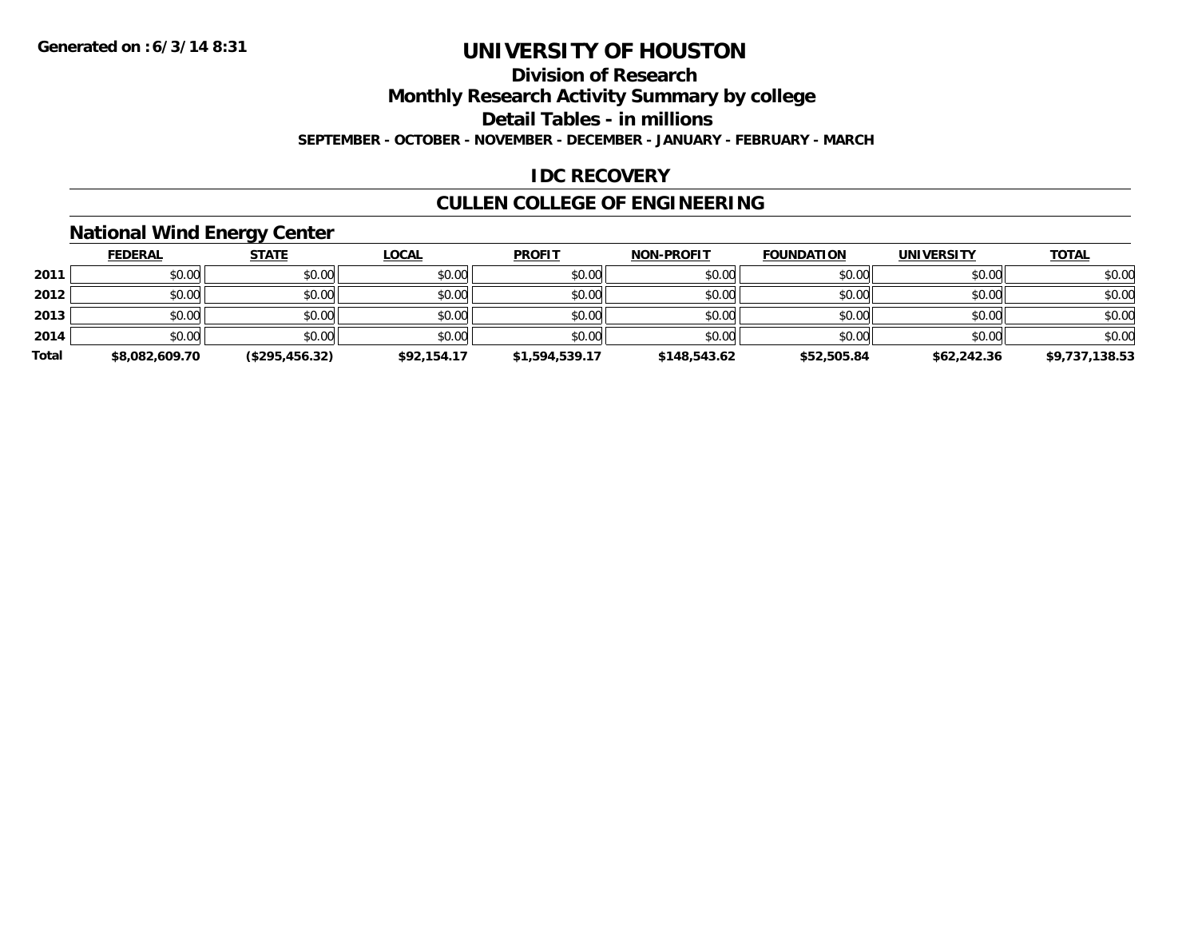**Generated on : 6/3/14 8:31**

# UNIVERSITY OF HOUSTON

## Division of Research

## Monthly Research Activity Summary by college

## Detail Tables - in millions

**SEPTEMBER - OCTOBER - NOVEMBER - DECEMBER - JANUARY - FEBRUARY - MARCH**

## IDC RECOVERY

## CULLEN COLLEGE OF ENGINEERING

### National Wind Energy Center

| | FEDERAL | STATE | LOCAL | PROFIT | NON-PROFIT | FOUNDATION | UNIVERSITY | TOTAL |
|---|---|---|---|---|---|---|---|---|
| 2011 | $0.00 | $0.00 | $0.00 | $0.00 | $0.00 | $0.00 | $0.00 | $0.00 |
| 2012 | $0.00 | $0.00 | $0.00 | $0.00 | $0.00 | $0.00 | $0.00 | $0.00 |
| 2013 | $0.00 | $0.00 | $0.00 | $0.00 | $0.00 | $0.00 | $0.00 | $0.00 |
| 2014 | $0.00 | $0.00 | $0.00 | $0.00 | $0.00 | $0.00 | $0.00 | $0.00 |
| **Total** | **$8,082,609.70** | **($295,456.32)** | **$92,154.17** | **$1,594,539.17** | **$148,543.62** | **$52,505.84** | **$62,242.36** | **$9,737,138.53** |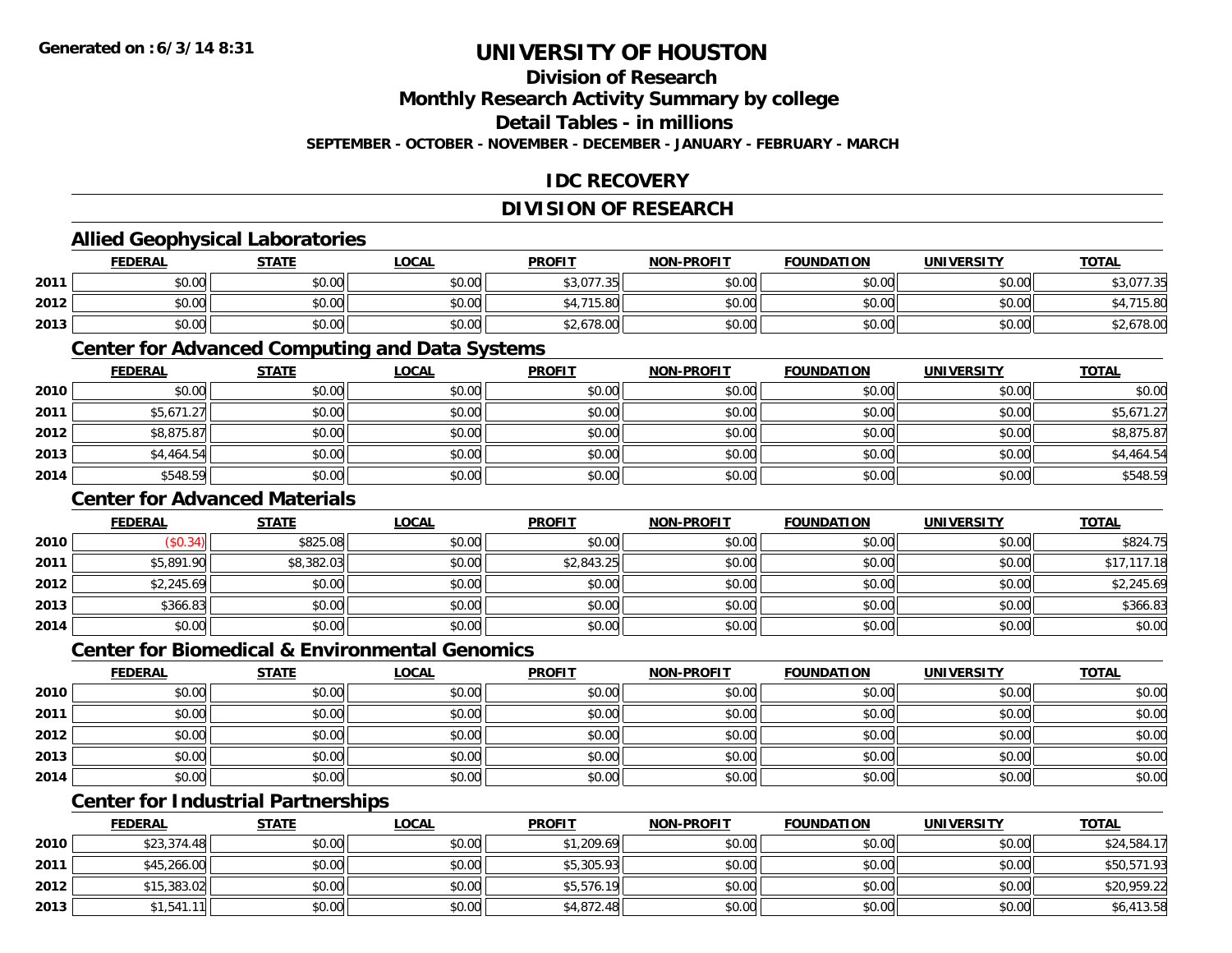# UNIVERSITY OF HOUSTON

## Division of Research

## Monthly Research Activity Summary by college

## Detail Tables - in millions

**SEPTEMBER - OCTOBER - NOVEMBER - DECEMBER - JANUARY - FEBRUARY - MARCH**

## IDC RECOVERY

## DIVISION OF RESEARCH

### Allied Geophysical Laboratories

| | FEDERAL | STATE | LOCAL | PROFIT | NON-PROFIT | FOUNDATION | UNIVERSITY | TOTAL |
|---|---|---|---|---|---|---|---|---|
| 2011 | $0.00 | $0.00 | $0.00 | $3,077.35 | $0.00 | $0.00 | $0.00 | $3,077.35 |
| 2012 | $0.00 | $0.00 | $0.00 | $4,715.80 | $0.00 | $0.00 | $0.00 | $4,715.80 |
| 2013 | $0.00 | $0.00 | $0.00 | $2,678.00 | $0.00 | $0.00 | $0.00 | $2,678.00 |

### Center for Advanced Computing and Data Systems

| | FEDERAL | STATE | LOCAL | PROFIT | NON-PROFIT | FOUNDATION | UNIVERSITY | TOTAL |
|---|---|---|---|---|---|---|---|---|
| 2010 | $0.00 | $0.00 | $0.00 | $0.00 | $0.00 | $0.00 | $0.00 | $0.00 |
| 2011 | $5,671.27 | $0.00 | $0.00 | $0.00 | $0.00 | $0.00 | $0.00 | $5,671.27 |
| 2012 | $8,875.87 | $0.00 | $0.00 | $0.00 | $0.00 | $0.00 | $0.00 | $8,875.87 |
| 2013 | $4,464.54 | $0.00 | $0.00 | $0.00 | $0.00 | $0.00 | $0.00 | $4,464.54 |
| 2014 | $548.59 | $0.00 | $0.00 | $0.00 | $0.00 | $0.00 | $0.00 | $548.59 |

### Center for Advanced Materials

| | FEDERAL | STATE | LOCAL | PROFIT | NON-PROFIT | FOUNDATION | UNIVERSITY | TOTAL |
|---|---|---|---|---|---|---|---|---|
| 2010 | ($0.34) | $825.08 | $0.00 | $0.00 | $0.00 | $0.00 | $0.00 | $824.75 |
| 2011 | $5,891.90 | $8,382.03 | $0.00 | $2,843.25 | $0.00 | $0.00 | $0.00 | $17,117.18 |
| 2012 | $2,245.69 | $0.00 | $0.00 | $0.00 | $0.00 | $0.00 | $0.00 | $2,245.69 |
| 2013 | $366.83 | $0.00 | $0.00 | $0.00 | $0.00 | $0.00 | $0.00 | $366.83 |
| 2014 | $0.00 | $0.00 | $0.00 | $0.00 | $0.00 | $0.00 | $0.00 | $0.00 |

### Center for Biomedical & Environmental Genomics

| | FEDERAL | STATE | LOCAL | PROFIT | NON-PROFIT | FOUNDATION | UNIVERSITY | TOTAL |
|---|---|---|---|---|---|---|---|---|
| 2010 | $0.00 | $0.00 | $0.00 | $0.00 | $0.00 | $0.00 | $0.00 | $0.00 |
| 2011 | $0.00 | $0.00 | $0.00 | $0.00 | $0.00 | $0.00 | $0.00 | $0.00 |
| 2012 | $0.00 | $0.00 | $0.00 | $0.00 | $0.00 | $0.00 | $0.00 | $0.00 |
| 2013 | $0.00 | $0.00 | $0.00 | $0.00 | $0.00 | $0.00 | $0.00 | $0.00 |
| 2014 | $0.00 | $0.00 | $0.00 | $0.00 | $0.00 | $0.00 | $0.00 | $0.00 |

### Center for Industrial Partnerships

| | FEDERAL | STATE | LOCAL | PROFIT | NON-PROFIT | FOUNDATION | UNIVERSITY | TOTAL |
|---|---|---|---|---|---|---|---|---|
| 2010 | $23,374.48 | $0.00 | $0.00 | $1,209.69 | $0.00 | $0.00 | $0.00 | $24,584.17 |
| 2011 | $45,266.00 | $0.00 | $0.00 | $5,305.93 | $0.00 | $0.00 | $0.00 | $50,571.93 |
| 2012 | $15,383.02 | $0.00 | $0.00 | $5,576.19 | $0.00 | $0.00 | $0.00 | $20,959.22 |
| 2013 | $1,541.11 | $0.00 | $0.00 | $4,872.48 | $0.00 | $0.00 | $0.00 | $6,413.58 |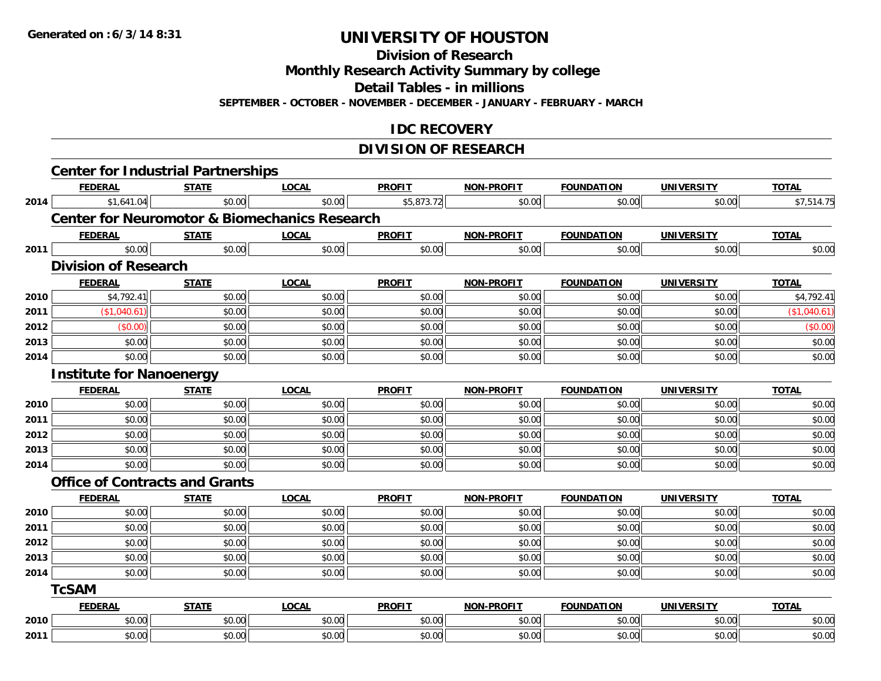**Generated on :6/3/14 8:31**

# UNIVERSITY OF HOUSTON

## Division of Research

## Monthly Research Activity Summary by college

## Detail Tables - in millions

**SEPTEMBER - OCTOBER - NOVEMBER - DECEMBER - JANUARY - FEBRUARY - MARCH**

## IDC RECOVERY

## DIVISION OF RESEARCH

### Center for Industrial Partnerships

| | FEDERAL | STATE | LOCAL | PROFIT | NON-PROFIT | FOUNDATION | UNIVERSITY | TOTAL |
|---|---|---|---|---|---|---|---|---|
| 2014 | $1,641.04 | $0.00 | $0.00 | $5,873.72 | $0.00 | $0.00 | $0.00 | $7,514.75 |

### Center for Neuromotor & Biomechanics Research

| | FEDERAL | STATE | LOCAL | PROFIT | NON-PROFIT | FOUNDATION | UNIVERSITY | TOTAL |
|---|---|---|---|---|---|---|---|---|
| 2011 | $0.00 | $0.00 | $0.00 | $0.00 | $0.00 | $0.00 | $0.00 | $0.00 |

### Division of Research

| | FEDERAL | STATE | LOCAL | PROFIT | NON-PROFIT | FOUNDATION | UNIVERSITY | TOTAL |
|---|---|---|---|---|---|---|---|---|
| 2010 | $4,792.41 | $0.00 | $0.00 | $0.00 | $0.00 | $0.00 | $0.00 | $4,792.41 |
| 2011 | ($1,040.61) | $0.00 | $0.00 | $0.00 | $0.00 | $0.00 | $0.00 | ($1,040.61) |
| 2012 | ($0.00) | $0.00 | $0.00 | $0.00 | $0.00 | $0.00 | $0.00 | ($0.00) |
| 2013 | $0.00 | $0.00 | $0.00 | $0.00 | $0.00 | $0.00 | $0.00 | $0.00 |
| 2014 | $0.00 | $0.00 | $0.00 | $0.00 | $0.00 | $0.00 | $0.00 | $0.00 |

### Institute for Nanoenergy

| | FEDERAL | STATE | LOCAL | PROFIT | NON-PROFIT | FOUNDATION | UNIVERSITY | TOTAL |
|---|---|---|---|---|---|---|---|---|
| 2010 | $0.00 | $0.00 | $0.00 | $0.00 | $0.00 | $0.00 | $0.00 | $0.00 |
| 2011 | $0.00 | $0.00 | $0.00 | $0.00 | $0.00 | $0.00 | $0.00 | $0.00 |
| 2012 | $0.00 | $0.00 | $0.00 | $0.00 | $0.00 | $0.00 | $0.00 | $0.00 |
| 2013 | $0.00 | $0.00 | $0.00 | $0.00 | $0.00 | $0.00 | $0.00 | $0.00 |
| 2014 | $0.00 | $0.00 | $0.00 | $0.00 | $0.00 | $0.00 | $0.00 | $0.00 |

### Office of Contracts and Grants

| | FEDERAL | STATE | LOCAL | PROFIT | NON-PROFIT | FOUNDATION | UNIVERSITY | TOTAL |
|---|---|---|---|---|---|---|---|---|
| 2010 | $0.00 | $0.00 | $0.00 | $0.00 | $0.00 | $0.00 | $0.00 | $0.00 |
| 2011 | $0.00 | $0.00 | $0.00 | $0.00 | $0.00 | $0.00 | $0.00 | $0.00 |
| 2012 | $0.00 | $0.00 | $0.00 | $0.00 | $0.00 | $0.00 | $0.00 | $0.00 |
| 2013 | $0.00 | $0.00 | $0.00 | $0.00 | $0.00 | $0.00 | $0.00 | $0.00 |
| 2014 | $0.00 | $0.00 | $0.00 | $0.00 | $0.00 | $0.00 | $0.00 | $0.00 |

### TcSAM

| | FEDERAL | STATE | LOCAL | PROFIT | NON-PROFIT | FOUNDATION | UNIVERSITY | TOTAL |
|---|---|---|---|---|---|---|---|---|
| 2010 | $0.00 | $0.00 | $0.00 | $0.00 | $0.00 | $0.00 | $0.00 | $0.00 |
| 2011 | $0.00 | $0.00 | $0.00 | $0.00 | $0.00 | $0.00 | $0.00 | $0.00 |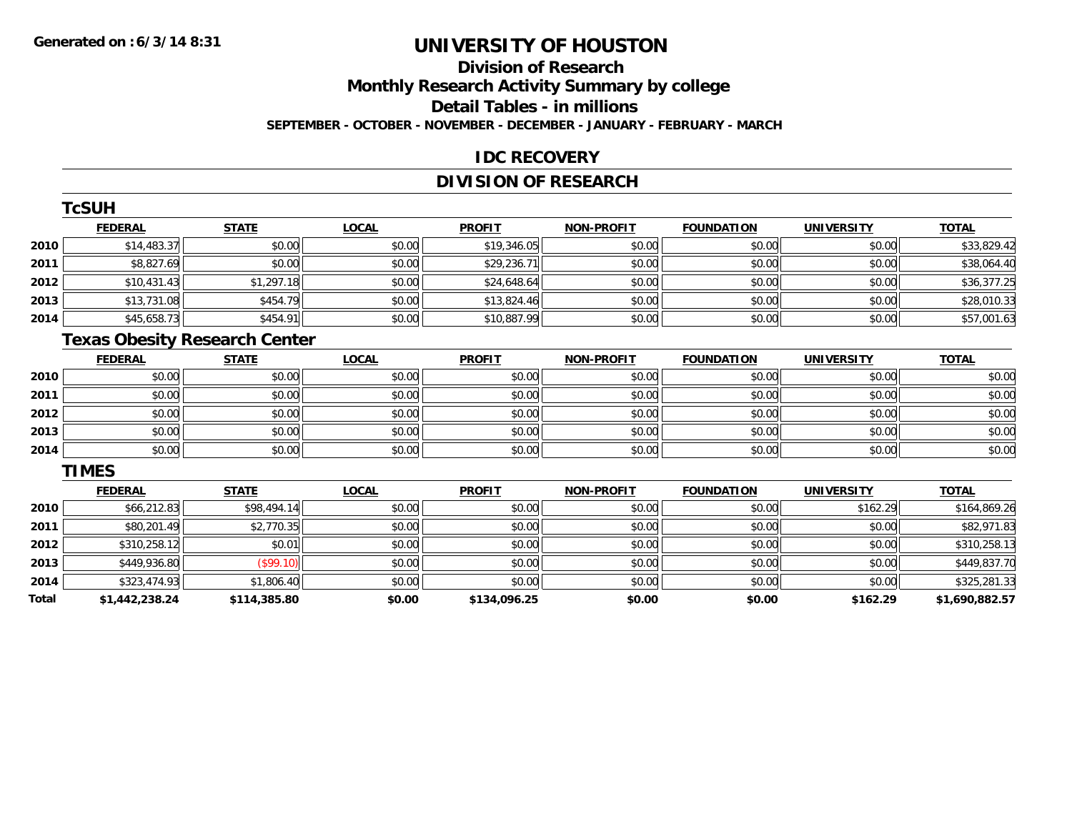# UNIVERSITY OF HOUSTON

## Division of Research

## Monthly Research Activity Summary by college

## Detail Tables - in millions

**SEPTEMBER - OCTOBER - NOVEMBER - DECEMBER - JANUARY - FEBRUARY - MARCH**

## IDC RECOVERY

## DIVISION OF RESEARCH

### TcSUH

| | FEDERAL | STATE | LOCAL | PROFIT | NON-PROFIT | FOUNDATION | UNIVERSITY | TOTAL |
|---|---|---|---|---|---|---|---|---|
| 2010 | $14,483.37 | $0.00 | $0.00 | $19,346.05 | $0.00 | $0.00 | $0.00 | $33,829.42 |
| 2011 | $8,827.69 | $0.00 | $0.00 | $29,236.71 | $0.00 | $0.00 | $0.00 | $38,064.40 |
| 2012 | $10,431.43 | $1,297.18 | $0.00 | $24,648.64 | $0.00 | $0.00 | $0.00 | $36,377.25 |
| 2013 | $13,731.08 | $454.79 | $0.00 | $13,824.46 | $0.00 | $0.00 | $0.00 | $28,010.33 |
| 2014 | $45,658.73 | $454.91 | $0.00 | $10,887.99 | $0.00 | $0.00 | $0.00 | $57,001.63 |

### Texas Obesity Research Center

| | FEDERAL | STATE | LOCAL | PROFIT | NON-PROFIT | FOUNDATION | UNIVERSITY | TOTAL |
|---|---|---|---|---|---|---|---|---|
| 2010 | $0.00 | $0.00 | $0.00 | $0.00 | $0.00 | $0.00 | $0.00 | $0.00 |
| 2011 | $0.00 | $0.00 | $0.00 | $0.00 | $0.00 | $0.00 | $0.00 | $0.00 |
| 2012 | $0.00 | $0.00 | $0.00 | $0.00 | $0.00 | $0.00 | $0.00 | $0.00 |
| 2013 | $0.00 | $0.00 | $0.00 | $0.00 | $0.00 | $0.00 | $0.00 | $0.00 |
| 2014 | $0.00 | $0.00 | $0.00 | $0.00 | $0.00 | $0.00 | $0.00 | $0.00 |

### TIMES

| | FEDERAL | STATE | LOCAL | PROFIT | NON-PROFIT | FOUNDATION | UNIVERSITY | TOTAL |
|---|---|---|---|---|---|---|---|---|
| 2010 | $66,212.83 | $98,494.14 | $0.00 | $0.00 | $0.00 | $0.00 | $162.29 | $164,869.26 |
| 2011 | $80,201.49 | $2,770.35 | $0.00 | $0.00 | $0.00 | $0.00 | $0.00 | $82,971.83 |
| 2012 | $310,258.12 | $0.01 | $0.00 | $0.00 | $0.00 | $0.00 | $0.00 | $310,258.13 |
| 2013 | $449,936.80 | ($99.10) | $0.00 | $0.00 | $0.00 | $0.00 | $0.00 | $449,837.70 |
| 2014 | $323,474.93 | $1,806.40 | $0.00 | $0.00 | $0.00 | $0.00 | $0.00 | $325,281.33 |
| **Total** | **$1,442,238.24** | **$114,385.80** | **$0.00** | **$134,096.25** | **$0.00** | **$0.00** | **$162.29** | **$1,690,882.57** |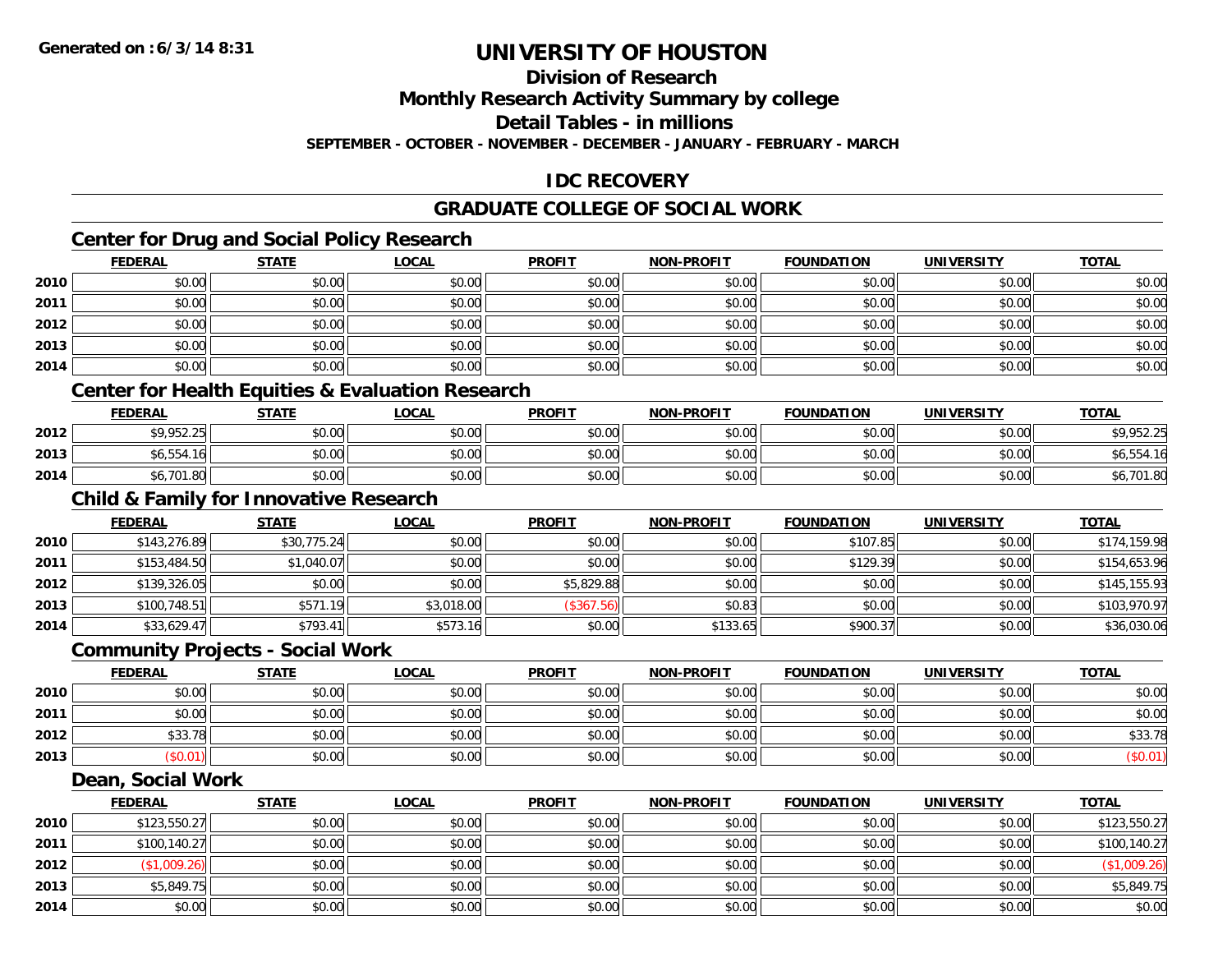**Generated on :6/3/14 8:31**

# UNIVERSITY OF HOUSTON

## Division of Research

## Monthly Research Activity Summary by college

## Detail Tables - in millions

**SEPTEMBER - OCTOBER - NOVEMBER - DECEMBER - JANUARY - FEBRUARY - MARCH**

## IDC RECOVERY

## GRADUATE COLLEGE OF SOCIAL WORK

### Center for Drug and Social Policy Research

| | FEDERAL | STATE | LOCAL | PROFIT | NON-PROFIT | FOUNDATION | UNIVERSITY | TOTAL |
|---|---|---|---|---|---|---|---|---|
| 2010 | $0.00 | $0.00 | $0.00 | $0.00 | $0.00 | $0.00 | $0.00 | $0.00 |
| 2011 | $0.00 | $0.00 | $0.00 | $0.00 | $0.00 | $0.00 | $0.00 | $0.00 |
| 2012 | $0.00 | $0.00 | $0.00 | $0.00 | $0.00 | $0.00 | $0.00 | $0.00 |
| 2013 | $0.00 | $0.00 | $0.00 | $0.00 | $0.00 | $0.00 | $0.00 | $0.00 |
| 2014 | $0.00 | $0.00 | $0.00 | $0.00 | $0.00 | $0.00 | $0.00 | $0.00 |

### Center for Health Equities & Evaluation Research

| | FEDERAL | STATE | LOCAL | PROFIT | NON-PROFIT | FOUNDATION | UNIVERSITY | TOTAL |
|---|---|---|---|---|---|---|---|---|
| 2012 | $9,952.25 | $0.00 | $0.00 | $0.00 | $0.00 | $0.00 | $0.00 | $9,952.25 |
| 2013 | $6,554.16 | $0.00 | $0.00 | $0.00 | $0.00 | $0.00 | $0.00 | $6,554.16 |
| 2014 | $6,701.80 | $0.00 | $0.00 | $0.00 | $0.00 | $0.00 | $0.00 | $6,701.80 |

### Child & Family for Innovative Research

| | FEDERAL | STATE | LOCAL | PROFIT | NON-PROFIT | FOUNDATION | UNIVERSITY | TOTAL |
|---|---|---|---|---|---|---|---|---|
| 2010 | $143,276.89 | $30,775.24 | $0.00 | $0.00 | $0.00 | $107.85 | $0.00 | $174,159.98 |
| 2011 | $153,484.50 | $1,040.07 | $0.00 | $0.00 | $0.00 | $129.39 | $0.00 | $154,653.96 |
| 2012 | $139,326.05 | $0.00 | $0.00 | $5,829.88 | $0.00 | $0.00 | $0.00 | $145,155.93 |
| 2013 | $100,748.51 | $571.19 | $3,018.00 | ($367.56) | $0.83 | $0.00 | $0.00 | $103,970.97 |
| 2014 | $33,629.47 | $793.41 | $573.16 | $0.00 | $133.65 | $900.37 | $0.00 | $36,030.06 |

### Community Projects - Social Work

| | FEDERAL | STATE | LOCAL | PROFIT | NON-PROFIT | FOUNDATION | UNIVERSITY | TOTAL |
|---|---|---|---|---|---|---|---|---|
| 2010 | $0.00 | $0.00 | $0.00 | $0.00 | $0.00 | $0.00 | $0.00 | $0.00 |
| 2011 | $0.00 | $0.00 | $0.00 | $0.00 | $0.00 | $0.00 | $0.00 | $0.00 |
| 2012 | $33.78 | $0.00 | $0.00 | $0.00 | $0.00 | $0.00 | $0.00 | $33.78 |
| 2013 | ($0.01) | $0.00 | $0.00 | $0.00 | $0.00 | $0.00 | $0.00 | ($0.01) |

### Dean, Social Work

| | FEDERAL | STATE | LOCAL | PROFIT | NON-PROFIT | FOUNDATION | UNIVERSITY | TOTAL |
|---|---|---|---|---|---|---|---|---|
| 2010 | $123,550.27 | $0.00 | $0.00 | $0.00 | $0.00 | $0.00 | $0.00 | $123,550.27 |
| 2011 | $100,140.27 | $0.00 | $0.00 | $0.00 | $0.00 | $0.00 | $0.00 | $100,140.27 |
| 2012 | ($1,009.26) | $0.00 | $0.00 | $0.00 | $0.00 | $0.00 | $0.00 | ($1,009.26) |
| 2013 | $5,849.75 | $0.00 | $0.00 | $0.00 | $0.00 | $0.00 | $0.00 | $5,849.75 |
| 2014 | $0.00 | $0.00 | $0.00 | $0.00 | $0.00 | $0.00 | $0.00 | $0.00 |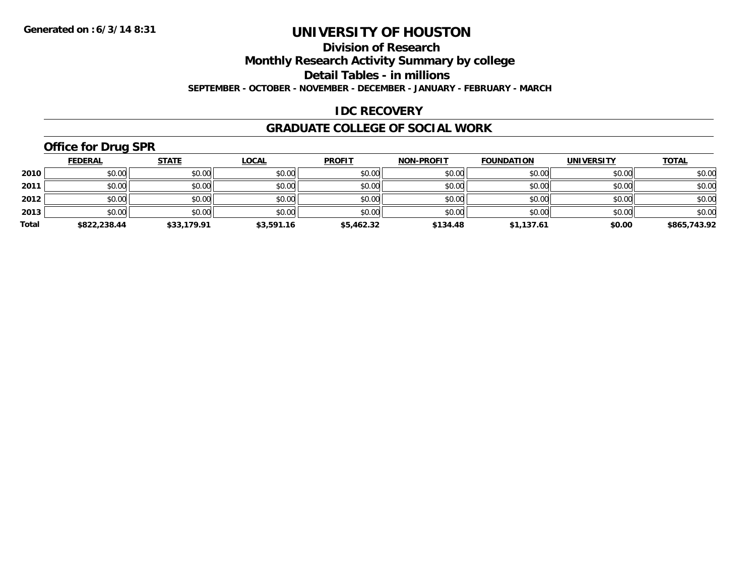**Generated on :6/3/14 8:31**

# UNIVERSITY OF HOUSTON

## Division of Research

## Monthly Research Activity Summary by college

## Detail Tables - in millions

**SEPTEMBER - OCTOBER - NOVEMBER - DECEMBER - JANUARY - FEBRUARY - MARCH**

## IDC RECOVERY

## GRADUATE COLLEGE OF SOCIAL WORK

### Office for Drug SPR

| | FEDERAL | STATE | LOCAL | PROFIT | NON-PROFIT | FOUNDATION | UNIVERSITY | TOTAL |
|---|---|---|---|---|---|---|---|---|
| 2010 | $0.00 | $0.00 | $0.00 | $0.00 | $0.00 | $0.00 | $0.00 | $0.00 |
| 2011 | $0.00 | $0.00 | $0.00 | $0.00 | $0.00 | $0.00 | $0.00 | $0.00 |
| 2012 | $0.00 | $0.00 | $0.00 | $0.00 | $0.00 | $0.00 | $0.00 | $0.00 |
| 2013 | $0.00 | $0.00 | $0.00 | $0.00 | $0.00 | $0.00 | $0.00 | $0.00 |
| **Total** | **$822,238.44** | **$33,179.91** | **$3,591.16** | **$5,462.32** | **$134.48** | **$1,137.61** | **$0.00** | **$865,743.92** |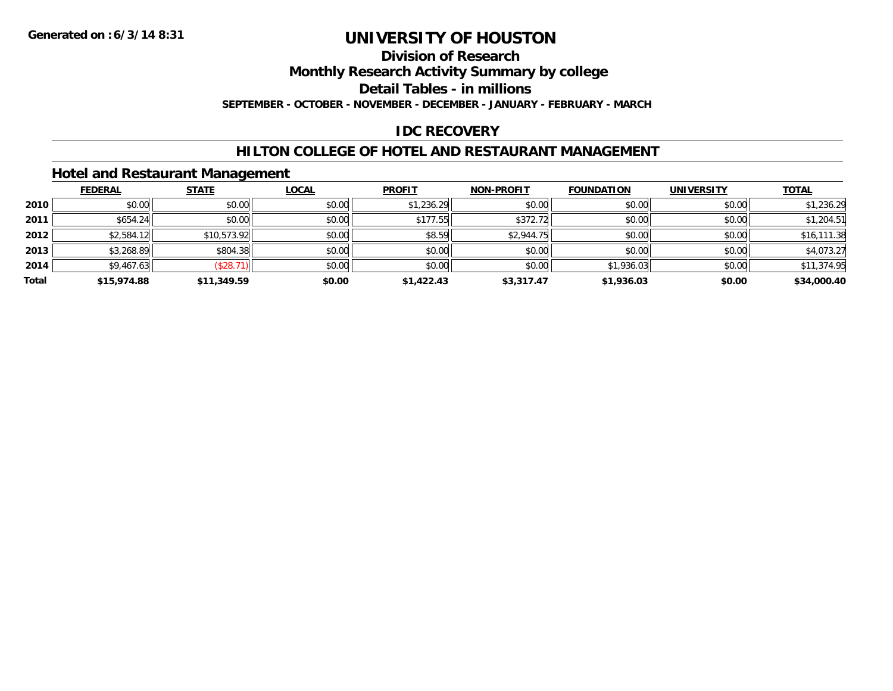Generated on :6/3/14 8:31

# UNIVERSITY OF HOUSTON

## Division of Research

## Monthly Research Activity Summary by college

## Detail Tables - in millions

**SEPTEMBER - OCTOBER - NOVEMBER - DECEMBER - JANUARY - FEBRUARY - MARCH**

## IDC RECOVERY

## HILTON COLLEGE OF HOTEL AND RESTAURANT MANAGEMENT

### Hotel and Restaurant Management

| | FEDERAL | STATE | LOCAL | PROFIT | NON-PROFIT | FOUNDATION | UNIVERSITY | TOTAL |
|---|---|---|---|---|---|---|---|---|
| 2010 | $0.00 | $0.00 | $0.00 | $1,236.29 | $0.00 | $0.00 | $0.00 | $1,236.29 |
| 2011 | $654.24 | $0.00 | $0.00 | $177.55 | $372.72 | $0.00 | $0.00 | $1,204.51 |
| 2012 | $2,584.12 | $10,573.92 | $0.00 | $8.59 | $2,944.75 | $0.00 | $0.00 | $16,111.38 |
| 2013 | $3,268.89 | $804.38 | $0.00 | $0.00 | $0.00 | $0.00 | $0.00 | $4,073.27 |
| 2014 | $9,467.63 | ($28.71) | $0.00 | $0.00 | $0.00 | $1,936.03 | $0.00 | $11,374.95 |
| **Total** | **$15,974.88** | **$11,349.59** | **$0.00** | **$1,422.43** | **$3,317.47** | **$1,936.03** | **$0.00** | **$34,000.40** |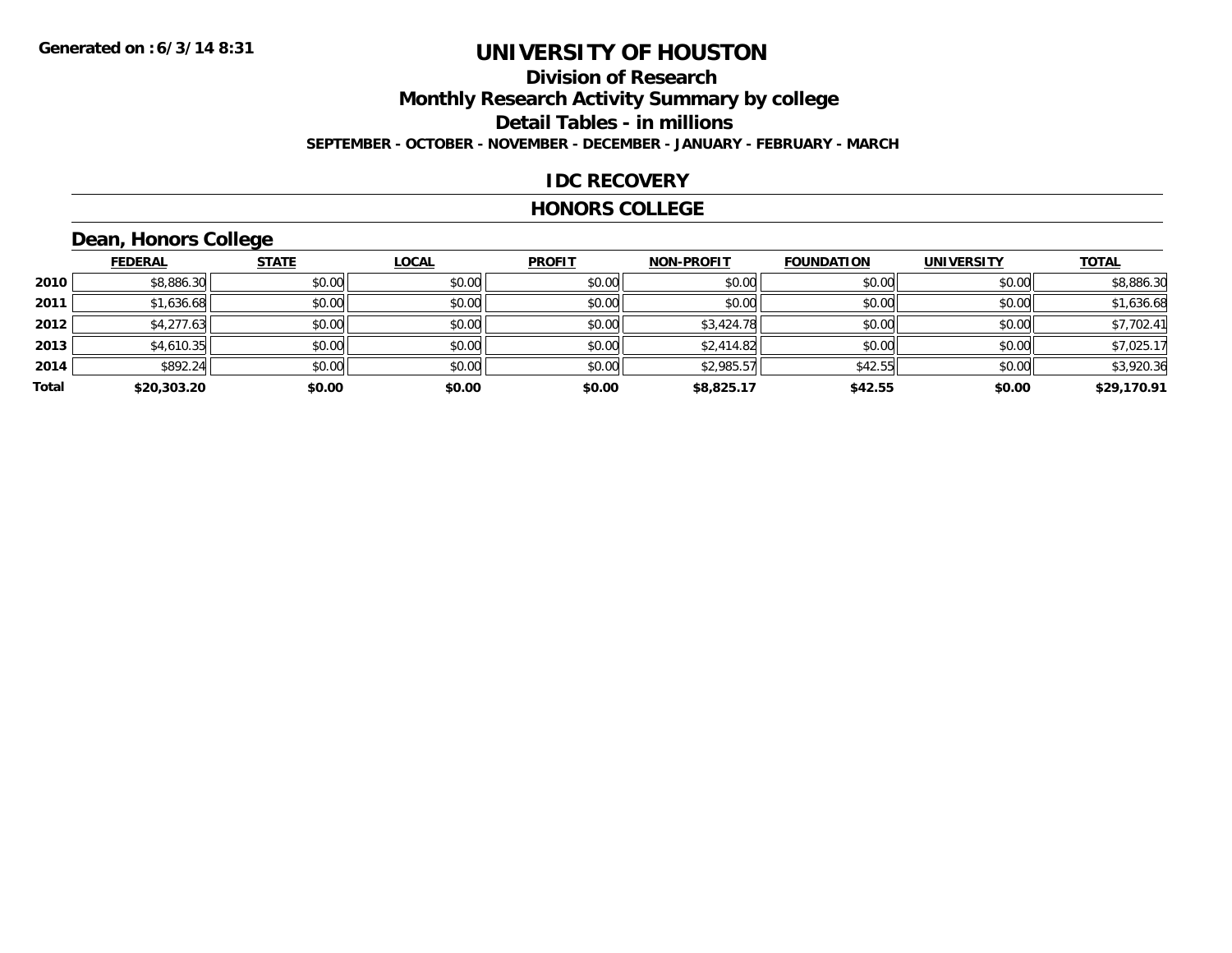Generated on :6/3/14 8:31

# UNIVERSITY OF HOUSTON

## Division of Research

## Monthly Research Activity Summary by college

## Detail Tables - in millions

**SEPTEMBER - OCTOBER - NOVEMBER - DECEMBER - JANUARY - FEBRUARY - MARCH**

## IDC RECOVERY

## HONORS COLLEGE

### Dean, Honors College

| | FEDERAL | STATE | LOCAL | PROFIT | NON-PROFIT | FOUNDATION | UNIVERSITY | TOTAL |
|---|---|---|---|---|---|---|---|---|
| 2010 | $8,886.30 | $0.00 | $0.00 | $0.00 | $0.00 | $0.00 | $0.00 | $8,886.30 |
| 2011 | $1,636.68 | $0.00 | $0.00 | $0.00 | $0.00 | $0.00 | $0.00 | $1,636.68 |
| 2012 | $4,277.63 | $0.00 | $0.00 | $0.00 | $3,424.78 | $0.00 | $0.00 | $7,702.41 |
| 2013 | $4,610.35 | $0.00 | $0.00 | $0.00 | $2,414.82 | $0.00 | $0.00 | $7,025.17 |
| 2014 | $892.24 | $0.00 | $0.00 | $0.00 | $2,985.57 | $42.55 | $0.00 | $3,920.36 |
| **Total** | **$20,303.20** | **$0.00** | **$0.00** | **$0.00** | **$8,825.17** | **$42.55** | **$0.00** | **$29,170.91** |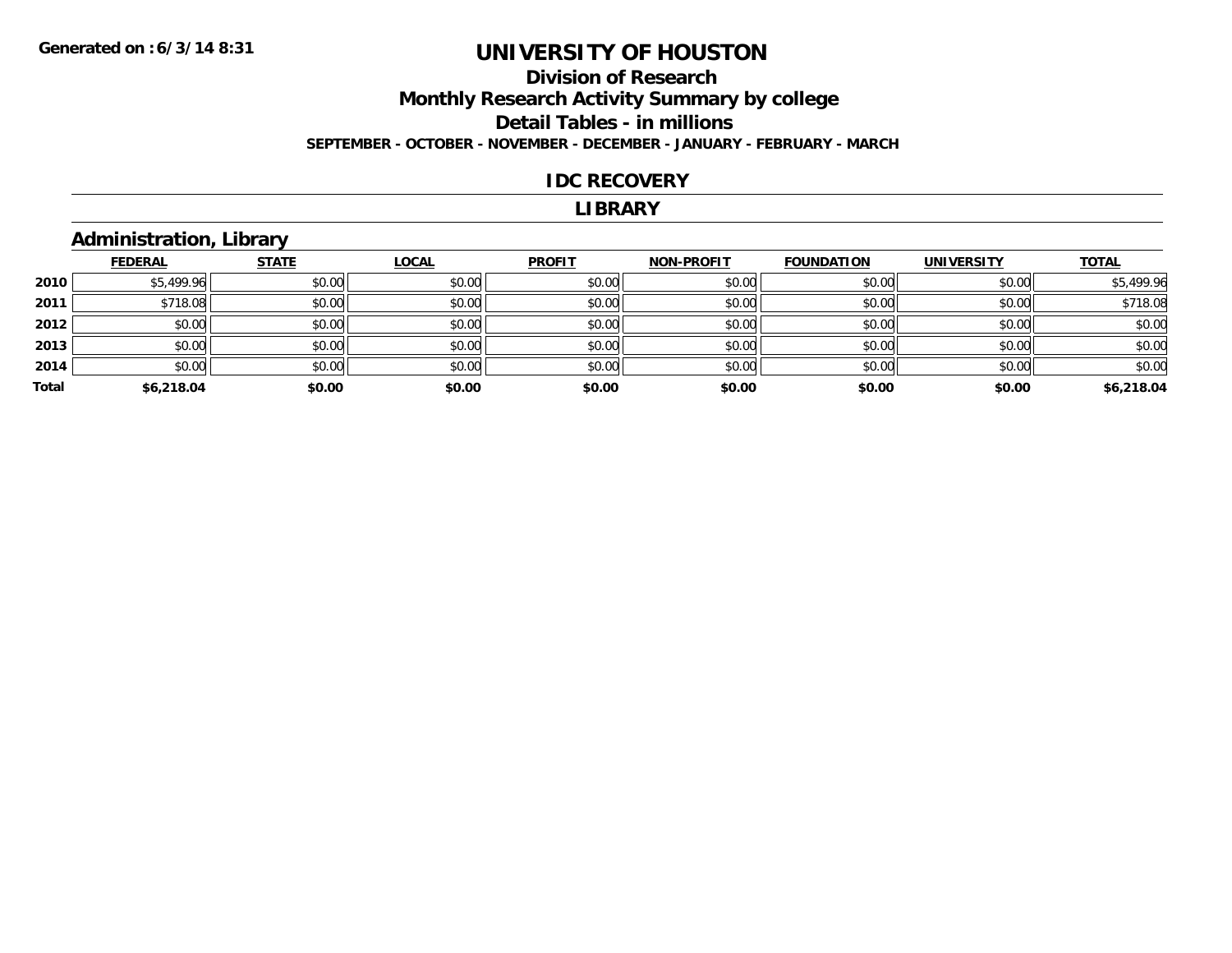Generated on :6/3/14 8:31

# UNIVERSITY OF HOUSTON

## Division of Research

## Monthly Research Activity Summary by college

## Detail Tables - in millions

**SEPTEMBER - OCTOBER - NOVEMBER - DECEMBER - JANUARY - FEBRUARY - MARCH**

## IDC RECOVERY

## LIBRARY

### Administration, Library

| | FEDERAL | STATE | LOCAL | PROFIT | NON-PROFIT | FOUNDATION | UNIVERSITY | TOTAL |
|---|---|---|---|---|---|---|---|---|
| 2010 | $5,499.96 | $0.00 | $0.00 | $0.00 | $0.00 | $0.00 | $0.00 | $5,499.96 |
| 2011 | $718.08 | $0.00 | $0.00 | $0.00 | $0.00 | $0.00 | $0.00 | $718.08 |
| 2012 | $0.00 | $0.00 | $0.00 | $0.00 | $0.00 | $0.00 | $0.00 | $0.00 |
| 2013 | $0.00 | $0.00 | $0.00 | $0.00 | $0.00 | $0.00 | $0.00 | $0.00 |
| 2014 | $0.00 | $0.00 | $0.00 | $0.00 | $0.00 | $0.00 | $0.00 | $0.00 |
| **Total** | **$6,218.04** | **$0.00** | **$0.00** | **$0.00** | **$0.00** | **$0.00** | **$0.00** | **$6,218.04** |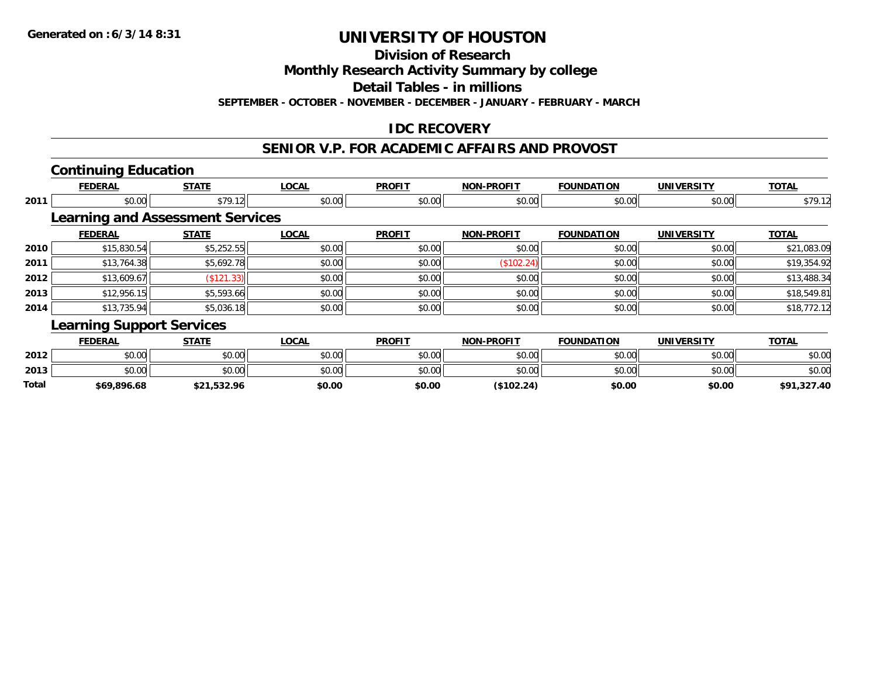**Generated on : 6/3/14 8:31**

# UNIVERSITY OF HOUSTON

## Division of Research

## Monthly Research Activity Summary by college

## Detail Tables - in millions

**SEPTEMBER - OCTOBER - NOVEMBER - DECEMBER - JANUARY - FEBRUARY - MARCH**

## IDC RECOVERY

## SENIOR V.P. FOR ACADEMIC AFFAIRS AND PROVOST

### Continuing Education

| | FEDERAL | STATE | LOCAL | PROFIT | NON-PROFIT | FOUNDATION | UNIVERSITY | TOTAL |
|---|---|---|---|---|---|---|---|---|
| 2011 | $0.00 | $79.12 | $0.00 | $0.00 | $0.00 | $0.00 | $0.00 | $79.12 |

### Learning and Assessment Services

| | FEDERAL | STATE | LOCAL | PROFIT | NON-PROFIT | FOUNDATION | UNIVERSITY | TOTAL |
|---|---|---|---|---|---|---|---|---|
| 2010 | $15,830.54 | $5,252.55 | $0.00 | $0.00 | $0.00 | $0.00 | $0.00 | $21,083.09 |
| 2011 | $13,764.38 | $5,692.78 | $0.00 | $0.00 | ($102.24) | $0.00 | $0.00 | $19,354.92 |
| 2012 | $13,609.67 | ($121.33) | $0.00 | $0.00 | $0.00 | $0.00 | $0.00 | $13,488.34 |
| 2013 | $12,956.15 | $5,593.66 | $0.00 | $0.00 | $0.00 | $0.00 | $0.00 | $18,549.81 |
| 2014 | $13,735.94 | $5,036.18 | $0.00 | $0.00 | $0.00 | $0.00 | $0.00 | $18,772.12 |

### Learning Support Services

| | FEDERAL | STATE | LOCAL | PROFIT | NON-PROFIT | FOUNDATION | UNIVERSITY | TOTAL |
|---|---|---|---|---|---|---|---|---|
| 2012 | $0.00 | $0.00 | $0.00 | $0.00 | $0.00 | $0.00 | $0.00 | $0.00 |
| 2013 | $0.00 | $0.00 | $0.00 | $0.00 | $0.00 | $0.00 | $0.00 | $0.00 |
| **Total** | **$69,896.68** | **$21,532.96** | **$0.00** | **$0.00** | **($102.24)** | **$0.00** | **$0.00** | **$91,327.40** |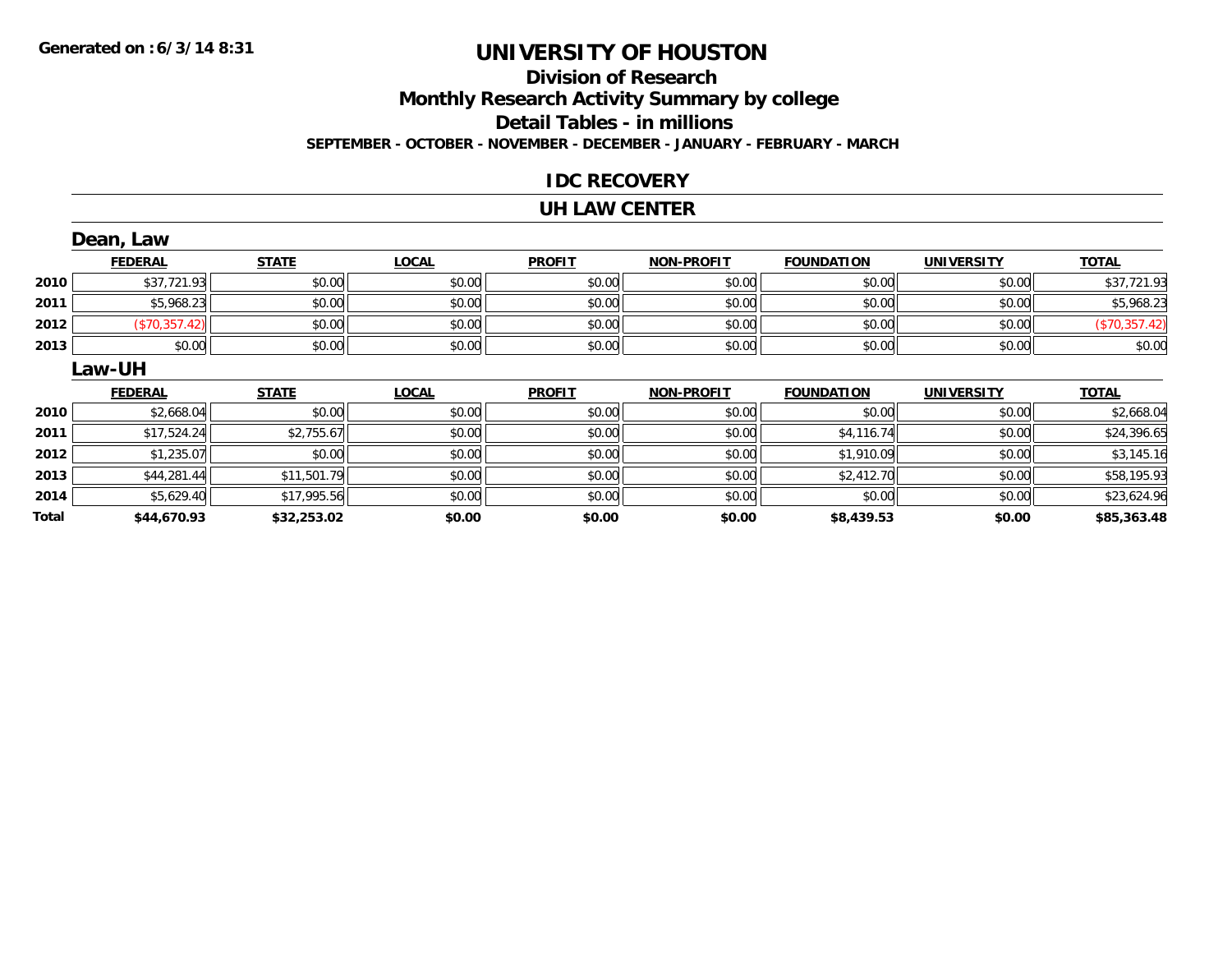**Generated on :6/3/14 8:31**

# UNIVERSITY OF HOUSTON

## Division of Research

## Monthly Research Activity Summary by college

## Detail Tables - in millions

**SEPTEMBER - OCTOBER - NOVEMBER - DECEMBER - JANUARY - FEBRUARY - MARCH**

## IDC RECOVERY

## UH LAW CENTER

### Dean, Law

| | FEDERAL | STATE | LOCAL | PROFIT | NON-PROFIT | FOUNDATION | UNIVERSITY | TOTAL |
|---|---|---|---|---|---|---|---|---|
| 2010 | $37,721.93 | $0.00 | $0.00 | $0.00 | $0.00 | $0.00 | $0.00 | $37,721.93 |
| 2011 | $5,968.23 | $0.00 | $0.00 | $0.00 | $0.00 | $0.00 | $0.00 | $5,968.23 |
| 2012 | ($70,357.42) | $0.00 | $0.00 | $0.00 | $0.00 | $0.00 | $0.00 | ($70,357.42) |
| 2013 | $0.00 | $0.00 | $0.00 | $0.00 | $0.00 | $0.00 | $0.00 | $0.00 |

### Law-UH

| | FEDERAL | STATE | LOCAL | PROFIT | NON-PROFIT | FOUNDATION | UNIVERSITY | TOTAL |
|---|---|---|---|---|---|---|---|---|
| 2010 | $2,668.04 | $0.00 | $0.00 | $0.00 | $0.00 | $0.00 | $0.00 | $2,668.04 |
| 2011 | $17,524.24 | $2,755.67 | $0.00 | $0.00 | $0.00 | $4,116.74 | $0.00 | $24,396.65 |
| 2012 | $1,235.07 | $0.00 | $0.00 | $0.00 | $0.00 | $1,910.09 | $0.00 | $3,145.16 |
| 2013 | $44,281.44 | $11,501.79 | $0.00 | $0.00 | $0.00 | $2,412.70 | $0.00 | $58,195.93 |
| 2014 | $5,629.40 | $17,995.56 | $0.00 | $0.00 | $0.00 | $0.00 | $0.00 | $23,624.96 |
| **Total** | **$44,670.93** | **$32,253.02** | **$0.00** | **$0.00** | **$0.00** | **$8,439.53** | **$0.00** | **$85,363.48** |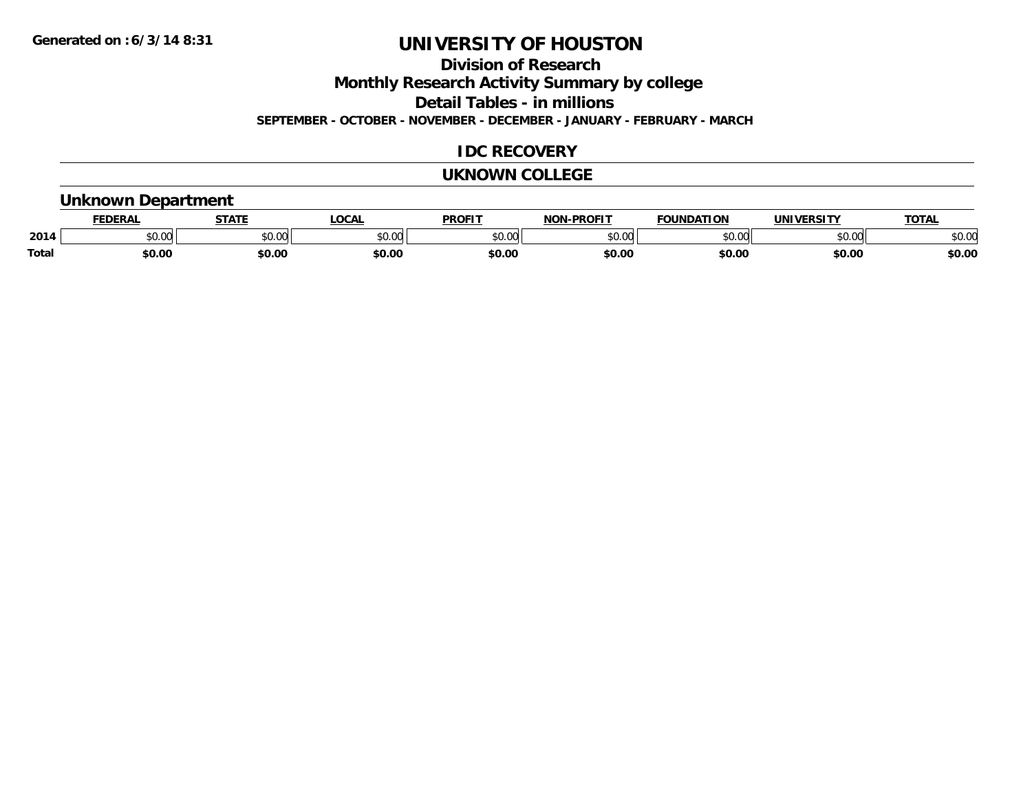**Generated on :6/3/14 8:31**

# UNIVERSITY OF HOUSTON

## Division of Research

## Monthly Research Activity Summary by college

## Detail Tables - in millions

**SEPTEMBER - OCTOBER - NOVEMBER - DECEMBER - JANUARY - FEBRUARY - MARCH**

## IDC RECOVERY

## UKNOWN COLLEGE

### Unknown Department

| | FEDERAL | STATE | LOCAL | PROFIT | NON-PROFIT | FOUNDATION | UNIVERSITY | TOTAL |
|---|---|---|---|---|---|---|---|---|
| **2014** | $0.00 | $0.00 | $0.00 | $0.00 | $0.00 | $0.00 | $0.00 | $0.00 |
| **Total** | **$0.00** | **$0.00** | **$0.00** | **$0.00** | **$0.00** | **$0.00** | **$0.00** | **$0.00** |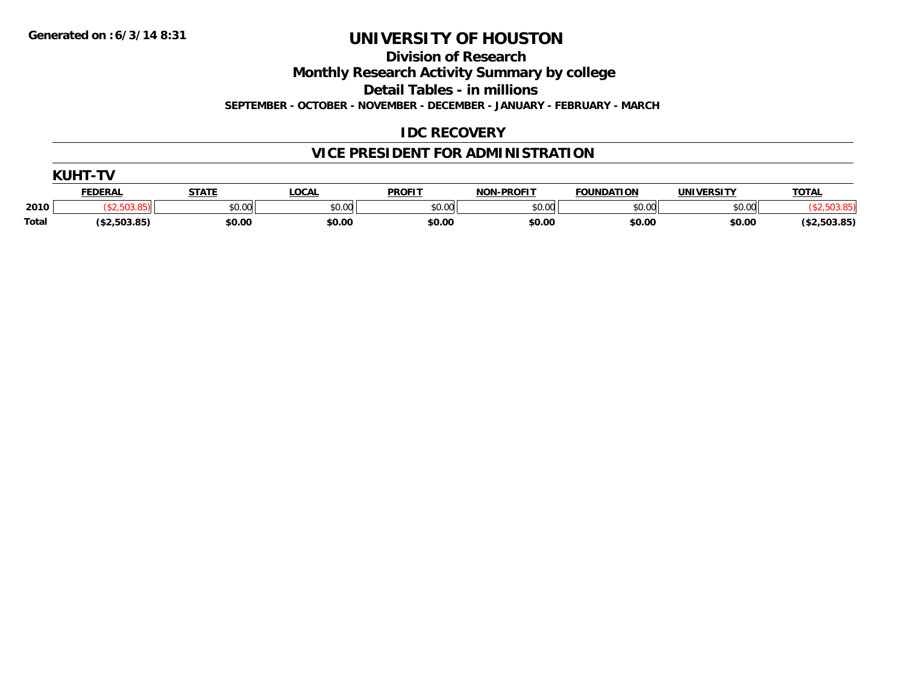**Generated on :6/3/14 8:31**

# UNIVERSITY OF HOUSTON

## Division of Research

## Monthly Research Activity Summary by college

## Detail Tables - in millions

**SEPTEMBER - OCTOBER - NOVEMBER - DECEMBER - JANUARY - FEBRUARY - MARCH**

## IDC RECOVERY

## VICE PRESIDENT FOR ADMINISTRATION

### KUHT-TV

| | FEDERAL | STATE | LOCAL | PROFIT | NON-PROFIT | FOUNDATION | UNIVERSITY | TOTAL |
|---|---|---|---|---|---|---|---|---|
| 2010 | ($2,503.85) | $0.00 | $0.00 | $0.00 | $0.00 | $0.00 | $0.00 | ($2,503.85) |
| Total | ($2,503.85) | $0.00 | $0.00 | $0.00 | $0.00 | $0.00 | $0.00 | ($2,503.85) |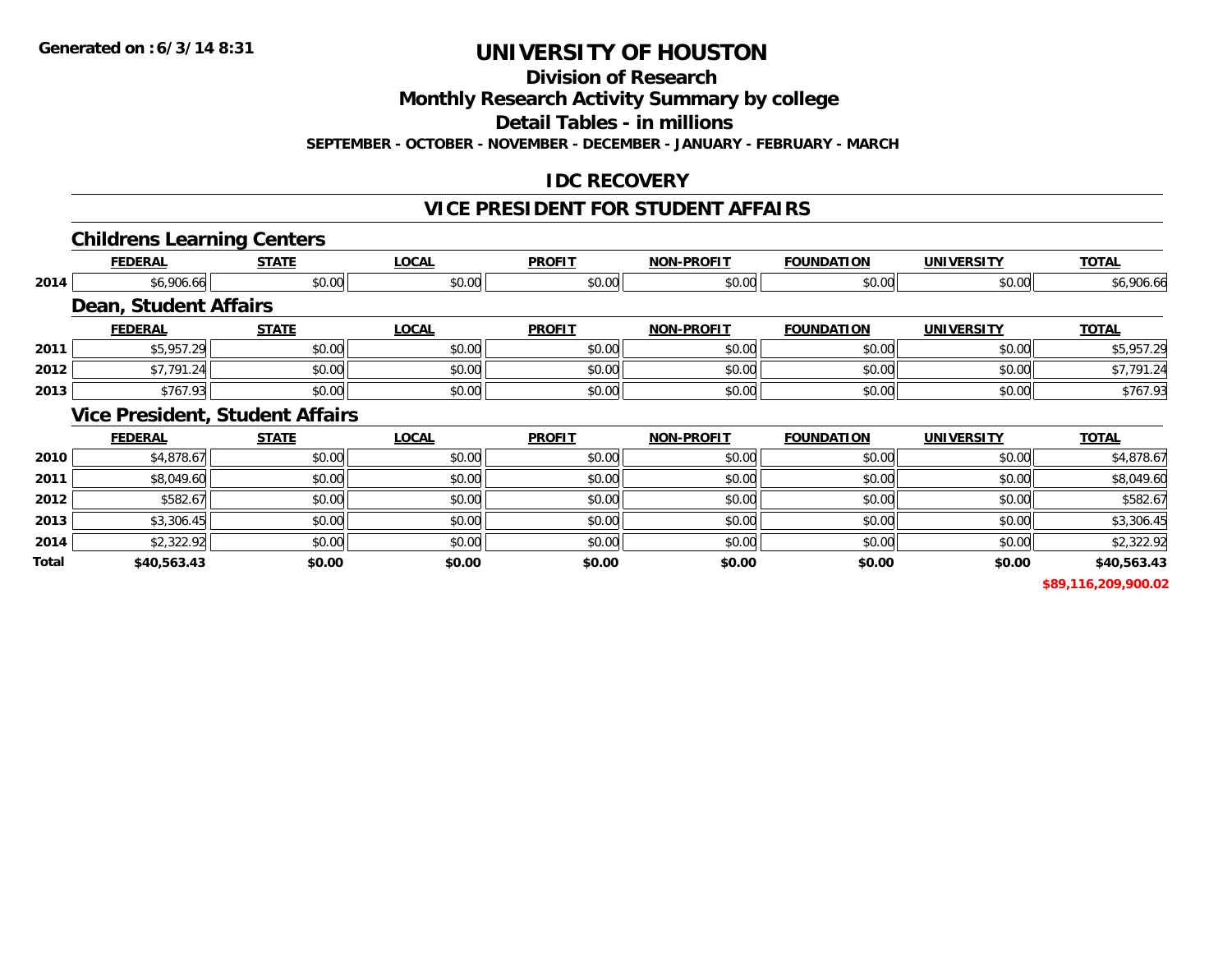Generated on :6/3/14 8:31

# UNIVERSITY OF HOUSTON

## Division of Research

## Monthly Research Activity Summary by college

## Detail Tables - in millions

**SEPTEMBER - OCTOBER - NOVEMBER - DECEMBER - JANUARY - FEBRUARY - MARCH**

## IDC RECOVERY

## VICE PRESIDENT FOR STUDENT AFFAIRS

### Childrens Learning Centers

| | FEDERAL | STATE | LOCAL | PROFIT | NON-PROFIT | FOUNDATION | UNIVERSITY | TOTAL |
|---|---|---|---|---|---|---|---|---|
| 2014 | $6,906.66 | $0.00 | $0.00 | $0.00 | $0.00 | $0.00 | $0.00 | $6,906.66 |

### Dean, Student Affairs

| | FEDERAL | STATE | LOCAL | PROFIT | NON-PROFIT | FOUNDATION | UNIVERSITY | TOTAL |
|---|---|---|---|---|---|---|---|---|
| 2011 | $5,957.29 | $0.00 | $0.00 | $0.00 | $0.00 | $0.00 | $0.00 | $5,957.29 |
| 2012 | $7,791.24 | $0.00 | $0.00 | $0.00 | $0.00 | $0.00 | $0.00 | $7,791.24 |
| 2013 | $767.93 | $0.00 | $0.00 | $0.00 | $0.00 | $0.00 | $0.00 | $767.93 |

### Vice President, Student Affairs

| | FEDERAL | STATE | LOCAL | PROFIT | NON-PROFIT | FOUNDATION | UNIVERSITY | TOTAL |
|---|---|---|---|---|---|---|---|---|
| 2010 | $4,878.67 | $0.00 | $0.00 | $0.00 | $0.00 | $0.00 | $0.00 | $4,878.67 |
| 2011 | $8,049.60 | $0.00 | $0.00 | $0.00 | $0.00 | $0.00 | $0.00 | $8,049.60 |
| 2012 | $582.67 | $0.00 | $0.00 | $0.00 | $0.00 | $0.00 | $0.00 | $582.67 |
| 2013 | $3,306.45 | $0.00 | $0.00 | $0.00 | $0.00 | $0.00 | $0.00 | $3,306.45 |
| 2014 | $2,322.92 | $0.00 | $0.00 | $0.00 | $0.00 | $0.00 | $0.00 | $2,322.92 |
| **Total** | **$40,563.43** | **$0.00** | **$0.00** | **$0.00** | **$0.00** | **$0.00** | **$0.00** | **$40,563.43** |

**$89,116,209,900.02**